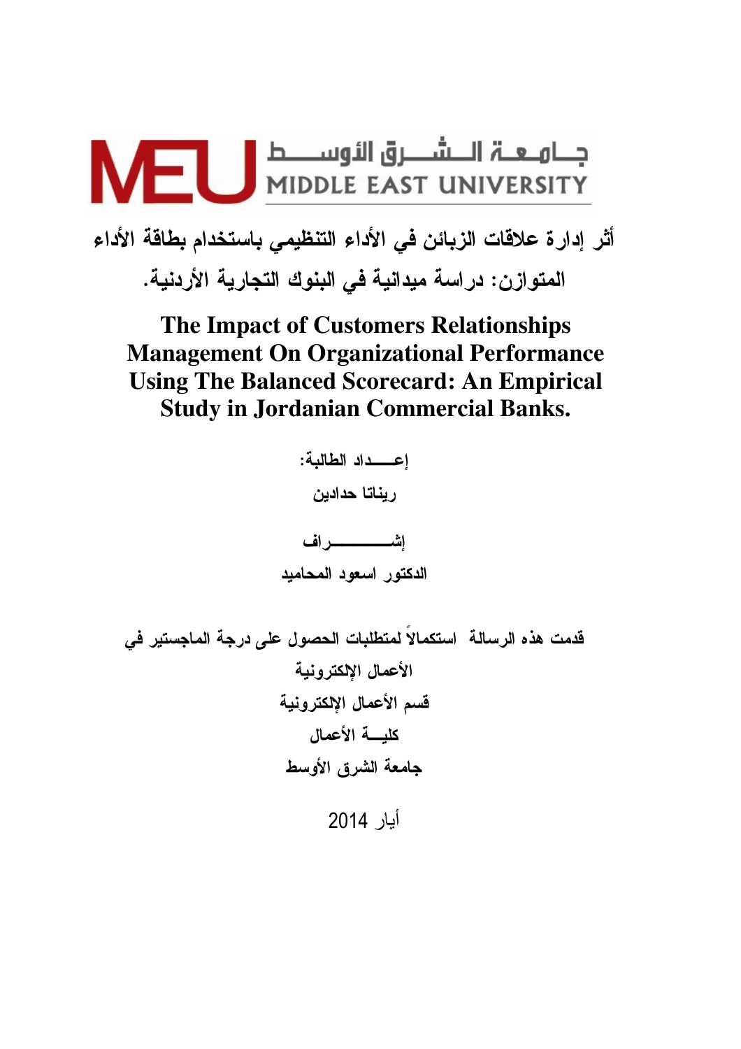جـامـعـة الـشــرق الأوســط
MIDDLE EAST UNIVERSITY

# أثر إدارة علاقات الزبائن في الأداء التنظيمي باستخدام بطاقة الأداء المتوازن: دراسة ميدانية في البنوك التجارية الأردنية.

# The Impact of Customers Relationships Management On Organizational Performance Using The Balanced Scorecard: An Empirical Study in Jordanian Commercial Banks.

**إعـــــداد الطالبة:**

**ريناتا حدادين**

**إشــــــــــراف**

**الدكتور اسعود المحاميد**

**قدمت هذه الرسالة استكمالاً لمتطلبات الحصول على درجة الماجستير في الأعمال الإلكترونية**

**قسم الأعمال الإلكترونية**

**كليـــة الأعمال**

**جامعة الشرق الأوسط**

أيار 2014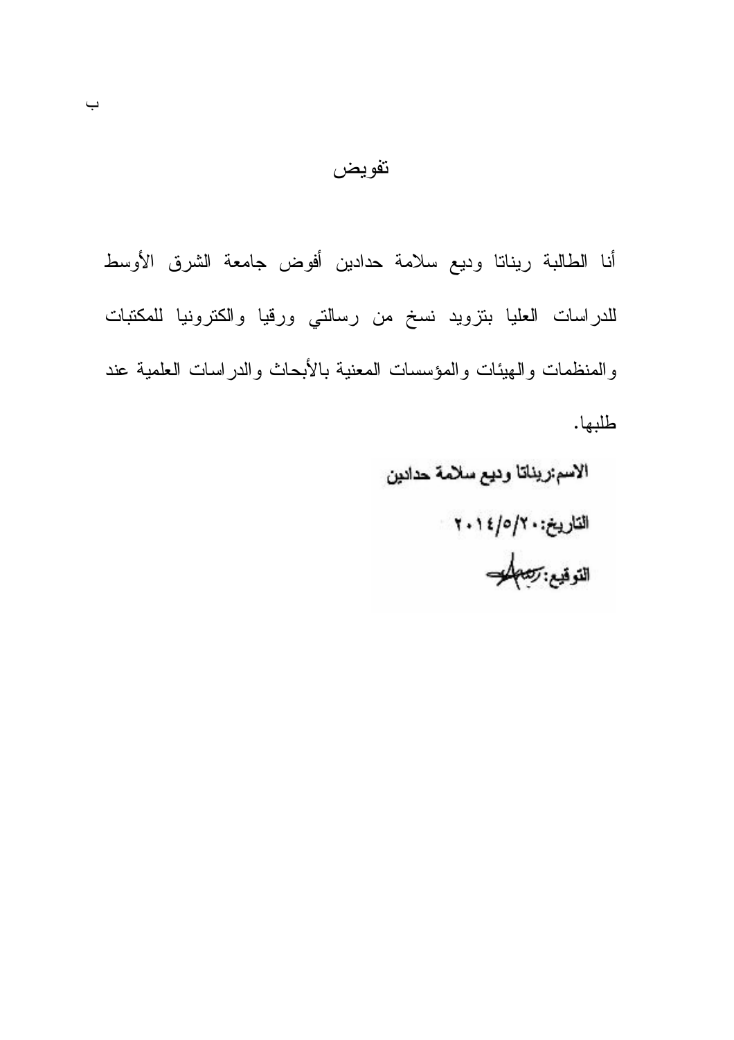# تفويض

أنا الطالبة ريناتا وديع سلامة حدادين أفوض جامعة الشرق الأوسط للدراسات العليا بتزويد نسخ من رسالتي ورقيا والكترونيا للمكتبات والمنظمات والهيئات والمؤسسات المعنية بالأبحاث والدراسات العلمية عند طلبها.

الاسم:ريناتا وديع سلامة حدادين

التاريخ:٢٠١٤/٥/٢٠

التوقيع: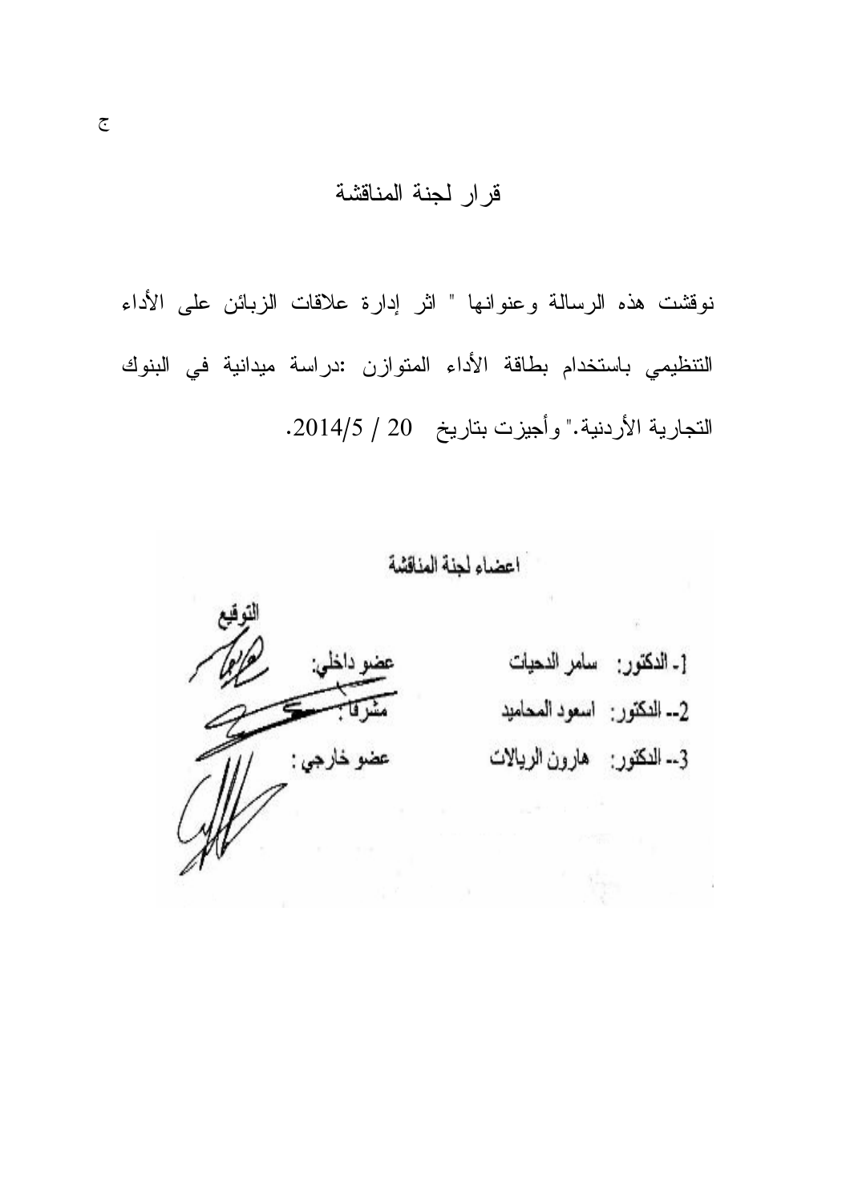# قرار لجنة المناقشة

نوقشت هذه الرسالة وعنوانها " اثر إدارة علاقات الزبائن على الأداء التنظيمي باستخدام بطاقة الأداء المتوازن :دراسة ميدانية في البنوك التجارية الأردنية." وأجيزت بتاريخ 20 / 2014/5.

اعضاء لجنة المناقشة

| | | التوقيع |
|---|---|---|
| 1- الدكتور: سامر الدحيات | عضو داخلي: | |
| 2-- الدكتور: اسعود المحاميد | مشرفا: | |
| 3-- الدكتور: هارون الريالات | عضو خارجي: | |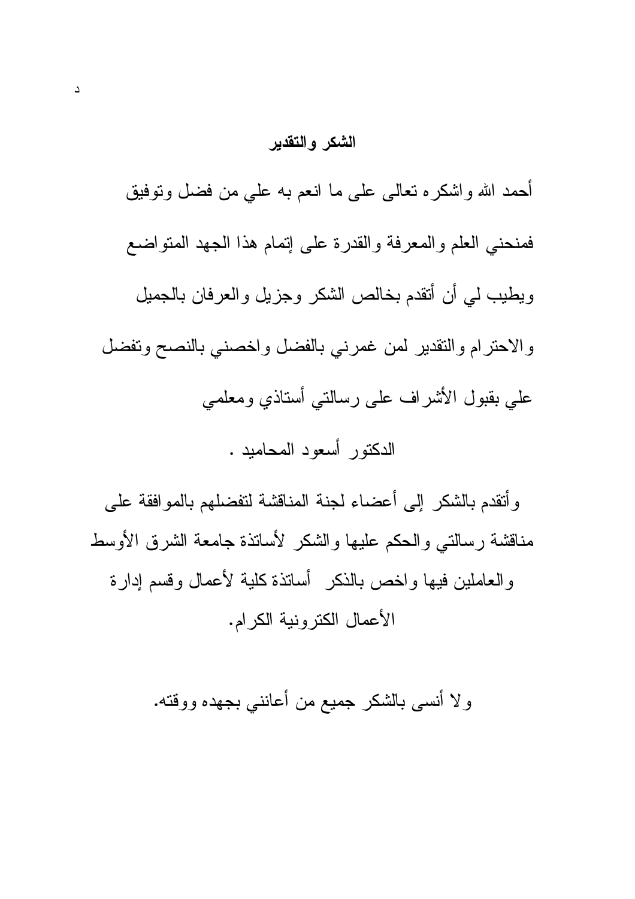## الشكر والتقدير

أحمد الله واشكره تعالى على ما انعم به علي من فضل وتوفيق فمنحني العلم والمعرفة والقدرة على إتمام هذا الجهد المتواضع ويطيب لي أن أتقدم بخالص الشكر وجزيل والعرفان بالجميل والاحترام والتقدير لمن غمرني بالفضل واخصني بالنصح وتفضل علي بقبول الأشراف على رسالتي أستاذي ومعلمي

الدكتور أسعود المحاميد .

وأتقدم بالشكر إلى أعضاء لجنة المناقشة لتفضلهم بالموافقة على مناقشة رسالتي والحكم عليها والشكر لأساتذة جامعة الشرق الأوسط والعاملين فيها واخص بالذكر أساتذة كلية لأعمال وقسم إدارة الأعمال الكترونية الكرام.

ولا أنسى بالشكر جميع من أعانني بجهده ووقته.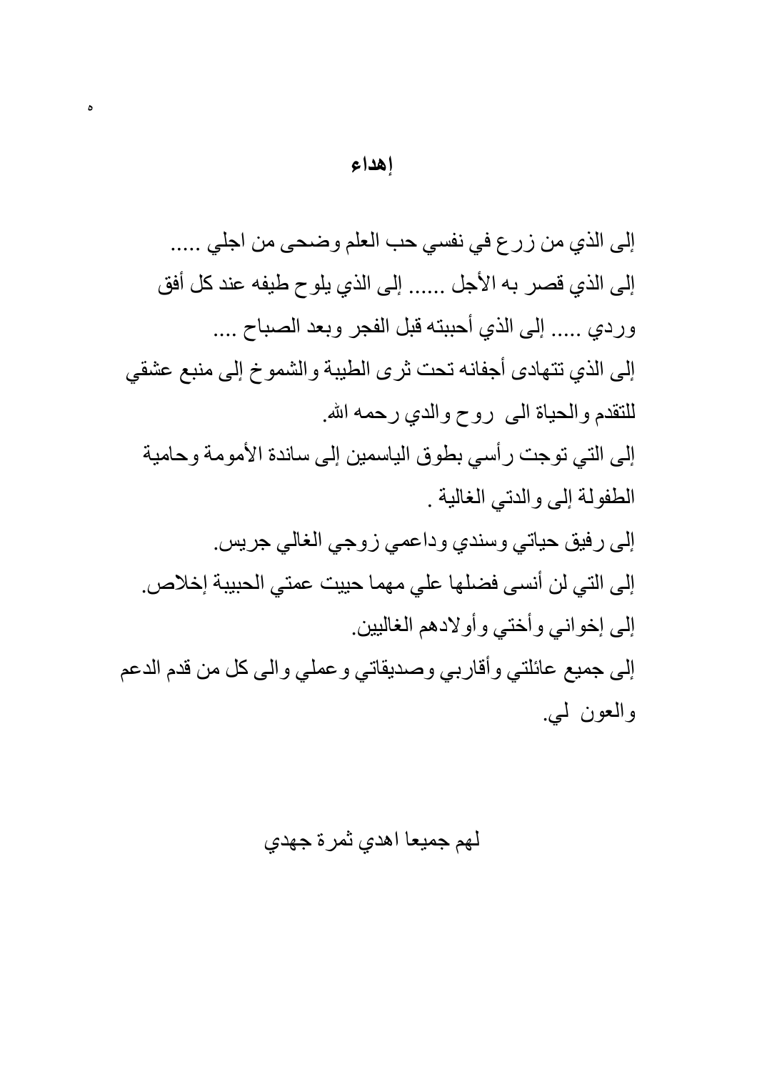# إهداء

إلى الذي من زرع في نفسي حب العلم وضحى من اجلي .....
إلى الذي قصر به الأجل ...... إلى الذي يلوح طيفه عند كل أفق وردي ..... إلى الذي أحببته قبل الفجر وبعد الصباح ....
إلى الذي تتهادى أجفانه تحت ثرى الطيبة والشموخ إلى منبع عشقي للتقدم والحياة الى روح والدي رحمه الله.
إلى التي توجت رأسي بطوق الياسمين إلى ساندة الأمومة وحامية الطفولة إلى والدتي الغالية .
إلى رفيق حياتي وسندي وداعمي زوجي الغالي جريس.
إلى التي لن أنسى فضلها علي مهما حييت عمتي الحبيبة إخلاص.
إلى إخواني وأختي وأولادهم الغاليين.
إلى جميع عائلتي وأقاربي وصديقاتي وعملي والى كل من قدم الدعم والعون لي.

لهم جميعا اهدي ثمرة جهدي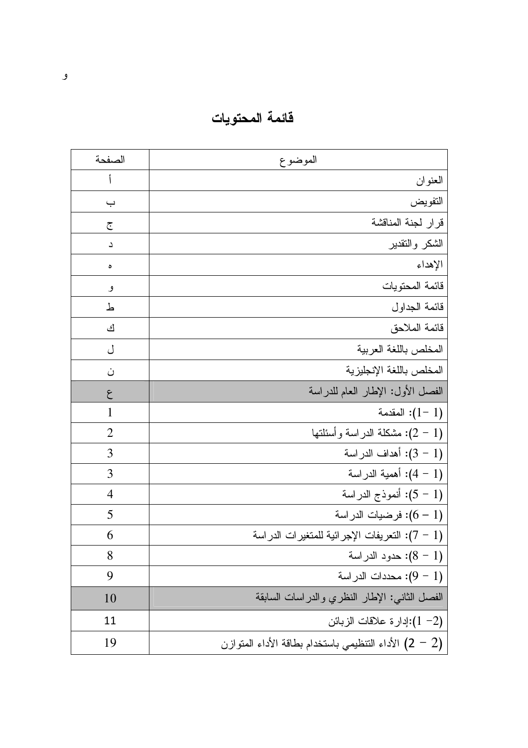# قائمة المحتويات

| الموضوع | الصفحة |
| --- | --- |
| العنوان | أ |
| التفويض | ب |
| قرار لجنة المناقشة | ج |
| الشكر والتقدير | د |
| الإهداء | ه |
| قائمة المحتويات | و |
| قائمة الجداول | ط |
| قائمة الملاحق | ك |
| المخلص باللغة العربية | ل |
| المخلص باللغة الإنجليزية | ن |
| الفصل الأول: الإطار العام للدراسة | ع |
| (1 –1): المقدمة | 1 |
| (1 – 2): مشكلة الدراسة وأسئلتها | 2 |
| (1 – 3): أهداف الدراسة | 3 |
| (1 – 4): أهمية الدراسة | 3 |
| (1 – 5): أنموذج الدراسة | 4 |
| (1 – 6): فرضيات الدراسة | 5 |
| (1 – 7): التعريفات الإجرائية للمتغيرات الدراسة | 6 |
| (1 – 8): حدود الدراسة | 8 |
| (1 – 9): محددات الدراسة | 9 |
| الفصل الثاني: الإطار النظري والدراسات السابقة | 10 |
| (2– 1):إدارة علاقات الزبائن | 11 |
| (2 – 2) الأداء التنظيمي باستخدام بطاقة الأداء المتوازن | 19 |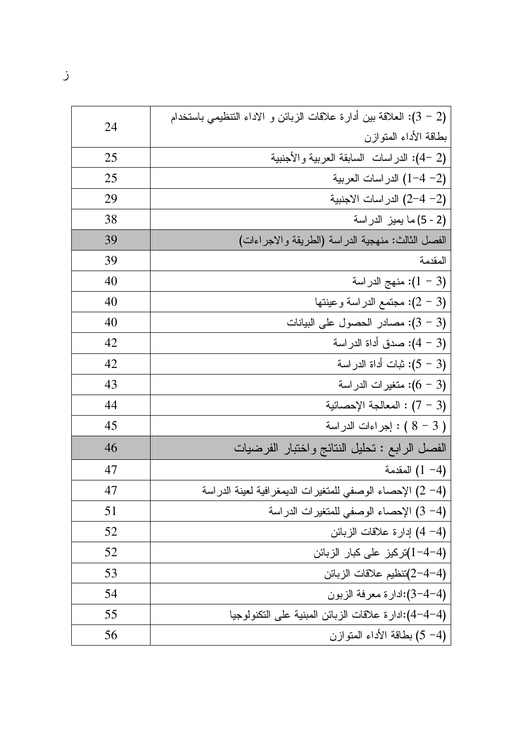| | |
|---|---|
| (2 – 3): العلاقة بين أدارة علاقات الزبائن و الاداء التنظيمي باستخدام بطاقة الأداء المتوازن | 24 |
| (2 –4): الدراسات السابقة العربية والأجنبية | 25 |
| (2– 4–1) الدراسات العربية | 25 |
| (2– 4–2) الدراسات الاجنبية | 29 |
| (2 - 5) ما يميز الدراسة | 38 |
| الفصل الثالث: منهجية الدراسة (الطريقة والاجراءات) | 39 |
| المقدمة | 39 |
| (3 – 1): منهج الدراسة | 40 |
| (3 – 2): مجتمع الدراسة وعينتها | 40 |
| (3 – 3): مصادر الحصول على البيانات | 40 |
| (3 – 4): صدق أداة الدراسة | 42 |
| (3 – 5): ثبات أداة الدراسة | 42 |
| (3 – 6): متغيرات الدراسة | 43 |
| (3 – 7) : المعالجة الإحصائية | 44 |
| ( 3 – 8 ) : إجراءات الدراسة | 45 |
| الفصل الرابع : تحليل النتائج واختبار الفرضيات | 46 |
| (4– 1) المقدمة | 47 |
| (4– 2) الإحصاء الوصفي للمتغيرات الديمغرافية لعينة الدراسة | 47 |
| (4– 3) الإحصاء الوصفي للمتغيرات الدراسة | 51 |
| (4– 4) إدارة علاقات الزبائن | 52 |
| (4–4–1)تركيز على كبار الزبائن | 52 |
| (4–4–2)تنظيم علاقات الزبائن | 53 |
| (4–4–3):ادارة معرفة الزبون | 54 |
| (4–4–4):ادارة علاقات الزبائن المبنية على التكنولوجيا | 55 |
| (4– 5) بطاقة الأداء المتوازن | 56 |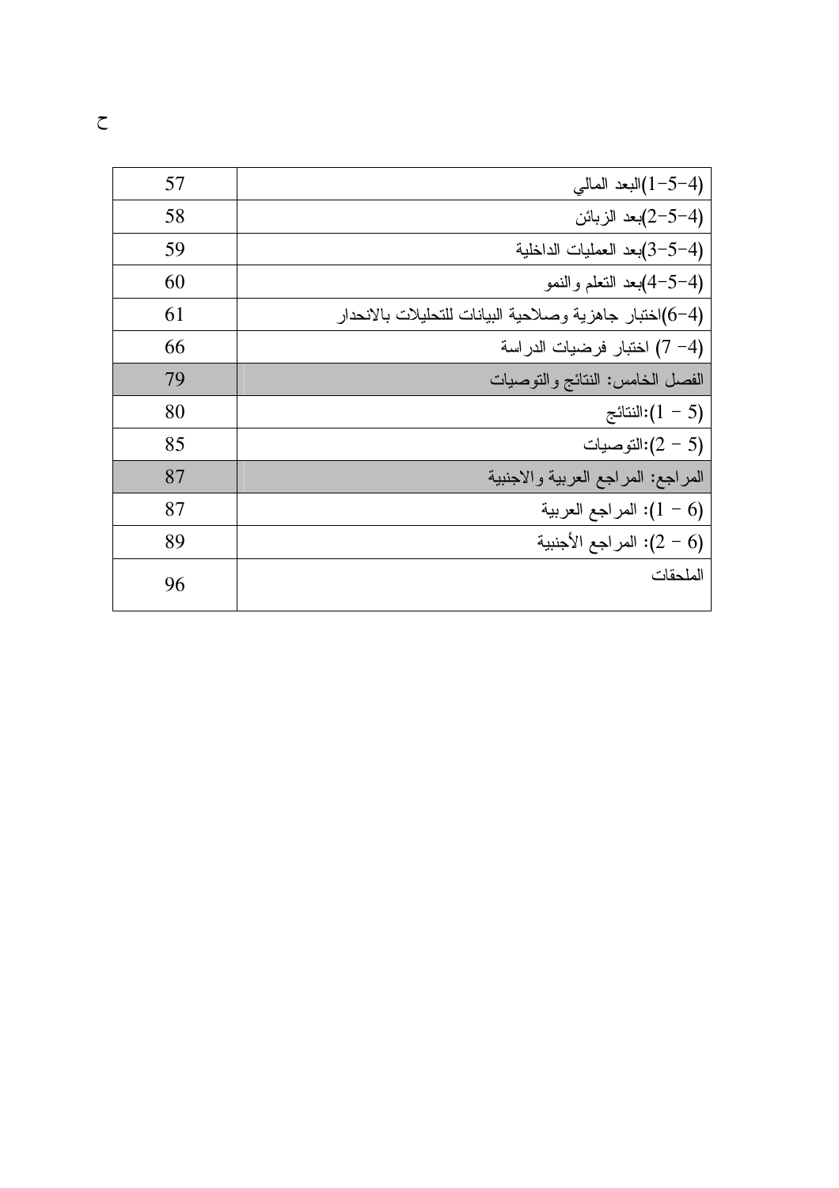| | |
|---|---|
| (4-5-1)البعد المالي | 57 |
| (4-5-2)بعد الزبائن | 58 |
| (4-5-3)بعد العمليات الداخلية | 59 |
| (4-5-4)بعد التعلم والنمو | 60 |
| (4-6)اختبار جاهزية وصلاحية البيانات للتحليلات بالانحدار | 61 |
| (4- 7) اختبار فرضيات الدراسة | 66 |
| الفصل الخامس: النتائج والتوصيات | 79 |
| (5 - 1):النتائج | 80 |
| (5 - 2):التوصيات | 85 |
| المراجع: المراجع العربية والاجنبية | 87 |
| (6 - 1): المراجع العربية | 87 |
| (6 - 2): المراجع الأجنبية | 89 |
| الملحقات | 96 |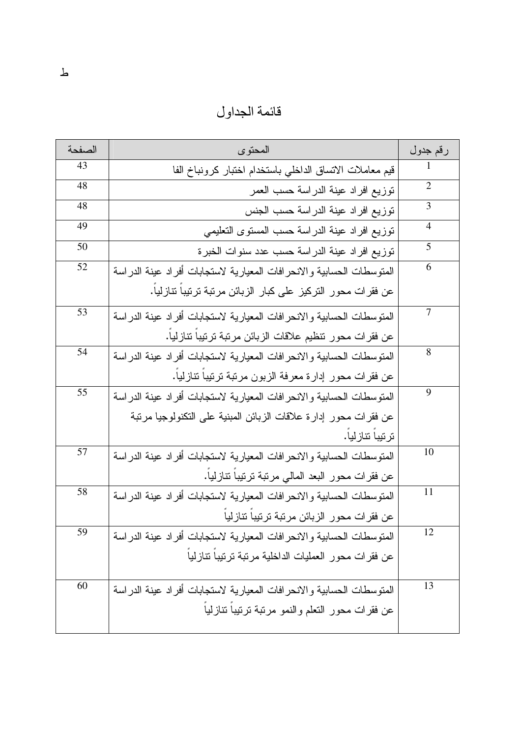# قائمة الجداول

| رقم جدول | المحتوى | الصفحة |
|---|---|---|
| 1 | قيم معاملات الاتساق الداخلي باستخدام اختبار كرونباخ الفا | 43 |
| 2 | توزيع افراد عينة الدراسة حسب العمر | 48 |
| 3 | توزيع افراد عينة الدراسة حسب الجنس | 48 |
| 4 | توزيع افراد عينة الدراسة حسب المستوى التعليمي | 49 |
| 5 | توزيع افراد عينة الدراسة حسب عدد سنوات الخبرة | 50 |
| 6 | المتوسطات الحسابية والانحرافات المعيارية لاستجابات أفراد عينة الدراسة عن فقرات محور التركيز على كبار الزبائن مرتبة ترتيباً تنازلياً. | 52 |
| 7 | المتوسطات الحسابية والانحرافات المعيارية لاستجابات أفراد عينة الدراسة عن فقرات محور تنظيم علاقات الزبائن مرتبة ترتيباً تنازلياً. | 53 |
| 8 | المتوسطات الحسابية والانحرافات المعيارية لاستجابات أفراد عينة الدراسة عن فقرات محور إدارة معرفة الزبون مرتبة ترتيباً تنازلياً. | 54 |
| 9 | المتوسطات الحسابية والانحرافات المعيارية لاستجابات أفراد عينة الدراسة عن فقرات محور إدارة علاقات الزبائن المبنية على التكنولوجيا مرتبة ترتيباً تنازلياً. | 55 |
| 10 | المتوسطات الحسابية والانحرافات المعيارية لاستجابات أفراد عينة الدراسة عن فقرات محور البعد المالي مرتبة ترتيباً تنازلياً. | 57 |
| 11 | المتوسطات الحسابية والانحرافات المعيارية لاستجابات أفراد عينة الدراسة عن فقرات محور الزبائن مرتبة ترتيباً تنازلياً | 58 |
| 12 | المتوسطات الحسابية والانحرافات المعيارية لاستجابات أفراد عينة الدراسة عن فقرات محور العمليات الداخلية مرتبة ترتيباً تنازلياً | 59 |
| 13 | المتوسطات الحسابية والانحرافات المعيارية لاستجابات أفراد عينة الدراسة عن فقرات محور التعلم والنمو مرتبة ترتيباً تنازلياً | 60 |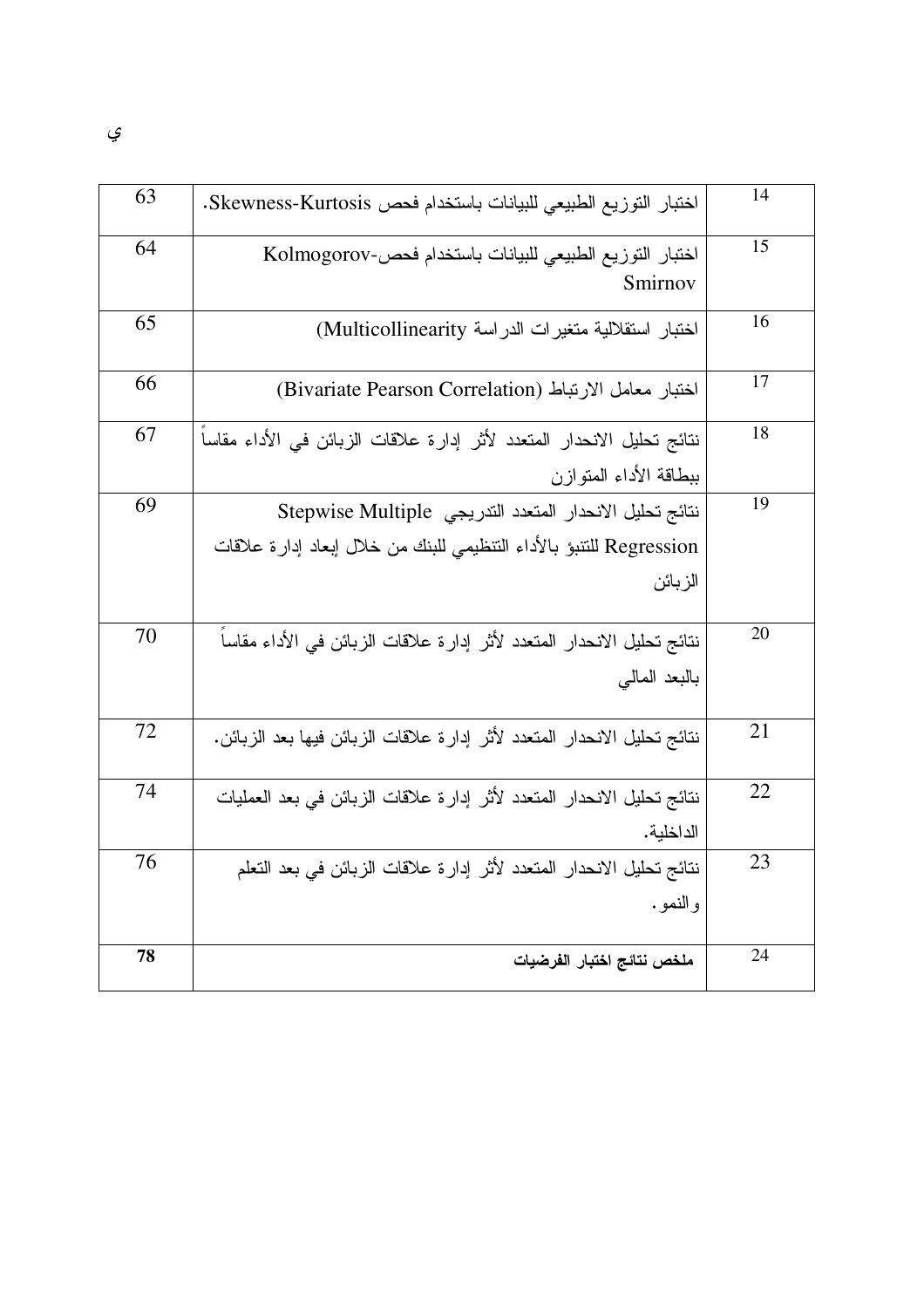| 14 | اختبار التوزيع الطبيعي للبيانات باستخدام فحص Skewness-Kurtosis. | 63 |
|---|---|---|
| 15 | اختبار التوزيع الطبيعي للبيانات باستخدام فحص-Kolmogorov Smirnov | 64 |
| 16 | اختبار استقلالية متغيرات الدراسة Multicollinearity) | 65 |
| 17 | اختبار معامل الارتباط (Bivariate Pearson Correlation) | 66 |
| 18 | نتائج تحليل الانحدار المتعدد لأثر إدارة علاقات الزبائن في الأداء مقاساً ببطاقة الأداء المتوازن | 67 |
| 19 | نتائج تحليل الانحدار المتعدد التدريجي Stepwise Multiple Regression للتنبؤ بالأداء التنظيمي للبنك من خلال إبعاد إدارة علاقات الزبائن | 69 |
| 20 | نتائج تحليل الانحدار المتعدد لأثر إدارة علاقات الزبائن في الأداء مقاساً بالبعد المالي | 70 |
| 21 | نتائج تحليل الانحدار المتعدد لأثر إدارة علاقات الزبائن فيها بعد الزبائن. | 72 |
| 22 | نتائج تحليل الانحدار المتعدد لأثر إدارة علاقات الزبائن في بعد العمليات الداخلية. | 74 |
| 23 | نتائج تحليل الانحدار المتعدد لأثر إدارة علاقات الزبائن في بعد التعلم والنمو. | 76 |
| 24 | **ملخص نتائج اختبار الفرضيات** | **78** |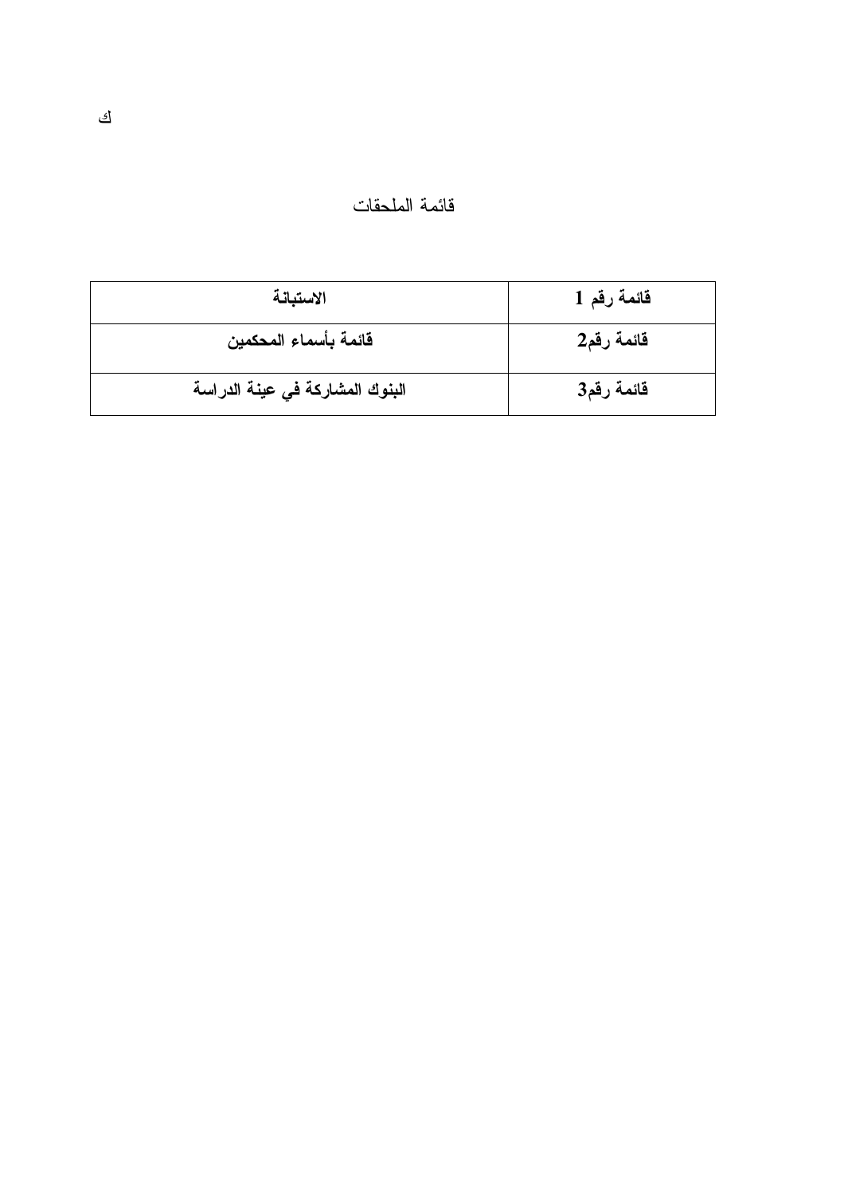# قائمة الملحقات

| قائمة رقم 1 | الاستبانة |
|---|---|
| قائمة رقم2 | قائمة بأسماء المحكمين |
| قائمة رقم3 | البنوك المشاركة في عينة الدراسة |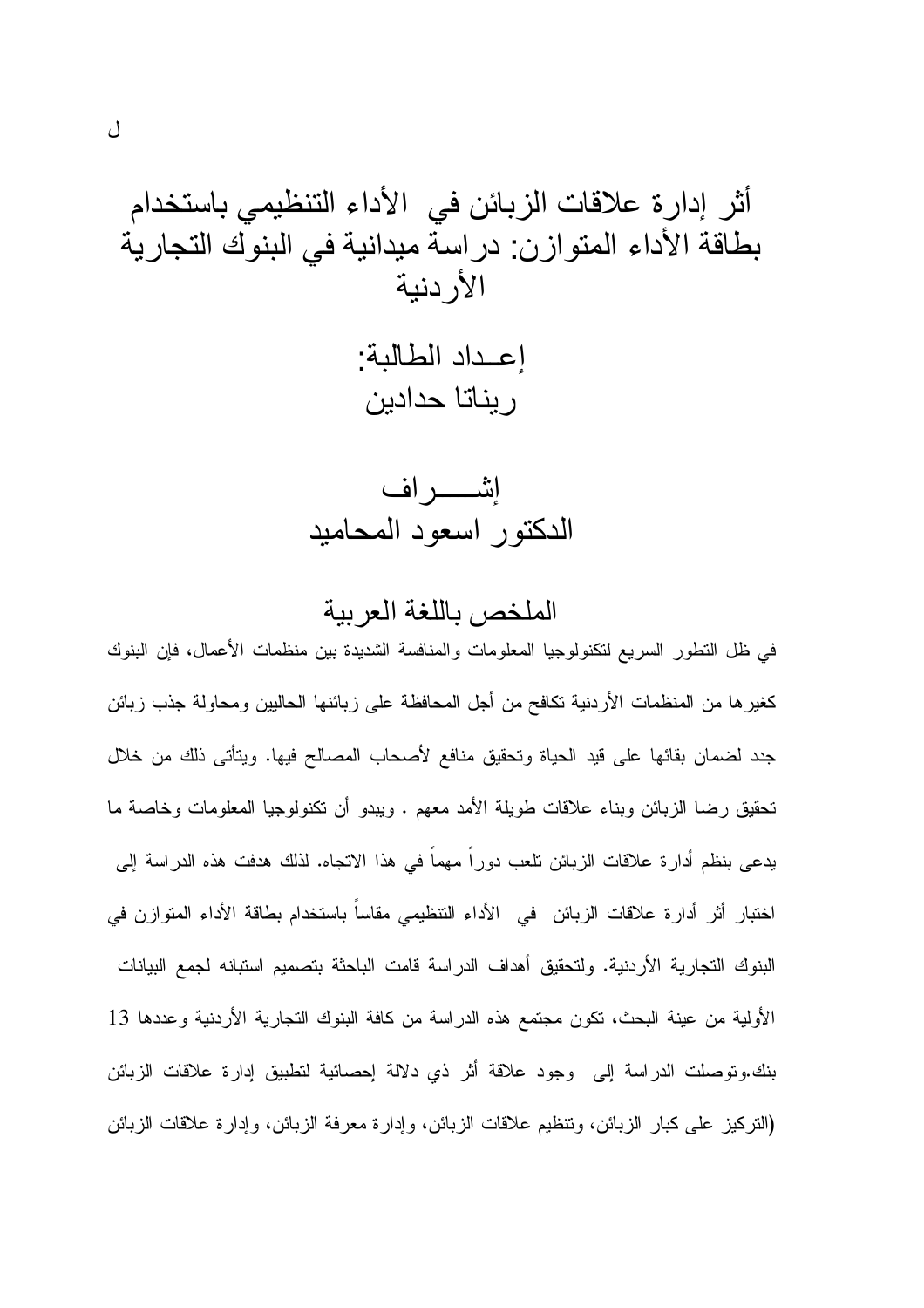# أثر إدارة علاقات الزبائن في الأداء التنظيمي باستخدام بطاقة الأداء المتوازن: دراسة ميدانية في البنوك التجارية الأردنية

## إعـداد الطالبة:
## ريناتا حدادين

## إشـــــراف
## الدكتور اسعود المحاميد

## الملخص باللغة العربية

في ظل التطور السريع لتكنولوجيا المعلومات والمنافسة الشديدة بين منظمات الأعمال، فإن البنوك كغيرها من المنظمات الأردنية تكافح من أجل المحافظة على زبائنها الحاليين ومحاولة جذب زبائن جدد لضمان بقائها على قيد الحياة وتحقيق منافع لأصحاب المصالح فيها. ويتأتى ذلك من خلال تحقيق رضا الزبائن وبناء علاقات طويلة الأمد معهم . ويبدو أن تكنولوجيا المعلومات وخاصة ما يدعى بنظم أدارة علاقات الزبائن تلعب دوراً مهماً في هذا الاتجاه. لذلك هدفت هذه الدراسة إلى اختبار أثر أدارة علاقات الزبائن في الأداء التنظيمي مقاساً باستخدام بطاقة الأداء المتوازن في البنوك التجارية الأردنية. ولتحقيق أهداف الدراسة قامت الباحثة بتصميم استبانه لجمع البيانات الأولية من عينة البحث، تكون مجتمع هذه الدراسة من كافة البنوك التجارية الأردنية وعددها 13 بنك.وتوصلت الدراسة إلى وجود علاقة أثر ذي دلالة إحصائية لتطبيق إدارة علاقات الزبائن (التركيز على كبار الزبائن، وتنظيم علاقات الزبائن، وإدارة معرفة الزبائن، وإدارة علاقات الزبائن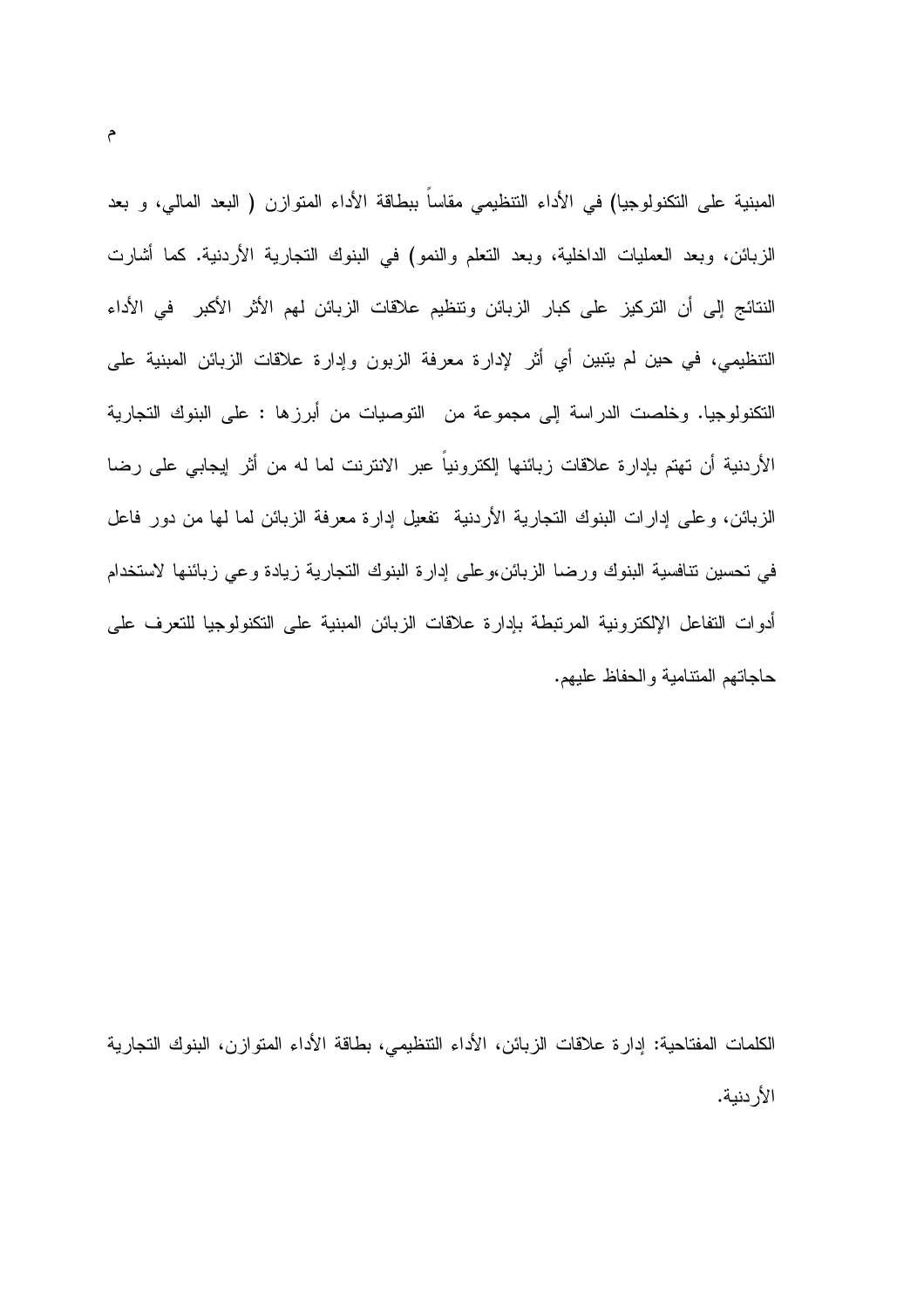المبنية على التكنولوجيا) في الأداء التنظيمي مقاساً ببطاقة الأداء المتوازن ( البعد المالي، و بعد الزبائن، وبعد العمليات الداخلية، وبعد التعلم والنمو) في البنوك التجارية الأردنية. كما أشارت النتائج إلى أن التركيز على كبار الزبائن وتنظيم علاقات الزبائن لهم الأثر الأكبر في الأداء التنظيمي، في حين لم يتبين أي أثر لإدارة معرفة الزبون وإدارة علاقات الزبائن المبنية على التكنولوجيا. وخلصت الدراسة إلى مجموعة من التوصيات من أبرزها : على البنوك التجارية الأردنية أن تهتم بإدارة علاقات زبائنها إلكترونياً عبر الانترنت لما له من أثر إيجابي على رضا الزبائن، وعلى إدارات البنوك التجارية الأردنية تفعيل إدارة معرفة الزبائن لما لها من دور فاعل في تحسين تنافسية البنوك ورضا الزبائن،وعلى إدارة البنوك التجارية زيادة وعي زبائنها لاستخدام أدوات التفاعل الإلكترونية المرتبطة بإدارة علاقات الزبائن المبنية على التكنولوجيا للتعرف على حاجاتهم المتنامية والحفاظ عليهم.

الكلمات المفتاحية: إدارة علاقات الزبائن، الأداء التنظيمي، بطاقة الأداء المتوازن، البنوك التجارية الأردنية.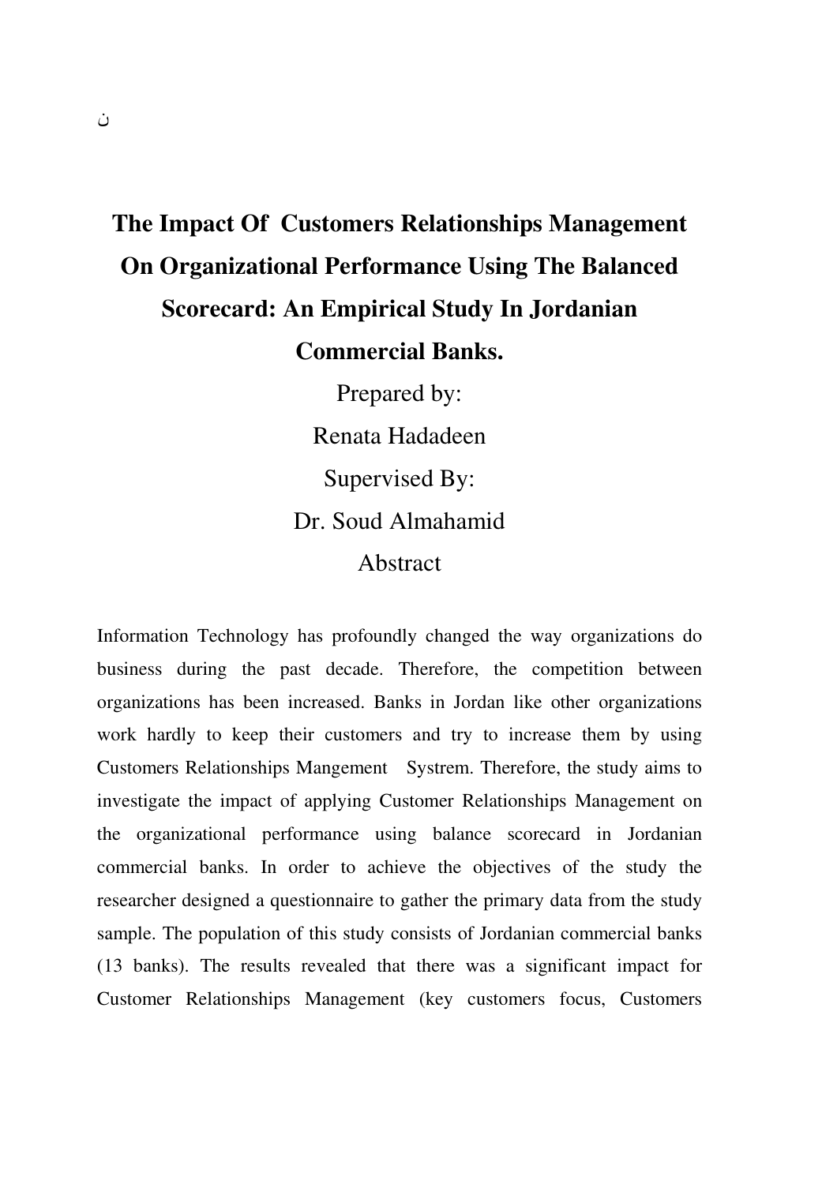ن

# The Impact Of Customers Relationships Management On Organizational Performance Using The Balanced Scorecard: An Empirical Study In Jordanian Commercial Banks.

Prepared by:

Renata Hadadeen

Supervised By:

Dr. Soud Almahamid

Abstract

Information Technology has profoundly changed the way organizations do business during the past decade. Therefore, the competition between organizations has been increased. Banks in Jordan like other organizations work hardly to keep their customers and try to increase them by using Customers Relationships Mangement Systrem. Therefore, the study aims to investigate the impact of applying Customer Relationships Management on the organizational performance using balance scorecard in Jordanian commercial banks. In order to achieve the objectives of the study the researcher designed a questionnaire to gather the primary data from the study sample. The population of this study consists of Jordanian commercial banks (13 banks). The results revealed that there was a significant impact for Customer Relationships Management (key customers focus, Customers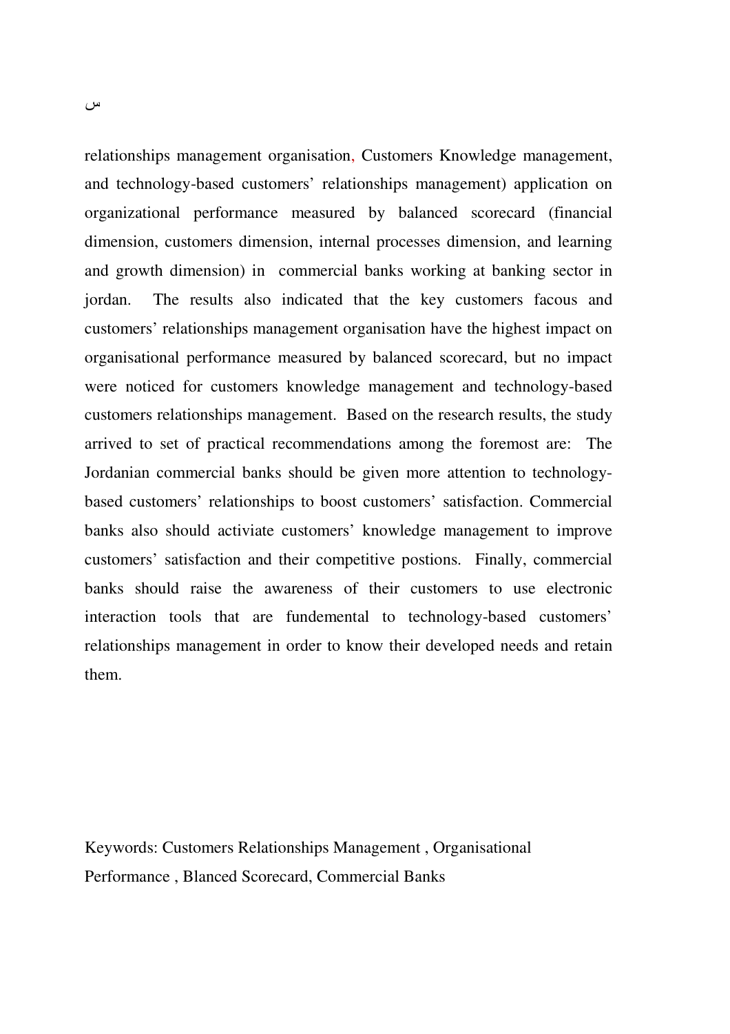س

relationships management organisation, Customers Knowledge management, and technology-based customers' relationships management) application on organizational performance measured by balanced scorecard (financial dimension, customers dimension, internal processes dimension, and learning and growth dimension) in commercial banks working at banking sector in jordan. The results also indicated that the key customers facous and customers' relationships management organisation have the highest impact on organisational performance measured by balanced scorecard, but no impact were noticed for customers knowledge management and technology-based customers relationships management. Based on the research results, the study arrived to set of practical recommendations among the foremost are: The Jordanian commercial banks should be given more attention to technology-based customers' relationships to boost customers' satisfaction. Commercial banks also should activiate customers' knowledge management to improve customers' satisfaction and their competitive postions. Finally, commercial banks should raise the awareness of their customers to use electronic interaction tools that are fundemental to technology-based customers' relationships management in order to know their developed needs and retain them.

Keywords: Customers Relationships Management , Organisational Performance , Blanced Scorecard, Commercial Banks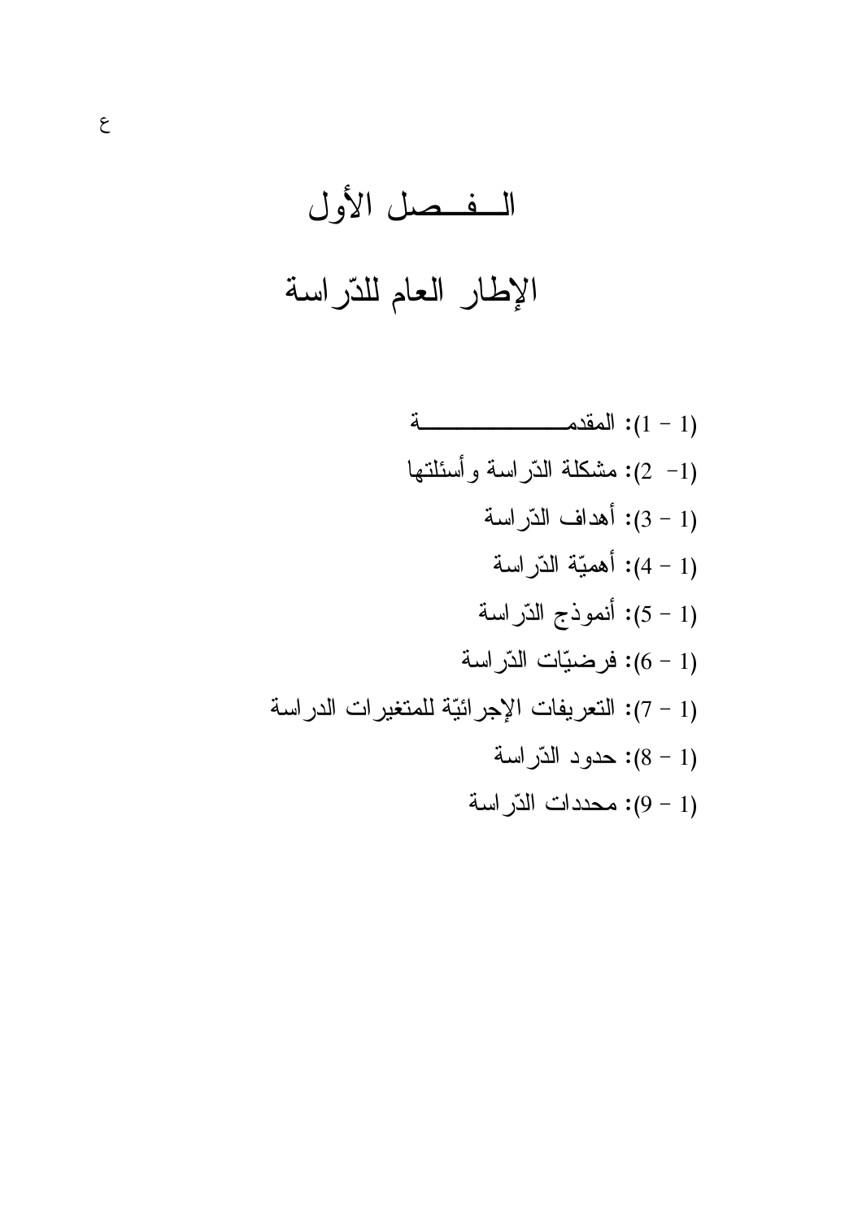# الفصل الأول

# الإطار العام للدّراسة

(1 – 1): المقدمة

(1- 2): مشكلة الدّراسة وأسئلتها

(1 – 3): أهداف الدّراسة

(1 – 4): أهميّة الدّراسة

(1 – 5): أنموذج الدّراسة

(1 – 6): فرضيّات الدّراسة

(1 – 7): التعريفات الإجرائيّة للمتغيرات الدراسة

(1 – 8): حدود الدّراسة

(1 – 9): محددات الدّراسة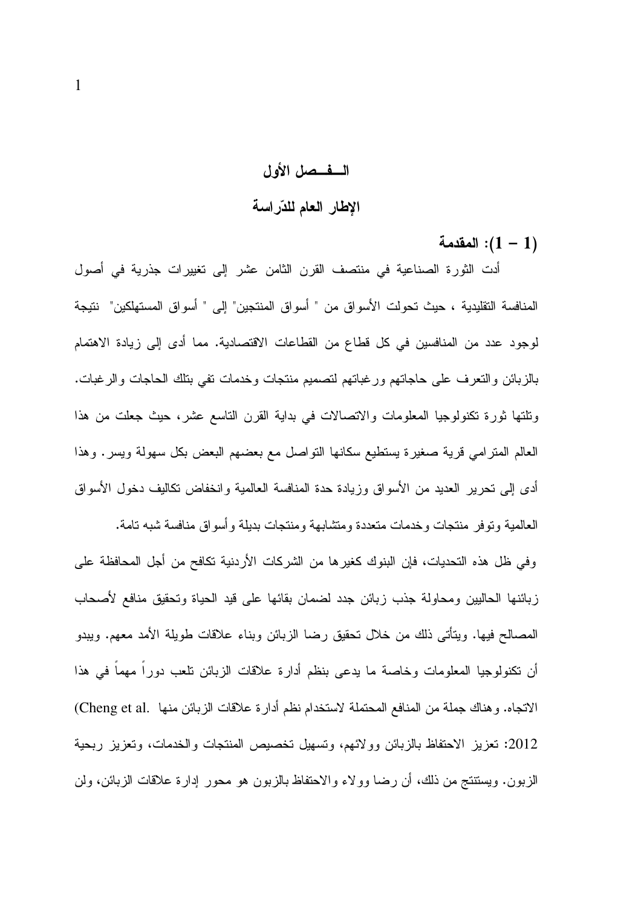# الـــفــصل الأول

## الإطار العام للدّراسة

### (1 – 1): المقدمة

أدت الثورة الصناعية في منتصف القرن الثامن عشر إلى تغييرات جذرية في أصول المنافسة التقليدية ، حيث تحولت الأسواق من " أسواق المنتجين" إلى " أسواق المستهلكين" نتيجة لوجود عدد من المنافسين في كل قطاع من القطاعات الاقتصادية. مما أدى إلى زيادة الاهتمام بالزبائن والتعرف على حاجاتهم ورغباتهم لتصميم منتجات وخدمات تفي بتلك الحاجات والرغبات. وتلتها ثورة تكنولوجيا المعلومات والاتصالات في بداية القرن التاسع عشر، حيث جعلت من هذا العالم المترامي قرية صغيرة يستطيع سكانها التواصل مع بعضهم البعض بكل سهولة ويسر. وهذا أدى إلى تحرير العديد من الأسواق وزيادة حدة المنافسة العالمية وانخفاض تكاليف دخول الأسواق العالمية وتوفر منتجات وخدمات متعددة ومتشابهة ومنتجات بديلة وأسواق منافسة شبه تامة.

وفي ظل هذه التحديات، فإن البنوك كغيرها من الشركات الأردنية تكافح من أجل المحافظة على زبائنها الحاليين ومحاولة جذب زبائن جدد لضمان بقائها على قيد الحياة وتحقيق منافع لأصحاب المصالح فيها. ويتأتى ذلك من خلال تحقيق رضا الزبائن وبناء علاقات طويلة الأمد معهم. ويبدو أن تكنولوجيا المعلومات وخاصة ما يدعى بنظم أدارة علاقات الزبائن تلعب دوراً مهماً في هذا الاتجاه. وهناك جملة من المنافع المحتملة لاستخدام نظم أدارة علاقات الزبائن منها (Cheng et al. 2012: تعزيز الاحتفاظ بالزبائن وولائهم، وتسهيل تخصيص المنتجات والخدمات، وتعزيز ربحية الزبون. ويستنتج من ذلك، أن رضا وولاء والاحتفاظ بالزبون هو محور إدارة علاقات الزبائن، ولن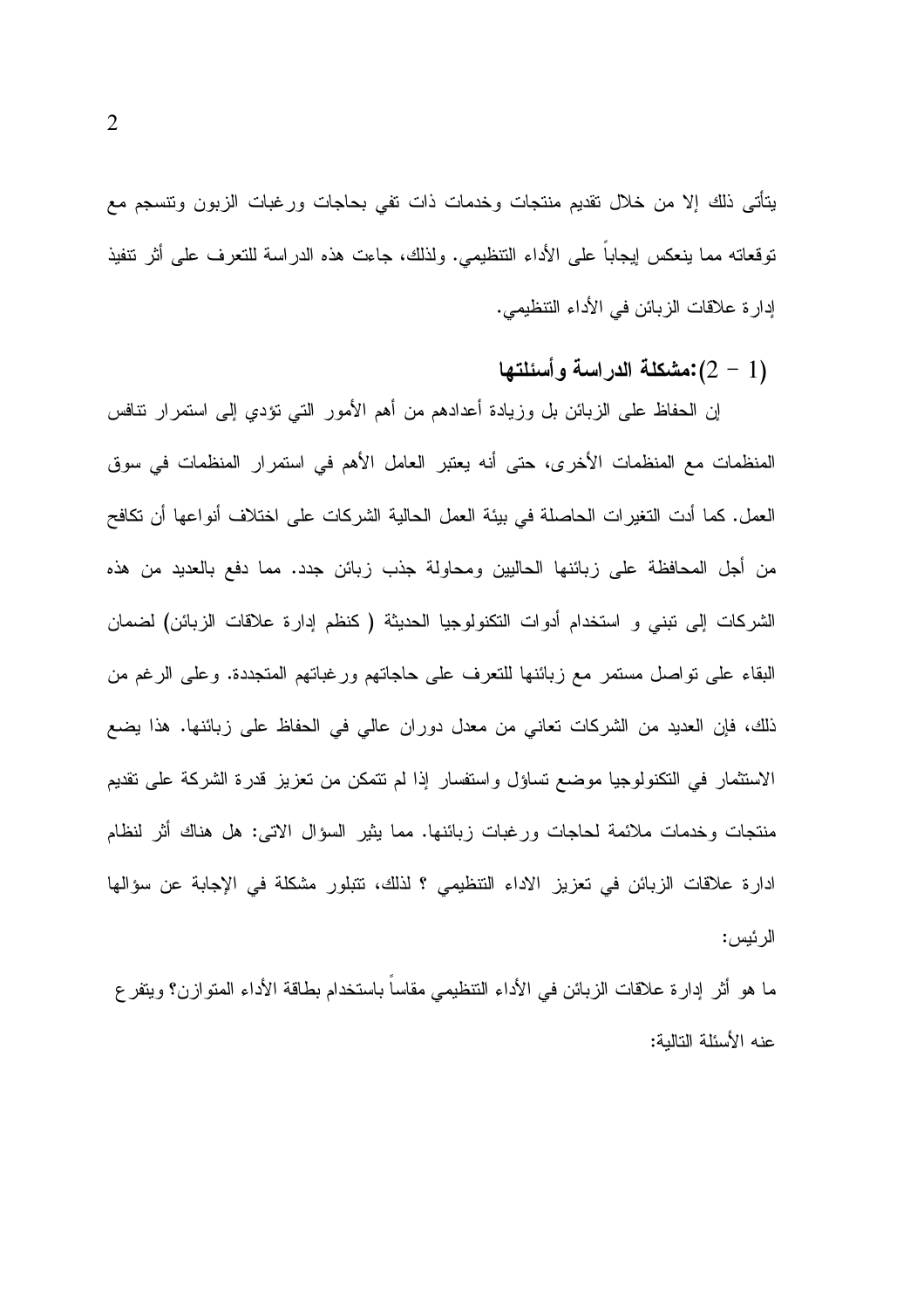يتأتى ذلك إلا من خلال تقديم منتجات وخدمات ذات تفي بحاجات ورغبات الزبون وتنسجم مع توقعاته مما ينعكس إيجاباً على الأداء التنظيمي. ولذلك، جاءت هذه الدراسة للتعرف على أثر تنفيذ إدارة علاقات الزبائن في الأداء التنظيمي.

### (1 – 2):مشكلة الدراسة وأسئلتها

إن الحفاظ على الزبائن بل وزيادة أعدادهم من أهم الأمور التي تؤدي إلى استمرار تنافس المنظمات مع المنظمات الأخرى، حتى أنه يعتبر العامل الأهم في استمرار المنظمات في سوق العمل. كما أدت التغيرات الحاصلة في بيئة العمل الحالية الشركات على اختلاف أنواعها أن تكافح من أجل المحافظة على زبائنها الحاليين ومحاولة جذب زبائن جدد. مما دفع بالعديد من هذه الشركات إلى تبني و استخدام أدوات التكنولوجيا الحديثة ( كنظم إدارة علاقات الزبائن) لضمان البقاء على تواصل مستمر مع زبائنها للتعرف على حاجاتهم ورغباتهم المتجددة. وعلى الرغم من ذلك، فإن العديد من الشركات تعاني من معدل دوران عالي في الحفاظ على زبائنها. هذا يضع الاستثمار في التكنولوجيا موضع تساؤل واستفسار إذا لم تتمكن من تعزيز قدرة الشركة على تقديم منتجات وخدمات ملائمة لحاجات ورغبات زبائنها. مما يثير السؤال الاتى: هل هناك أثر لنظام ادارة علاقات الزبائن في تعزيز الاداء التنظيمي ؟ لذلك، تتبلور مشكلة في الإجابة عن سؤالها الرئيس:

ما هو أثر إدارة علاقات الزبائن في الأداء التنظيمي مقاساً باستخدام بطاقة الأداء المتوازن؟ ويتفرع عنه الأسئلة التالية: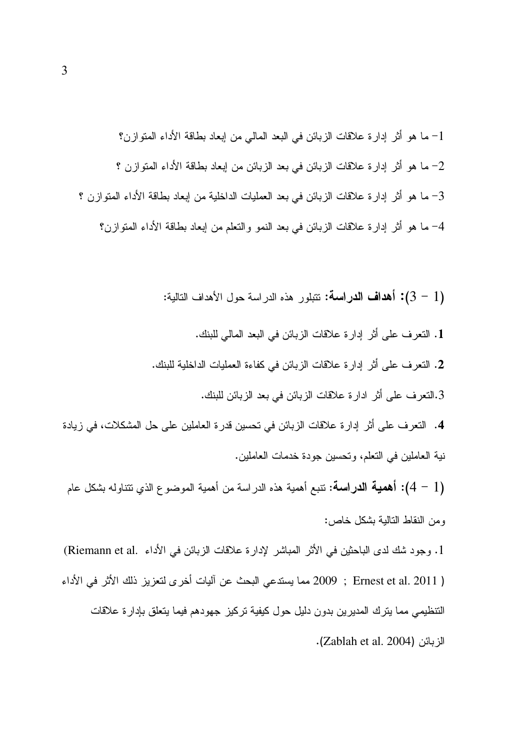1- ما هو أثر إدارة علاقات الزبائن في البعد المالي من إبعاد بطاقة الأداء المتوازن؟

2- ما هو أثر إدارة علاقات الزبائن في بعد الزبائن من إبعاد بطاقة الأداء المتوازن ؟

3- ما هو أثر إدارة علاقات الزبائن في بعد العمليات الداخلية من إبعاد بطاقة الأداء المتوازن ؟

4- ما هو أثر إدارة علاقات الزبائن في بعد النمو والتعلم من إبعاد بطاقة الأداء المتوازن؟

(1 – 3): **أهداف الدراسة:** تتبلور هذه الدراسة حول الأهداف التالية:

**1.** التعرف على أثر إدارة علاقات الزبائن في البعد المالي للبنك.

**2.** التعرف على أثر إدارة علاقات الزبائن في كفاءة العمليات الداخلية للبنك.

3.التعرف على أثر ادارة علاقات الزبائن في بعد الزبائن للبنك.

**4.** التعرف على أثر إدارة علاقات الزبائن في تحسين قدرة العاملين على حل المشكلات، في زيادة نية العاملين في التعلم، وتحسين جودة خدمات العاملين.

(1 – 4): **أهمية الدراسة:** تنبع أهمية هذه الدراسة من أهمية الموضوع الذي تتناوله بشكل عام ومن النقاط التالية بشكل خاص:

1. وجود شك لدى الباحثين في الأثر المباشر لإدارة علاقات الزبائن في الأداء (Riemann et al. 2009 ; Ernest et al. 2011) مما يستدعي البحث عن آليات أخرى لتعزيز ذلك الأثر في الأداء التنظيمي مما يترك المديرين بدون دليل حول كيفية تركيز جهودهم فيما يتعلق بإدارة علاقات الزبائن (Zablah et al. 2004).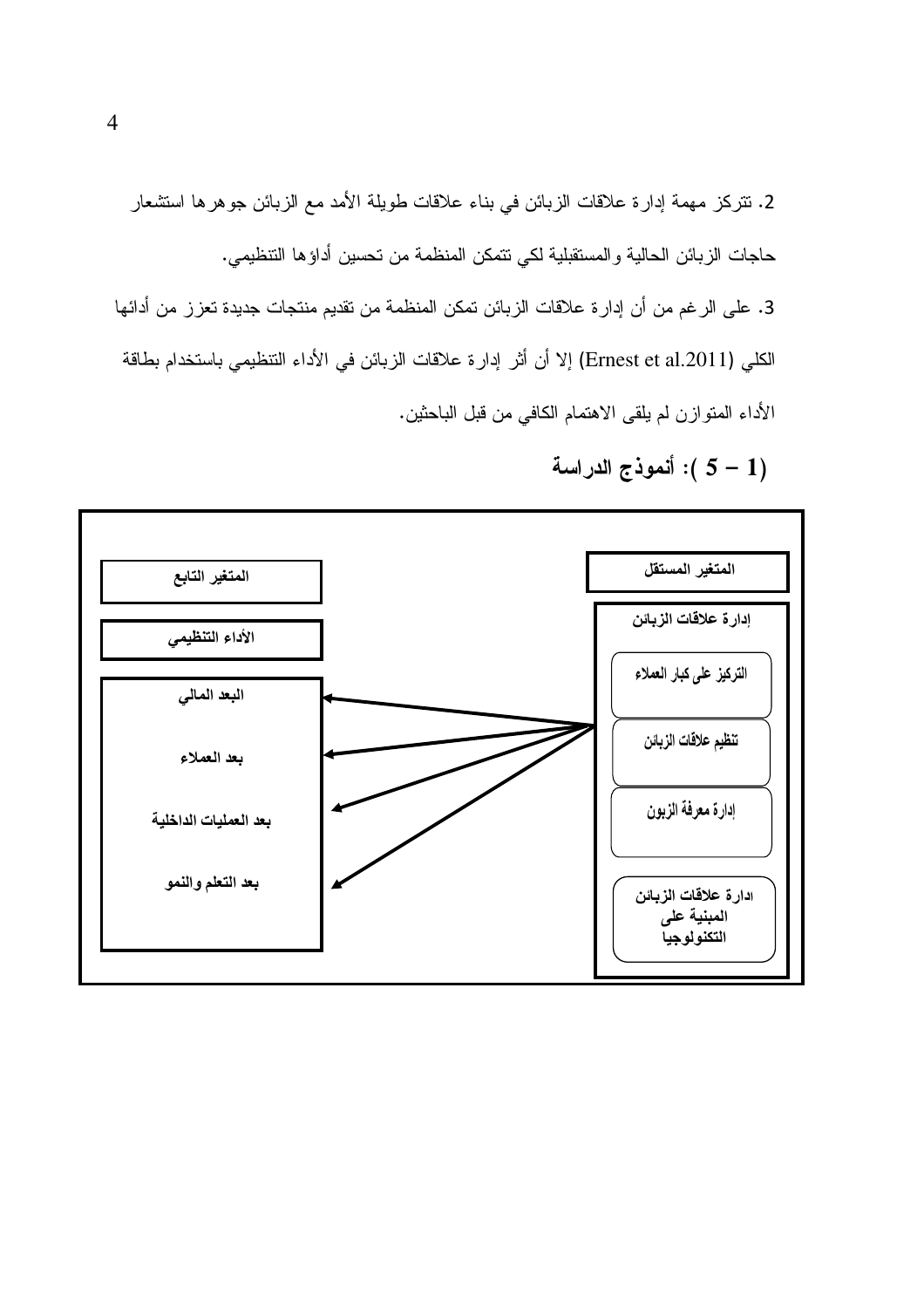2. تتركز مهمة إدارة علاقات الزبائن في بناء علاقات طويلة الأمد مع الزبائن جوهرها استشعار حاجات الزبائن الحالية والمستقبلية لكي تتمكن المنظمة من تحسين أداؤها التنظيمي.

3. على الرغم من أن إدارة علاقات الزبائن تمكن المنظمة من تقديم منتجات جديدة تعزز من أدائها الكلي (Ernest et al.2011) إلا أن أثر إدارة علاقات الزبائن في الأداء التنظيمي باستخدام بطاقة الأداء المتوازن لم يلقى الاهتمام الكافي من قبل الباحثين.

### (1 – 5 ): أنموذج الدراسة

**المتغير المستقل**

**إدارة علاقات الزبائن**

- التركيز على كبار العملاء
- تنظيم علاقات الزبائن
- إدارة معرفة الزبون
- ادارة علاقات الزبائن المبنية على التكنولوجيا

**المتغير التابع**

**الأداء التنظيمي**

- البعد المالي
- بعد العملاء
- بعد العمليات الداخلية
- بعد التعلم والنمو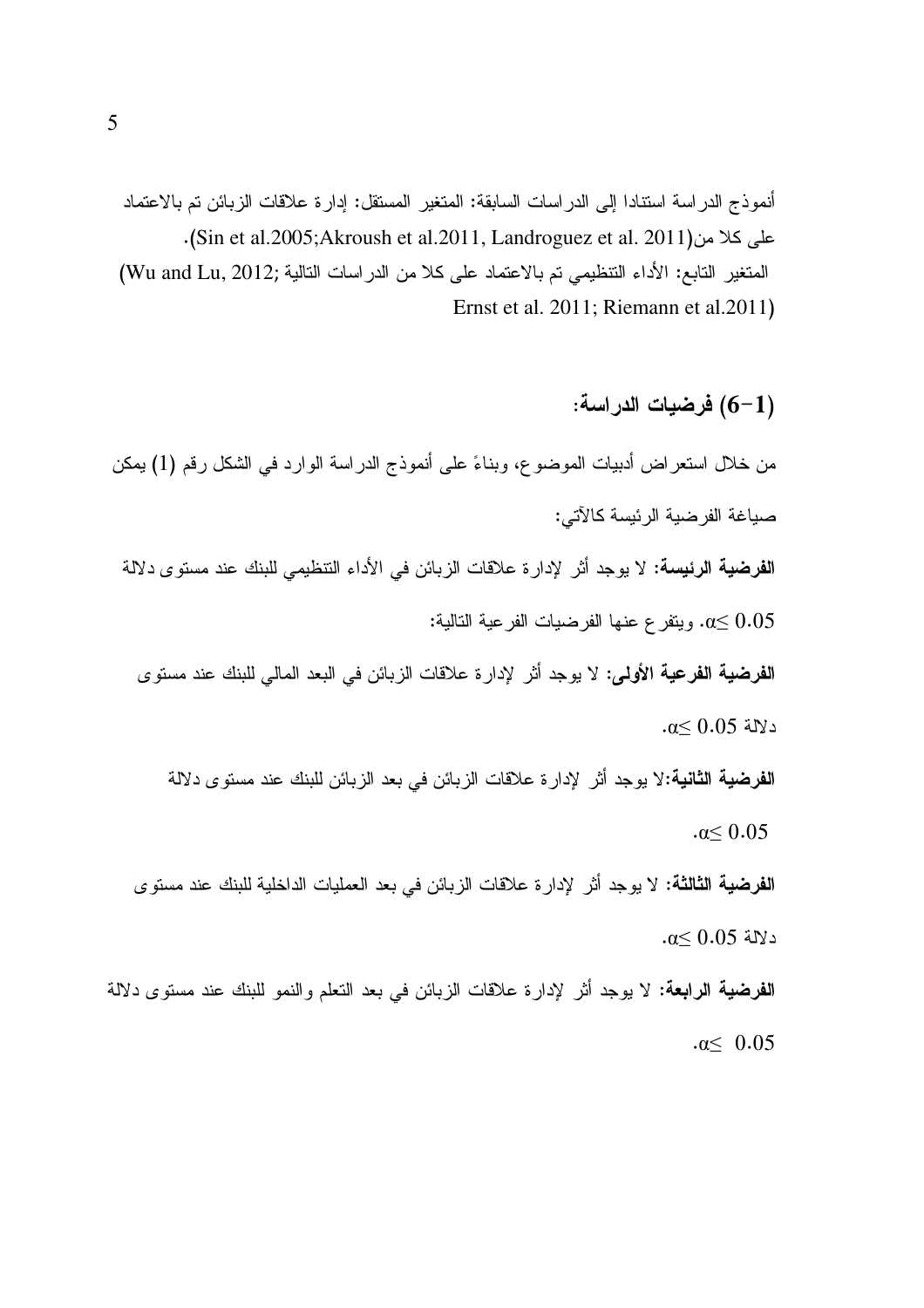أنموذج الدراسة استنادا إلى الدراسات السابقة: المتغير المستقل: إدارة علاقات الزبائن تم بالاعتماد على كلا من(Sin et al.2005;Akroush et al.2011, Landroguez et al. 2011).

المتغير التابع: الأداء التنظيمي تم بالاعتماد على كلا من الدراسات التالية (Wu and Lu, 2012; Ernst et al. 2011; Riemann et al.2011)

## (6-1) فرضيات الدراسة:

من خلال استعراض أدبيات الموضوع، وبناءً على أنموذج الدراسة الوارد في الشكل رقم (1) يمكن صياغة الفرضية الرئيسة كالآتي:

**الفرضية الرئيسة:** لا يوجد أثر لإدارة علاقات الزبائن في الأداء التنظيمي للبنك عند مستوى دلالة $\alpha \leq 0.05$. ويتفرع عنها الفرضيات الفرعية التالية:

**الفرضية الفرعية الأولى:** لا يوجد أثر لإدارة علاقات الزبائن في البعد المالي للبنك عند مستوى دلالة $\alpha \leq 0.05$.

**الفرضية الثانية:** لا يوجد أثر لإدارة علاقات الزبائن في بعد الزبائن للبنك عند مستوى دلالة $\alpha \leq 0.05$.

**الفرضية الثالثة:** لا يوجد أثر لإدارة علاقات الزبائن في بعد العمليات الداخلية للبنك عند مستوى دلالة $\alpha \leq 0.05$.

**الفرضية الرابعة:** لا يوجد أثر لإدارة علاقات الزبائن في بعد التعلم والنمو للبنك عند مستوى دلالة $\alpha \leq 0.05$.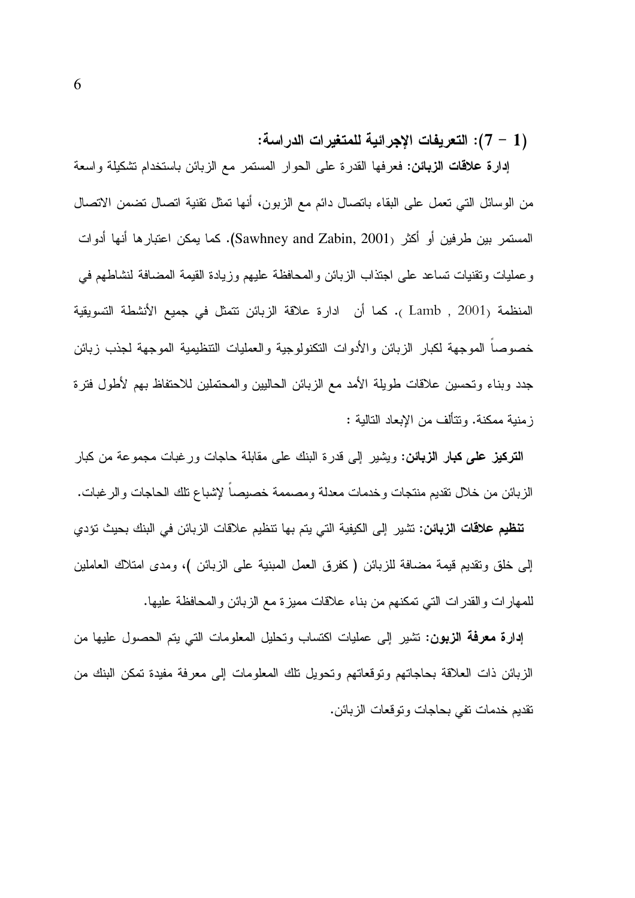### (1 – 7): التعريفات الإجرائية للمتغيرات الدراسة:

**إدارة علاقات الزبائن:** فعرفها القدرة على الحوار المستمر مع الزبائن باستخدام تشكيلة واسعة من الوسائل التي تعمل على البقاء باتصال دائم مع الزبون، أنها تمثل تقنية اتصال تضمن الاتصال المستمر بين طرفين أو أكثر (Sawhney and Zabin, 2001). كما يمكن اعتبارها أنها أدوات وعمليات وتقنيات تساعد على اجتذاب الزبائن والمحافظة عليهم وزيادة القيمة المضافة لنشاطهم في المنظمة (Lamb , 2001 ). كما أن ادارة علاقة الزبائن تتمثل في جميع الأنشطة التسويقية خصوصاً الموجهة لكبار الزبائن والأدوات التكنولوجية والعمليات التنظيمية الموجهة لجذب زبائن جدد وبناء وتحسين علاقات طويلة الأمد مع الزبائن الحاليين والمحتملين للاحتفاظ بهم لأطول فترة زمنية ممكنة. وتتألف من الإبعاد التالية :

**التركيز على كبار الزبائن:** ويشير إلى قدرة البنك على مقابلة حاجات ورغبات مجموعة من كبار الزبائن من خلال تقديم منتجات وخدمات معدلة ومصممة خصيصاً لإشباع تلك الحاجات والرغبات.

**تنظيم علاقات الزبائن:** تشير إلى الكيفية التي يتم بها تنظيم علاقات الزبائن في البنك بحيث تؤدي إلى خلق وتقديم قيمة مضافة للزبائن ( كفرق العمل المبنية على الزبائن )، ومدى امتلاك العاملين للمهارات والقدرات التي تمكنهم من بناء علاقات مميزة مع الزبائن والمحافظة عليها.

**إدارة معرفة الزبون:** تشير إلى عمليات اكتساب وتحليل المعلومات التي يتم الحصول عليها من الزبائن ذات العلاقة بحاجاتهم وتوقعاتهم وتحويل تلك المعلومات إلى معرفة مفيدة تمكن البنك من تقديم خدمات تفي بحاجات وتوقعات الزبائن.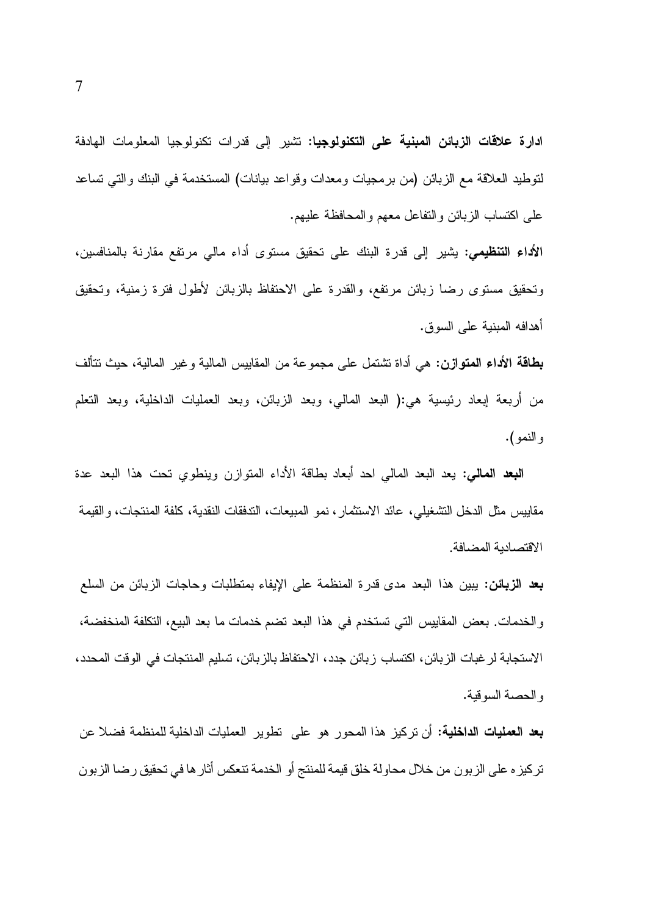**ادارة علاقات الزبائن المبنية على التكنولوجيا**: تشير إلى قدرات تكنولوجيا المعلومات الهادفة لتوطيد العلاقة مع الزبائن (من برمجيات ومعدات وقواعد بيانات) المستخدمة في البنك والتي تساعد على اكتساب الزبائن والتفاعل معهم والمحافظة عليهم.

**الأداء التنظيمي**: يشير إلى قدرة البنك على تحقيق مستوى أداء مالي مرتفع مقارنة بالمنافسين، وتحقيق مستوى رضا زبائن مرتفع، والقدرة على الاحتفاظ بالزبائن لأطول فترة زمنية، وتحقيق أهدافه المبنية على السوق.

**بطاقة الأداء المتوازن**: هي أداة تشتمل على مجموعة من المقاييس المالية وغير المالية، حيث تتألف من أربعة إبعاد رئيسية هي:( البعد المالي، وبعد الزبائن، وبعد العمليات الداخلية، وبعد التعلم والنمو).

**البعد المالي**: يعد البعد المالي احد أبعاد بطاقة الأداء المتوازن وينطوي تحت هذا البعد عدة مقاييس مثل الدخل التشغيلي، عائد الاستثمار، نمو المبيعات، التدفقات النقدية، كلفة المنتجات، والقيمة الاقتصادية المضافة.

**بعد الزبائن**: يبين هذا البعد مدى قدرة المنظمة على الإيفاء بمتطلبات وحاجات الزبائن من السلع والخدمات. بعض المقاييس التي تستخدم في هذا البعد تضم خدمات ما بعد البيع، التكلفة المنخفضة، الاستجابة لرغبات الزبائن، اكتساب زبائن جدد، الاحتفاظ بالزبائن، تسليم المنتجات في الوقت المحدد، والحصة السوقية.

**بعد العمليات الداخلية**: أن تركيز هذا المحور هو على تطوير العمليات الداخلية للمنظمة فضلا عن تركيزه على الزبون من خلال محاولة خلق قيمة للمنتج أو الخدمة تنعكس أثارها في تحقيق رضا الزبون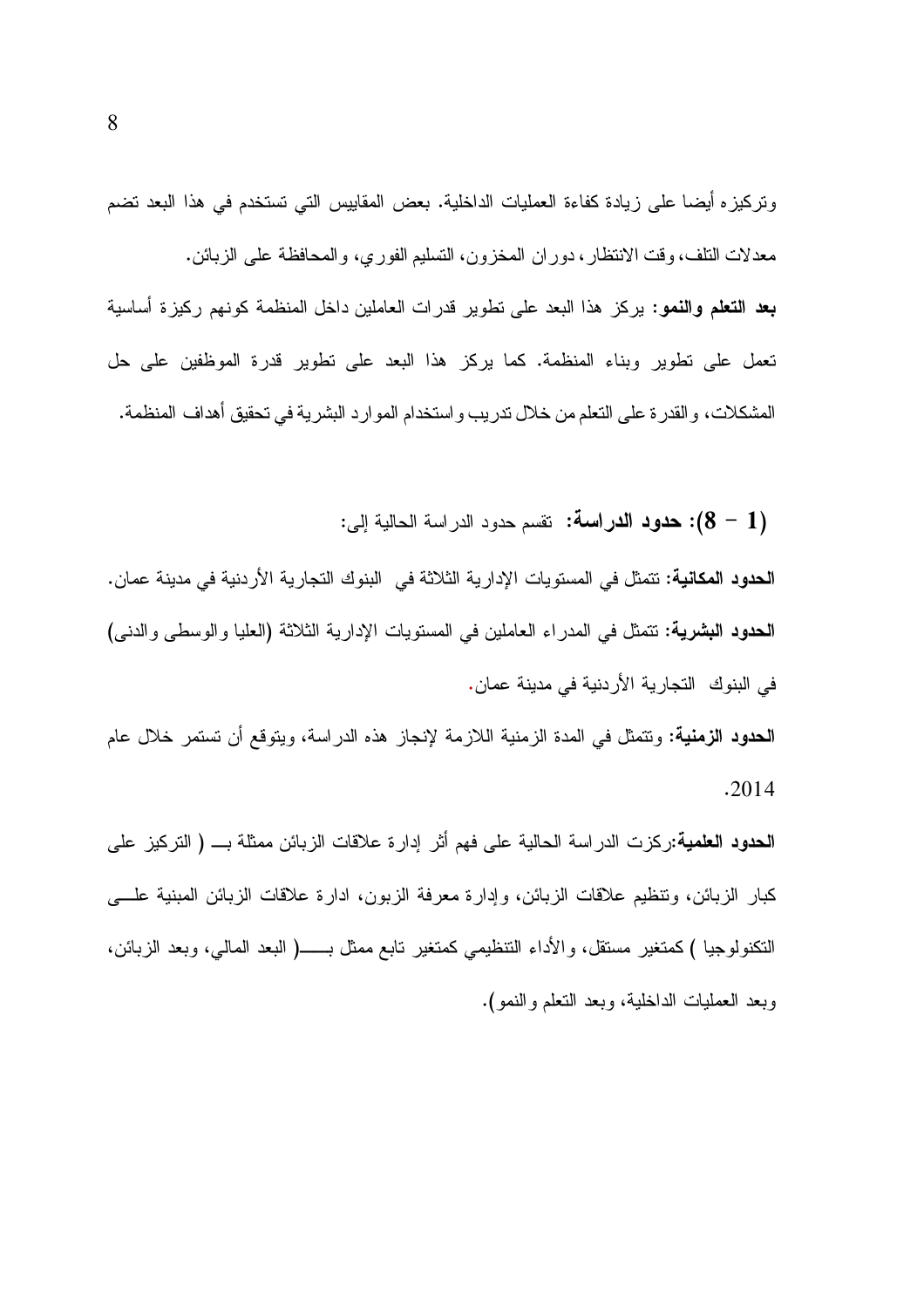وتركيزه أيضا على زيادة كفاءة العمليات الداخلية. بعض المقاييس التي تستخدم في هذا البعد تضم معدلات التلف، وقت الانتظار، دوران المخزون، التسليم الفوري، والمحافظة على الزبائن.

**بعد التعلم والنمو:** يركز هذا البعد على تطوير قدرات العاملين داخل المنظمة كونهم ركيزة أساسية تعمل على تطوير وبناء المنظمة. كما يركز هذا البعد على تطوير قدرة الموظفين على حل المشكلات، والقدرة على التعلم من خلال تدريب واستخدام الموارد البشرية في تحقيق أهداف المنظمة.

**(1 – 8): حدود الدراسة:** تقسم حدود الدراسة الحالية إلى:

**الحدود المكانية:** تتمثل في المستويات الإدارية الثلاثة في البنوك التجارية الأردنية في مدينة عمان.

**الحدود البشرية:** تتمثل في المدراء العاملين في المستويات الإدارية الثلاثة (العليا والوسطى والدنى) في البنوك التجارية الأردنية في مدينة عمان.

**الحدود الزمنية:** وتتمثل في المدة الزمنية اللازمة لإنجاز هذه الدراسة، ويتوقع أن تستمر خلال عام 2014.

**الحدود العلمية:**ركزت الدراسة الحالية على فهم أثر إدارة علاقات الزبائن ممثلة بـــ ( التركيز على كبار الزبائن، وتنظيم علاقات الزبائن، وإدارة معرفة الزبون، ادارة علاقات الزبائن المبنية علـــى التكنولوجيا ) كمتغير مستقل، والأداء التنظيمي كمتغير تابع ممثل بـــــ( البعد المالي، وبعد الزبائن، وبعد العمليات الداخلية، وبعد التعلم والنمو).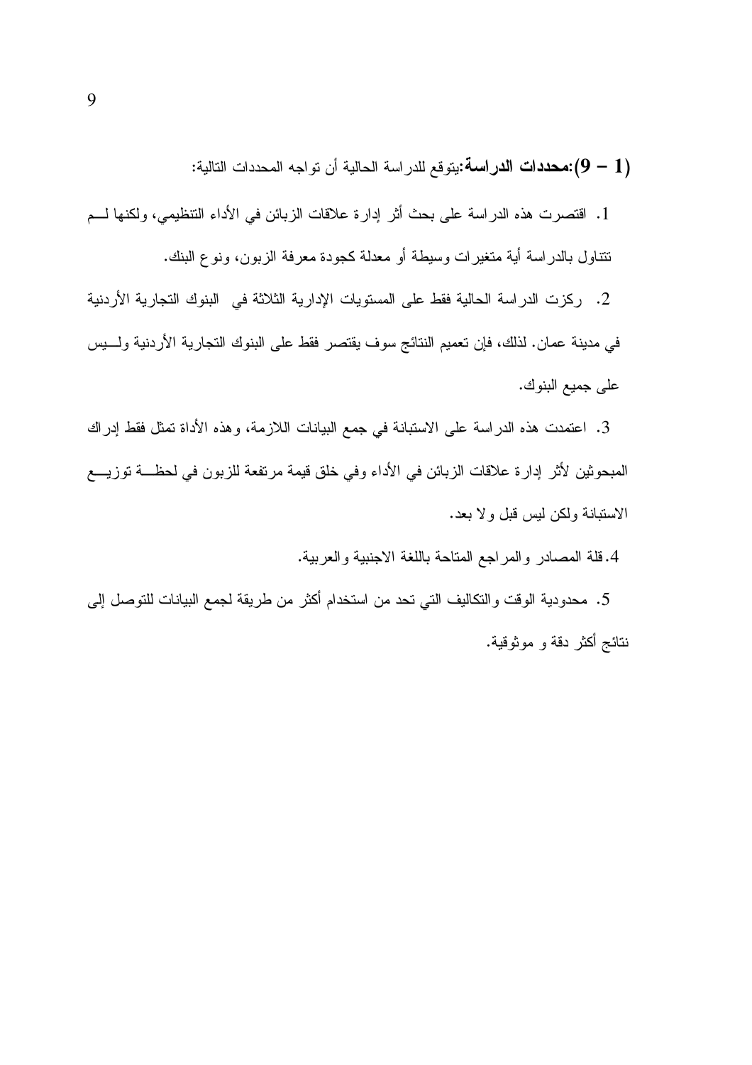**(1 – 9):محددات الدراسة**:يتوقع للدراسة الحالية أن تواجه المحددات التالية:

1. اقتصرت هذه الدراسة على بحث أثر إدارة علاقات الزبائن في الأداء التنظيمي، ولكنها لم تتناول بالدراسة أية متغيرات وسيطة أو معدلة كجودة معرفة الزبون، ونوع البنك.
2. ركزت الدراسة الحالية فقط على المستويات الإدارية الثلاثة في البنوك التجارية الأردنية في مدينة عمان. لذلك، فإن تعميم النتائج سوف يقتصر فقط على البنوك التجارية الأردنية وليس على جميع البنوك.
3. اعتمدت هذه الدراسة على الاستبانة في جمع البيانات اللازمة، وهذه الأداة تمثل فقط إدراك المبحوثين لأثر إدارة علاقات الزبائن في الأداء وفي خلق قيمة مرتفعة للزبون في لحظة توزيع الاستبانة ولكن ليس قبل ولا بعد.
4. قلة المصادر والمراجع المتاحة باللغة الاجنبية والعربية.
5. محدودية الوقت والتكاليف التي تحد من استخدام أكثر من طريقة لجمع البيانات للتوصل إلى نتائج أكثر دقة و موثوقية.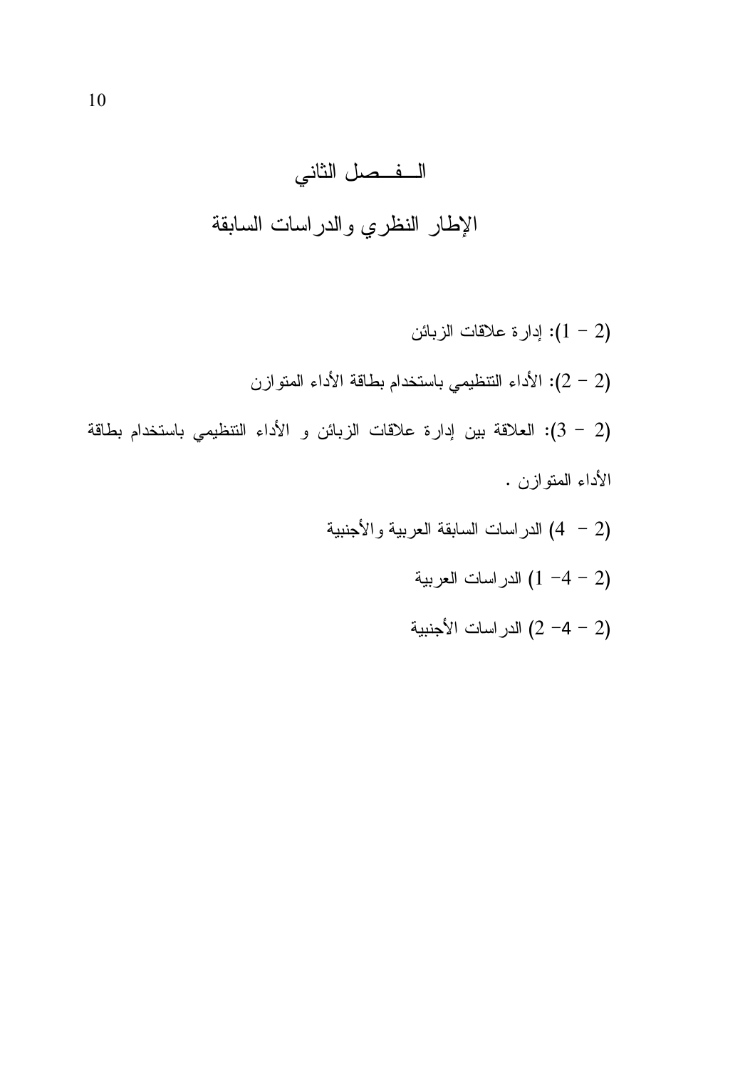# الفصل الثاني

## الإطار النظري والدراسات السابقة

(2 – 1): إدارة علاقات الزبائن

(2 – 2): الأداء التنظيمي باستخدام بطاقة الأداء المتوازن

(2 – 3): العلاقة بين إدارة علاقات الزبائن و الأداء التنظيمي باستخدام بطاقة الأداء المتوازن .

(2 – 4) الدراسات السابقة العربية والأجنبية

(2 – 4– 1) الدراسات العربية

(2 – 4– 2) الدراسات الأجنبية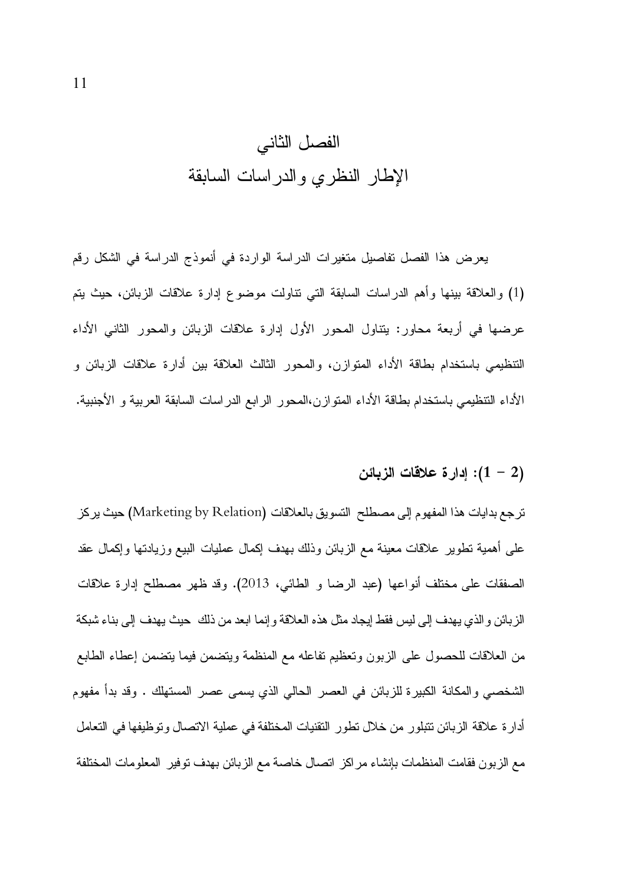# الفصل الثاني

# الإطار النظري والدراسات السابقة

يعرض هذا الفصل تفاصيل متغيرات الدراسة الواردة في أنموذج الدراسة في الشكل رقم (1) والعلاقة بينها وأهم الدراسات السابقة التي تناولت موضوع إدارة علاقات الزبائن، حيث يتم عرضها في أربعة محاور: يتناول المحور الأول إدارة علاقات الزبائن والمحور الثاني الأداء التنظيمي باستخدام بطاقة الأداء المتوازن، والمحور الثالث العلاقة بين أدارة علاقات الزبائن و الأداء التنظيمي باستخدام بطاقة الأداء المتوازن،المحور الرابع الدراسات السابقة العربية و الأجنبية.

## (2 – 1): إدارة علاقات الزبائن

ترجع بدايات هذا المفهوم إلى مصطلح التسويق بالعلاقات (Marketing by Relation) حيث يركز على أهمية تطوير علاقات معينة مع الزبائن وذلك بهدف إكمال عمليات البيع وزيادتها وإكمال عقد الصفقات على مختلف أنواعها (عبد الرضا و الطائي، 2013). وقد ظهر مصطلح إدارة علاقات الزبائن والذي يهدف إلى ليس فقط إيجاد مثل هذه العلاقة وإنما ابعد من ذلك حيث يهدف إلى بناء شبكة من العلاقات للحصول على الزبون وتعظيم تفاعله مع المنظمة ويتضمن فيما يتضمن إعطاء الطابع الشخصي والمكانة الكبيرة للزبائن في العصر الحالي الذي يسمى عصر المستهلك . وقد بدأ مفهوم أدارة علاقة الزبائن تتبلور من خلال تطور التقنيات المختلفة في عملية الاتصال وتوظيفها في التعامل مع الزبون فقامت المنظمات بإنشاء مراكز اتصال خاصة مع الزبائن بهدف توفير المعلومات المختلفة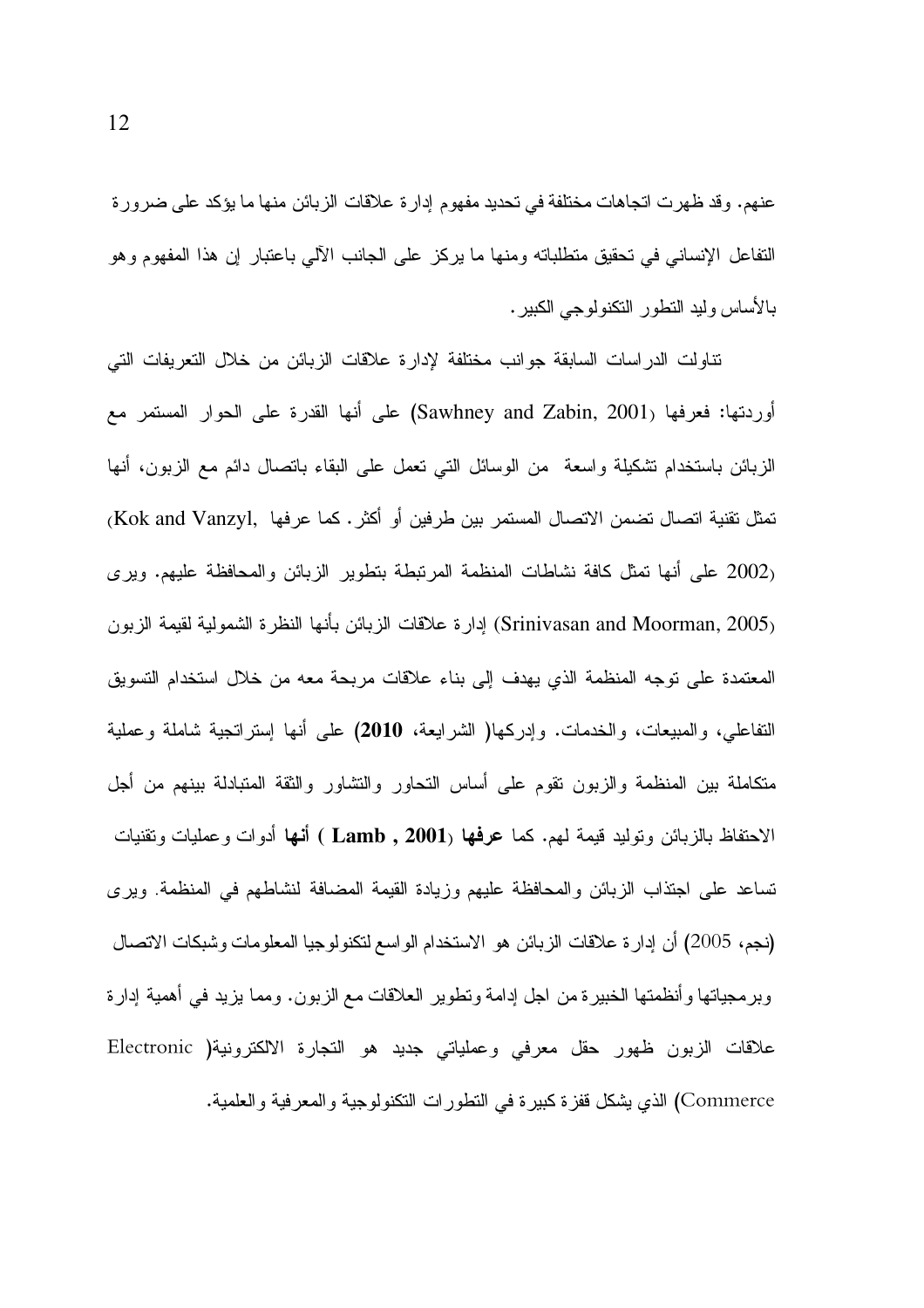عنهم. وقد ظهرت اتجاهات مختلفة في تحديد مفهوم إدارة علاقات الزبائن منها ما يؤكد على ضرورة التفاعل الإنساني في تحقيق متطلباته ومنها ما يركز على الجانب الآلي باعتبار إن هذا المفهوم وهو بالأساس وليد التطور التكنولوجي الكبير.

تناولت الدراسات السابقة جوانب مختلفة لإدارة علاقات الزبائن من خلال التعريفات التي أوردتها: فعرفها (Sawhney and Zabin, 2001) على أنها القدرة على الحوار المستمر مع الزبائن باستخدام تشكيلة واسعة من الوسائل التي تعمل على البقاء باتصال دائم مع الزبون، أنها تمثل تقنية اتصال تضمن الاتصال المستمر بين طرفين أو أكثر. كما عرفها (Kok and Vanzyl, 2002) على أنها تمثل كافة نشاطات المنظمة المرتبطة بتطوير الزبائن والمحافظة عليهم. ويرى (Srinivasan and Moorman, 2005) إدارة علاقات الزبائن بأنها النظرة الشمولية لقيمة الزبون المعتمدة على توجه المنظمة الذي يهدف إلى بناء علاقات مربحة معه من خلال استخدام التسويق التفاعلي، والمبيعات، والخدمات. وإدركها( الشرايعة، **2010**) على أنها إستراتجية شاملة وعملية متكاملة بين المنظمة والزبون تقوم على أساس التحاور والتشاور والثقة المتبادلة بينهم من أجل الاحتفاظ بالزبائن وتوليد قيمة لهم. كما **عرفها (Lamb , 2001 ) أنها** أدوات وعمليات وتقنيات تساعد على اجتذاب الزبائن والمحافظة عليهم وزيادة القيمة المضافة لنشاطهم في المنظمة. ويرى (نجم، 2005) أن إدارة علاقات الزبائن هو الاستخدام الواسع لتكنولوجيا المعلومات وشبكات الاتصال وبرمجياتها وأنظمتها الخبيرة من اجل إدامة وتطوير العلاقات مع الزبون. ومما يزيد في أهمية إدارة علاقات الزبون ظهور حقل معرفي وعملياتي جديد هو التجارة الالكترونية( Electronic Commerce) الذي يشكل قفزة كبيرة في التطورات التكنولوجية والمعرفية والعلمية.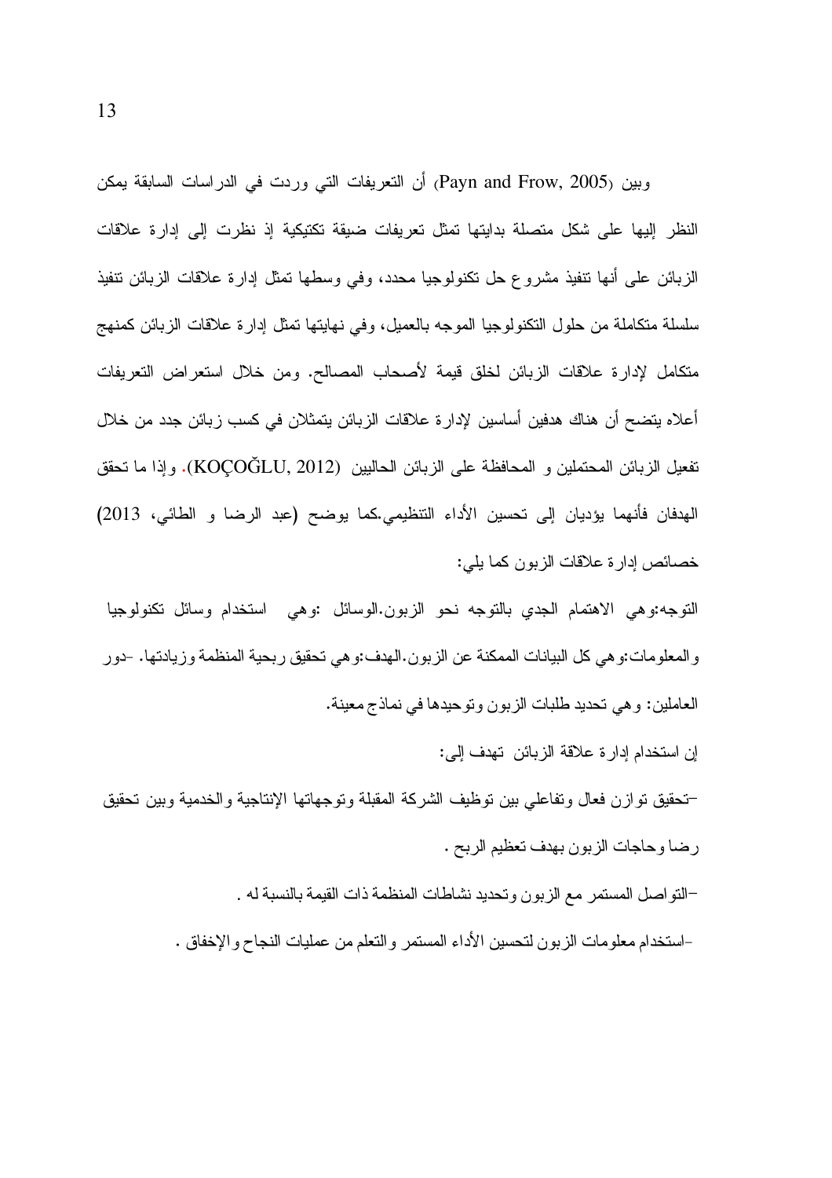وبين (Payn and Frow, 2005) أن التعريفات التي وردت في الدراسات السابقة يمكن النظر إليها على شكل متصلة بدايتها تمثل تعريفات ضيقة تكتيكية إذ نظرت إلى إدارة علاقات الزبائن على أنها تنفيذ مشروع حل تكنولوجيا محدد، وفي وسطها تمثل إدارة علاقات الزبائن تنفيذ سلسلة متكاملة من حلول التكنولوجيا الموجه بالعميل، وفي نهايتها تمثل إدارة علاقات الزبائن كمنهج متكامل لإدارة علاقات الزبائن لخلق قيمة لأصحاب المصالح. ومن خلال استعراض التعريفات أعلاه يتضح أن هناك هدفين أساسين لإدارة علاقات الزبائن يتمثلان في كسب زبائن جدد من خلال تفعيل الزبائن المحتملين و المحافظة على الزبائن الحاليين (KOÇOĞLU, 2012). وإذا ما تحقق الهدفان فأنهما يؤديان إلى تحسين الأداء التنظيمي.كما يوضح (عبد الرضا و الطائي، 2013) خصائص إدارة علاقات الزبون كما يلي:

التوجه:وهي الاهتمام الجدي بالتوجه نحو الزبون.الوسائل :وهي استخدام وسائل تكنولوجيا والمعلومات:وهي كل البيانات الممكنة عن الزبون.الهدف:وهي تحقيق ربحية المنظمة وزيادتها. -دور العاملين: وهي تحديد طلبات الزبون وتوحيدها في نماذج معينة.

إن استخدام إدارة علاقة الزبائن تهدف إلى:

-تحقيق توازن فعال وتفاعلي بين توظيف الشركة المقبلة وتوجهاتها الإنتاجية والخدمية وبين تحقيق رضا وحاجات الزبون بهدف تعظيم الربح .

-التواصل المستمر مع الزبون وتحديد نشاطات المنظمة ذات القيمة بالنسبة له .

-استخدام معلومات الزبون لتحسين الأداء المستمر والتعلم من عمليات النجاح والإخفاق .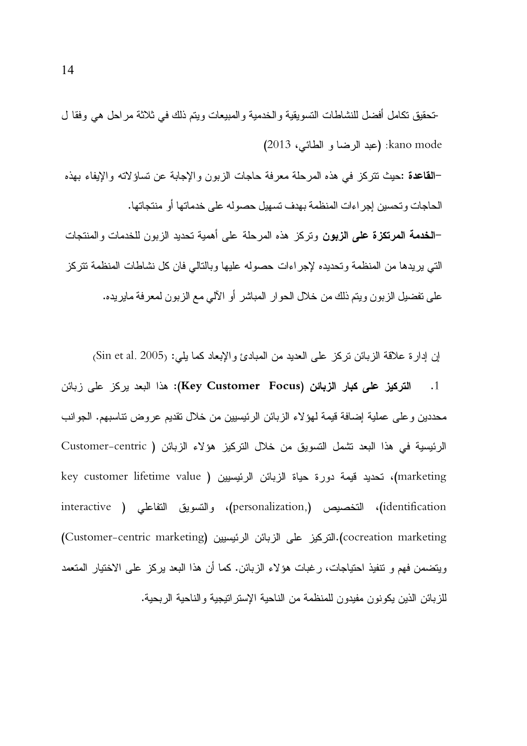-تحقيق تكامل أفضل للنشاطات التسويقية والخدمية والمبيعات ويتم ذلك في ثلاثة مراحل هي وفقا ل kano mode: (عبد الرضا و الطائي، 2013)

-**القاعدة** :حيث تتركز في هذه المرحلة معرفة حاجات الزبون والإجابة عن تساؤلاته والإيفاء بهذه الحاجات وتحسين إجراءات المنظمة بهدف تسهيل حصوله على خدماتها أو منتجاتها.

-**الخدمة المرتكزة على الزبون** وتركز هذه المرحلة على أهمية تحديد الزبون للخدمات والمنتجات التي يريدها من المنظمة وتحديده لإجراءات حصوله عليها وبالتالي فان كل نشاطات المنظمة تتركز على تفضيل الزبون ويتم ذلك من خلال الحوار المباشر أو الآلي مع الزبون لمعرفة مايريده.

إن إدارة علاقة الزبائن تركز على العديد من المبادئ والإبعاد كما يلي: (Sin et al. 2005)

1. **التركيز على كبار الزبائن (Key Customer Focus)**: هذا البعد يركز على زبائن محددين وعلى عملية إضافة قيمة لهؤلاء الزبائن الرئيسيين من خلال تقديم عروض تناسبهم. الجوانب الرئيسية في هذا البعد تشمل التسويق من خلال التركيز هؤلاء الزبائن (Customer-centric marketing)، تحديد قيمة دورة حياة الزبائن الرئيسيين (key customer lifetime value identification)، التخصيص (personalization,)، والتسويق التفاعلي (interactive cocreation marketing).التركيز على الزبائن الرئيسيين (Customer-centric marketing) ويتضمن فهم و تنفيذ احتياجات، رغبات هؤلاء الزبائن. كما أن هذا البعد يركز على الاختيار المتعمد للزبائن الذين يكونون مفيدون للمنظمة من الناحية الإستراتيجية والناحية الربحية.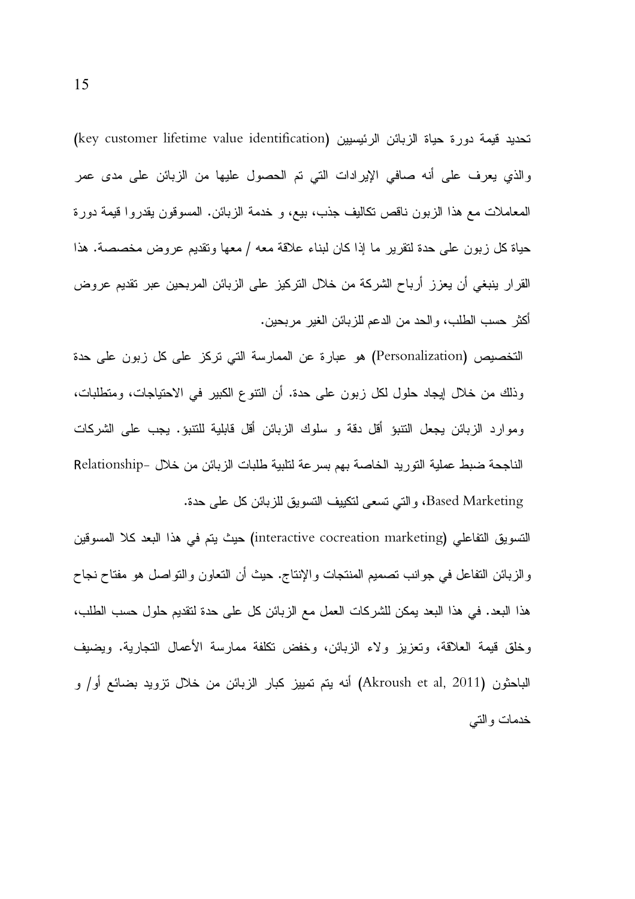تحديد قيمة دورة حياة الزبائن الرئيسيين (key customer lifetime value identification) والذي يعرف على أنه صافي الإيرادات التي تم الحصول عليها من الزبائن على مدى عمر المعاملات مع هذا الزبون ناقص تكاليف جذب، بيع، و خدمة الزبائن. المسوقون يقدروا قيمة دورة حياة كل زبون على حدة لتقرير ما إذا كان لبناء علاقة معه / معها وتقديم عروض مخصصة. هذا القرار ينبغي أن يعزز أرباح الشركة من خلال التركيز على الزبائن المربحين عبر تقديم عروض أكثر حسب الطلب، والحد من الدعم للزبائن الغير مربحين.

التخصيص (Personalization) هو عبارة عن الممارسة التي تركز على كل زبون على حدة وذلك من خلال إيجاد حلول لكل زبون على حدة. أن التنوع الكبير في الاحتياجات، ومتطلبات، وموارد الزبائن يجعل التنبؤ أقل دقة و سلوك الزبائن أقل قابلية للتنبؤ. يجب على الشركات الناجحة ضبط عملية التوريد الخاصة بهم بسرعة لتلبية طلبات الزبائن من خلال Relationship-Based Marketing، والتي تسعى لتكييف التسويق للزبائن كل على حدة.

التسويق التفاعلي (interactive cocreation marketing) حيث يتم في هذا البعد كلا المسوقين والزبائن التفاعل في جوانب تصميم المنتجات والإنتاج. حيث أن التعاون والتواصل هو مفتاح نجاح هذا البعد. في هذا البعد يمكن للشركات العمل مع الزبائن كل على حدة لتقديم حلول حسب الطلب، وخلق قيمة العلاقة، وتعزيز ولاء الزبائن، وخفض تكلفة ممارسة الأعمال التجارية. ويضيف الباحثون (Akroush et al, 2011) أنه يتم تمييز كبار الزبائن من خلال تزويد بضائع أو/ و خدمات والتي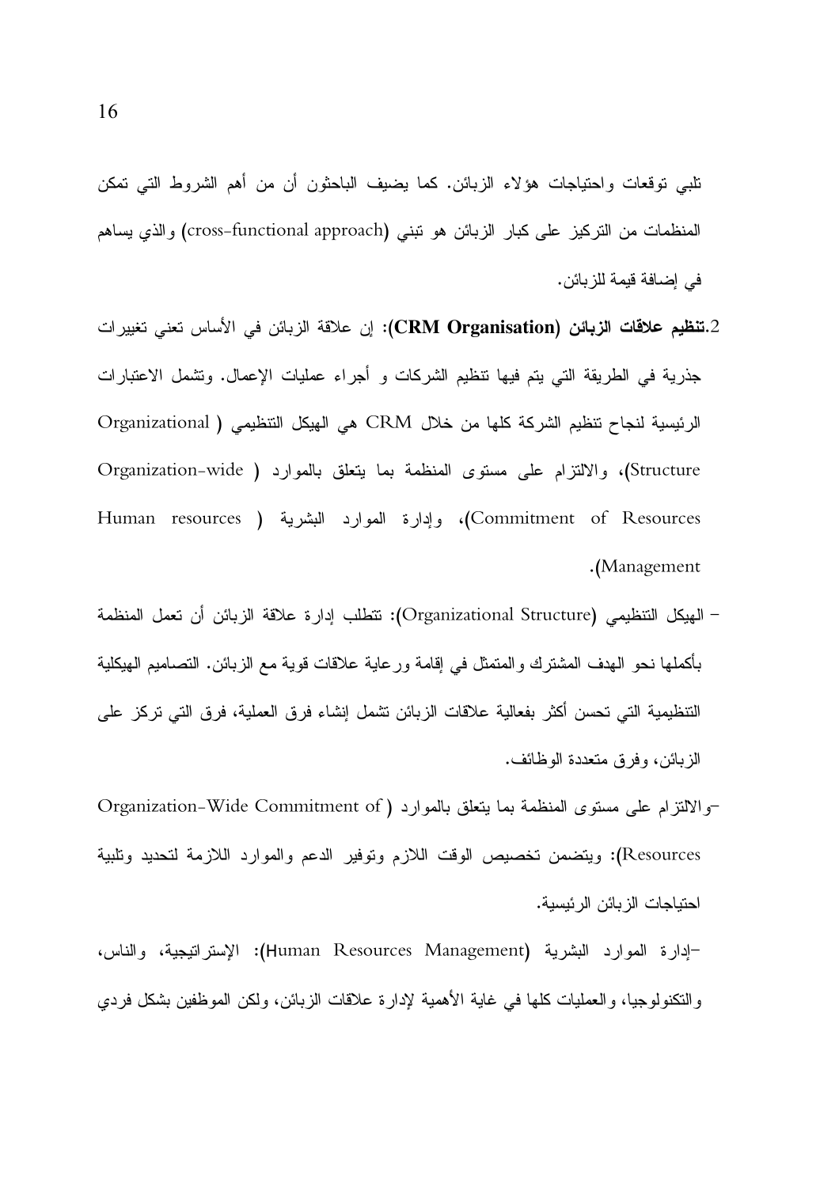تلبي توقعات واحتياجات هؤلاء الزبائن. كما يضيف الباحثون أن من أهم الشروط التي تمكن المنظمات من التركيز على كبار الزبائن هو تبني (cross-functional approach) والذي يساهم في إضافة قيمة للزبائن.

2. **تنظيم علاقات الزبائن (CRM Organisation)**: إن علاقة الزبائن في الأساس تعني تغييرات جذرية في الطريقة التي يتم فيها تنظيم الشركات و أجراء عمليات الإعمال. وتشمل الاعتبارات الرئيسية لنجاح تنظيم الشركة كلها من خلال CRM هي الهيكل التنظيمي (Organizational Structure)، والالتزام على مستوى المنظمة بما يتعلق بالموارد (Organization-wide Commitment of Resources)، وإدارة الموارد البشرية (Human resources Management).

- الهيكل التنظيمي (Organizational Structure): تتطلب إدارة علاقة الزبائن أن تعمل المنظمة بأكملها نحو الهدف المشترك والمتمثل في إقامة ورعاية علاقات قوية مع الزبائن. التصاميم الهيكلية التنظيمية التي تحسن أكثر بفعالية علاقات الزبائن تشمل إنشاء فرق العملية، فرق التي تركز على الزبائن، وفرق متعددة الوظائف.

- والالتزام على مستوى المنظمة بما يتعلق بالموارد (Organization-Wide Commitment of Resources): ويتضمن تخصيص الوقت اللازم وتوفير الدعم والموارد اللازمة لتحديد وتلبية احتياجات الزبائن الرئيسية.

- إدارة الموارد البشرية (Human Resources Management): الإستراتيجية، والناس، والتكنولوجيا، والعمليات كلها في غاية الأهمية لإدارة علاقات الزبائن، ولكن الموظفين بشكل فردي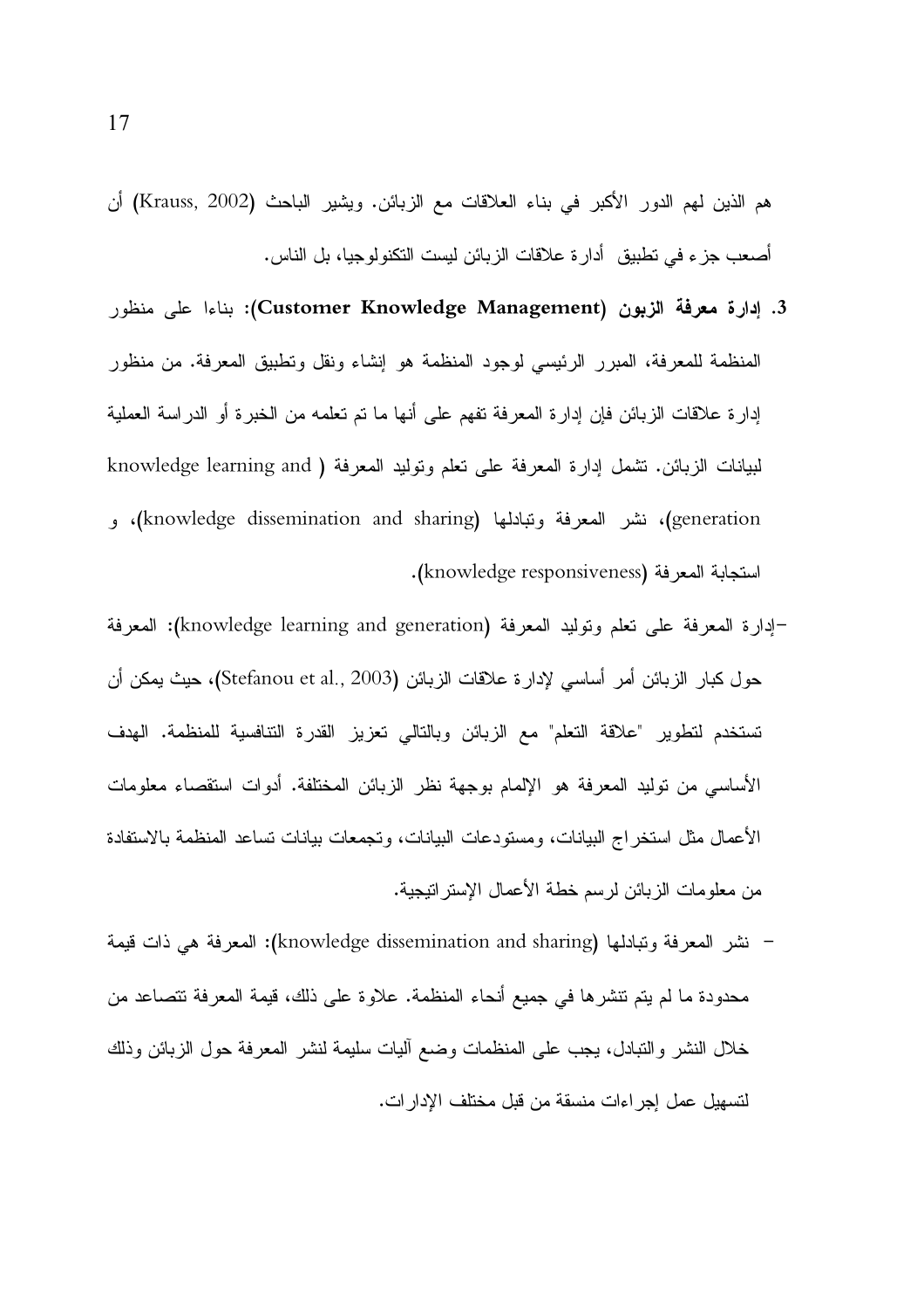هم الذين لهم الدور الأكبر في بناء العلاقات مع الزبائن. ويشير الباحث (Krauss, 2002) أن أصعب جزء في تطبيق أدارة علاقات الزبائن ليست التكنولوجيا، بل الناس.

3. **إدارة معرفة الزبون (Customer Knowledge Management)**: بناءا على منظور المنظمة للمعرفة، المبرر الرئيسي لوجود المنظمة هو إنشاء ونقل وتطبيق المعرفة. من منظور إدارة علاقات الزبائن فإن إدارة المعرفة تفهم على أنها ما تم تعلمه من الخبرة أو الدراسة العملية لبيانات الزبائن. تشمل إدارة المعرفة على تعلم وتوليد المعرفة (knowledge learning and generation)، نشر المعرفة وتبادلها (knowledge dissemination and sharing)، و استجابة المعرفة (knowledge responsiveness).

- إدارة المعرفة على تعلم وتوليد المعرفة (knowledge learning and generation): المعرفة حول كبار الزبائن أمر أساسي لإدارة علاقات الزبائن (Stefanou et al., 2003)، حيث يمكن أن تستخدم لتطوير "علاقة التعلم" مع الزبائن وبالتالي تعزيز القدرة التنافسية للمنظمة. الهدف الأساسي من توليد المعرفة هو الإلمام بوجهة نظر الزبائن المختلفة. أدوات استقصاء معلومات الأعمال مثل استخراج البيانات، ومستودعات البيانات، وتجمعات بيانات تساعد المنظمة بالاستفادة من معلومات الزبائن لرسم خطة الأعمال الإستراتيجية.

- نشر المعرفة وتبادلها (knowledge dissemination and sharing): المعرفة هي ذات قيمة محدودة ما لم يتم تنشرها في جميع أنحاء المنظمة. علاوة على ذلك، قيمة المعرفة تتصاعد من خلال النشر والتبادل، يجب على المنظمات وضع آليات سليمة لنشر المعرفة حول الزبائن وذلك لتسهيل عمل إجراءات منسقة من قبل مختلف الإدارات.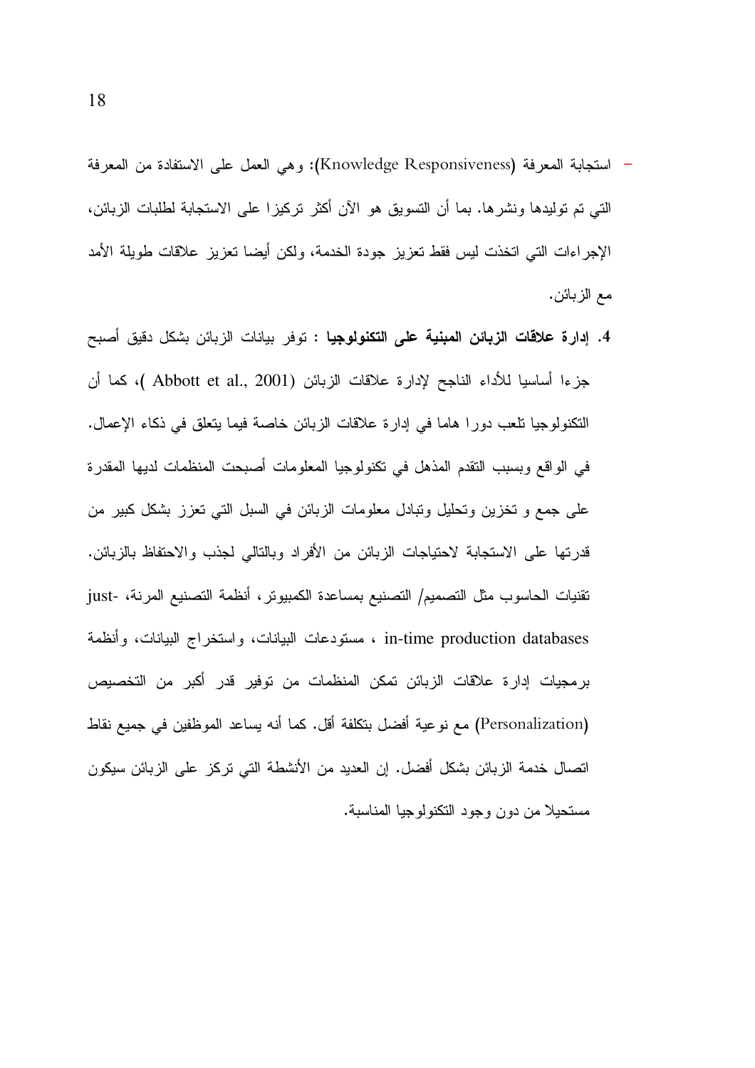- استجابة المعرفة (Knowledge Responsiveness): وهي العمل على الاستفادة من المعرفة التي تم توليدها ونشرها. بما أن التسويق هو الآن أكثر تركيزا على الاستجابة لطلبات الزبائن، الإجراءات التي اتخذت ليس فقط تعزيز جودة الخدمة، ولكن أيضا تعزيز علاقات طويلة الأمد مع الزبائن.

4. **إدارة علاقات الزبائن المبنية على التكنولوجيا** : توفر بيانات الزبائن بشكل دقيق أصبح جزءا أساسيا للأداء الناجح لإدارة علاقات الزبائن (Abbott et al., 2001 )، كما أن التكنولوجيا تلعب دورا هاما في إدارة علاقات الزبائن خاصة فيما يتعلق في ذكاء الإعمال. في الواقع وبسبب التقدم المذهل في تكنولوجيا المعلومات أصبحت المنظمات لديها المقدرة على جمع و تخزين وتحليل وتبادل معلومات الزبائن في السبل التي تعزز بشكل كبير من قدرتها على الاستجابة لاحتياجات الزبائن من الأفراد وبالتالي لجذب والاحتفاظ بالزبائن. تقنيات الحاسوب مثل التصميم/ التصنيع بمساعدة الكمبيوتر، أنظمة التصنيع المرنة، just-in-time production databases ، مستودعات البيانات، واستخراج البيانات، وأنظمة برمجيات إدارة علاقات الزبائن تمكن المنظمات من توفير قدر أكبر من التخصيص (Personalization) مع نوعية أفضل بتكلفة أقل. كما أنه يساعد الموظفين في جميع نقاط اتصال خدمة الزبائن بشكل أفضل. إن العديد من الأنشطة التي تركز على الزبائن سيكون مستحيلا من دون وجود التكنولوجيا المناسبة.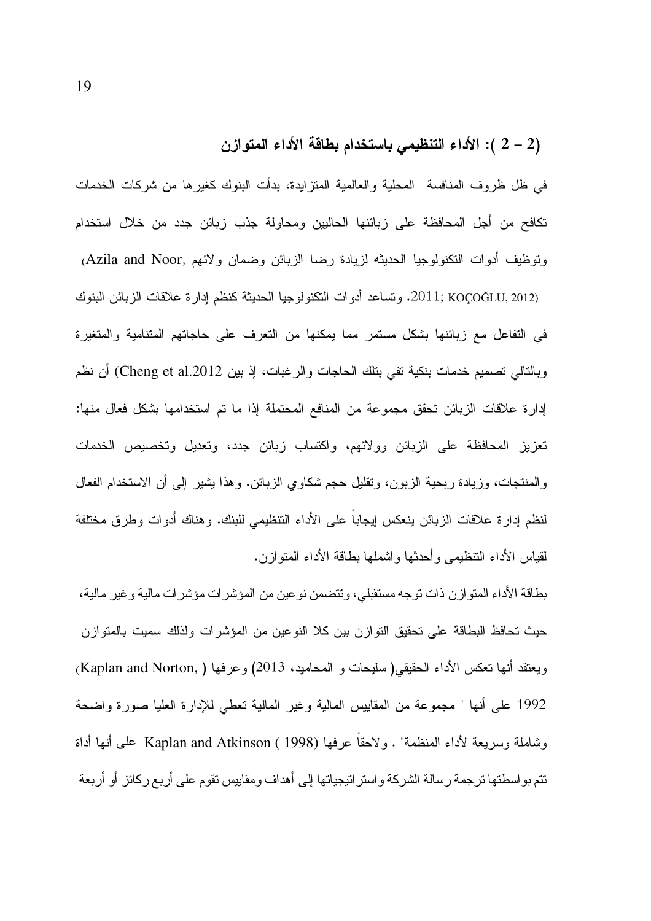## (2 – 2 ): الأداء التنظيمي باستخدام بطاقة الأداء المتوازن

في ظل ظروف المنافسة المحلية والعالمية المتزايدة، بدأت البنوك كغيرها من شركات الخدمات تكافح من أجل المحافظة على زبائنها الحاليين ومحاولة جذب زبائن جدد من خلال استخدام وتوظيف أدوات التكنولوجيا الحديثه لزيادة رضا الزبائن وضمان ولائهم (Azila and Noor, 2011; KOÇOĞLU, 2012). وتساعد أدوات التكنولوجيا الحديثة كنظم إدارة علاقات الزبائن البنوك في التفاعل مع زبائنها بشكل مستمر مما يمكنها من التعرف على حاجاتهم المتنامية والمتغيرة وبالتالي تصميم خدمات بنكية تفي بتلك الحاجات والرغبات، إذ بين (Cheng et al.2012) أن نظم إدارة علاقات الزبائن تحقق مجموعة من المنافع المحتملة إذا ما تم استخدامها بشكل فعال منها: تعزيز المحافظة على الزبائن وولائهم، واكتساب زبائن جدد، وتعديل وتخصيص الخدمات والمنتجات، وزيادة ربحية الزبون، وتقليل حجم شكاوي الزبائن. وهذا يشير إلى أن الاستخدام الفعال لنظم إدارة علاقات الزبائن ينعكس إيجاباً على الأداء التنظيمي للبنك. وهناك أدوات وطرق مختلفة لقياس الأداء التنظيمي وأحدثها واشملها بطاقة الأداء المتوازن.

بطاقة الأداء المتوازن ذات توجه مستقبلي، وتتضمن نوعين من المؤشرات مؤشرات مالية وغير مالية، حيث تحافظ البطاقة على تحقيق التوازن بين كلا النوعين من المؤشرات ولذلك سميت بالمتوازن ويعتقد أنها تعكس الأداء الحقيقي( سليحات و المحاميد، 2013) وعرفها ( Kaplan and Norton, 1992) على أنها " مجموعة من المقاييس المالية وغير المالية تعطي للإدارة العليا صورة واضحة وشاملة وسريعة لأداء المنظمة" . ولاحقاً عرفها Kaplan and Atkinson ( 1998) على أنها أداة تتم بواسطتها ترجمة رسالة الشركة واستراتيجياتها إلى أهداف ومقاييس تقوم على أربع ركائز أو أربعة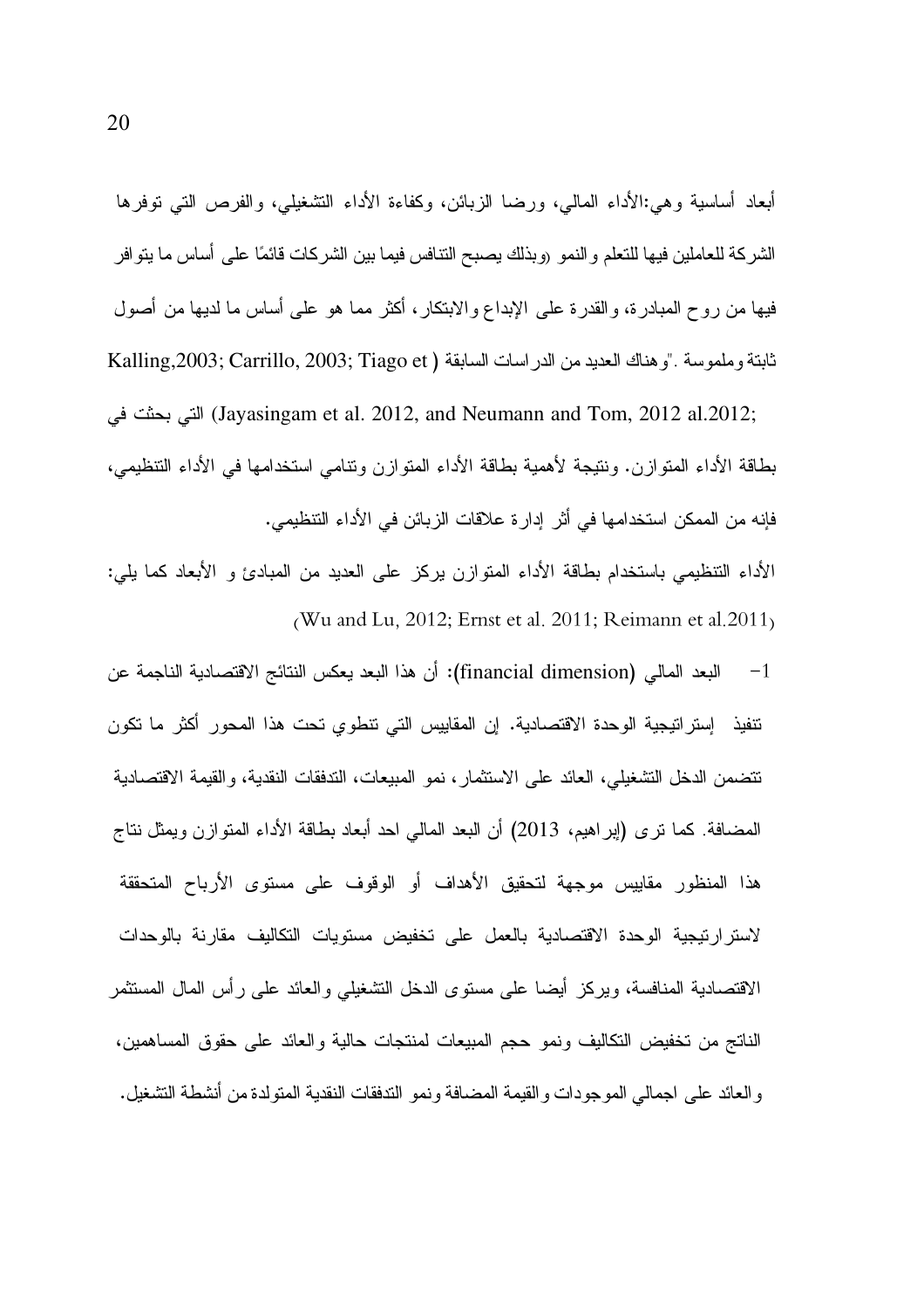أبعاد أساسية وهي:الأداء المالي، ورضا الزبائن، وكفاءة الأداء التشغيلي، والفرص التي توفرها الشركة للعاملين فيها للتعلم والنمو (وبذلك يصبح التنافس فيما بين الشركات قائمًا على أساس ما يتوافر فيها من روح المبادرة، والقدرة على الإبداع والابتكار، أكثر مما هو على أساس ما لديها من أصول ثابتة وملموسة ."وهناك العديد من الدراسات السابقة (Kalling,2003; Carrillo, 2003; Tiago et al.2012; Jayasingam et al. 2012, and Neumann and Tom, 2012) التي بحثت في بطاقة الأداء المتوازن. ونتيجة لأهمية بطاقة الأداء المتوازن وتنامي استخدامها في الأداء التنظيمي، فإنه من الممكن استخدامها في أثر إدارة علاقات الزبائن في الأداء التنظيمي.

الأداء التنظيمي باستخدام بطاقة الأداء المتوازن يركز على العديد من المبادئ و الأبعاد كما يلي: (Wu and Lu, 2012; Ernst et al. 2011; Reimann et al.2011)

1- البعد المالي (financial dimension): أن هذا البعد يعكس النتائج الاقتصادية الناجمة عن تنفيذ إستراتيجية الوحدة الاقتصادية. إن المقاييس التي تنطوي تحت هذا المحور أكثر ما تكون تتضمن الدخل التشغيلي، العائد على الاستثمار، نمو المبيعات، التدفقات النقدية، والقيمة الاقتصادية المضافة. كما ترى (إبراهيم، 2013) أن البعد المالي احد أبعاد بطاقة الأداء المتوازن ويمثل نتاج هذا المنظور مقاييس موجهة لتحقيق الأهداف أو الوقوف على مستوى الأرباح المتحققة لاسترارتيجية الوحدة الاقتصادية بالعمل على تخفيض مستويات التكاليف مقارنة بالوحدات الاقتصادية المنافسة، ويركز أيضا على مستوى الدخل التشغيلي والعائد على رأس المال المستثمر الناتج من تخفيض التكاليف ونمو حجم المبيعات لمنتجات حالية والعائد على حقوق المساهمين، والعائد على اجمالي الموجودات والقيمة المضافة ونمو التدفقات النقدية المتولدة من أنشطة التشغيل.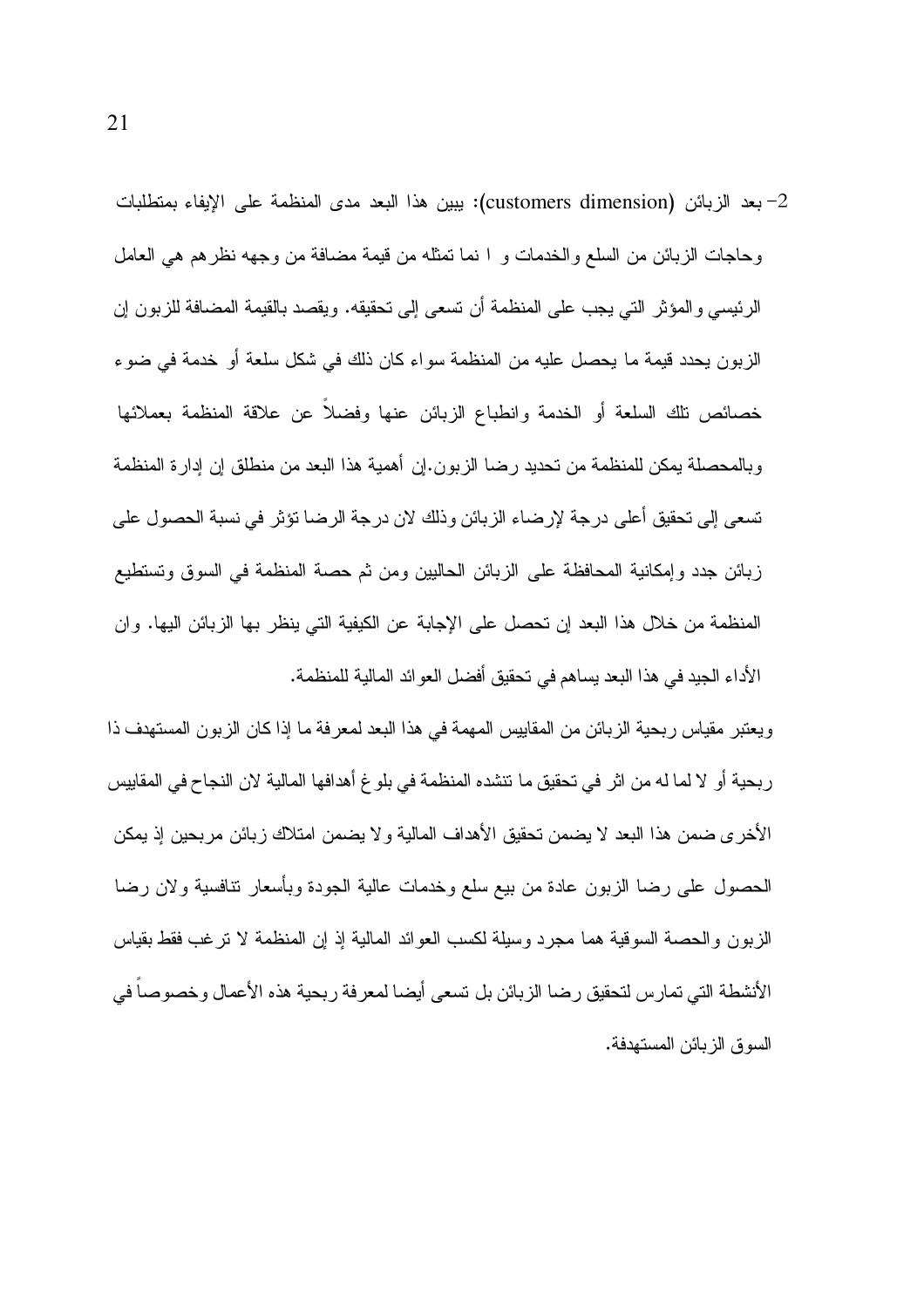2- بعد الزبائن (customers dimension): يبين هذا البعد مدى المنظمة على الإيفاء بمتطلبات وحاجات الزبائن من السلع والخدمات و ا نما تمثله من قيمة مضافة من وجهه نظرهم هي العامل الرئيسي والمؤثر التي يجب على المنظمة أن تسعى إلى تحقيقه. ويقصد بالقيمة المضافة للزبون إن الزبون يحدد قيمة ما يحصل عليه من المنظمة سواء كان ذلك في شكل سلعة أو خدمة في ضوء خصائص تلك السلعة أو الخدمة وانطباع الزبائن عنها وفضلاً عن علاقة المنظمة بعملائها وبالمحصلة يمكن للمنظمة من تحديد رضا الزبون.إن أهمية هذا البعد من منطلق إن إدارة المنظمة تسعى إلى تحقيق أعلى درجة لإرضاء الزبائن وذلك لان درجة الرضا تؤثر في نسبة الحصول على زبائن جدد وإمكانية المحافظة على الزبائن الحاليين ومن ثم حصة المنظمة في السوق وتستطيع المنظمة من خلال هذا البعد إن تحصل على الإجابة عن الكيفية التي ينظر بها الزبائن اليها. وان الأداء الجيد في هذا البعد يساهم في تحقيق أفضل العوائد المالية للمنظمة.

ويعتبر مقياس ربحية الزبائن من المقاييس المهمة في هذا البعد لمعرفة ما إذا كان الزبون المستهدف ذا ربحية أو لا لما له من اثر في تحقيق ما تنشده المنظمة في بلوغ أهدافها المالية لان النجاح في المقاييس الأخرى ضمن هذا البعد لا يضمن تحقيق الأهداف المالية ولا يضمن امتلاك زبائن مربحين إذ يمكن الحصول على رضا الزبون عادة من بيع سلع وخدمات عالية الجودة وبأسعار تنافسية ولان رضا الزبون والحصة السوقية هما مجرد وسيلة لكسب العوائد المالية إذ إن المنظمة لا ترغب فقط بقياس الأنشطة التي تمارس لتحقيق رضا الزبائن بل تسعى أيضا لمعرفة ربحية هذه الأعمال وخصوصاً في السوق الزبائن المستهدفة.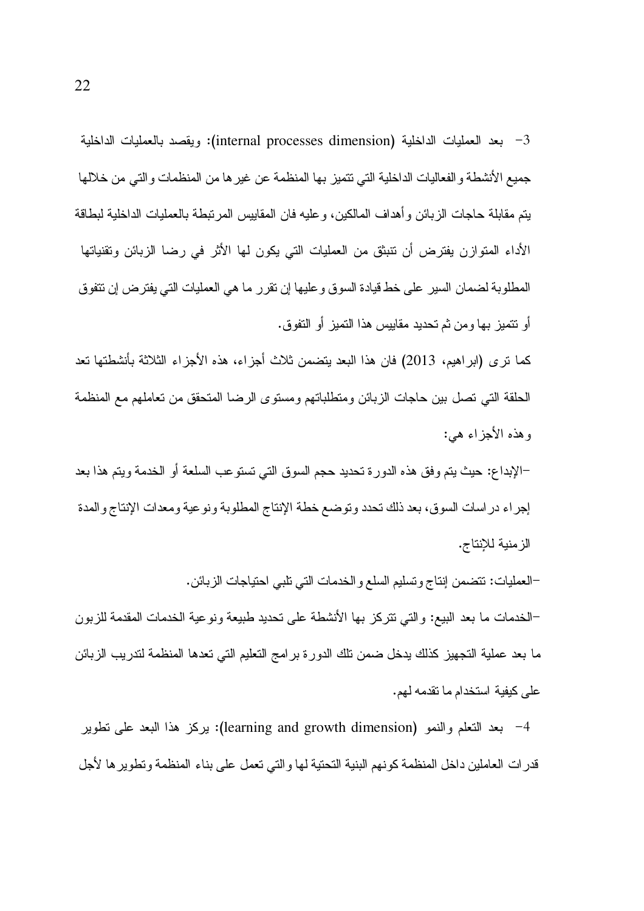3- بعد العمليات الداخلية (internal processes dimension): ويقصد بالعمليات الداخلية جميع الأنشطة والفعاليات الداخلية التي تتميز بها المنظمة عن غيرها من المنظمات والتي من خلالها يتم مقابلة حاجات الزبائن وأهداف المالكين، وعليه فان المقاييس المرتبطة بالعمليات الداخلية لبطاقة الأداء المتوازن يفترض أن تنبثق من العمليات التي يكون لها الأثر في رضا الزبائن وتقنياتها المطلوبة لضمان السير على خط قيادة السوق وعليها إن تقرر ما هي العمليات التي يفترض إن تتفوق أو تتميز بها ومن ثم تحديد مقاييس هذا التميز أو التفوق.

كما ترى (ابراهيم، 2013) فان هذا البعد يتضمن ثلاث أجزاء، هذه الأجزاء الثلاثة بأنشطتها تعد الحلقة التي تصل بين حاجات الزبائن ومتطلباتهم ومستوى الرضا المتحقق من تعاملهم مع المنظمة وهذه الأجزاء هي:

-الإبداع: حيث يتم وفق هذه الدورة تحديد حجم السوق التي تستوعب السلعة أو الخدمة ويتم هذا بعد إجراء دراسات السوق، بعد ذلك تحدد وتوضع خطة الإنتاج المطلوبة ونوعية ومعدات الإنتاج والمدة الزمنية للإنتاج.

-العمليات: تتضمن إنتاج وتسليم السلع والخدمات التي تلبي احتياجات الزبائن.

-الخدمات ما بعد البيع: والتي تتركز بها الأنشطة على تحديد طبيعة ونوعية الخدمات المقدمة للزبون ما بعد عملية التجهيز كذلك يدخل ضمن تلك الدورة برامج التعليم التي تعدها المنظمة لتدريب الزبائن على كيفية استخدام ما تقدمه لهم.

4- بعد التعلم والنمو (learning and growth dimension): يركز هذا البعد على تطوير قدرات العاملين داخل المنظمة كونهم البنية التحتية لها والتي تعمل على بناء المنظمة وتطويرها لأجل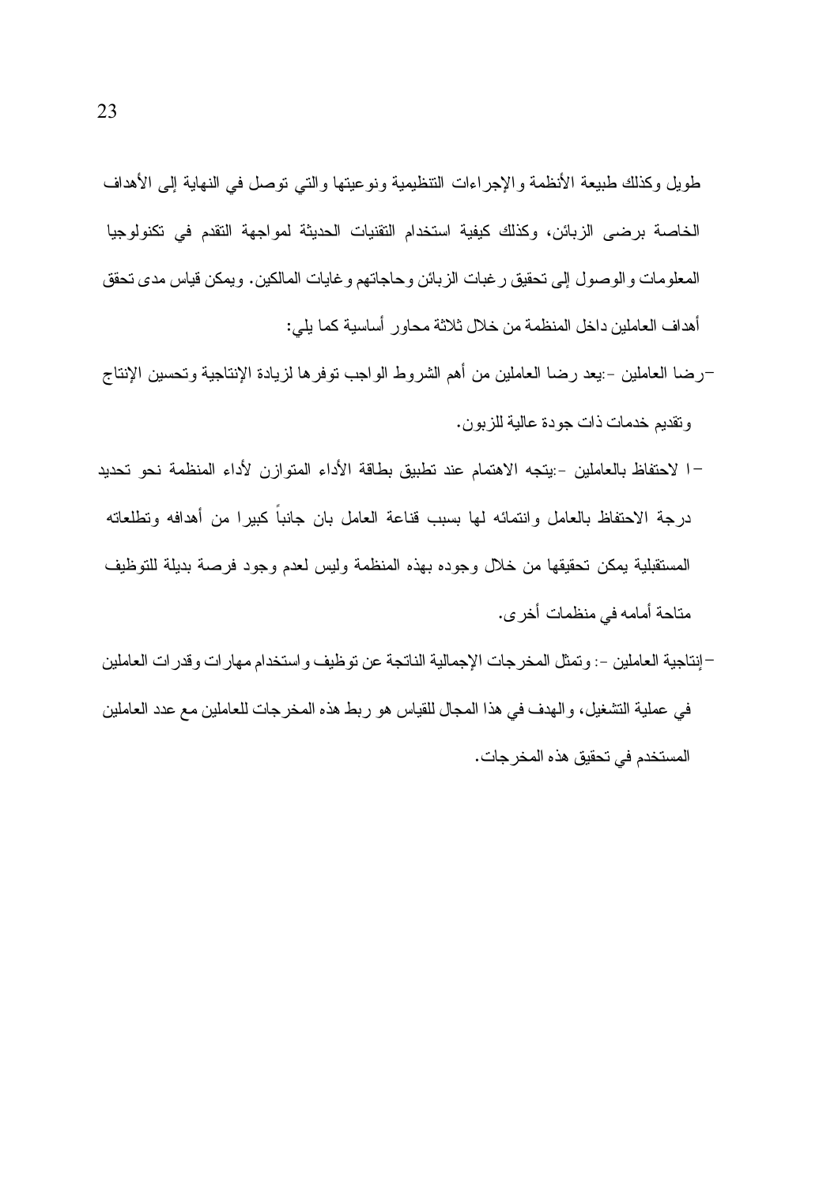طويل وكذلك طبيعة الأنظمة والإجراءات التنظيمية ونوعيتها والتي توصل في النهاية إلى الأهداف الخاصة برضى الزبائن، وكذلك كيفية استخدام التقنيات الحديثة لمواجهة التقدم في تكنولوجيا المعلومات والوصول إلى تحقيق رغبات الزبائن وحاجاتهم وغايات المالكين. ويمكن قياس مدى تحقق أهداف العاملين داخل المنظمة من خلال ثلاثة محاور أساسية كما يلي:

- رضا العاملين -:يعد رضا العاملين من أهم الشروط الواجب توفرها لزيادة الإنتاجية وتحسين الإنتاج وتقديم خدمات ذات جودة عالية للزبون.
- ا لاحتفاظ بالعاملين -:يتجه الاهتمام عند تطبيق بطاقة الأداء المتوازن لأداء المنظمة نحو تحديد درجة الاحتفاظ بالعامل وانتمائه لها بسبب قناعة العامل بان جانباً كبيرا من أهدافه وتطلعاته المستقبلية يمكن تحقيقها من خلال وجوده بهذه المنظمة وليس لعدم وجود فرصة بديلة للتوظيف متاحة أمامه في منظمات أخرى.
- إنتاجية العاملين -: وتمثل المخرجات الإجمالية الناتجة عن توظيف واستخدام مهارات وقدرات العاملين في عملية التشغيل، والهدف في هذا المجال للقياس هو ربط هذه المخرجات للعاملين مع عدد العاملين المستخدم في تحقيق هذه المخرجات.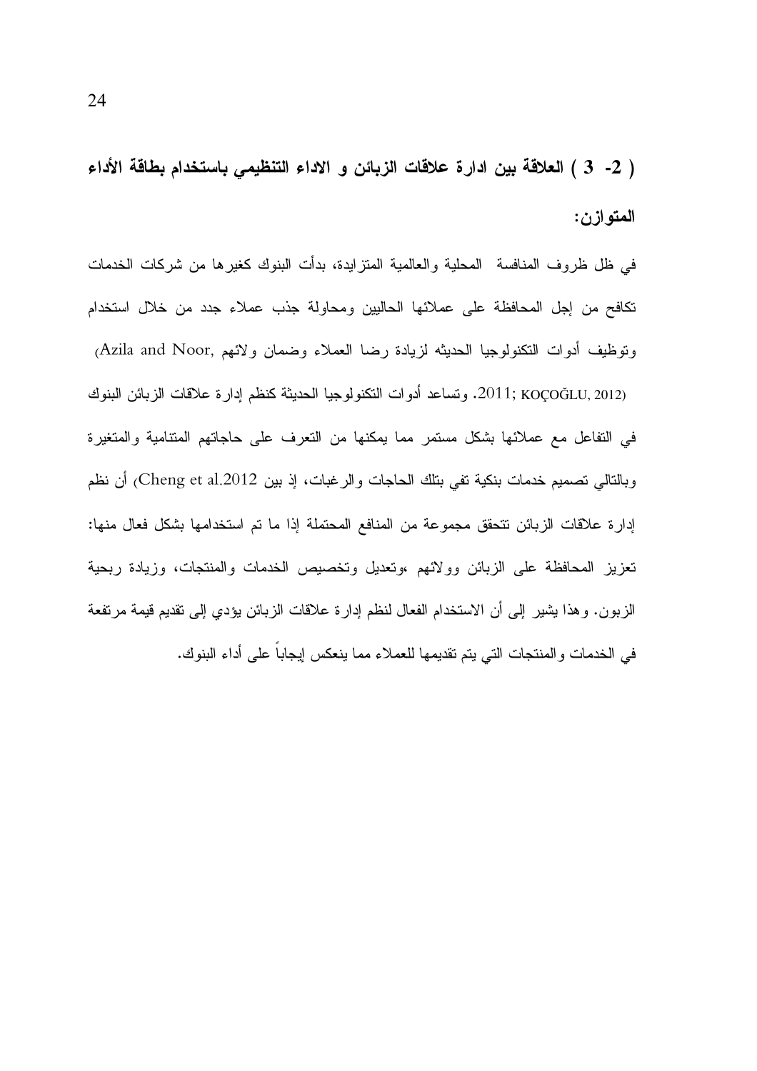## ( 3 -2 ) العلاقة بين ادارة علاقات الزبائن و الاداء التنظيمي باستخدام بطاقة الأداء المتوازن:

في ظل ظروف المنافسة المحلية والعالمية المتزايدة، بدأت البنوك كغيرها من شركات الخدمات تكافح من إجل المحافظة على عملائها الحاليين ومحاولة جذب عملاء جدد من خلال استخدام وتوظيف أدوات التكنولوجيا الحديثه لزيادة رضا العملاء وضمان ولائهم (Azila and Noor, 2011; KOÇOĞLU, 2012). وتساعد أدوات التكنولوجيا الحديثة كنظم إدارة علاقات الزبائن البنوك في التفاعل مع عملائها بشكل مستمر مما يمكنها من التعرف على حاجاتهم المتنامية والمتغيرة وبالتالي تصميم خدمات بنكية تفي بتلك الحاجات والرغبات، إذ بين (Cheng et al.2012) أن نظم إدارة علاقات الزبائن تتحقق مجموعة من المنافع المحتملة إذا ما تم استخدامها بشكل فعال منها: تعزيز المحافظة على الزبائن وولائهم ،وتعديل وتخصيص الخدمات والمنتجات، وزيادة ربحية الزبون. وهذا يشير إلى أن الاستخدام الفعال لنظم إدارة علاقات الزبائن يؤدي إلى تقديم قيمة مرتفعة في الخدمات والمنتجات التي يتم تقديمها للعملاء مما ينعكس إيجاباً على أداء البنوك.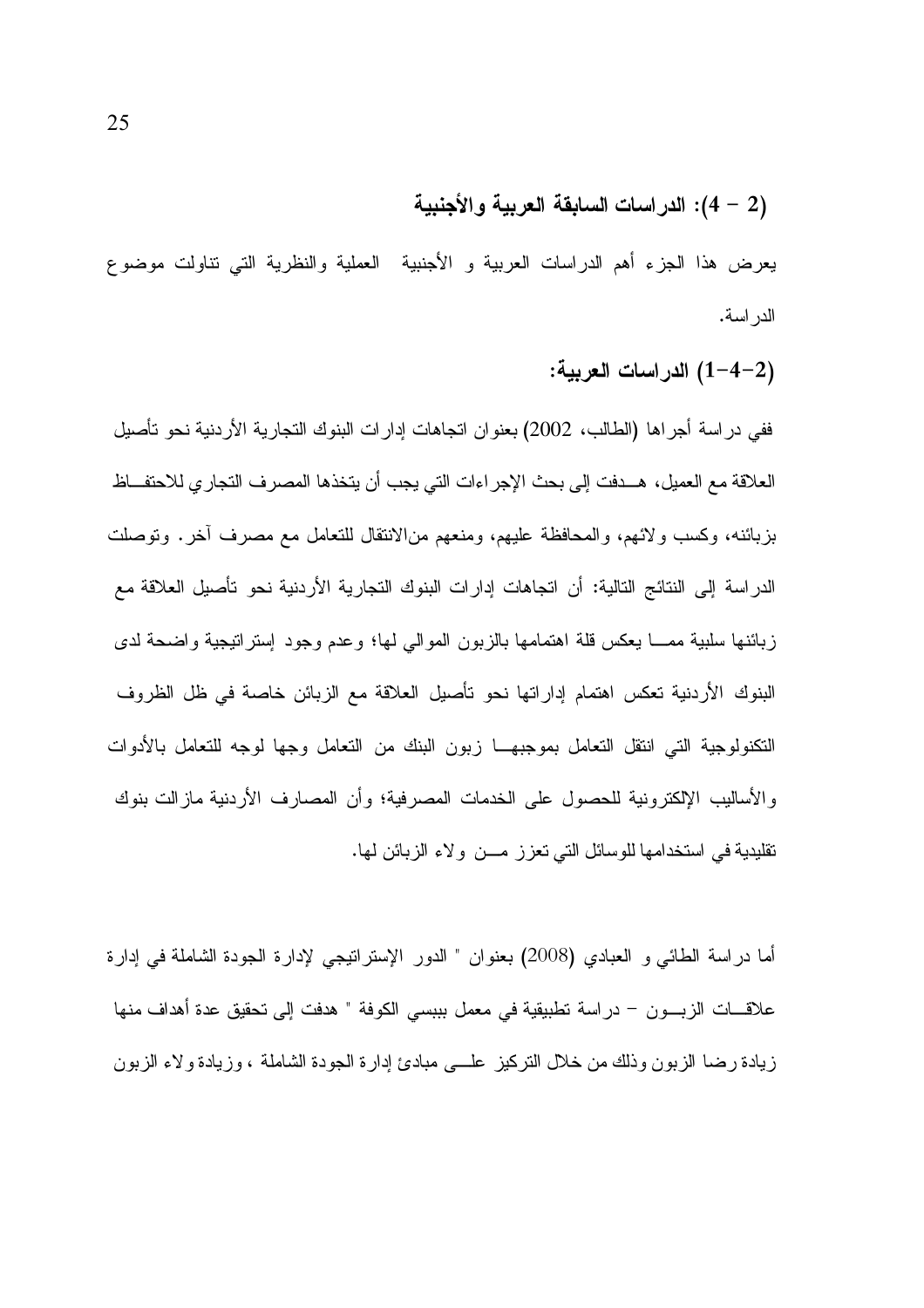### (2 – 4): الدراسات السابقة العربية والأجنبية

يعرض هذا الجزء أهم الدراسات العربية و الأجنبية العملية والنظرية التي تناولت موضوع الدراسة.

### (2-4-1) الدراسات العربية:

ففي دراسة أجراها (الطالب، 2002) بعنوان اتجاهات إدارات البنوك التجارية الأردنية نحو تأصيل العلاقة مع العميل، هــدفت إلى بحث الإجراءات التي يجب أن يتخذها المصرف التجاري للاحتفــاظ بزبائنه، وكسب ولائهم، والمحافظة عليهم، ومنعهم منالانتقال للتعامل مع مصرف آخر. وتوصلت الدراسة إلى النتائج التالية: أن اتجاهات إدارات البنوك التجارية الأردنية نحو تأصيل العلاقة مع زبائنها سلبية ممـــا يعكس قلة اهتمامها بالزبون الموالي لها؛ وعدم وجود إستراتيجية واضحة لدى البنوك الأردنية تعكس اهتمام إداراتها نحو تأصيل العلاقة مع الزبائن خاصة في ظل الظروف التكنولوجية التي انتقل التعامل بموجبهـــا زبون البنك من التعامل وجها لوجه للتعامل بالأدوات والأساليب الإلكترونية للحصول على الخدمات المصرفية؛ وأن المصارف الأردنية مازالت بنوك تقليدية في استخدامها للوسائل التي تعزز مـــن ولاء الزبائن لها.

أما دراسة الطائي و العبادي (2008) بعنوان " الدور الإستراتيجي لإدارة الجودة الشاملة في إدارة علاقـــات الزبـــون – دراسة تطبيقية في معمل بيبسي الكوفة " هدفت إلى تحقيق عدة أهداف منها زيادة رضا الزبون وذلك من خلال التركيز علـــى مبادئ إدارة الجودة الشاملة ، وزيادة ولاء الزبون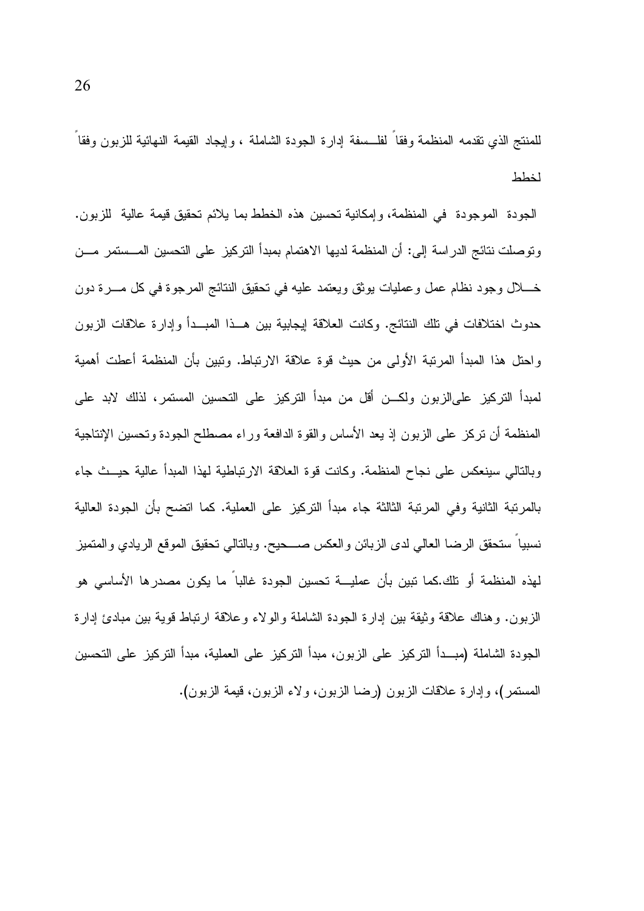للمنتج الذي تقدمه المنظمة وفقاً لفلسفة إدارة الجودة الشاملة ، وإيجاد القيمة النهائية للزبون وفقاً لخطط

الجودة الموجودة في المنظمة، وإمكانية تحسين هذه الخطط بما يلائم تحقيق قيمة عالية للزبون. وتوصلت نتائج الدراسة إلى: أن المنظمة لديها الاهتمام بمبدأ التركيز على التحسين المستمر من خلال وجود نظام عمل وعمليات يوثق ويعتمد عليه في تحقيق النتائج المرجوة في كل مرة دون حدوث اختلافات في تلك النتائج. وكانت العلاقة إيجابية بين هذا المبدأ وإدارة علاقات الزبون واحتل هذا المبدأ المرتبة الأولى من حيث قوة علاقة الارتباط. وتبين بأن المنظمة أعطت أهمية لمبدأ التركيز علىالزبون ولكن أقل من مبدأ التركيز على التحسين المستمر، لذلك لابد على المنظمة أن تركز على الزبون إذ يعد الأساس والقوة الدافعة وراء مصطلح الجودة وتحسين الإنتاجية وبالتالي سينعكس على نجاح المنظمة. وكانت قوة العلاقة الارتباطية لهذا المبدأ عالية حيث جاء بالمرتبة الثانية وفي المرتبة الثالثة جاء مبدأ التركيز على العملية. كما اتضح بأن الجودة العالية نسبياً ستحقق الرضا العالي لدى الزبائن والعكس صحيح. وبالتالي تحقيق الموقع الريادي والمتميز لهذه المنظمة أو تلك.كما تبين بأن عملية تحسين الجودة غالباً ما يكون مصدرها الأساسي هو الزبون. وهناك علاقة وثيقة بين إدارة الجودة الشاملة والولاء وعلاقة ارتباط قوية بين مبادئ إدارة الجودة الشاملة (مبدأ التركيز على الزبون، مبدأ التركيز على العملية، مبدأ التركيز على التحسين المستمر)، وإدارة علاقات الزبون (رضا الزبون، ولاء الزبون، قيمة الزبون).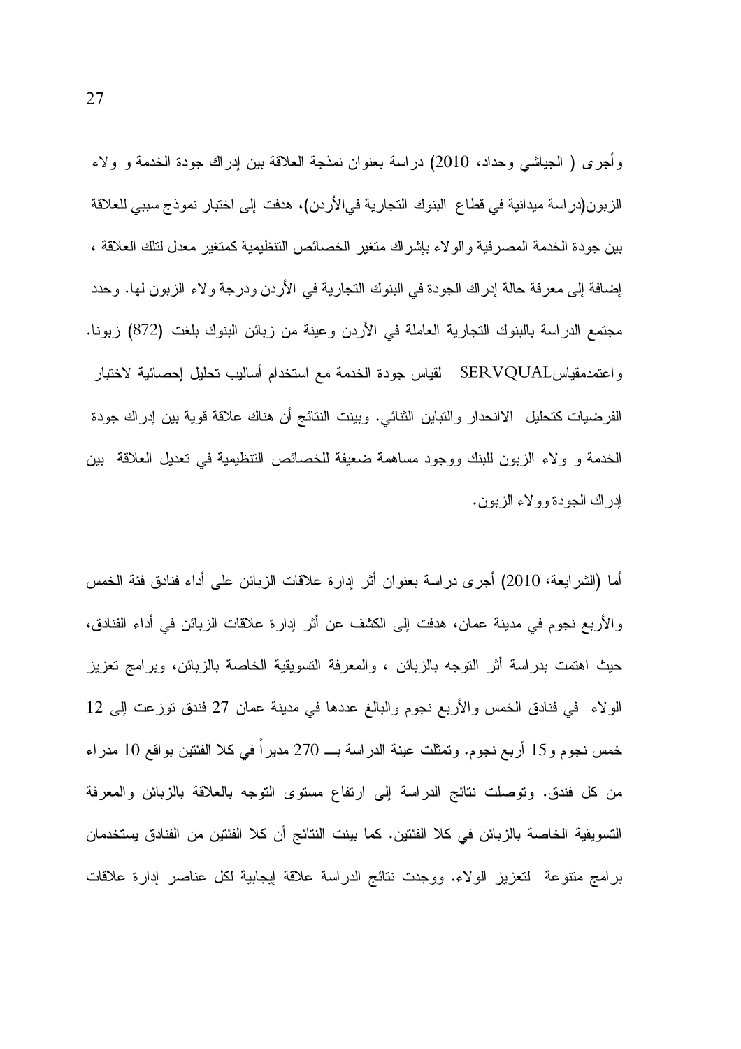وأجرى ( الجياشي وحداد، 2010) دراسة بعنوان نمذجة العلاقة بين إدراك جودة الخدمة و ولاء الزبون(دراسة ميدانية في قطاع البنوك التجارية فيالأردن)، هدفت إلى اختبار نموذج سببي للعلاقة بين جودة الخدمة المصرفية والولاء بإشراك متغير الخصائص التنظيمية كمتغير معدل لتلك العلاقة ، إضافة إلى معرفة حالة إدراك الجودة في البنوك التجارية في الأردن ودرجة ولاء الزبون لها. وحدد مجتمع الدراسة بالبنوك التجارية العاملة في الأردن وعينة من زبائن البنوك بلغت (872) زبونا. واعتمدمقياسSERVQUAL لقياس جودة الخدمة مع استخدام أساليب تحليل إحصائية لاختبار الفرضيات كتحليل الانحدار والتباين الثنائي. وبينت النتائج أن هناك علاقة قوية بين إدراك جودة الخدمة و ولاء الزبون للبنك ووجود مساهمة ضعيفة للخصائص التنظيمية في تعديل العلاقة بين إدراك الجودة وولاء الزبون.

أما (الشرايعة، 2010) أجرى دراسة بعنوان أثر إدارة علاقات الزبائن على أداء فنادق فئة الخمس والأربع نجوم في مدينة عمان، هدفت إلى الكشف عن أثر إدارة علاقات الزبائن في أداء الفنادق، حيث اهتمت بدراسة أثر التوجه بالزبائن ، والمعرفة التسويقية الخاصة بالزبائن، وبرامج تعزيز الولاء في فنادق الخمس والأربع نجوم والبالغ عددها في مدينة عمان 27 فندق توزعت إلى 12 خمس نجوم و15 أربع نجوم. وتمثلت عينة الدراسة بـــ 270 مديراً في كلا الفئتين بواقع 10 مدراء من كل فندق. وتوصلت نتائج الدراسة إلى ارتفاع مستوى التوجه بالعلاقة بالزبائن والمعرفة التسويقية الخاصة بالزبائن في كلا الفئتين. كما بينت النتائج أن كلا الفئتين من الفنادق يستخدمان برامج متنوعة لتعزيز الولاء. ووجدت نتائج الدراسة علاقة إيجابية لكل عناصر إدارة علاقات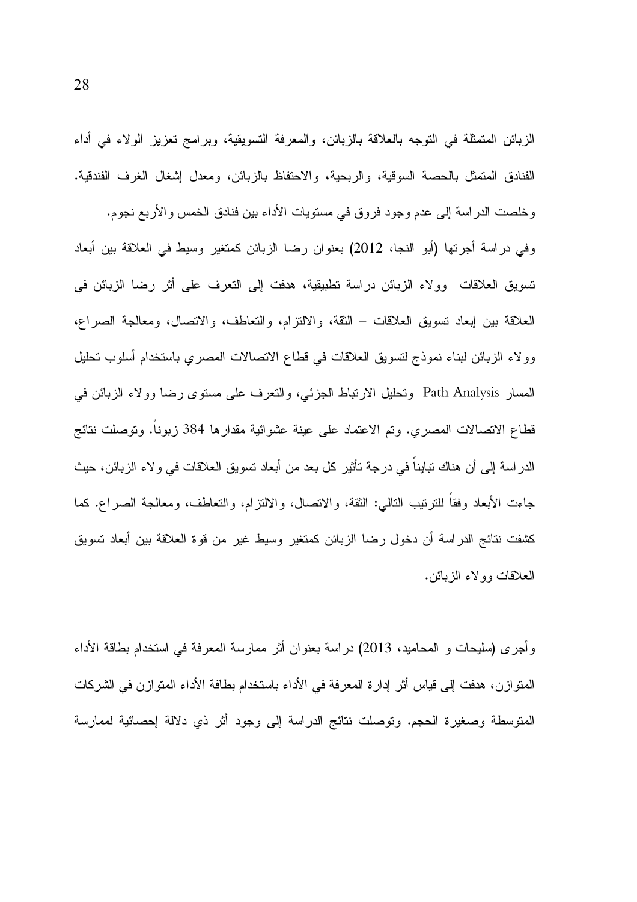الزبائن المتمثلة في التوجه بالعلاقة بالزبائن، والمعرفة التسويقية، وبرامج تعزيز الولاء في أداء الفنادق المتمثل بالحصة السوقية، والربحية، والاحتفاظ بالزبائن، ومعدل إشغال الغرف الفندقية. وخلصت الدراسة إلى عدم وجود فروق في مستويات الأداء بين فنادق الخمس والأربع نجوم.

وفي دراسة أجرتها (أبو النجا، 2012) بعنوان رضا الزبائن كمتغير وسيط في العلاقة بين أبعاد تسويق العلاقات وولاء الزبائن دراسة تطبيقية، هدفت إلى التعرف على أثر رضا الزبائن في العلاقة بين إبعاد تسويق العلاقات – الثقة، والالتزام، والتعاطف، والاتصال، ومعالجة الصراع، وولاء الزبائن لبناء نموذج لتسويق العلاقات في قطاع الاتصالات المصري باستخدام أسلوب تحليل المسار Path Analysis وتحليل الارتباط الجزئي، والتعرف على مستوى رضا وولاء الزبائن في قطاع الاتصالات المصري. وتم الاعتماد على عينة عشوائية مقدارها 384 زبوناً. وتوصلت نتائج الدراسة إلى أن هناك تبايناً في درجة تأثير كل بعد من أبعاد تسويق العلاقات في ولاء الزبائن، حيث جاءت الأبعاد وفقاً للترتيب التالي: الثقة، والاتصال، والالتزام، والتعاطف، ومعالجة الصراع. كما كشفت نتائج الدراسة أن دخول رضا الزبائن كمتغير وسيط غير من قوة العلاقة بين أبعاد تسويق العلاقات وولاء الزبائن.

وأجرى (سليحات و المحاميد، 2013) دراسة بعنوان أثر ممارسة المعرفة في استخدام بطاقة الأداء المتوازن، هدفت إلى قياس أثر إدارة المعرفة في الأداء باستخدام بطافة الأداء المتوازن في الشركات المتوسطة وصغيرة الحجم. وتوصلت نتائج الدراسة إلى وجود أثر ذي دلالة إحصائية لممارسة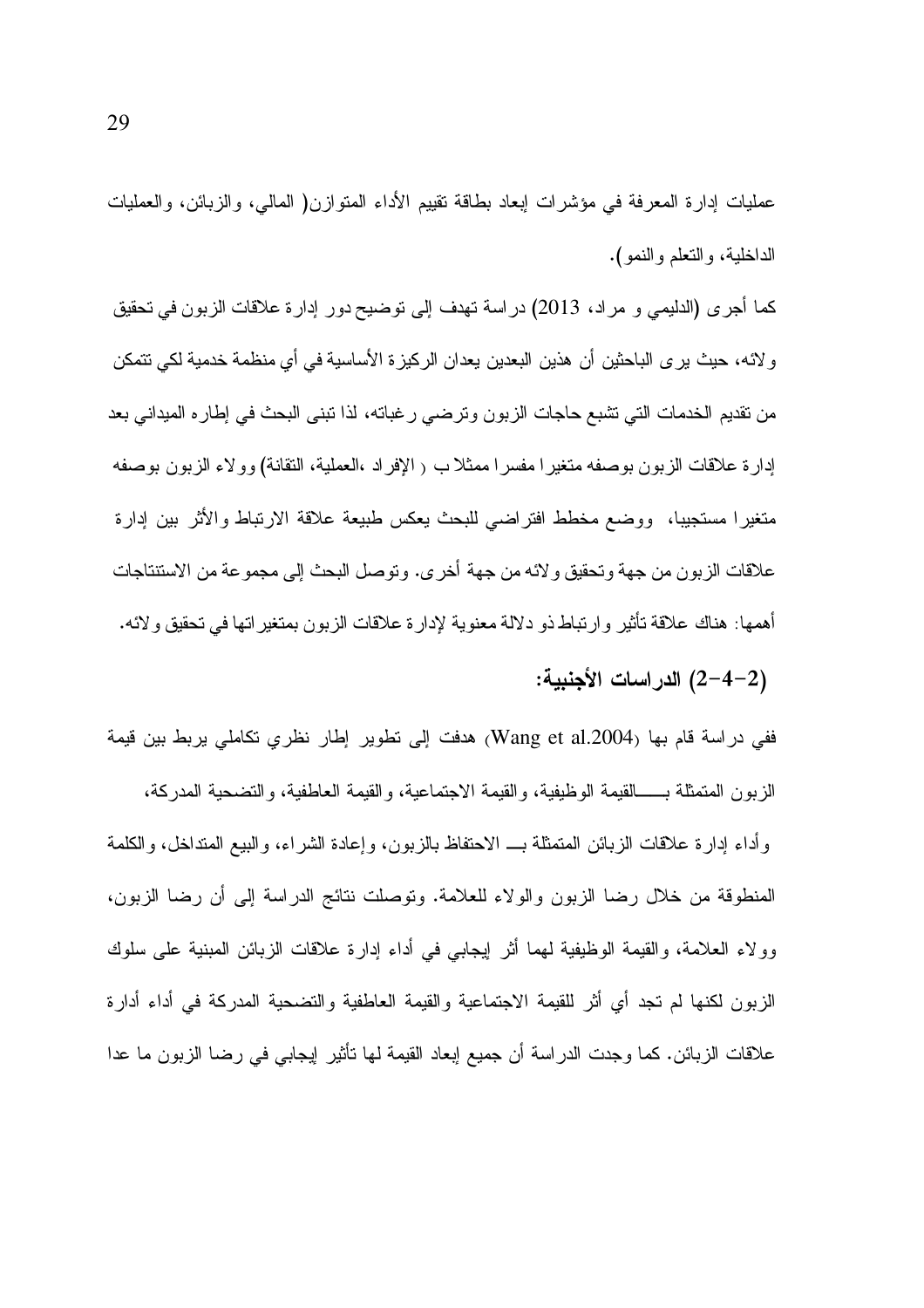عمليات إدارة المعرفة في مؤشرات إبعاد بطاقة تقييم الأداء المتوازن( المالي، والزبائن، والعمليات الداخلية، والتعلم والنمو).

كما أجرى (الدليمي و مراد، 2013) دراسة تهدف إلى توضيح دور إدارة علاقات الزبون في تحقيق ولائه، حيث يرى الباحثين أن هذين البعدين يعدان الركيزة الأساسية في أي منظمة خدمية لكي تتمكن من تقديم الخدمات التي تشبع حاجات الزبون وترضي رغباته، لذا تبنى البحث في إطاره الميداني بعد إدارة علاقات الزبون بوصفه متغيرا مفسرا ممثلا ب ( الإفراد ،العملية، التقانة) وولاء الزبون بوصفه متغيرا مستجيبا، ووضع مخطط افتراضي للبحث يعكس طبيعة علاقة الارتباط والأثر بين إدارة علاقات الزبون من جهة وتحقيق ولائه من جهة أخرى. وتوصل البحث إلى مجموعة من الاستنتاجات أهمها: هناك علاقة تأثير وارتباط ذو دلالة معنوية لإدارة علاقات الزبون بمتغيراتها في تحقيق ولائه.

### (2-4-2) الدراسات الأجنبية:

ففي دراسة قام بها (Wang et al.2004) هدفت إلى تطوير إطار نظري تكاملي يربط بين قيمة الزبون المتمثلة بـــــالقيمة الوظيفية، والقيمة الاجتماعية، والقيمة العاطفية، والتضحية المدركة، وأداء إدارة علاقات الزبائن المتمثلة بـــ الاحتفاظ بالزبون، وإعادة الشراء، والبيع المتداخل، والكلمة المنطوقة من خلال رضا الزبون والولاء للعلامة. وتوصلت نتائج الدراسة إلى أن رضا الزبون، وولاء العلامة، والقيمة الوظيفية لهما أثر إيجابي في أداء إدارة علاقات الزبائن المبنية على سلوك الزبون لكنها لم تجد أي أثر للقيمة الاجتماعية والقيمة العاطفية والتضحية المدركة في أداء أدارة علاقات الزبائن. كما وجدت الدراسة أن جميع إبعاد القيمة لها تأثير إيجابي في رضا الزبون ما عدا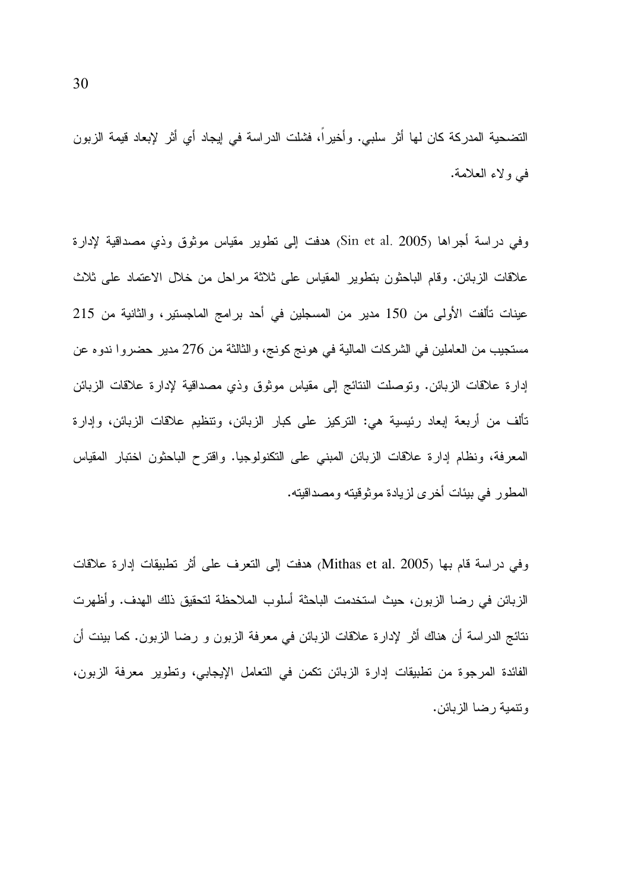التضحية المدركة كان لها أثر سلبي. وأخيراً، فشلت الدراسة في إيجاد أي أثر لإبعاد قيمة الزبون في ولاء العلامة.

وفي دراسة أجراها (Sin et al. 2005) هدفت إلى تطوير مقياس موثوق وذي مصداقية لإدارة علاقات الزبائن. وقام الباحثون بتطوير المقياس على ثلاثة مراحل من خلال الاعتماد على ثلاث عينات تألفت الأولى من 150 مدير من المسجلين في أحد برامج الماجستير، والثانية من 215 مستجيب من العاملين في الشركات المالية في هونج كونج، والثالثة من 276 مدير حضروا ندوه عن إدارة علاقات الزبائن. وتوصلت النتائج إلى مقياس موثوق وذي مصداقية لإدارة علاقات الزبائن تألف من أربعة إبعاد رئيسية هي: التركيز على كبار الزبائن، وتنظيم علاقات الزبائن، وإدارة المعرفة، ونظام إدارة علاقات الزبائن المبني على التكنولوجيا. واقترح الباحثون اختبار المقياس المطور في بيئات أخرى لزيادة موثوقيته ومصداقيته.

وفي دراسة قام بها (Mithas et al. 2005) هدفت إلى التعرف على أثر تطبيقات إدارة علاقات الزبائن في رضا الزبون، حيث استخدمت الباحثة أسلوب الملاحظة لتحقيق ذلك الهدف. وأظهرت نتائج الدراسة أن هناك أثر لإدارة علاقات الزبائن في معرفة الزبون و رضا الزبون. كما بينت أن الفائدة المرجوة من تطبيقات إدارة الزبائن تكمن في التعامل الإيجابي، وتطوير معرفة الزبون، وتنمية رضا الزبائن.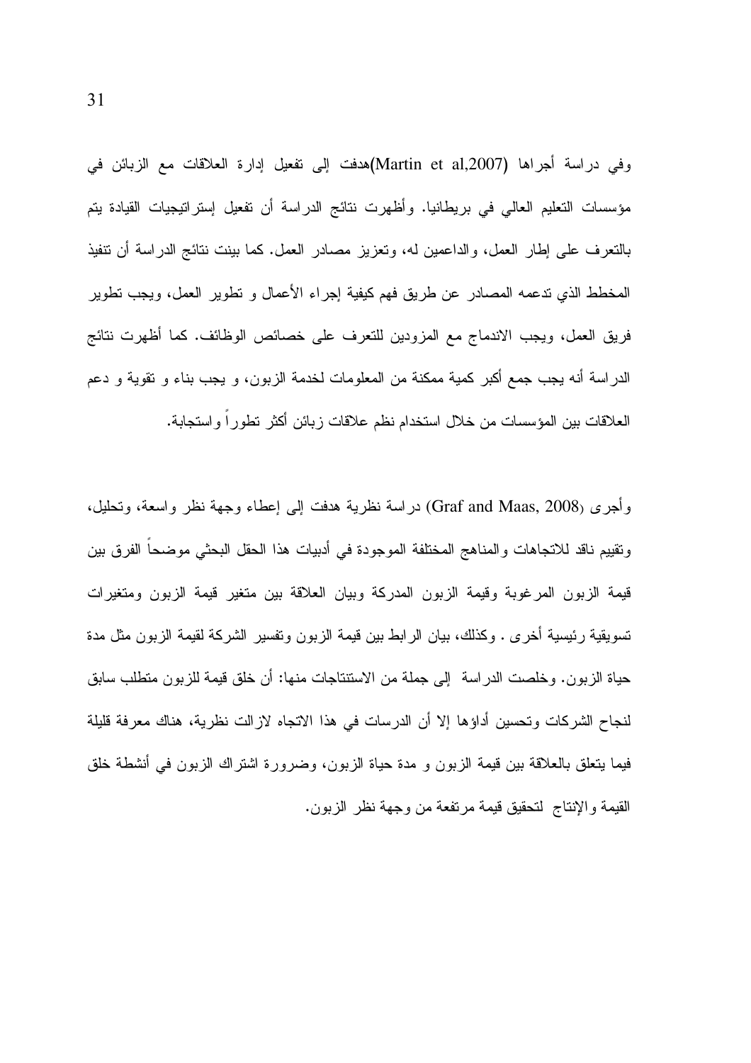وفي دراسة أجراها (Martin et al,2007)هدفت إلى تفعيل إدارة العلاقات مع الزبائن في مؤسسات التعليم العالي في بريطانيا. وأظهرت نتائج الدراسة أن تفعيل إستراتيجيات القيادة يتم بالتعرف على إطار العمل، والداعمين له، وتعزيز مصادر العمل. كما بينت نتائج الدراسة أن تنفيذ المخطط الذي تدعمه المصادر عن طريق فهم كيفية إجراء الأعمال و تطوير العمل، ويجب تطوير فريق العمل، ويجب الاندماج مع المزودين للتعرف على خصائص الوظائف. كما أظهرت نتائج الدراسة أنه يجب جمع أكبر كمية ممكنة من المعلومات لخدمة الزبون، و يجب بناء و تقوية و دعم العلاقات بين المؤسسات من خلال استخدام نظم علاقات زبائن أكثر تطوراً واستجابة.

وأجرى (Graf and Maas, 2008) دراسة نظرية هدفت إلى إعطاء وجهة نظر واسعة، وتحليل، وتقييم ناقد للاتجاهات والمناهج المختلفة الموجودة في أدبيات هذا الحقل البحثي موضحاً الفرق بين قيمة الزبون المرغوبة وقيمة الزبون المدركة وبيان العلاقة بين متغير قيمة الزبون ومتغيرات تسويقية رئيسية أخرى . وكذلك، بيان الرابط بين قيمة الزبون وتفسير الشركة لقيمة الزبون مثل مدة حياة الزبون. وخلصت الدراسة إلى جملة من الاستنتاجات منها: أن خلق قيمة للزبون متطلب سابق لنجاح الشركات وتحسين أداؤها إلا أن الدرسات في هذا الاتجاه لازالت نظرية، هناك معرفة قليلة فيما يتعلق بالعلاقة بين قيمة الزبون و مدة حياة الزبون، وضرورة اشتراك الزبون في أنشطة خلق القيمة والإنتاج لتحقيق قيمة مرتفعة من وجهة نظر الزبون.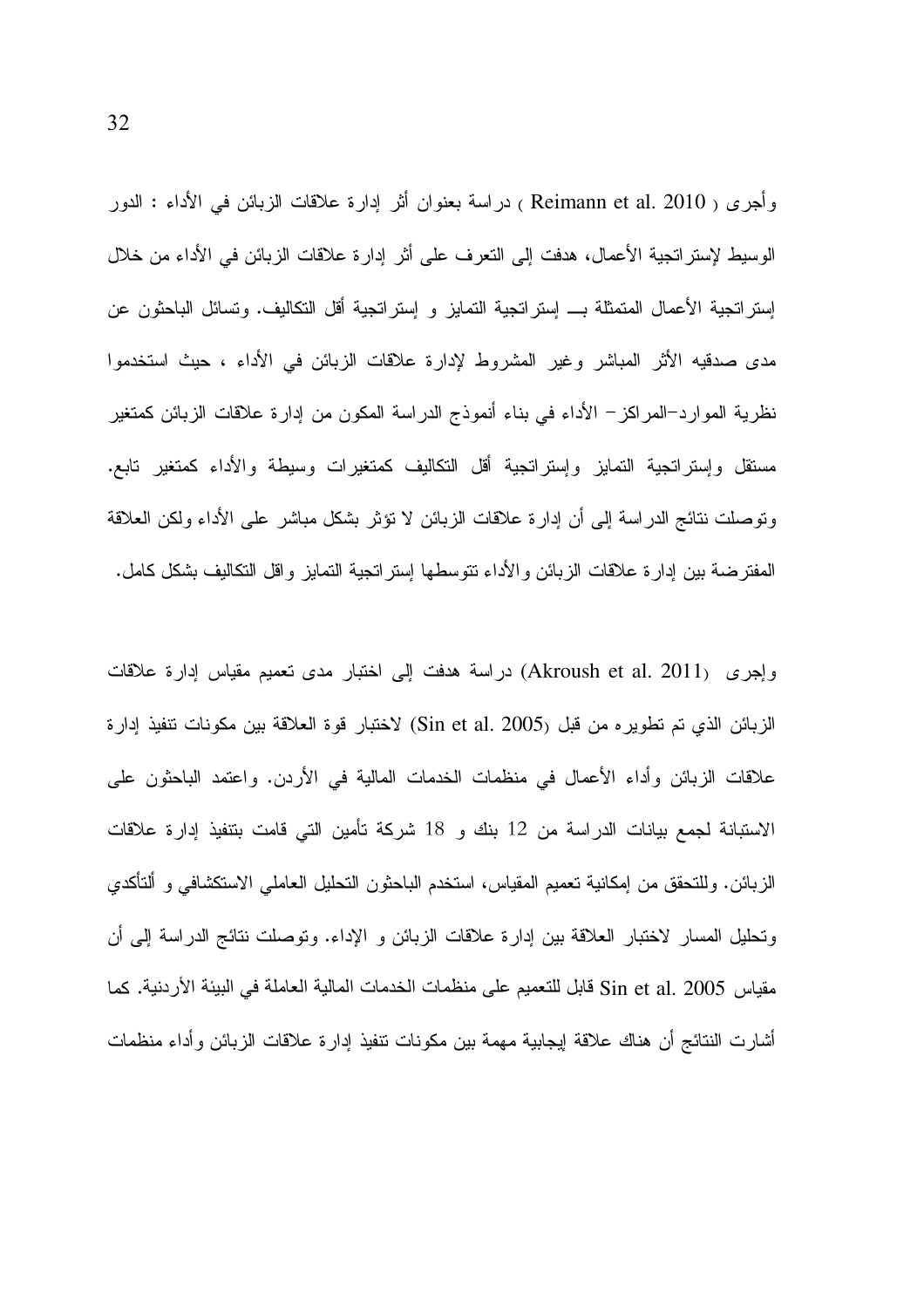وأجرى ( Reimann et al. 2010 ) دراسة بعنوان أثر إدارة علاقات الزبائن في الأداء : الدور الوسيط لإستراتجية الأعمال، هدفت إلى التعرف على أثر إدارة علاقات الزبائن في الأداء من خلال إستراتجية الأعمال المتمثلة بـــ إستراتجية التمايز و إستراتجية أقل التكاليف. وتسائل الباحثون عن مدى صدقيه الأثر المباشر وغير المشروط لإدارة علاقات الزبائن في الأداء ، حيث استخدموا نظرية الموارد–المراكز– الأداء في بناء أنموذج الدراسة المكون من إدارة علاقات الزبائن كمتغير مستقل وإستراتجية التمايز وإستراتجية أقل التكاليف كمتغيرات وسيطة والأداء كمتغير تابع. وتوصلت نتائج الدراسة إلى أن إدارة علاقات الزبائن لا تؤثر بشكل مباشر على الأداء ولكن العلاقة المفترضة بين إدارة علاقات الزبائن والأداء تتوسطها إستراتجية التمايز واقل التكاليف بشكل كامل.

وإجرى (Akroush et al. 2011) دراسة هدفت إلى اختبار مدى تعميم مقياس إدارة علاقات الزبائن الذي تم تطويره من قبل (Sin et al. 2005) لاختبار قوة العلاقة بين مكونات تنفيذ إدارة علاقات الزبائن وأداء الأعمال في منظمات الخدمات المالية في الأردن. واعتمد الباحثون على الاستبانة لجمع بيانات الدراسة من 12 بنك و 18 شركة تأمين التي قامت بتنفيذ إدارة علاقات الزبائن. وللتحقق من إمكانية تعميم المقياس، استخدم الباحثون التحليل العاملي الاستكشافي و ألتأكدي وتحليل المسار لاختبار العلاقة بين إدارة علاقات الزبائن و الإداء. وتوصلت نتائج الدراسة إلى أن مقياس Sin et al. 2005 قابل للتعميم على منظمات الخدمات المالية العاملة في البيئة الأردنية. كما أشارت النتائج أن هناك علاقة إيجابية مهمة بين مكونات تنفيذ إدارة علاقات الزبائن وأداء منظمات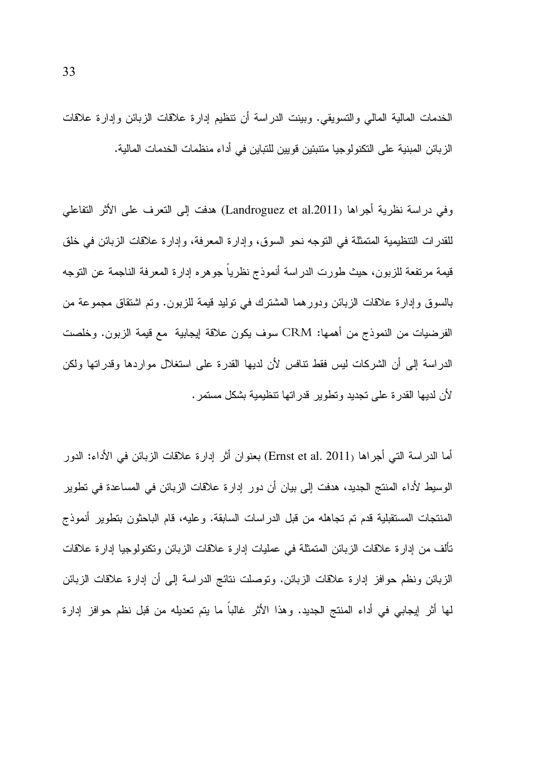الخدمات المالية المالي والتسويقي. وبينت الدراسة أن تنظيم إدارة علاقات الزبائن وإدارة علاقات الزبائن المبنية على التكنولوجيا متنبئين قويين للتباين في أداء منظمات الخدمات المالية.

وفي دراسة نظرية أجراها (Landroguez et al.2011) هدفت إلى التعرف على الأثر التفاعلي للقدرات التنظيمية المتمثلة في التوجه نحو السوق، وإدارة المعرفة، وإدارة علاقات الزبائن في خلق قيمة مرتفعة للزبون، حيث طورت الدراسة أنموذج نظرياً جوهره إدارة المعرفة الناجمة عن التوجه بالسوق وإدارة علاقات الزبائن ودورهما المشترك في توليد قيمة للزبون. وتم اشتقاق مجموعة من الفرضيات من النموذج من أهمها: CRM سوف يكون علاقة إيجابية مع قيمة الزبون. وخلصت الدراسة إلى أن الشركات ليس فقط تنافس لأن لديها القدرة على استغلال مواردها وقدراتها ولكن لأن لديها القدرة على تجديد وتطوير قدراتها تنظيمية بشكل مستمر.

أما الدراسة التي أجراها (Ernst et al. 2011) بعنوان أثر إدارة علاقات الزبائن في الأداء: الدور الوسيط لأداء المنتج الجديد، هدفت إلى بيان أن دور إدارة علاقات الزبائن في المساعدة في تطوير المنتجات المستقبلية قدم تم تجاهله من قبل الدراسات السابقة. وعليه، قام الباحثون بتطوير أنموذج تألف من إدارة علاقات الزبائن المتمثلة في عمليات إدارة علاقات الزبائن وتكنولوجيا إدارة علاقات الزبائن ونظم حوافز إدارة علاقات الزبائن. وتوصلت نتائج الدراسة إلى أن إدارة علاقات الزبائن لها أثر إيجابي في أداء المنتج الجديد. وهذا الأثر غالباً ما يتم تعديله من قبل نظم حوافز إدارة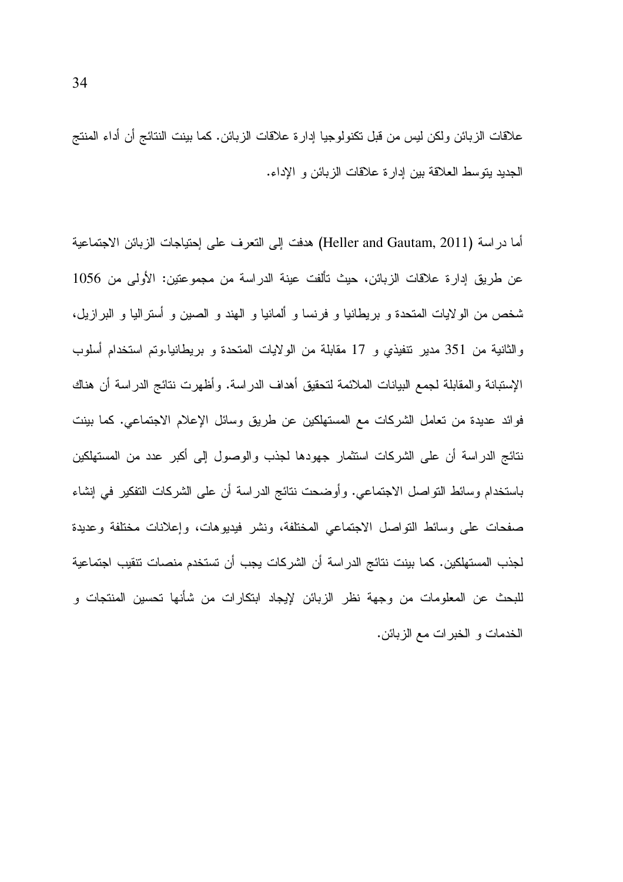علاقات الزبائن ولكن ليس من قبل تكنولوجيا إدارة علاقات الزبائن. كما بينت النتائج أن أداء المنتج الجديد يتوسط العلاقة بين إدارة علاقات الزبائن و الإداء.

أما دراسة (Heller and Gautam, 2011) هدفت إلى التعرف على إحتياجات الزبائن الاجتماعية عن طريق إدارة علاقات الزبائن، حيث تألفت عينة الدراسة من مجموعتين: الأولى من 1056 شخص من الولايات المتحدة و بريطانيا و فرنسا و ألمانيا و الهند و الصين و أستراليا و البرازيل، والثانية من 351 مدير تنفيذي و 17 مقابلة من الولايات المتحدة و بريطانيا.وتم استخدام أسلوب الإستبانة والمقابلة لجمع البيانات الملائمة لتحقيق أهداف الدراسة. وأظهرت نتائج الدراسة أن هناك فوائد عديدة من تعامل الشركات مع المستهلكين عن طريق وسائل الإعلام الاجتماعي. كما بينت نتائج الدراسة أن على الشركات استثمار جهودها لجذب والوصول إلى أكبر عدد من المستهلكين باستخدام وسائط التواصل الاجتماعي. وأوضحت نتائج الدراسة أن على الشركات التفكير في إنشاء صفحات على وسائط التواصل الاجتماعي المختلفة، ونشر فيديوهات، وإعلانات مختلفة وعديدة لجذب المستهلكين. كما بينت نتائج الدراسة أن الشركات يجب أن تستخدم منصات تنقيب اجتماعية للبحث عن المعلومات من وجهة نظر الزبائن لإيجاد ابتكارات من شأنها تحسين المنتجات و الخدمات و الخبرات مع الزبائن.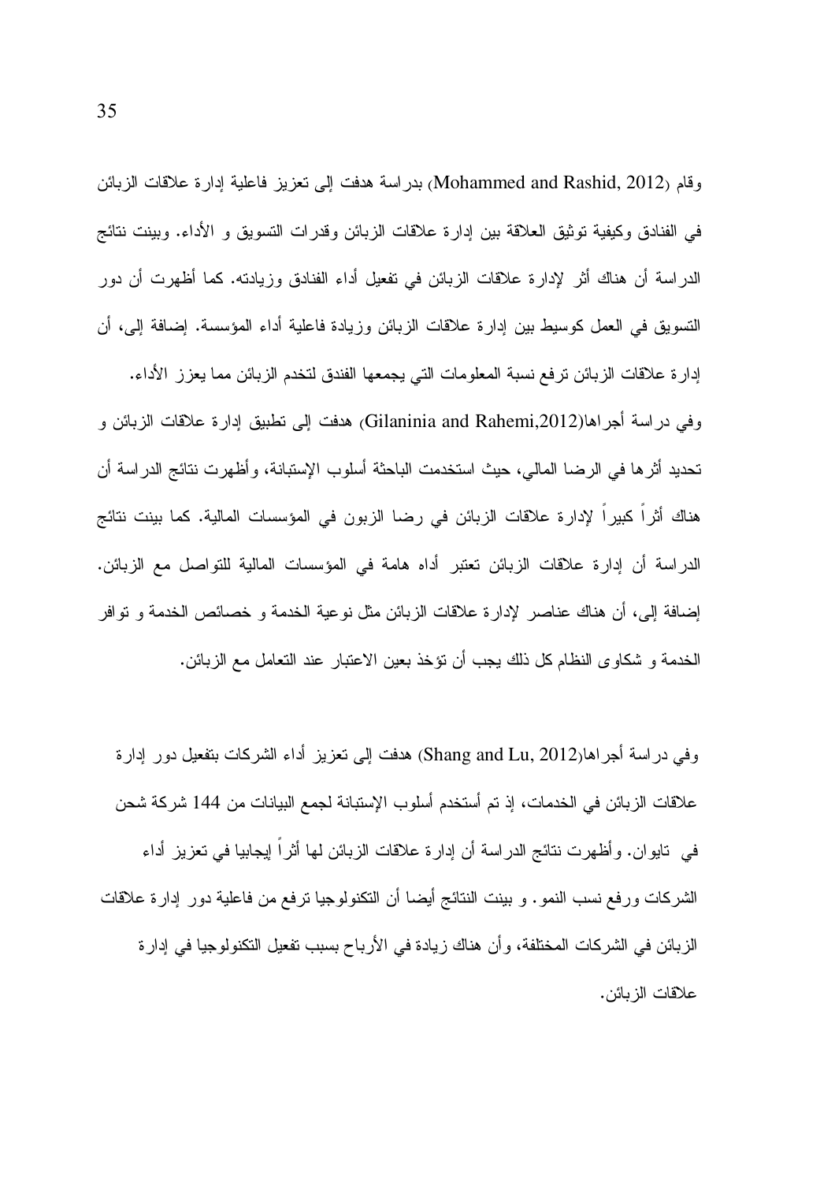وقام (Mohammed and Rashid, 2012) بدراسة هدفت إلى تعزيز فاعلية إدارة علاقات الزبائن في الفنادق وكيفية توثيق العلاقة بين إدارة علاقات الزبائن وقدرات التسويق و الأداء. وبينت نتائج الدراسة أن هناك أثر لإدارة علاقات الزبائن في تفعيل أداء الفنادق وزيادته. كما أظهرت أن دور التسويق في العمل كوسيط بين إدارة علاقات الزبائن وزيادة فاعلية أداء المؤسسة. إضافة إلى، أن إدارة علاقات الزبائن ترفع نسبة المعلومات التي يجمعها الفندق لتخدم الزبائن مما يعزز الأداء.

وفي دراسة أجراها(Gilaninia and Rahemi,2012) هدفت إلى تطبيق إدارة علاقات الزبائن و تحديد أثرها في الرضا المالي، حيث استخدمت الباحثة أسلوب الإستبانة، وأظهرت نتائج الدراسة أن هناك أثراً كبيراً لإدارة علاقات الزبائن في رضا الزبون في المؤسسات المالية. كما بينت نتائج الدراسة أن إدارة علاقات الزبائن تعتبر أداه هامة في المؤسسات المالية للتواصل مع الزبائن. إضافة إلى، أن هناك عناصر لإدارة علاقات الزبائن مثل نوعية الخدمة و خصائص الخدمة و توافر الخدمة و شكاوى النظام كل ذلك يجب أن تؤخذ بعين الاعتبار عند التعامل مع الزبائن.

وفي دراسة أجراها(Shang and Lu, 2012) هدفت إلى تعزيز أداء الشركات بتفعيل دور إدارة علاقات الزبائن في الخدمات، إذ تم أستخدم أسلوب الإستبانة لجمع البيانات من 144 شركة شحن في تايوان. وأظهرت نتائج الدراسة أن إدارة علاقات الزبائن لها أثراً إيجابيا في تعزيز أداء الشركات ورفع نسب النمو. و بينت النتائج أيضا أن التكنولوجيا ترفع من فاعلية دور إدارة علاقات الزبائن في الشركات المختلفة، وأن هناك زيادة في الأرباح بسبب تفعيل التكنولوجيا في إدارة علاقات الزبائن.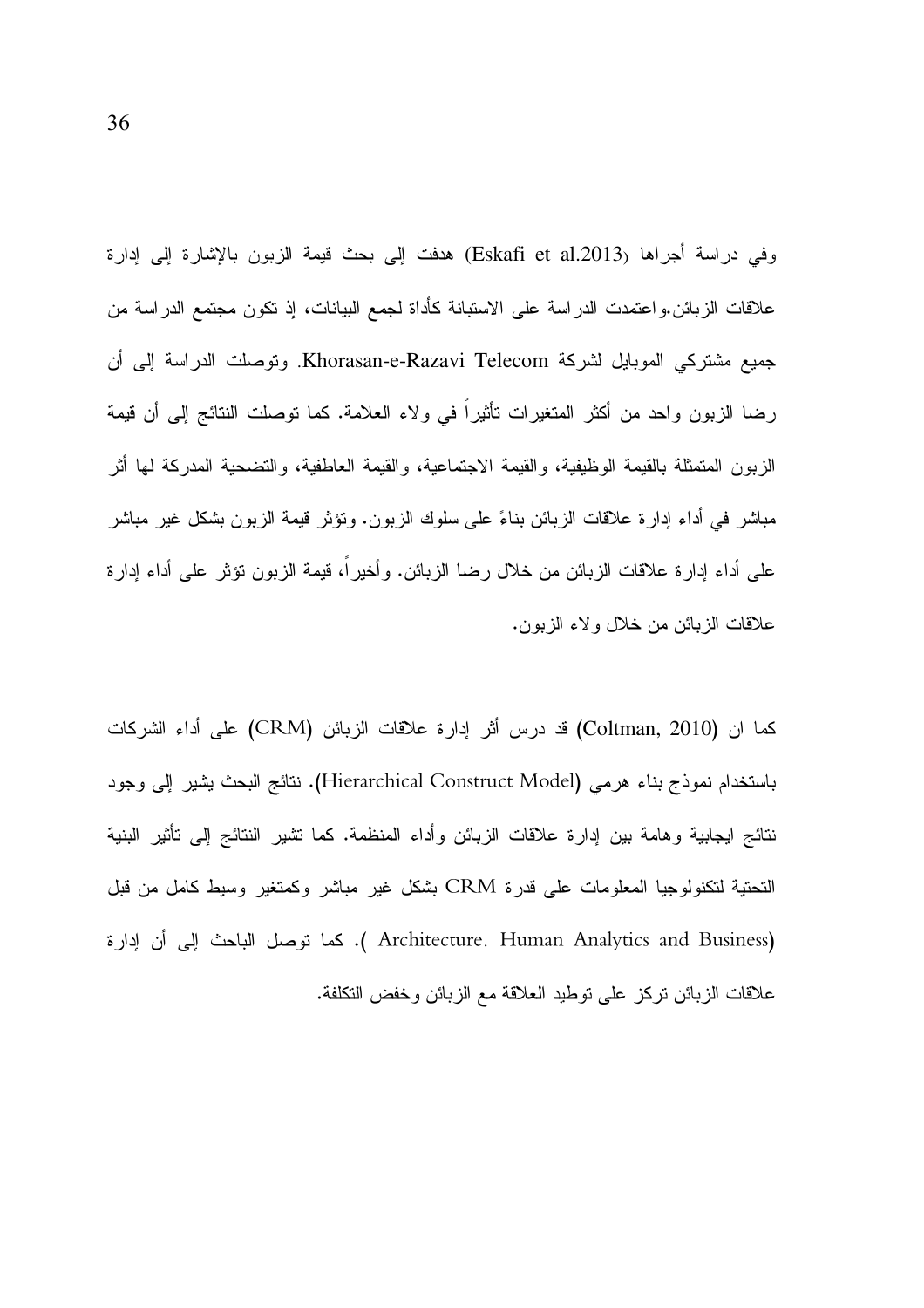وفي دراسة أجراها (Eskafi et al.2013) هدفت إلى بحث قيمة الزبون بالإشارة إلى إدارة علاقات الزبائن.واعتمدت الدراسة على الاستبانة كأداة لجمع البيانات، إذ تكون مجتمع الدراسة من جميع مشتركي الموبايل لشركة Khorasan-e-Razavi Telecom. وتوصلت الدراسة إلى أن رضا الزبون واحد من أكثر المتغيرات تأثيراً في ولاء العلامة. كما توصلت النتائج إلى أن قيمة الزبون المتمثلة بالقيمة الوظيفية، والقيمة الاجتماعية، والقيمة العاطفية، والتضحية المدركة لها أثر مباشر في أداء إدارة علاقات الزبائن بناءً على سلوك الزبون. وتؤثر قيمة الزبون بشكل غير مباشر على أداء إدارة علاقات الزبائن من خلال رضا الزبائن. وأخيراً، قيمة الزبون تؤثر على أداء إدارة علاقات الزبائن من خلال ولاء الزبون.

كما ان (Coltman, 2010) قد درس أثر إدارة علاقات الزبائن (CRM) على أداء الشركات باستخدام نموذج بناء هرمي (Hierarchical Construct Model). نتائج البحث يشير إلى وجود نتائج ايجابية وهامة بين إدارة علاقات الزبائن وأداء المنظمة. كما تشير النتائج إلى تأثير البنية التحتية لتكنولوجيا المعلومات على قدرة CRM بشكل غير مباشر وكمتغير وسيط كامل من قبل (Architecture. Human Analytics and Business ). كما توصل الباحث إلى أن إدارة علاقات الزبائن تركز على توطيد العلاقة مع الزبائن وخفض التكلفة.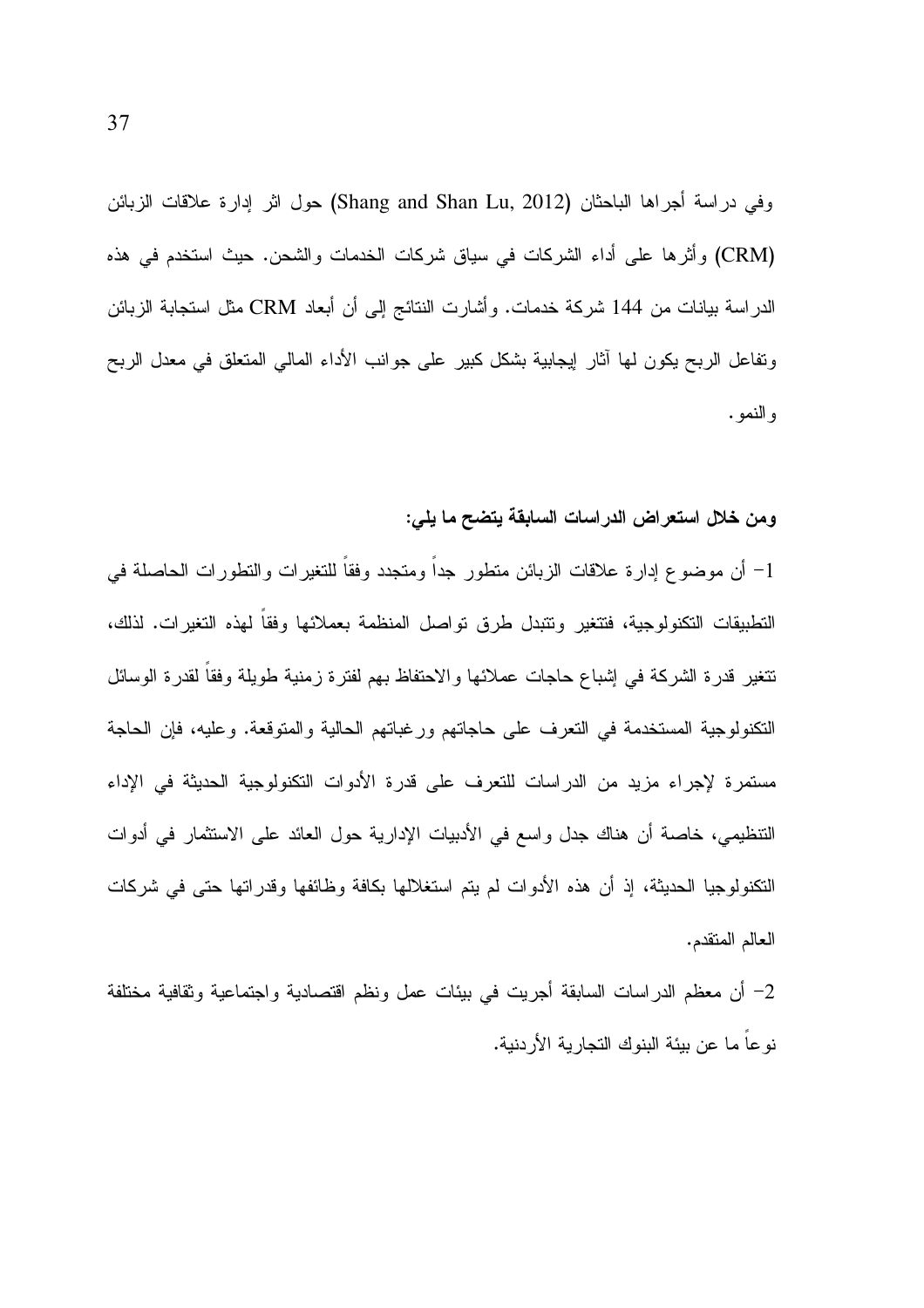وفي دراسة أجراها الباحثان (Shang and Shan Lu, 2012) حول اثر إدارة علاقات الزبائن (CRM) وأثرها على أداء الشركات في سياق شركات الخدمات والشحن. حيث استخدم في هذه الدراسة بيانات من 144 شركة خدمات. وأشارت النتائج إلى أن أبعاد CRM مثل استجابة الزبائن وتفاعل الربح يكون لها آثار إيجابية بشكل كبير على جوانب الأداء المالي المتعلق في معدل الربح والنمو.

**ومن خلال استعراض الدراسات السابقة يتضح ما يلي:**

1- أن موضوع إدارة علاقات الزبائن متطور جداً ومتجدد وفقاً للتغيرات والتطورات الحاصلة في التطبيقات التكنولوجية، فتتغير وتتبدل طرق تواصل المنظمة بعملائها وفقاً لهذه التغيرات. لذلك، تتغير قدرة الشركة في إشباع حاجات عملائها والاحتفاظ بهم لفترة زمنية طويلة وفقاً لقدرة الوسائل التكنولوجية المستخدمة في التعرف على حاجاتهم ورغباتهم الحالية والمتوقعة. وعليه، فإن الحاجة مستمرة لإجراء مزيد من الدراسات للتعرف على قدرة الأدوات التكنولوجية الحديثة في الإداء التنظيمي، خاصة أن هناك جدل واسع في الأدبيات الإدارية حول العائد على الاستثمار في أدوات التكنولوجيا الحديثة، إذ أن هذه الأدوات لم يتم استغلالها بكافة وظائفها وقدراتها حتى في شركات العالم المتقدم.

2- أن معظم الدراسات السابقة أجريت في بيئات عمل ونظم اقتصادية واجتماعية وثقافية مختلفة نوعاً ما عن بيئة البنوك التجارية الأردنية.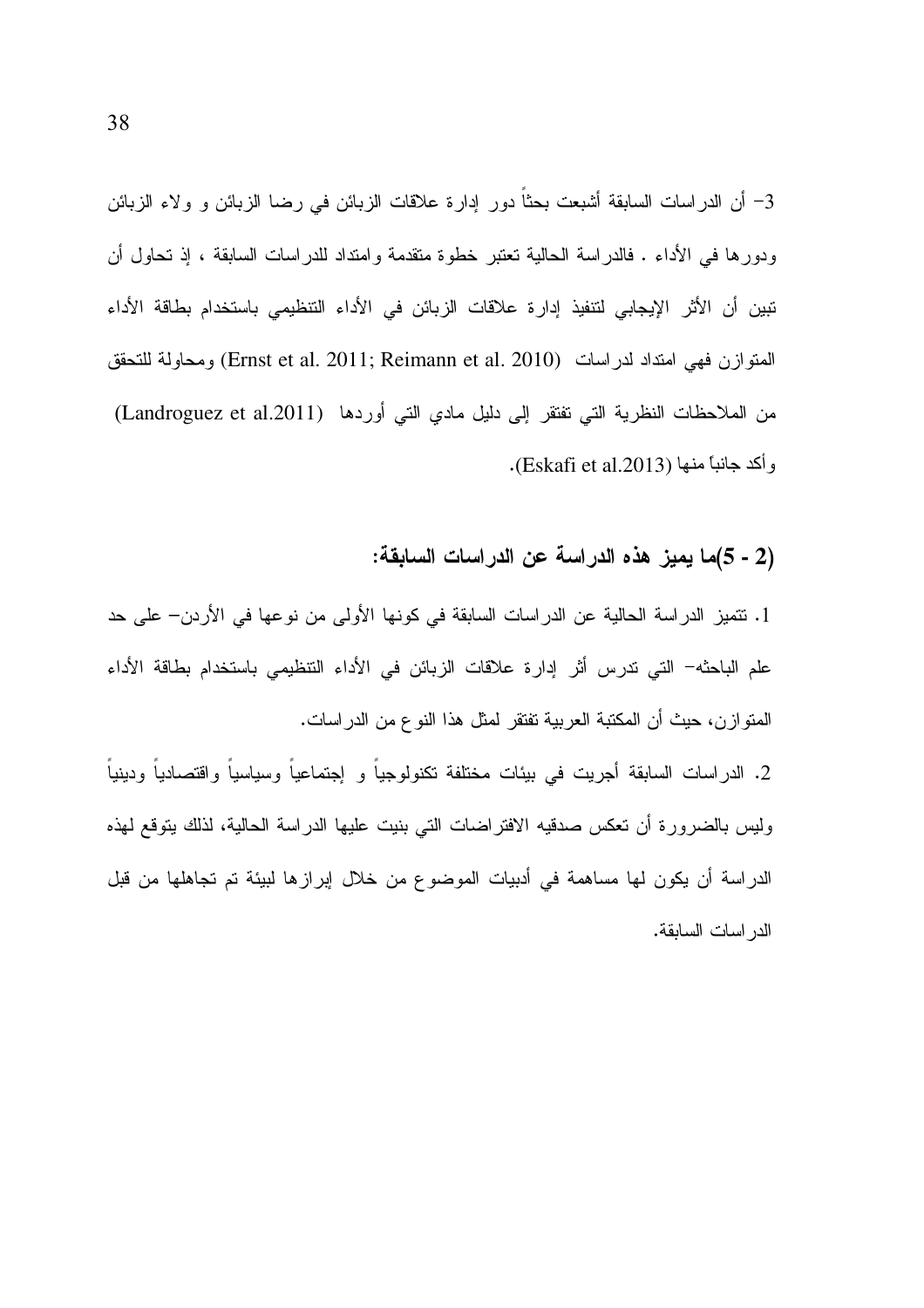3- أن الدراسات السابقة أشبعت بحثاً دور إدارة علاقات الزبائن في رضا الزبائن و ولاء الزبائن ودورها في الأداء . فالدراسة الحالية تعتبر خطوة متقدمة وامتداد للدراسات السابقة ، إذ تحاول أن تبين أن الأثر الإيجابي لتنفيذ إدارة علاقات الزبائن في الأداء التنظيمي باستخدام بطاقة الأداء المتوازن فهي امتداد لدراسات (Ernst et al. 2011; Reimann et al. 2010) ومحاولة للتحقق من الملاحظات النظرية التي تفتقر إلى دليل مادي التي أوردها (Landroguez et al.2011) وأكد جانباً منها (Eskafi et al.2013).

## (2 - 5)ما يميز هذه الدراسة عن الدراسات السابقة:

1. تتميز الدراسة الحالية عن الدراسات السابقة في كونها الأولى من نوعها في الأردن- على حد علم الباحثه- التي تدرس أثر إدارة علاقات الزبائن في الأداء التنظيمي باستخدام بطاقة الأداء المتوازن، حيث أن المكتبة العربية تفتقر لمثل هذا النوع من الدراسات.

2. الدراسات السابقة أجريت في بيئات مختلفة تكنولوجياً و إجتماعياً وسياسياً واقتصادياً ودينياً وليس بالضرورة أن تعكس صدقيه الافتراضات التي بنيت عليها الدراسة الحالية، لذلك يتوقع لهذه الدراسة أن يكون لها مساهمة في أدبيات الموضوع من خلال إبرازها لبيئة تم تجاهلها من قبل الدراسات السابقة.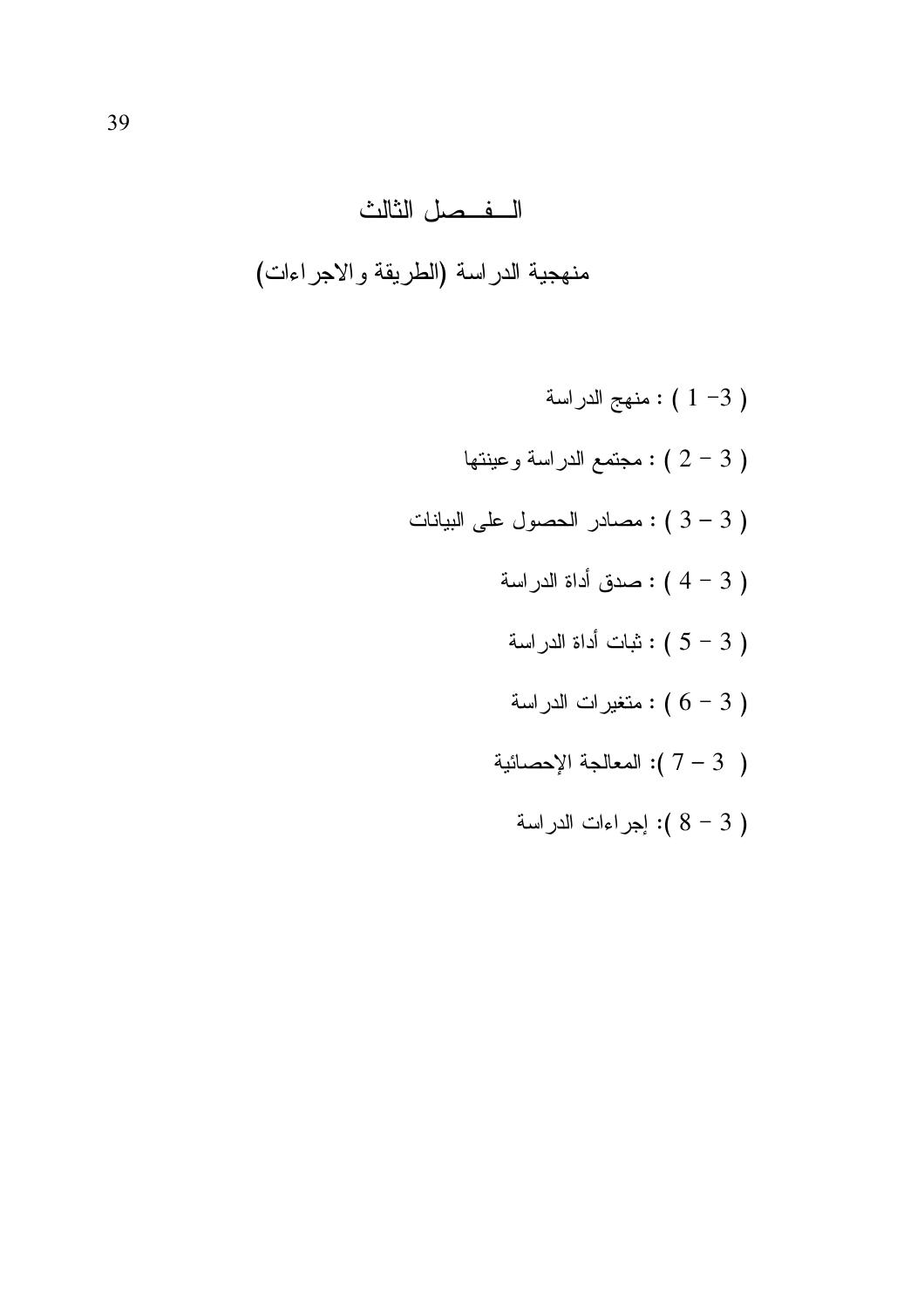# الفصل الثالث

## منهجية الدراسة (الطريقة والاجراءات)

( 3- 1 ) : منهج الدراسة

( 3 – 2 ) : مجتمع الدراسة وعينتها

( 3 – 3 ) : مصادر الحصول على البيانات

( 3 – 4 ) : صدق أداة الدراسة

( 3 – 5 ) : ثبات أداة الدراسة

( 3 – 6 ) : متغيرات الدراسة

( 3 – 7 ): المعالجة الإحصائية

( 3 – 8 ): إجراءات الدراسة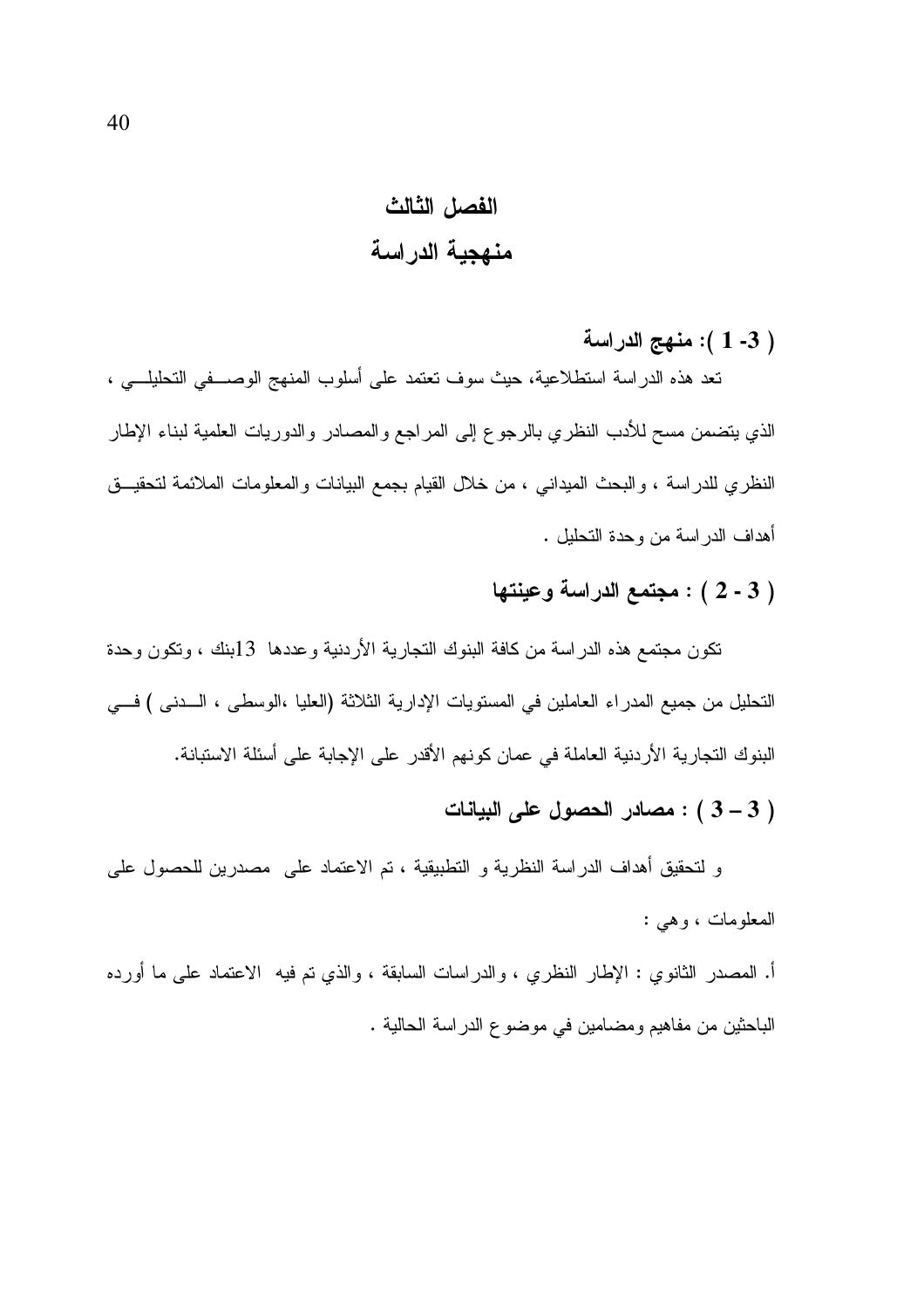# الفصل الثالث

# منهجية الدراسة

## ( 3- 1 ): منهج الدراسة

تعد هذه الدراسة استطلاعية، حيث سوف تعتمد على أسلوب المنهج الوصفي التحليلي ، الذي يتضمن مسح للأدب النظري بالرجوع إلى المراجع والمصادر والدوريات العلمية لبناء الإطار النظري للدراسة ، والبحث الميداني ، من خلال القيام بجمع البيانات والمعلومات الملائمة لتحقيق أهداف الدراسة من وحدة التحليل .

## ( 3 - 2 ) : مجتمع الدراسة وعينتها

تكون مجتمع هذه الدراسة من كافة البنوك التجارية الأردنية وعددها 13بنك ، وتكون وحدة التحليل من جميع المدراء العاملين في المستويات الإدارية الثلاثة (العليا ،الوسطى ، الدنى ) في البنوك التجارية الأردنية العاملة في عمان كونهم الأقدر على الإجابة على أسئلة الاستبانة.

## ( 3 – 3 ) : مصادر الحصول على البيانات

و لتحقيق أهداف الدراسة النظرية و التطبيقية ، تم الاعتماد على مصدرين للحصول على المعلومات ، وهي :

أ. المصدر الثانوي : الإطار النظري ، والدراسات السابقة ، والذي تم فيه الاعتماد على ما أورده الباحثين من مفاهيم ومضامين في موضوع الدراسة الحالية .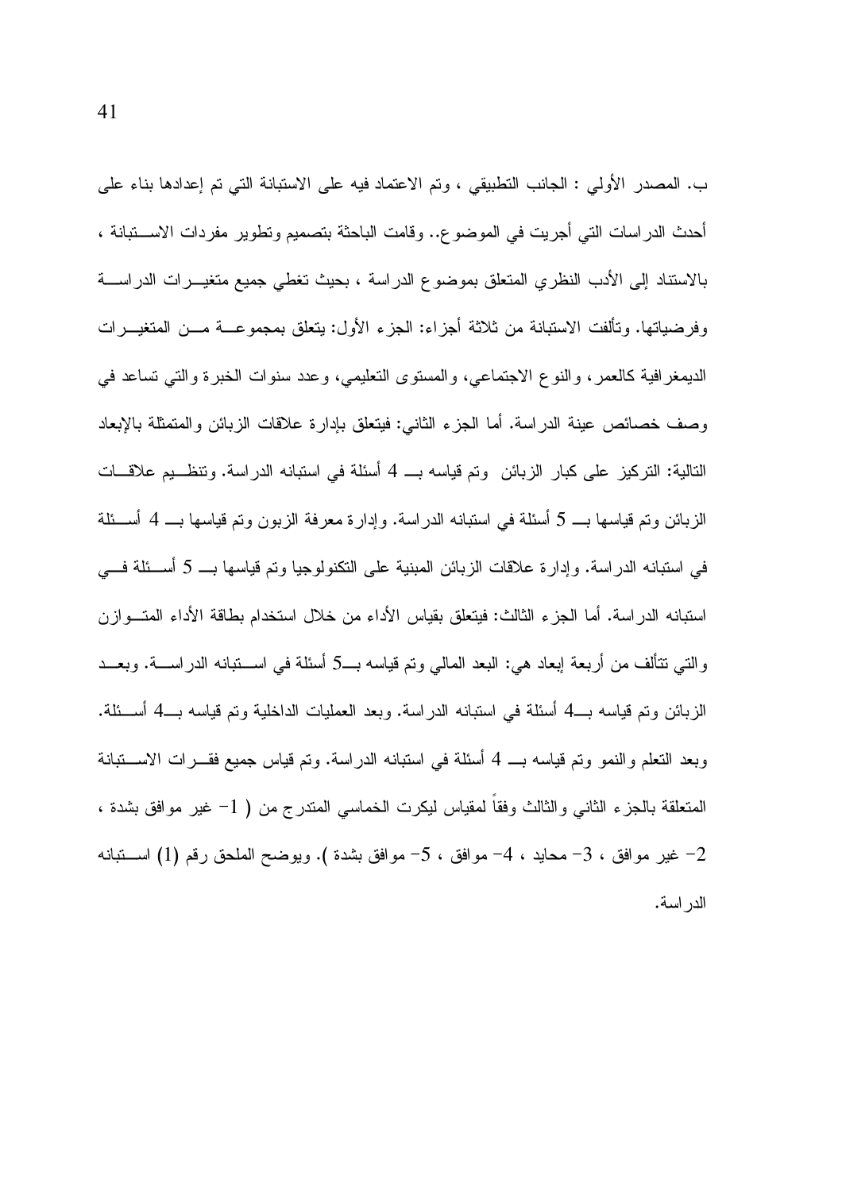ب. المصدر الأولي : الجانب التطبيقي ، وتم الاعتماد فيه على الاستبانة التي تم إعدادها بناء على أحدث الدراسات التي أجريت في الموضوع.. وقامت الباحثة بتصميم وتطوير مفردات الاستبانة ، بالاستناد إلى الأدب النظري المتعلق بموضوع الدراسة ، بحيث تغطي جميع متغيرات الدراسة وفرضياتها. وتألفت الاستبانة من ثلاثة أجزاء: الجزء الأول: يتعلق بمجموعة من المتغيرات الديمغرافية كالعمر، والنوع الاجتماعي، والمستوى التعليمي، وعدد سنوات الخبرة والتي تساعد في وصف خصائص عينة الدراسة. أما الجزء الثاني: فيتعلق بإدارة علاقات الزبائن والمتمثلة بالإبعاد التالية: التركيز على كبار الزبائن وتم قياسه بـ 4 أسئلة في استبانه الدراسة. وتنظيم علاقات الزبائن وتم قياسها بـ 5 أسئلة في استبانه الدراسة. وإدارة معرفة الزبون وتم قياسها بـ 4 أسئلة في استبانه الدراسة. وإدارة علاقات الزبائن المبنية على التكنولوجيا وتم قياسها بـ 5 أسئلة في استبانه الدراسة. أما الجزء الثالث: فيتعلق بقياس الأداء من خلال استخدام بطاقة الأداء المتوازن والتي تتألف من أربعة إبعاد هي: البعد المالي وتم قياسه بـ5 أسئلة في استبانه الدراسة. وبعد الزبائن وتم قياسه بـ4 أسئلة في استبانه الدراسة. وبعد العمليات الداخلية وتم قياسه بـ4 أسئلة. وبعد التعلم والنمو وتم قياسه بـ 4 أسئلة في استبانه الدراسة. وتم قياس جميع فقرات الاستبانة المتعلقة بالجزء الثاني والثالث وفقاً لمقياس ليكرت الخماسي المتدرج من ( 1- غير موافق بشدة ، 2- غير موافق ، 3- محايد ، 4- موافق ، 5- موافق بشدة ). ويوضح الملحق رقم (1) استبانه الدراسة.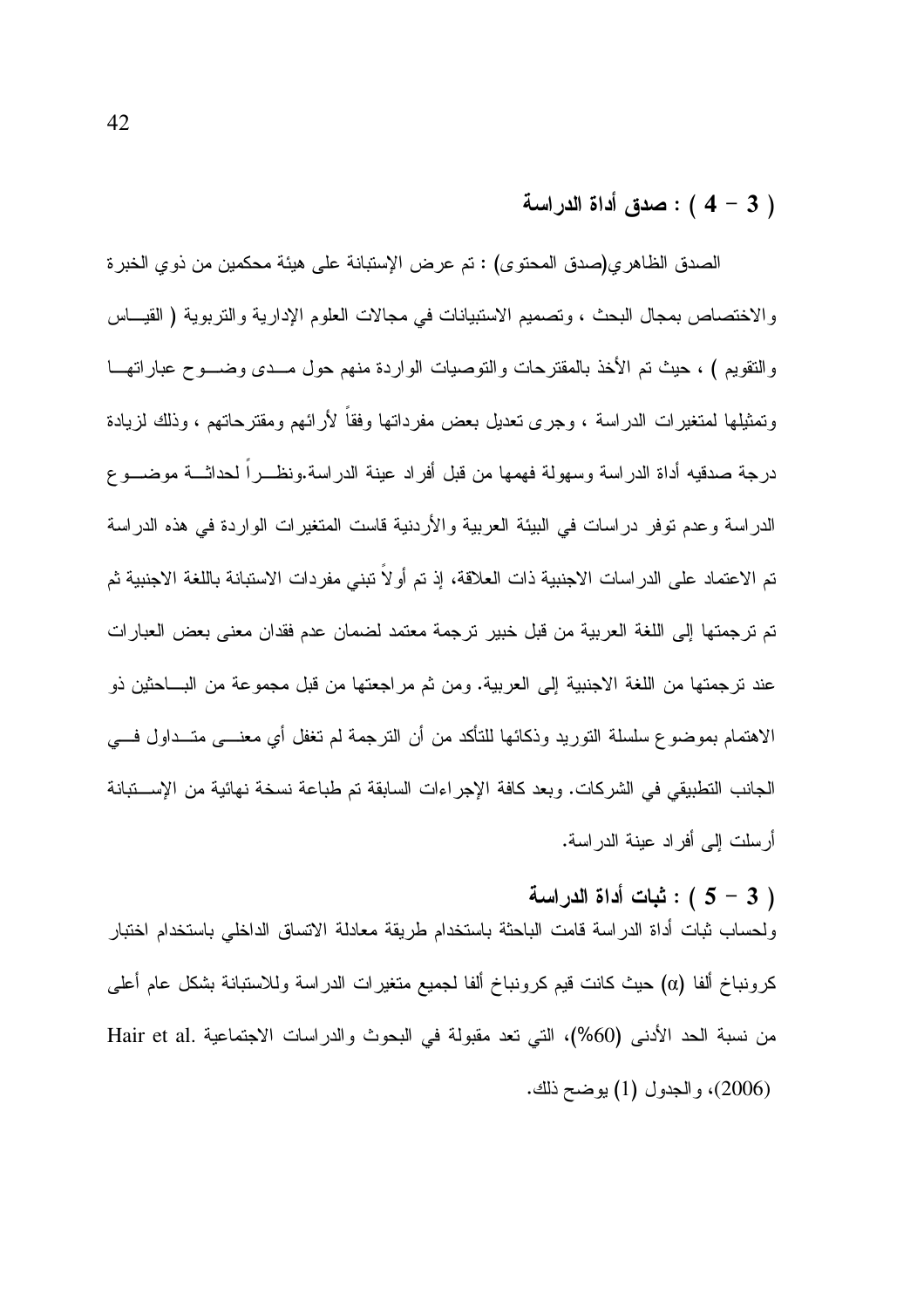### ( 3 – 4 ) : صدق أداة الدراسة

الصدق الظاهري(صدق المحتوى) : تم عرض الإستبانة على هيئة محكمين من ذوي الخبرة والاختصاص بمجال البحث ، وتصميم الاستبيانات في مجالات العلوم الإدارية والتربوية ( القياس والتقويم ) ، حيث تم الأخذ بالمقترحات والتوصيات الواردة منهم حول مدى وضوح عباراتها وتمثيلها لمتغيرات الدراسة ، وجرى تعديل بعض مفرداتها وفقاً لأرائهم ومقترحاتهم ، وذلك لزيادة درجة صدقيه أداة الدراسة وسهولة فهمها من قبل أفراد عينة الدراسة.ونظراً لحداثة موضوع الدراسة وعدم توفر دراسات في البيئة العربية والأردنية قاست المتغيرات الواردة في هذه الدراسة تم الاعتماد على الدراسات الاجنبية ذات العلاقة، إذ تم أولاً تبني مفردات الاستبانة باللغة الاجنبية ثم تم ترجمتها إلى اللغة العربية من قبل خبير ترجمة معتمد لضمان عدم فقدان معنى بعض العبارات عند ترجمتها من اللغة الاجنبية إلى العربية. ومن ثم مراجعتها من قبل مجموعة من الباحثين ذو الاهتمام بموضوع سلسلة التوريد وذكائها للتأكد من أن الترجمة لم تغفل أي معنى متداول في الجانب التطبيقي في الشركات. وبعد كافة الإجراءات السابقة تم طباعة نسخة نهائية من الإستبانة أرسلت إلى أفراد عينة الدراسة.

### ( 3 – 5 ) : ثبات أداة الدراسة

ولحساب ثبات أداة الدراسة قامت الباحثة باستخدام طريقة معادلة الاتساق الداخلي باستخدام اختبار كرونباخ ألفا ($\alpha$) حيث كانت قيم كرونباخ ألفا لجميع متغيرات الدراسة وللاستبانة بشكل عام أعلى من نسبة الحد الأدنى (60%)، التي تعد مقبولة في البحوث والدراسات الاجتماعية .Hair et al (2006)، والجدول (1) يوضح ذلك.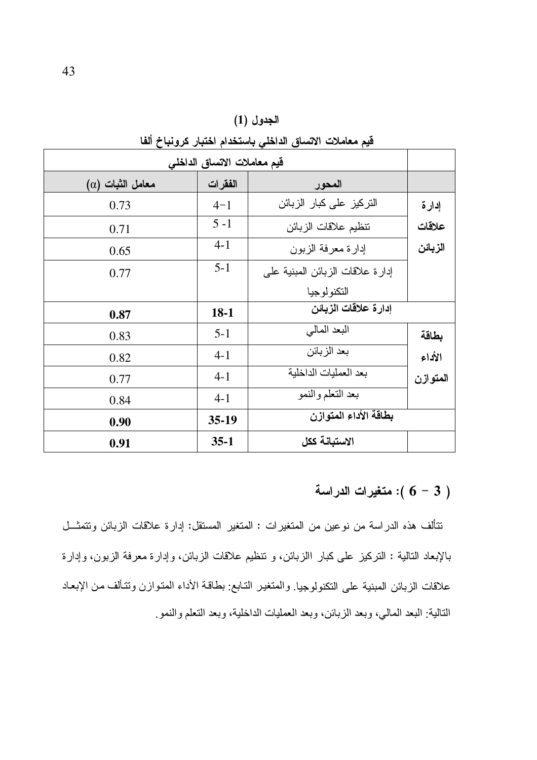**الجدول (1)**

**قيم معاملات الاتساق الداخلي باستخدام اختبار كرونباخ ألفا**

| | قيم معاملات الاتساق الداخلي | | |
|---|---|---|---|
| | **المحور** | **الفقرات** | **معامل الثبات (α)** |
| **إدارة علاقات الزبائن** | التركيز على كبار الزبائن | 4−1 | 0.73 |
| | تنظيم علاقات الزبائن | 5 -1 | 0.71 |
| | إدارة معرفة الزبون | 4-1 | 0.65 |
| | إدارة علاقات الزبائن المبنية على التكنولوجيا | 5-1 | 0.77 |
| **إدارة علاقات الزبائن** | | **18-1** | **0.87** |
| **بطاقة الأداء المتوازن** | البعد المالي | 5-1 | 0.83 |
| | بعد الزبائن | 4-1 | 0.82 |
| | بعد العمليات الداخلية | 4-1 | 0.77 |
| | بعد التعلم والنمو | 4-1 | 0.84 |
| **بطاقة الأداء المتوازن** | | **35-19** | **0.90** |
| | **الاستبانة ككل** | **35-1** | **0.91** |

## ( 3 – 6 ): متغيرات الدراسة

تتألف هذه الدراسة من نوعين من المتغيرات : المتغير المستقل: إدارة علاقات الزبائن وتتمثل بالإبعاد التالية : التركيز على كبار االزبائن، و تنظيم علاقات الزبائن، وإدارة معرفة الزبون، وإدارة علاقات الزبائن المبنية على التكنولوجيا. والمتغير التابع: بطاقة الأداء المتوازن وتتألف من الإبعاد التالية: البعد المالي، وبعد الزبائن، وبعد العمليات الداخلية، وبعد التعلم والنمو.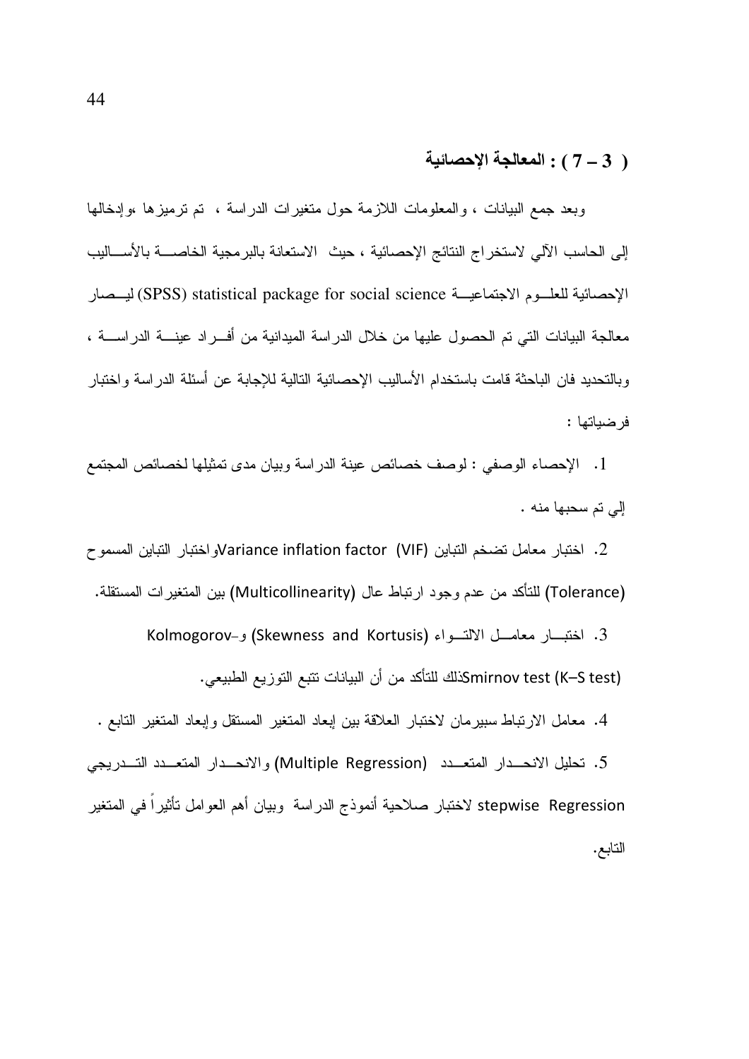## ( 3 – 7 ) : المعالجة الإحصائية

وبعد جمع البيانات ، والمعلومات اللازمة حول متغيرات الدراسة ، تم ترميزها ،وإدخالها إلى الحاسب الآلي لاستخراج النتائج الإحصائية ، حيث الاستعانة بالبرمجية الخاصة بالأساليب الإحصائية للعلوم الاجتماعية statistical package for social science (SPSS) ليصار معالجة البيانات التي تم الحصول عليها من خلال الدراسة الميدانية من أفراد عينة الدراسة ، وبالتحديد فان الباحثة قامت باستخدام الأساليب الإحصائية التالية للإجابة عن أسئلة الدراسة واختبار فرضياتها :

1. الإحصاء الوصفي : لوصف خصائص عينة الدراسة وبيان مدى تمثيلها لخصائص المجتمع إلي تم سحبها منه .
2. اختبار معامل تضخم التباين Variance inflation factor (VIF) واختبار التباين المسموح (Tolerance) للتأكد من عدم وجود ارتباط عال (Multicollinearity) بين المتغيرات المستقلة.
3. اختبار معامل الالتواء (Skewness and Kortusis) و-Kolmogorov Smirnov test (K–S test) ذلك للتأكد من أن البيانات تتبع التوزيع الطبيعي.
4. معامل الارتباط سبيرمان لاختبار العلاقة بين إبعاد المتغير المستقل وإبعاد المتغير التابع .
5. تحليل الانحدار المتعدد (Multiple Regression) والانحدار المتعدد التدريجي stepwise Regression لاختبار صلاحية أنموذج الدراسة وبيان أهم العوامل تأثيراً في المتغير التابع.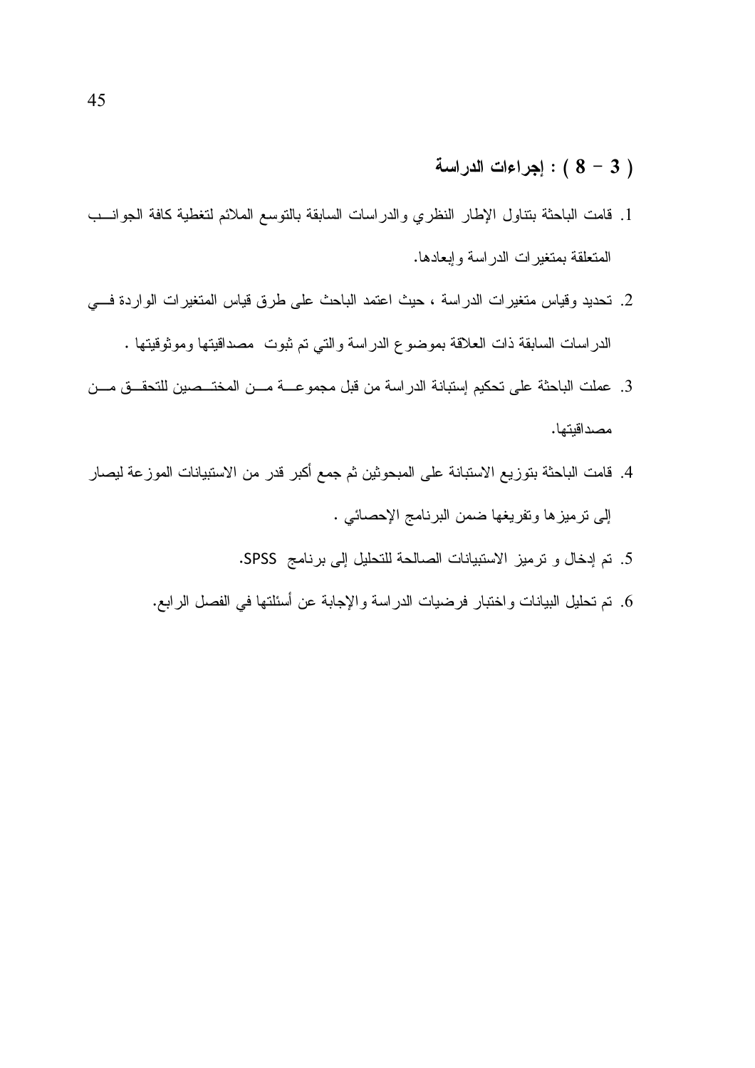### ( 3 – 8 ) : إجراءات الدراسة

1. قامت الباحثة بتناول الإطار النظري والدراسات السابقة بالتوسع الملائم لتغطية كافة الجوانب المتعلقة بمتغيرات الدراسة وإبعادها.
2. تحديد وقياس متغيرات الدراسة ، حيث اعتمد الباحث على طرق قياس المتغيرات الواردة في الدراسات السابقة ذات العلاقة بموضوع الدراسة والتي تم ثبوت مصداقيتها وموثوقيتها .
3. عملت الباحثة على تحكيم إستبانة الدراسة من قبل مجموعة من المختصين للتحقق من مصداقيتها.
4. قامت الباحثة بتوزيع الاستبانة على المبحوثين ثم جمع أكبر قدر من الاستبيانات الموزعة ليصار إلى ترميزها وتفريغها ضمن البرنامج الإحصائي .
5. تم إدخال و ترميز الاستبيانات الصالحة للتحليل إلى برنامج SPSS.
6. تم تحليل البيانات واختبار فرضيات الدراسة والإجابة عن أسئلتها في الفصل الرابع.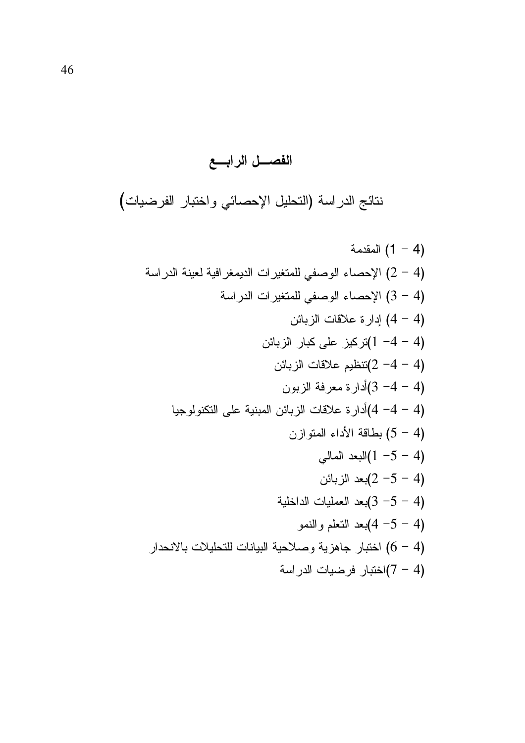# الفصـــل الرابـــع

## نتائج الدراسة (التحليل الإحصائي واختبار الفرضيات)

(4 – 1) المقدمة

(4 – 2) الإحصاء الوصفي للمتغيرات الديمغرافية لعينة الدراسة

(4 – 3) الإحصاء الوصفي للمتغيرات الدراسة

(4 – 4) إدارة علاقات الزبائن

(4 – 4– 1)تركيز على كبار الزبائن

(4 – 4– 2)تنظيم علاقات الزبائن

(4 – 4– 3)أدارة معرفة الزبون

(4 – 4– 4)أدارة علاقات الزبائن المبنية على التكنولوجيا

(4 – 5) بطاقة الأداء المتوازن

(4 – 5– 1)البعد المالي

(4 – 5– 2)بعد الزبائن

(4 – 5– 3)بعد العمليات الداخلية

(4 – 5– 4)بعد التعلم والنمو

(4 – 6) اختبار جاهزية وصلاحية البيانات للتحليلات بالانحدار

(4 – 7)اختبار فرضيات الدراسة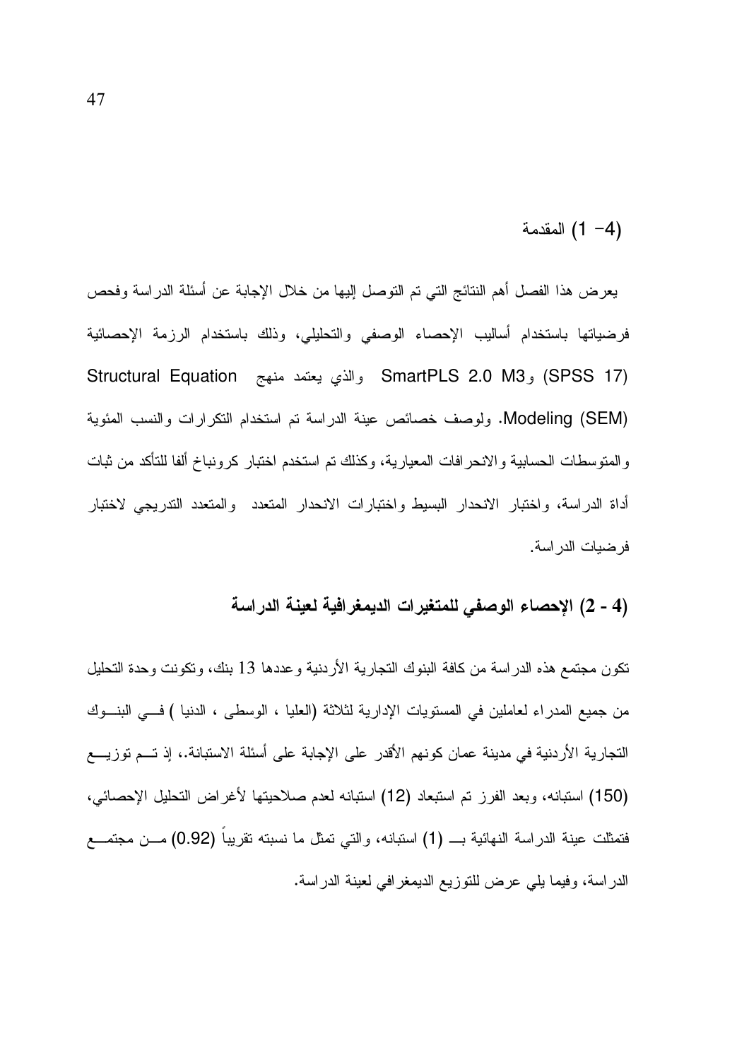## (4- 1) المقدمة

يعرض هذا الفصل أهم النتائج التي تم التوصل إليها من خلال الإجابة عن أسئلة الدراسة وفحص فرضياتها باستخدام أساليب الإحصاء الوصفي والتحليلي، وذلك باستخدام الرزمة الإحصائية (SPSS 17) وSmartPLS 2.0 M3 والذي يعتمد منهج Structural Equation Modeling (SEM). ولوصف خصائص عينة الدراسة تم استخدام التكرارات والنسب المئوية والمتوسطات الحسابية والانحرافات المعيارية، وكذلك تم استخدم اختبار كرونباخ ألفا للتأكد من ثبات أداة الدراسة، واختبار الانحدار البسيط واختبارات الانحدار المتعدد والمتعدد التدريجي لاختبار فرضيات الدراسة.

## (4 - 2) الإحصاء الوصفي للمتغيرات الديمغرافية لعينة الدراسة

تكون مجتمع هذه الدراسة من كافة البنوك التجارية الأردنية وعددها 13 بنك، وتكونت وحدة التحليل من جميع المدراء لعاملين في المستويات الإدارية لثلاثة (العليا ، الوسطى ، الدنيا ) في البنوك التجارية الأردنية في مدينة عمان كونهم الأقدر على الإجابة على أسئلة الاستبانة.، إذ تم توزيع (150) استبانه، وبعد الفرز تم استبعاد (12) استبانه لعدم صلاحيتها لأغراض التحليل الإحصائي، فتمثلت عينة الدراسة النهائية بـ (1) استبانه، والتي تمثل ما نسبته تقريباً (0.92) من مجتمع الدراسة، وفيما يلي عرض للتوزيع الديمغرافي لعينة الدراسة.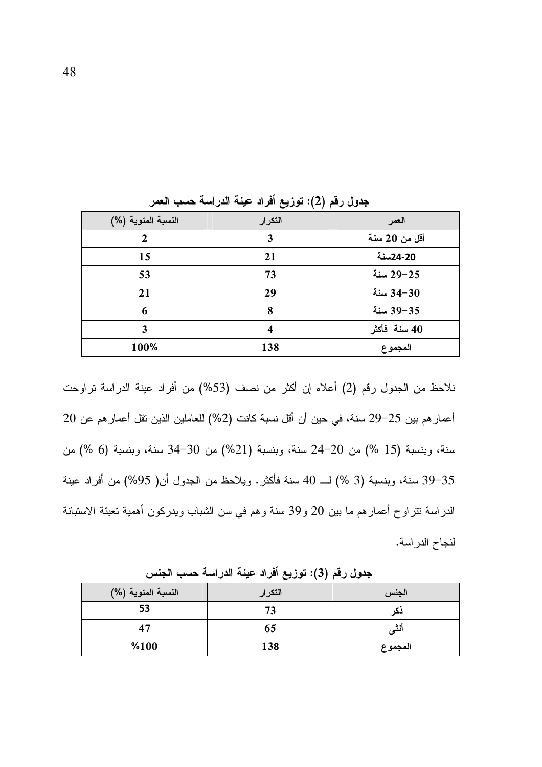**جدول رقم (2): توزيع أفراد عينة الدراسة حسب العمر**

| العمر | التكرار | النسبة المئوية (%) |
|---|---|---|
| أقل من 20 سنة | 3 | 2 |
| 20-24سنة | 21 | 15 |
| 25–29 سنة | 73 | 53 |
| 30–34 سنة | 29 | 21 |
| 35–39 سنة | 8 | 6 |
| 40 سنة فأكثر | 4 | 3 |
| المجموع | 138 | 100% |

نلاحظ من الجدول رقم (2) أعلاه إن أكثر من نصف (53%) من أفراد عينة الدراسة تراوحت أعمارهم بين 25–29 سنة، في حين أن أقل نسبة كانت (2%) للعاملين الذين تقل أعمارهم عن 20 سنة، وبنسبة (15 %) من 20–24 سنة، وبنسبة (21%) من 30–34 سنة، وبنسبة (6 %) من 35–39 سنة، وبنسبة (3 %) لـــ 40 سنة فأكثر. ويلاحظ من الجدول أن( 95%) من أفراد عينة الدراسة تتراوح أعمارهم ما بين 20 و39 سنة وهم في سن الشباب ويدركون أهمية تعبئة الاستبانة لنجاح الدراسة.

**جدول رقم (3): توزيع أفراد عينة الدراسة حسب الجنس**

| الجنس | التكرار | النسبة المئوية (%) |
|---|---|---|
| ذكر | 73 | 53 |
| أنثى | 65 | 47 |
| المجموع | 138 | %100 |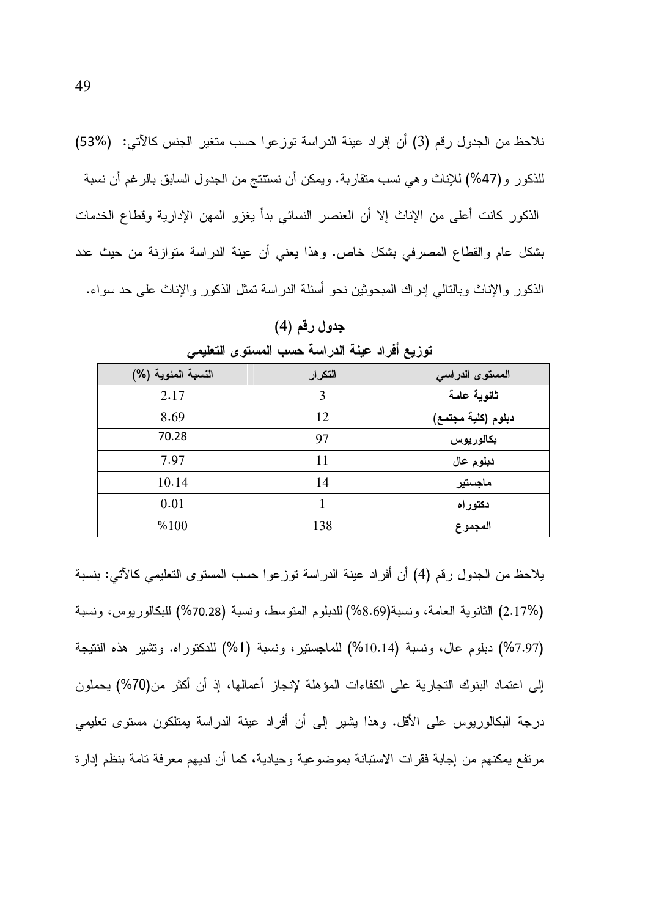نلاحظ من الجدول رقم (3) أن إفراد عينة الدراسة توزعوا حسب متغير الجنس كالآتي: (53%) للذكور و(47%) للإناث وهي نسب متقاربة. ويمكن أن نستنتج من الجدول السابق بالرغم أن نسبة الذكور كانت أعلى من الإناث إلا أن العنصر النسائي بدأ يغزو المهن الإدارية وقطاع الخدمات بشكل عام والقطاع المصرفي بشكل خاص. وهذا يعني أن عينة الدراسة متوازنة من حيث عدد الذكور والإناث وبالتالي إدراك المبحوثين نحو أسئلة الدراسة تمثل الذكور والإناث على حد سواء.

**جدول رقم (4)**

**توزيع أفراد عينة الدراسة حسب المستوى التعليمي**

| المستوى الدراسي | التكرار | النسبة المئوية (%) |
|---|---|---|
| **ثانوية عامة** | 3 | 2.17 |
| **دبلوم (كلية مجتمع)** | 12 | 8.69 |
| **بكالوريوس** | 97 | 70.28 |
| **دبلوم عال** | 11 | 7.97 |
| **ماجستير** | 14 | 10.14 |
| **دكتوراه** | 1 | 0.01 |
| **المجموع** | 138 | %100 |

يلاحظ من الجدول رقم (4) أن أفراد عينة الدراسة توزعوا حسب المستوى التعليمي كالآتي: بنسبة (2.17%) الثانوية العامة، ونسبة(8.69%) للدبلوم المتوسط، ونسبة (70.28%) للبكالوريوس، ونسبة (7.97%) دبلوم عال، ونسبة (10.14%) للماجستير، ونسبة (1%) للدكتوراه. وتشير هذه النتيجة إلى اعتماد البنوك التجارية على الكفاءات المؤهلة لإنجاز أعمالها، إذ أن أكثر من(70%) يحملون درجة البكالوريوس على الأقل. وهذا يشير إلى أن أفراد عينة الدراسة يمتلكون مستوى تعليمي مرتفع يمكنهم من إجابة فقرات الاستبانة بموضوعية وحيادية، كما أن لديهم معرفة تامة بنظم إدارة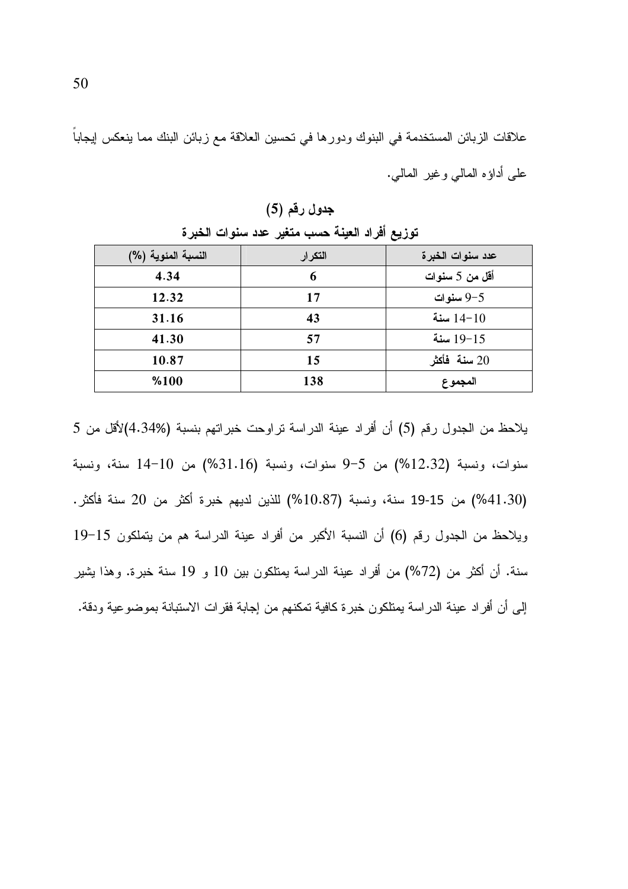علاقات الزبائن المستخدمة في البنوك ودورها في تحسين العلاقة مع زبائن البنك مما ينعكس إيجاباً على أداؤه المالي وغير المالي.

**جدول رقم (5)**

**توزيع أفراد العينة حسب متغير عدد سنوات الخبرة**

| عدد سنوات الخبرة | التكرار | النسبة المئوية (%) |
|---|---|---|
| أقل من 5 سنوات | 6 | 4.34 |
| 5-9 سنوات | 17 | 12.32 |
| 10-14 سنة | 43 | 31.16 |
| 15-19 سنة | 57 | 41.30 |
| 20 سنة فأكثر | 15 | 10.87 |
| المجموع | 138 | %100 |

يلاحظ من الجدول رقم (5) أن أفراد عينة الدراسة تراوحت خبراتهم بنسبة (4.34%)لأقل من 5 سنوات، ونسبة (12.32%) من 5-9 سنوات، ونسبة (31.16%) من 10-14 سنة، ونسبة (41.30%) من 15-19 سنة، ونسبة (10.87%) للذين لديهم خبرة أكثر من 20 سنة فأكثر. ويلاحظ من الجدول رقم (6) أن النسبة الأكبر من أفراد عينة الدراسة هم من يتملكون 15-19 سنة. أن أكثر من (72%) من أفراد عينة الدراسة يمتلكون بين 10 و 19 سنة خبرة. وهذا يشير إلى أن أفراد عينة الدراسة يمتلكون خبرة كافية تمكنهم من إجابة فقرات الاستبانة بموضوعية ودقة.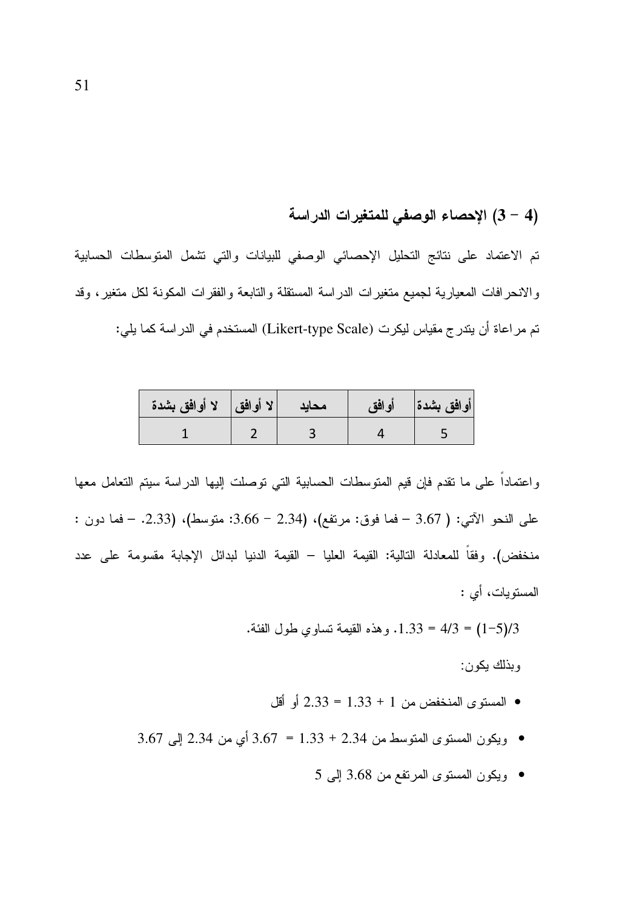### (4 – 3) الإحصاء الوصفي لمتغيرات الدراسة

تم الاعتماد على نتائج التحليل الإحصائي الوصفي للبيانات والتي تشمل المتوسطات الحسابية والانحرافات المعيارية لجميع متغيرات الدراسة المستقلة والتابعة والفقرات المكونة لكل متغير، وقد تم مراعاة أن يتدرج مقياس ليكرت (Likert-type Scale) المستخدم في الدراسة كما يلي:

| أوافق بشدة | أوافق | محايد | لا أوافق | لا أوافق بشدة |
|---|---|---|---|---|
| 5 | 4 | 3 | 2 | 1 |

واعتماداً على ما تقدم فإن قيم المتوسطات الحسابية التي توصلت إليها الدراسة سيتم التعامل معها على النحو الآتي: ( 3.67 – فما فوق: مرتفع)، (2.34 – 3.66: متوسط)، (2.33. – فما دون : منخفض). وفقاً للمعادلة التالية: القيمة العليا – القيمة الدنيا لبدائل الإجابة مقسومة على عدد المستويات، أي :

$(5-1)/3 = 4/3 = 1.33$. وهذه القيمة تساوي طول الفئة.

وبذلك يكون:

- المستوى المنخفض من $1 + 1.33 = 2.33$ أو أقل
- ويكون المستوى المتوسط من $2.34 + 1.33 = 3.67$ أي من 2.34 إلى 3.67
- ويكون المستوى المرتفع من 3.68 إلى 5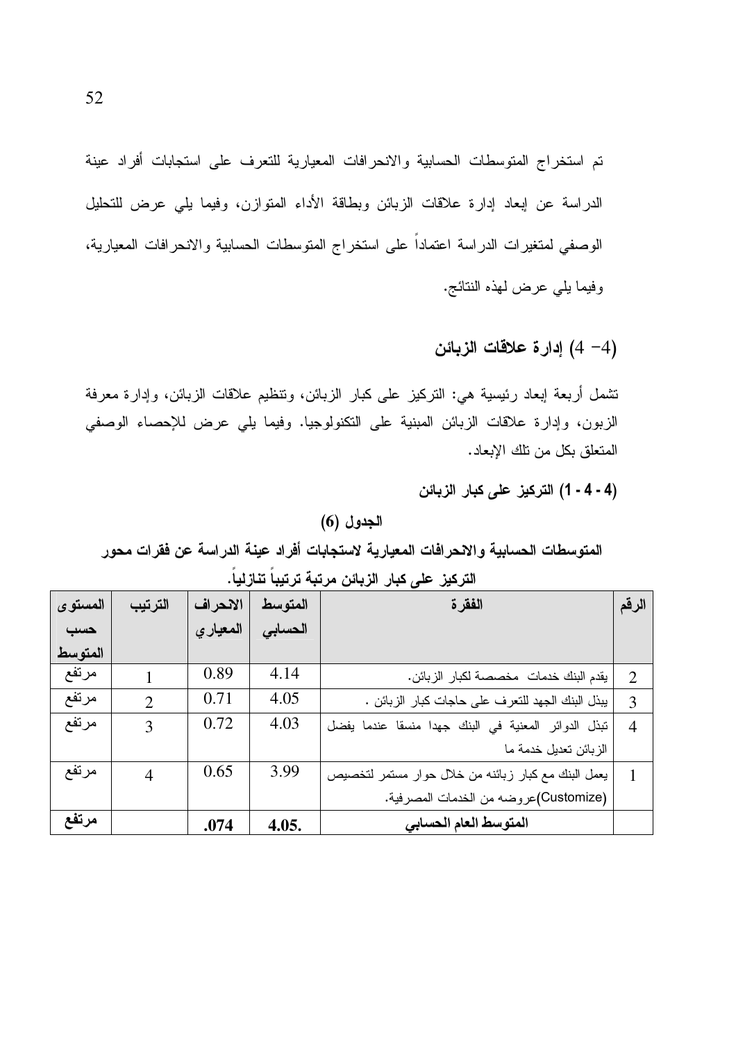تم استخراج المتوسطات الحسابية والانحرافات المعيارية للتعرف على استجابات أفراد عينة الدراسة عن إبعاد إدارة علاقات الزبائن وبطاقة الأداء المتوازن، وفيما يلي عرض للتحليل الوصفي لمتغيرات الدراسة اعتماداً على استخراج المتوسطات الحسابية والانحرافات المعيارية، وفيما يلي عرض لهذه النتائج.

## (4 −4) إدارة علاقات الزبائن

تشمل أربعة إبعاد رئيسية هي: التركيز على كبار الزبائن، وتنظيم علاقات الزبائن، وإدارة معرفة الزبون، وإدارة علاقات الزبائن المبنية على التكنولوجيا. وفيما يلي عرض للإحصاء الوصفي المتعلق بكل من تلك الإبعاد.

### (4 - 4 - 1) التركيز على كبار الزبائن

**الجدول (6)**

**المتوسطات الحسابية والانحرافات المعيارية لاستجابات أفراد عينة الدراسة عن فقرات محور التركيز على كبار الزبائن مرتبة ترتيباً تنازلياً.**

| الرقم | الفقرة | المتوسط الحسابي | الانحراف المعياري | الترتيب | المستوى حسب المتوسط |
|---|---|---|---|---|---|
| 2 | يقدم البنك خدمات مخصصة لكبار الزبائن. | 4.14 | 0.89 | 1 | مرتفع |
| 3 | يبذل البنك الجهد للتعرف على حاجات كبار الزبائن . | 4.05 | 0.71 | 2 | مرتفع |
| 4 | تبذل الدوائر المعنية في البنك جهدا منسقا عندما يفضل الزبائن تعديل خدمة ما | 4.03 | 0.72 | 3 | مرتفع |
| 1 | يعمل البنك مع كبار زبائنه من خلال حوار مستمر لتخصيص (Customize)عروضه من الخدمات المصرفية. | 3.99 | 0.65 | 4 | مرتفع |
| | **المتوسط العام الحسابي** | **4.05.** | **.074** | | **مرتفع** |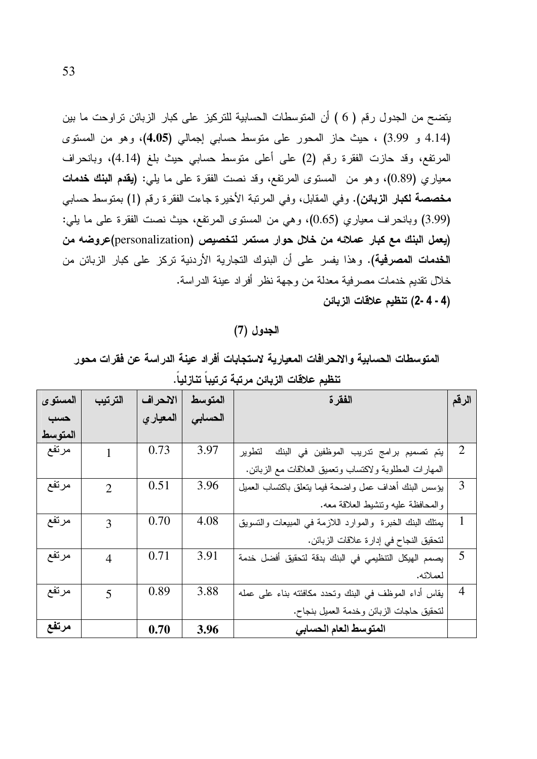يتضح من الجدول رقم ( 6 ) أن المتوسطات الحسابية للتركيز على كبار الزبائن تراوحت ما بين (4.14 و 3.99) ، حيث حاز المحور على متوسط حسابي إجمالي **(4.05)**، وهو من المستوى المرتفع، وقد حازت الفقرة رقم (2) على أعلى متوسط حسابي حيث بلغ (4.14)، وبانحراف معياري (0.89)، وهو من المستوى المرتفع، وقد نصت الفقرة على ما يلي: **(يقدم البنك خدمات مخصصة لكبار الزبائن)**. وفي المقابل، وفي المرتبة الأخيرة جاءت الفقرة رقم (1) بمتوسط حسابي (3.99) وبانحراف معياري (0.65)، وهي من المستوى المرتفع، حيث نصت الفقرة على ما يلي: **(يعمل البنك مع كبار عملائه من خلال حوار مستمر لتخصيص (personalization)عروضه من الخدمات المصرفية)**. وهذا يفسر على أن البنوك التجارية الأردنية تركز على كبار الزبائن من خلال تقديم خدمات مصرفية معدلة من وجهة نظر أفراد عينة الدراسة.

**(4 - 4 -2) تنظيم علاقات الزبائن**

**الجدول (7)**

**المتوسطات الحسابية والانحرافات المعيارية لاستجابات أفراد عينة الدراسة عن فقرات محور تنظيم علاقات الزبائن مرتبة ترتيباً تنازلياً.**

| الرقم | الفقرة | المتوسط الحسابي | الانحراف المعياري | الترتيب | المستوى حسب المتوسط |
|---|---|---|---|---|---|
| 2 | يتم تصميم برامج تدريب الموظفين في البنك لتطوير المهارات المطلوبة ولاكتساب وتعميق العلاقات مع الزبائن. | 3.97 | 0.73 | 1 | مرتفع |
| 3 | يؤسس البنك أهداف عمل واضحة فيما يتعلق باكتساب العميل والمحافظة عليه وتنشيط العلاقة معه. | 3.96 | 0.51 | 2 | مرتفع |
| 1 | يمتلك البنك الخبرة والموارد اللازمة في المبيعات والتسويق لتحقيق النجاح في إدارة علاقات الزبائن. | 4.08 | 0.70 | 3 | مرتفع |
| 5 | يصمم الهيكل التنظيمي في البنك بدقة لتحقيق أفضل خدمة لعملائه. | 3.91 | 0.71 | 4 | مرتفع |
| 4 | يقاس أداء الموظف في البنك وتحدد مكافئته بناء على عمله لتحقيق حاجات الزبائن وخدمة العميل بنجاح. | 3.88 | 0.89 | 5 | مرتفع |
| | **المتوسط العام الحسابي** | **3.96** | **0.70** | | **مرتفع** |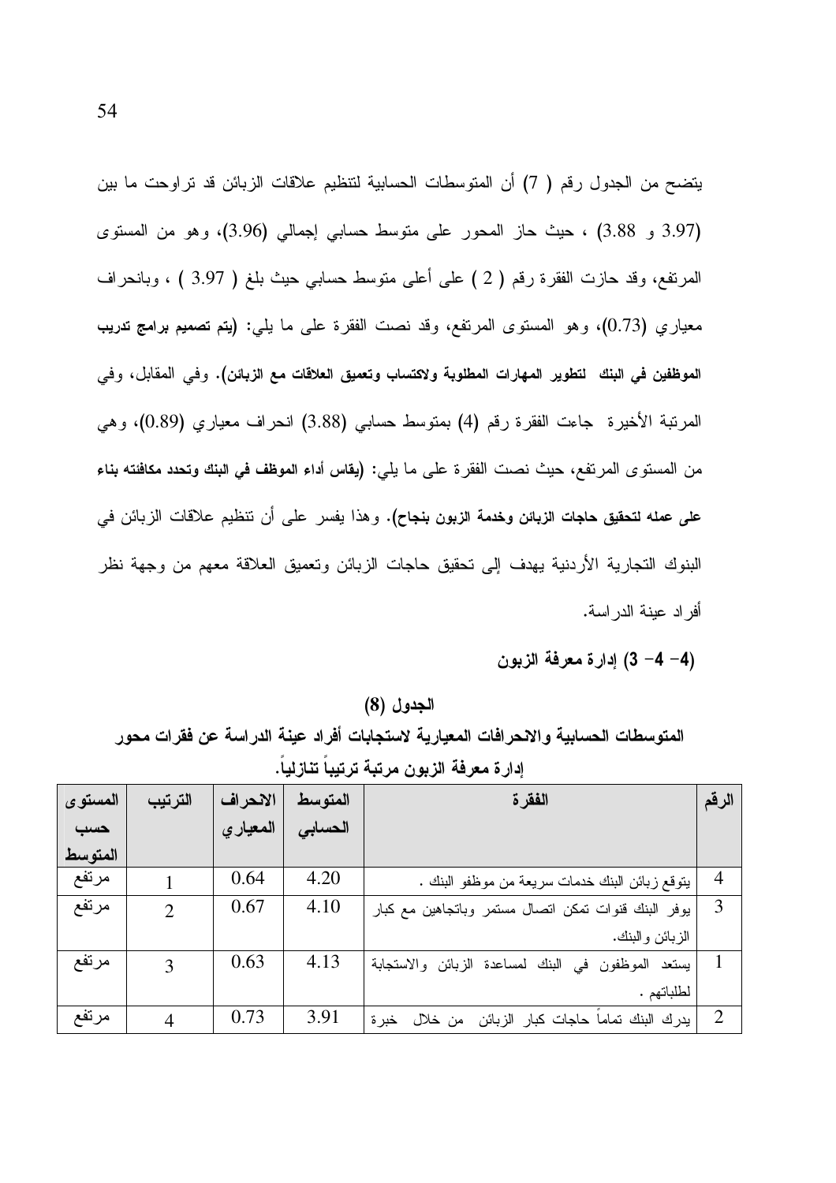يتضح من الجدول رقم ( 7) أن المتوسطات الحسابية لتنظيم علاقات الزبائن قد تراوحت ما بين (3.97 و 3.88) ، حيث حاز المحور على متوسط حسابي إجمالي (3.96)، وهو من المستوى المرتفع، وقد حازت الفقرة رقم ( 2 ) على أعلى متوسط حسابي حيث بلغ ( 3.97 ) ، وبانحراف معياري (0.73)، وهو المستوى المرتفع، وقد نصت الفقرة على ما يلي: **(يتم تصميم برامج تدريب الموظفين في البنك لتطوير المهارات المطلوبة ولاكتساب وتعميق العلاقات مع الزبائن)**. وفي المقابل، وفي المرتبة الأخيرة جاءت الفقرة رقم (4) بمتوسط حسابي (3.88) انحراف معياري (0.89)، وهي من المستوى المرتفع، حيث نصت الفقرة على ما يلي: **(يقاس أداء الموظف في البنك وتحدد مكافئته بناء على عمله لتحقيق حاجات الزبائن وخدمة الزبون بنجاح)**. وهذا يفسر على أن تنظيم علاقات الزبائن في البنوك التجارية الأردنية يهدف إلى تحقيق حاجات الزبائن وتعميق العلاقة معهم من وجهة نظر أفراد عينة الدراسة.

**(4- 4- 3) إدارة معرفة الزبون**

**الجدول (8)**

**المتوسطات الحسابية والانحرافات المعيارية لاستجابات أفراد عينة الدراسة عن فقرات محور إدارة معرفة الزبون مرتبة ترتيباً تنازلياً.**

| الرقم | الفقرة | المتوسط الحسابي | الانحراف المعياري | الترتيب | المستوى حسب المتوسط |
|---|---|---|---|---|---|
| 4 | يتوقع زبائن البنك خدمات سريعة من موظفو البنك . | 4.20 | 0.64 | 1 | مرتفع |
| 3 | يوفر البنك قنوات تمكن اتصال مستمر وباتجاهين مع كبار الزبائن والبنك. | 4.10 | 0.67 | 2 | مرتفع |
| 1 | يستعد الموظفون في البنك لمساعدة الزبائن والاستجابة لطلباتهم . | 4.13 | 0.63 | 3 | مرتفع |
| 2 | يدرك البنك تماماً حاجات كبار الزبائن من خلال خبرة | 3.91 | 0.73 | 4 | مرتفع |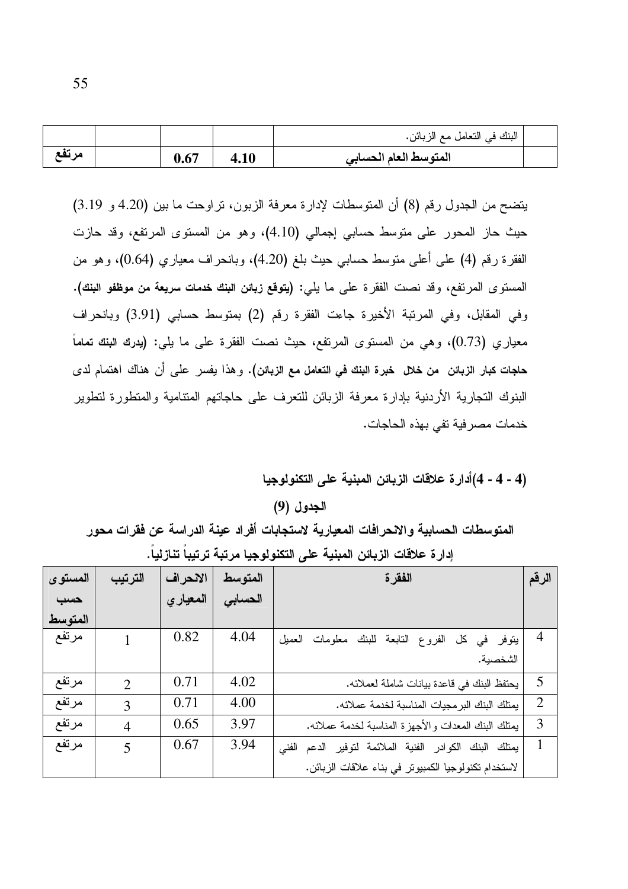| | | | | البنك في التعامل مع الزبائن. | |
|---|---|---|---|---|---|
| **مرتفع** | | **0.67** | **4.10** | **المتوسط العام الحسابي** | |

يتضح من الجدول رقم (8) أن المتوسطات لإدارة معرفة الزبون، تراوحت ما بين (4.20 و 3.19) حيث حاز المحور على متوسط حسابي إجمالي (4.10)، وهو من المستوى المرتفع، وقد حازت الفقرة رقم (4) على أعلى متوسط حسابي حيث بلغ (4.20)، وبانحراف معياري (0.64)، وهو من المستوى المرتفع، وقد نصت الفقرة على ما يلي: **(يتوقع زبائن البنك خدمات سريعة من موظفو البنك).** وفي المقابل، وفي المرتبة الأخيرة جاءت الفقرة رقم (2) بمتوسط حسابي (3.91) وبانحراف معياري (0.73)، وهي من المستوى المرتفع، حيث نصت الفقرة على ما يلي: **(يدرك البنك تماماً حاجات كبار الزبائن من خلال خبرة البنك في التعامل مع الزبائن).** وهذا يفسر على أن هناك اهتمام لدى البنوك التجارية الأردنية بإدارة معرفة الزبائن للتعرف على حاجاتهم المتنامية والمتطورة لتطوير خدمات مصرفية تفي بهذه الحاجات.

### (4 - 4 - 4)أدارة علاقات الزبائن المبنية على التكنولوجيا

**الجدول (9)**

**المتوسطات الحسابية والانحرافات المعيارية لاستجابات أفراد عينة الدراسة عن فقرات محور إدارة علاقات الزبائن المبنية على التكنولوجيا مرتبة ترتيباً تنازلياً.**

| المستوى حسب المتوسط | الترتيب | الانحراف المعياري | المتوسط الحسابي | الفقرة | الرقم |
|---|---|---|---|---|---|
| مرتفع | 1 | 0.82 | 4.04 | يتوفر في كل الفروع التابعة للبنك معلومات العميل الشخصية. | 4 |
| مرتفع | 2 | 0.71 | 4.02 | يحتفظ البنك في قاعدة بيانات شاملة لعملائه. | 5 |
| مرتفع | 3 | 0.71 | 4.00 | يمتلك البنك البرمجيات المناسبة لخدمة عملائه. | 2 |
| مرتفع | 4 | 0.65 | 3.97 | يمتلك البنك المعدات والأجهزة المناسبة لخدمة عملائه. | 3 |
| مرتفع | 5 | 0.67 | 3.94 | يمتلك البنك الكوادر الفنية الملائمة لتوفير الدعم الفني لاستخدام تكنولوجيا الكمبيوتر في بناء علاقات الزبائن. | 1 |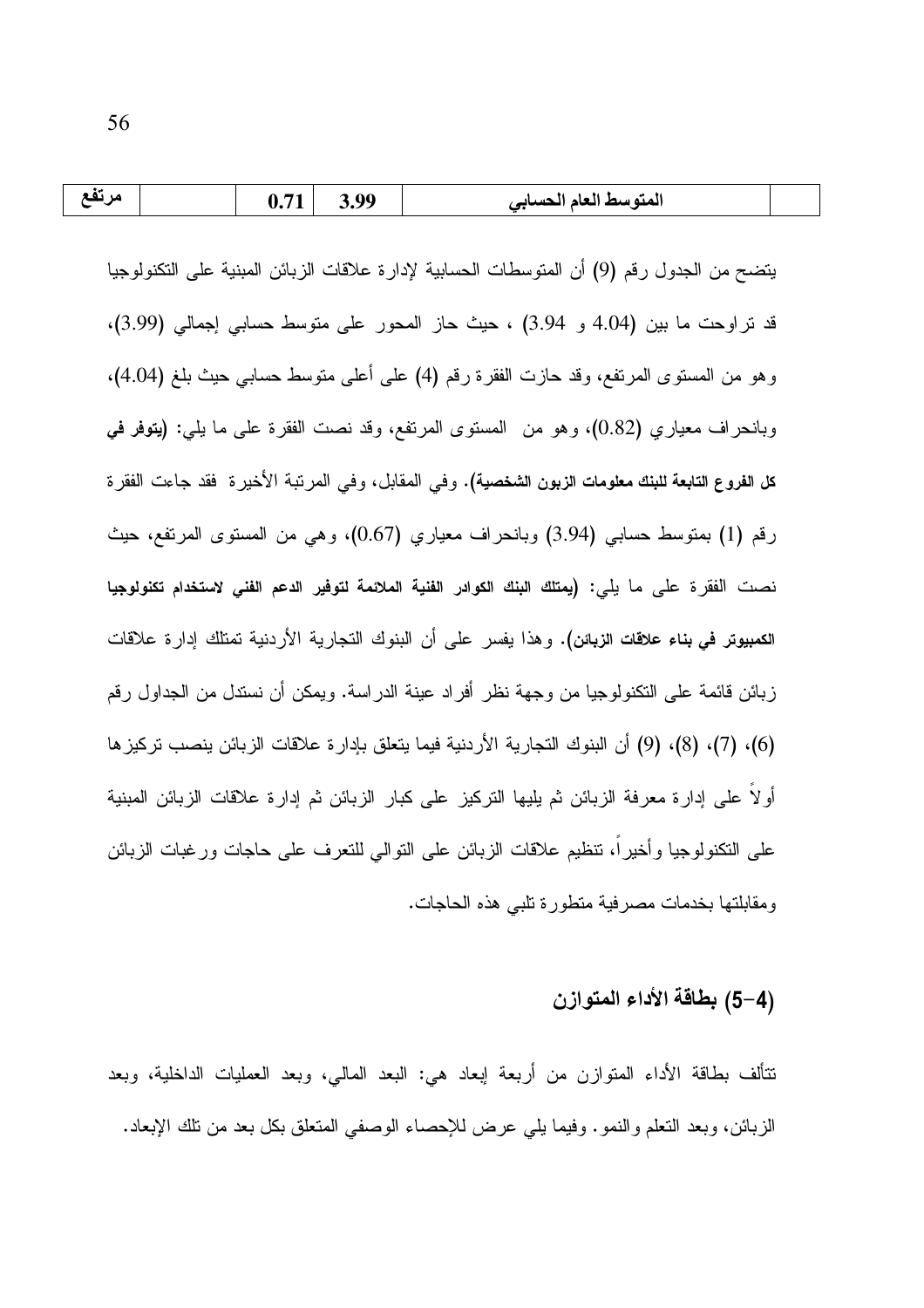| مرتفع | | 0.71 | 3.99 | المتوسط العام الحسابي | |
|---|---|---|---|---|---|

يتضح من الجدول رقم (9) أن المتوسطات الحسابية لإدارة علاقات الزبائن المبنية على التكنولوجيا قد تراوحت ما بين (4.04 و 3.94) ، حيث حاز المحور على متوسط حسابي إجمالي (3.99)، وهو من المستوى المرتفع، وقد حازت الفقرة رقم (4) على أعلى متوسط حسابي حيث بلغ (4.04)، وبانحراف معياري (0.82)، وهو من المستوى المرتفع، وقد نصت الفقرة على ما يلي: **(يتوفر في كل الفروع التابعة للبنك معلومات الزبون الشخصية)**. وفي المقابل، وفي المرتبة الأخيرة فقد جاءت الفقرة رقم (1) بمتوسط حسابي (3.94) وبانحراف معياري (0.67)، وهي من المستوى المرتفع، حيث نصت الفقرة على ما يلي: **(يمتلك البنك الكوادر الفنية الملائمة لتوفير الدعم الفني لاستخدام تكنولوجيا الكمبيوتر في بناء علاقات الزبائن)**. وهذا يفسر على أن البنوك التجارية الأردنية تمتلك إدارة علاقات زبائن قائمة على التكنولوجيا من وجهة نظر أفراد عينة الدراسة. ويمكن أن نستدل من الجداول رقم (6)، (7)، (8)، (9) أن البنوك التجارية الأردنية فيما يتعلق بإدارة علاقات الزبائن ينصب تركيزها أولاً على إدارة معرفة الزبائن ثم يليها التركيز على كبار الزبائن ثم إدارة علاقات الزبائن المبنية على التكنولوجيا وأخيراً، تنظيم علاقات الزبائن على التوالي للتعرف على حاجات ورغبات الزبائن ومقابلتها بخدمات مصرفية متطورة تلبي هذه الحاجات.

## (4-5) بطاقة الأداء المتوازن

تتألف بطاقة الأداء المتوازن من أربعة إبعاد هي: البعد المالي، وبعد العمليات الداخلية، وبعد الزبائن، وبعد التعلم والنمو. وفيما يلي عرض للإحصاء الوصفي المتعلق بكل بعد من تلك الإبعاد.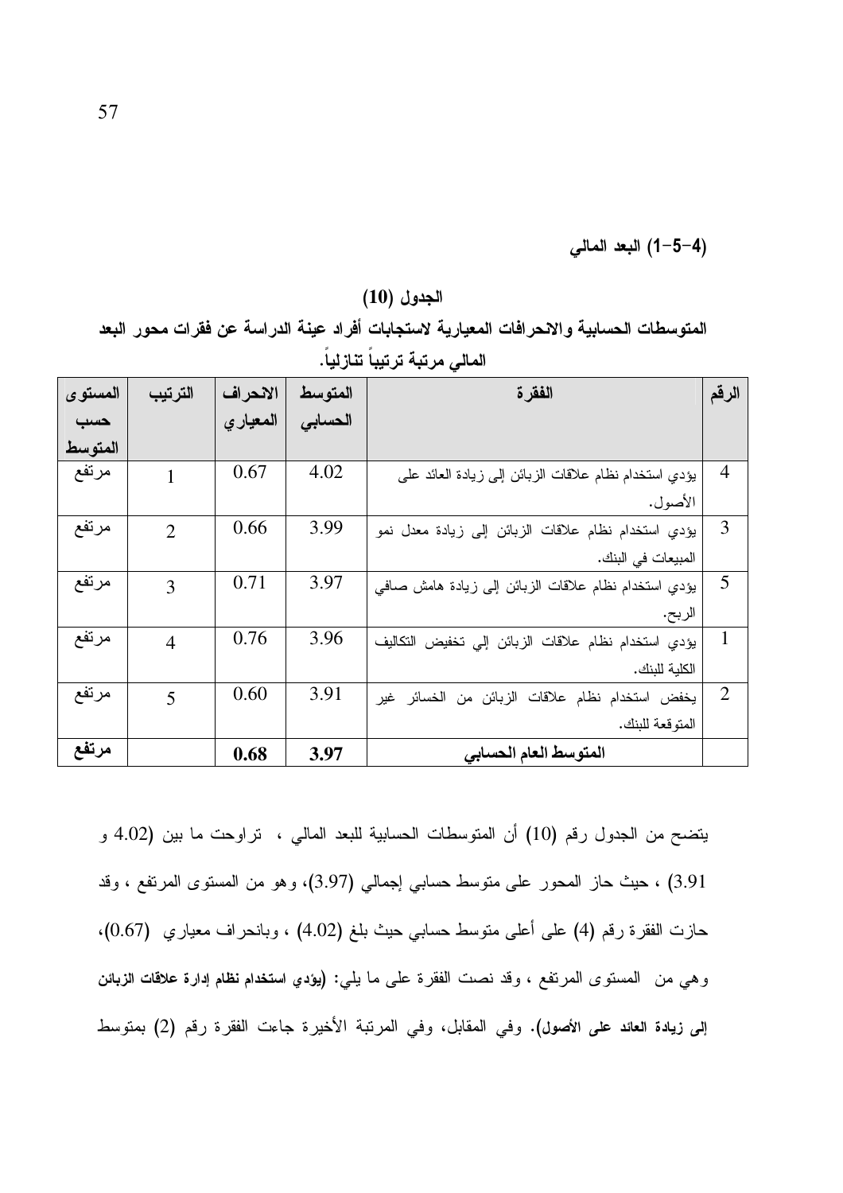### (4-5-1) البعد المالي

**الجدول (10)**

**المتوسطات الحسابية والانحرافات المعيارية لاستجابات أفراد عينة الدراسة عن فقرات محور البعد المالي مرتبة ترتيباً تنازلياً.**

| الرقم | الفقرة | المتوسط الحسابي | الانحراف المعياري | الترتيب | المستوى حسب المتوسط |
|---|---|---|---|---|---|
| 4 | يؤدي استخدام نظام علاقات الزبائن إلى زيادة العائد على الأصول. | 4.02 | 0.67 | 1 | مرتفع |
| 3 | يؤدي استخدام نظام علاقات الزبائن إلى زيادة معدل نمو المبيعات في البنك. | 3.99 | 0.66 | 2 | مرتفع |
| 5 | يؤدي استخدام نظام علاقات الزبائن إلى زيادة هامش صافي الربح. | 3.97 | 0.71 | 3 | مرتفع |
| 1 | يؤدي استخدام نظام علاقات الزبائن إلي تخفيض التكاليف الكلية للبنك. | 3.96 | 0.76 | 4 | مرتفع |
| 2 | يخفض استخدام نظام علاقات الزبائن من الخسائر غير المتوقعة للبنك. | 3.91 | 0.60 | 5 | مرتفع |
| | **المتوسط العام الحسابي** | **3.97** | **0.68** | | **مرتفع** |

يتضح من الجدول رقم (10) أن المتوسطات الحسابية للبعد المالي ، تراوحت ما بين (4.02 و 3.91) ، حيث حاز المحور على متوسط حسابي إجمالي (3.97)، وهو من المستوى المرتفع ، وقد حازت الفقرة رقم (4) على أعلى متوسط حسابي حيث بلغ (4.02) ، وبانحراف معياري (0.67)، وهي من المستوى المرتفع ، وقد نصت الفقرة على ما يلي: **(يؤدي استخدام نظام إدارة علاقات الزبائن إلى زيادة العائد على الأصول)**. وفي المقابل، وفي المرتبة الأخيرة جاءت الفقرة رقم (2) بمتوسط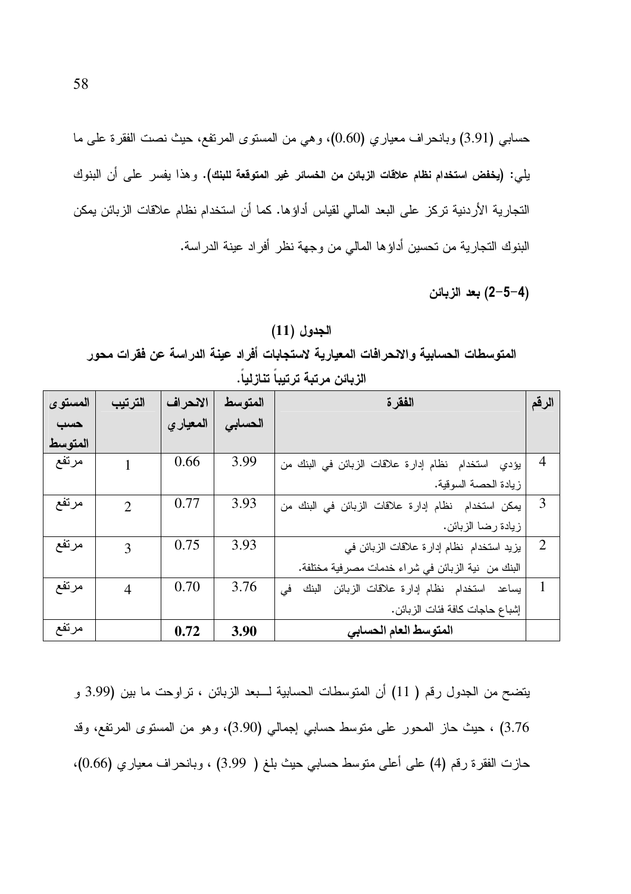حسابي (3.91) وبانحراف معياري (0.60)، وهي من المستوى المرتفع، حيث نصت الفقرة على ما يلي: (**يخفض استخدام نظام علاقات الزبائن من الخسائر غير المتوقعة للبنك**). وهذا يفسر على أن البنوك التجارية الأردنية تركز على البعد المالي لقياس أداؤها. كما أن استخدام نظام علاقات الزبائن يمكن البنوك التجارية من تحسين أداؤها المالي من وجهة نظر أفراد عينة الدراسة.

### (4-5-2) بعد الزبائن

**الجدول (11)**

**المتوسطات الحسابية والانحرافات المعيارية لاستجابات أفراد عينة الدراسة عن فقرات محور الزبائن مرتبة ترتيباً تنازلياً.**

| الرقم | الفقرة | المتوسط الحسابي | الانحراف المعياري | الترتيب | المستوى حسب المتوسط |
|---|---|---|---|---|---|
| 4 | يؤدي استخدام نظام إدارة علاقات الزبائن في البنك من زيادة الحصة السوقية. | 3.99 | 0.66 | 1 | مرتفع |
| 3 | يمكن استخدام نظام إدارة علاقات الزبائن في البنك من زيادة رضا الزبائن. | 3.93 | 0.77 | 2 | مرتفع |
| 2 | يزيد استخدام نظام إدارة علاقات الزبائن في البنك من نية الزبائن في شراء خدمات مصرفية مختلفة. | 3.93 | 0.75 | 3 | مرتفع |
| 1 | يساعد استخدام نظام إدارة علاقات الزبائن البنك في إشباع حاجات كافة فئات الزبائن. | 3.76 | 0.70 | 4 | مرتفع |
| | **المتوسط العام الحسابي** | **3.90** | **0.72** | | مرتفع |

يتضح من الجدول رقم ( 11) أن المتوسطات الحسابية لـــبعد الزبائن ، تراوحت ما بين (3.99 و 3.76) ، حيث حاز المحور على متوسط حسابي إجمالي (3.90)، وهو من المستوى المرتفع، وقد حازت الفقرة رقم (4) على أعلى متوسط حسابي حيث بلغ ( 3.99) ، وبانحراف معياري (0.66)،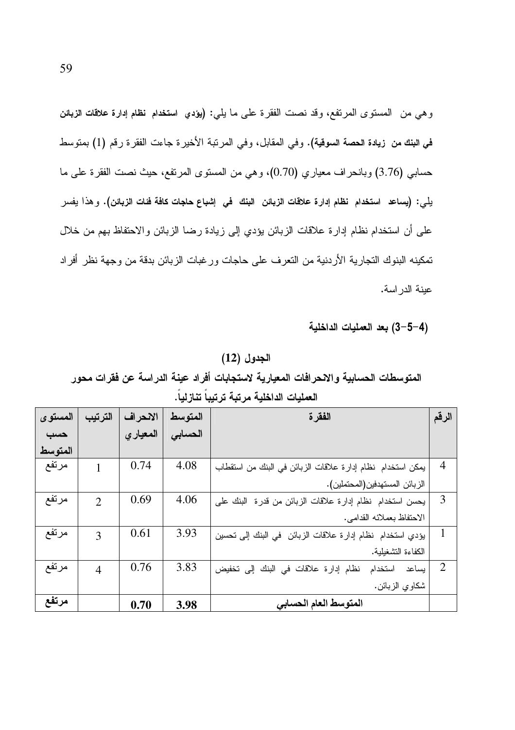وهي من المستوى المرتفع، وقد نصت الفقرة على ما يلي: **(يؤدي استخدام نظام إدارة علاقات الزبائن في البنك من زيادة الحصة السوقية)**. وفي المقابل، وفي المرتبة الأخيرة جاءت الفقرة رقم (1) بمتوسط حسابي (3.76) وبانحراف معياري (0.70)، وهي من المستوى المرتفع، حيث نصت الفقرة على ما يلي: **(يساعد استخدام نظام إدارة علاقات الزبائن البنك في إشباع حاجات كافة فئات الزبائن)**. وهذا يفسر على أن استخدام نظام إدارة علاقات الزبائن يؤدي إلى زيادة رضا الزبائن والاحتفاظ بهم من خلال تمكينه البنوك التجارية الأردنية من التعرف على حاجات ورغبات الزبائن بدقة من وجهة نظر أفراد عينة الدراسة.

### (4-5-3) بعد العمليات الداخلية

**الجدول (12)**

**المتوسطات الحسابية والانحرافات المعيارية لاستجابات أفراد عينة الدراسة عن فقرات محور العمليات الداخلية مرتبة ترتيباً تنازلياً.**

| الرقم | الفقرة | المتوسط الحسابي | الانحراف المعياري | الترتيب | المستوى حسب المتوسط |
|---|---|---|---|---|---|
| 4 | يمكن استخدام نظام إدارة علاقات الزبائن في البنك من استقطاب الزبائن المستهدفين(المحتملين). | 4.08 | 0.74 | 1 | مرتفع |
| 3 | يحسن استخدام نظام إدارة علاقات الزبائن من قدرة البنك على الاحتفاظ بعملائه القدامى. | 4.06 | 0.69 | 2 | مرتفع |
| 1 | يؤدي استخدام نظام إدارة علاقات الزبائن في البنك إلى تحسين الكفاءة التشغيلية. | 3.93 | 0.61 | 3 | مرتفع |
| 2 | يساعد استخدام نظام إدارة علاقات في البنك إلى تخفيض شكاوي الزبائن. | 3.83 | 0.76 | 4 | مرتفع |
| | **المتوسط العام الحسابي** | **3.98** | **0.70** | | **مرتفع** |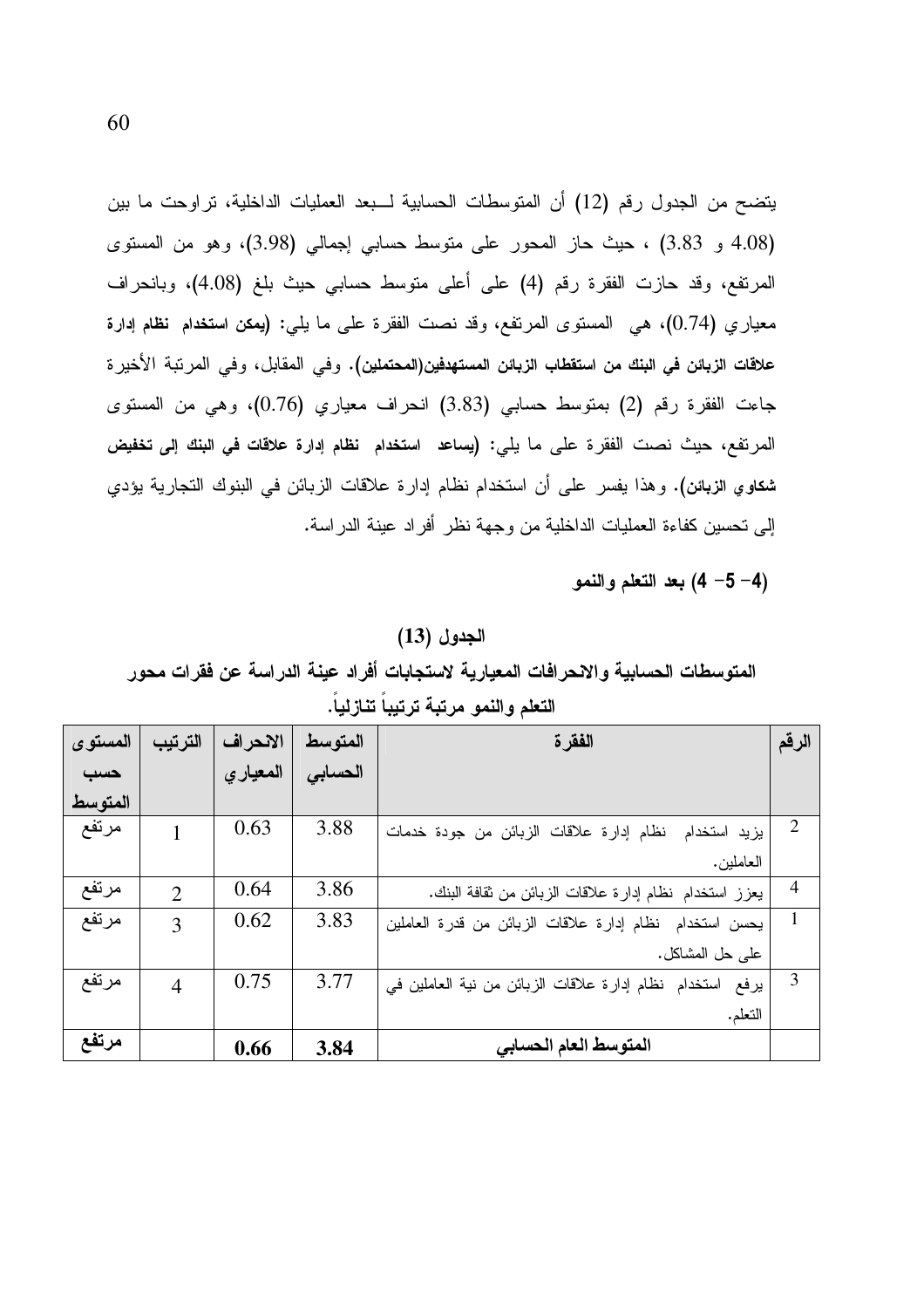يتضح من الجدول رقم (12) أن المتوسطات الحسابية لــبعد العمليات الداخلية، تراوحت ما بين (4.08 و 3.83) ، حيث حاز المحور على متوسط حسابي إجمالي (3.98)، وهو من المستوى المرتفع، وقد حازت الفقرة رقم (4) على أعلى متوسط حسابي حيث بلغ (4.08)، وبانحراف معياري (0.74)، هي المستوى المرتفع، وقد نصت الفقرة على ما يلي: **(يمكن استخدام نظام إدارة علاقات الزبائن في البنك من استقطاب الزبائن المستهدفين(المحتملين)**. وفي المقابل، وفي المرتبة الأخيرة جاءت الفقرة رقم (2) بمتوسط حسابي (3.83) انحراف معياري (0.76)، وهي من المستوى المرتفع، حيث نصت الفقرة على ما يلي: **(يساعد استخدام نظام إدارة علاقات في البنك إلى تخفيض شكاوي الزبائن)**. وهذا يفسر على أن استخدام نظام إدارة علاقات الزبائن في البنوك التجارية يؤدي إلى تحسين كفاءة العمليات الداخلية من وجهة نظر أفراد عينة الدراسة.

**(4- 5- 4) بعد التعلم والنمو**

**الجدول (13)**

**المتوسطات الحسابية والانحرافات المعيارية لاستجابات أفراد عينة الدراسة عن فقرات محور التعلم والنمو مرتبة ترتيباً تنازلياً.**

| الرقم | الفقرة | المتوسط الحسابي | الانحراف المعياري | الترتيب | المستوى حسب المتوسط |
|---|---|---|---|---|---|
| 2 | يزيد استخدام نظام إدارة علاقات الزبائن من جودة خدمات العاملين. | 3.88 | 0.63 | 1 | مرتفع |
| 4 | يعزز استخدام نظام إدارة علاقات الزبائن من ثقافة البنك. | 3.86 | 0.64 | 2 | مرتفع |
| 1 | يحسن استخدام نظام إدارة علاقات الزبائن من قدرة العاملين على حل المشاكل. | 3.83 | 0.62 | 3 | مرتفع |
| 3 | يرفع استخدام نظام إدارة علاقات الزبائن من نية العاملين في التعلم. | 3.77 | 0.75 | 4 | مرتفع |
| | **المتوسط العام الحسابي** | **3.84** | **0.66** | | **مرتفع** |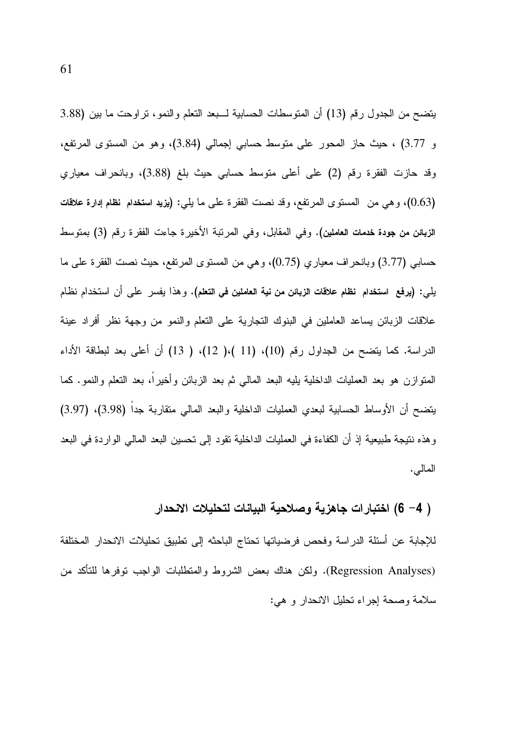يتضح من الجدول رقم (13) أن المتوسطات الحسابية لــبعد التعلم والنمو، تراوحت ما بين (3.88 و 3.77) ، حيث حاز المحور على متوسط حسابي إجمالي (3.84)، وهو من المستوى المرتفع، وقد حازت الفقرة رقم (2) على أعلى متوسط حسابي حيث بلغ (3.88)، وبانحراف معياري (0.63)، وهي من المستوى المرتفع، وقد نصت الفقرة على ما يلي: **(يزيد استخدام نظام إدارة علاقات الزبائن من جودة خدمات العاملين)**. وفي المقابل، وفي المرتبة الأخيرة جاءت الفقرة رقم (3) بمتوسط حسابي (3.77) وبانحراف معياري (0.75)، وهي من المستوى المرتفع، حيث نصت الفقرة على ما يلي: **(يرفع استخدام نظام علاقات الزبائن من نية العاملين في التعلم)**. وهذا يفسر على أن استخدام نظام علاقات الزبائن يساعد العاملين في البنوك التجارية على التعلم والنمو من وجهة نظر أفراد عينة الدراسة. كما يتضح من الجداول رقم (10)، (11 )،( 12)، ( 13) أن أعلى بعد لبطاقة الأداء المتوازن هو بعد العمليات الداخلية يليه البعد المالي ثم بعد الزبائن وأخيراً، بعد التعلم والنمو. كما يتضح أن الأوساط الحسابية لبعدي العمليات الداخلية والبعد المالي متقاربة جداً (3.98)، (3.97) وهذه نتيجة طبيعية إذ أن الكفاءة في العمليات الداخلية تقود إلى تحسين البعد المالي الواردة في البعد المالي.

## ( 4- 6) اختبارات جاهزية وصلاحية البيانات لتحليلات الانحدار

للإجابة عن أسئلة الدراسة وفحص فرضياتها تحتاج الباحثه إلى تطبيق تحليلات الانحدار المختلفة (Regression Analyses). ولكن هناك بعض الشروط والمتطلبات الواجب توفرها للتأكد من سلامة وصحة إجراء تحليل الانحدار و هي: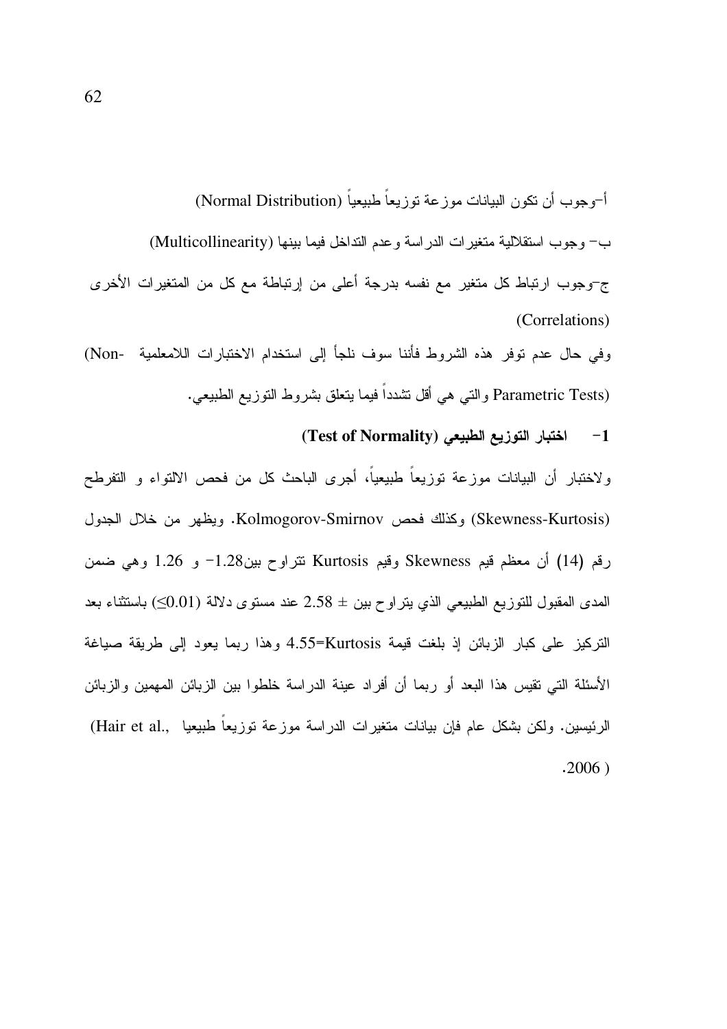أ-وجوب أن تكون البيانات موزعة توزيعاً طبيعياً (Normal Distribution)

ب- وجوب استقلالية متغيرات الدراسة وعدم التداخل فيما بينها (Multicollinearity)

ج-وجوب ارتباط كل متغير مع نفسه بدرجة أعلى من إرتباطة مع كل من المتغيرات الأخرى (Correlations)

وفي حال عدم توفر هذه الشروط فأننا سوف نلجأ إلى استخدام الاختبارات اللامعلمية (Non-Parametric Tests) والتي هي أقل تشدداً فيما يتعلق بشروط التوزيع الطبيعي.

**1- اختبار التوزيع الطبيعي (Test of Normality)**

ولاختبار أن البيانات موزعة توزيعاً طبيعياً، أجرى الباحث كل من فحص الالتواء و التفرطح (Skewness-Kurtosis) وكذلك فحص Kolmogorov-Smirnov. ويظهر من خلال الجدول رقم (14) أن معظم قيم Skewness وقيم Kurtosis تتراوح بين1.28- و 1.26 وهي ضمن المدى المقبول للتوزيع الطبيعي الذي يتراوح بين ± 2.58 عند مستوى دلالة (≥0.01) باستثناء بعد التركيز على كبار الزبائن إذ بلغت قيمة Kurtosis=4.55 وهذا ربما يعود إلى طريقة صياغة الأسئلة التي تقيس هذا البعد أو ربما أن أفراد عينة الدراسة خلطوا بين الزبائن المهمين والزبائن الرئيسين. ولكن بشكل عام فإن بيانات متغيرات الدراسة موزعة توزيعاً طبيعيا (Hair et al., 2006).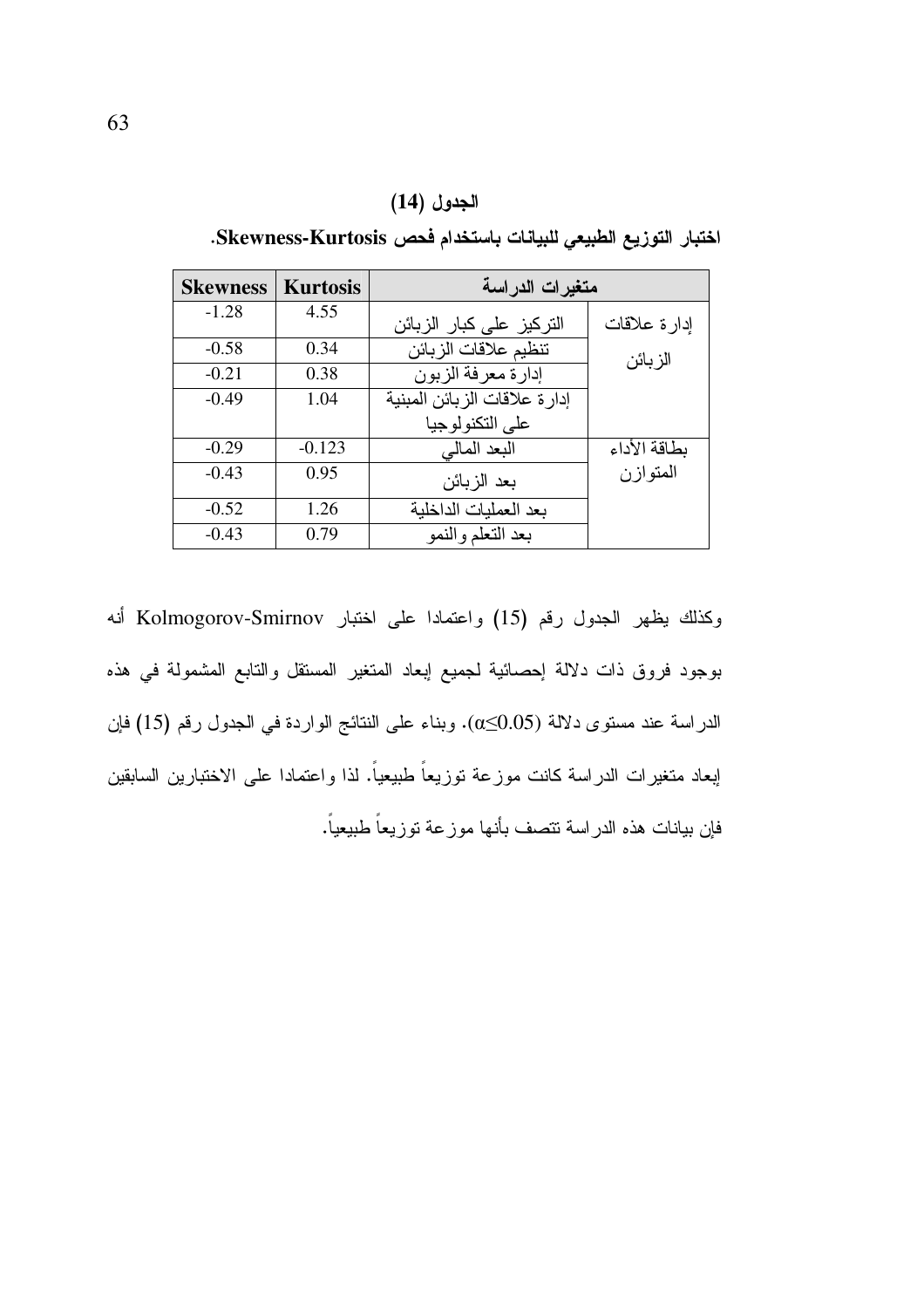**الجدول (14)**

**اختبار التوزيع الطبيعي للبيانات باستخدام فحص Skewness-Kurtosis.**

| متغيرات الدراسة | | Kurtosis | Skewness |
|---|---|---|---|
| إدارة علاقات الزبائن | التركيز على كبار الزبائن | 4.55 | -1.28 |
| | تنظيم علاقات الزبائن | 0.34 | -0.58 |
| | إدارة معرفة الزبون | 0.38 | -0.21 |
| | إدارة علاقات الزبائن المبنية على التكنولوجيا | 1.04 | -0.49 |
| بطاقة الأداء المتوازن | البعد المالي | -0.123 | -0.29 |
| | بعد الزبائن | 0.95 | -0.43 |
| | بعد العمليات الداخلية | 1.26 | -0.52 |
| | بعد التعلم والنمو | 0.79 | -0.43 |

وكذلك يظهر الجدول رقم (15) واعتمادا على اختبار Kolmogorov-Smirnov أنه بوجود فروق ذات دلالة إحصائية لجميع إبعاد المتغير المستقل والتابع المشمولة في هذه الدراسة عند مستوى دلالة ($\alpha \leq 0.05$). وبناء على النتائج الواردة في الجدول رقم (15) فإن إبعاد متغيرات الدراسة كانت موزعة توزيعاً طبيعياً. لذا واعتمادا على الاختبارين السابقين فإن بيانات هذه الدراسة تتصف بأنها موزعة توزيعاً طبيعياً.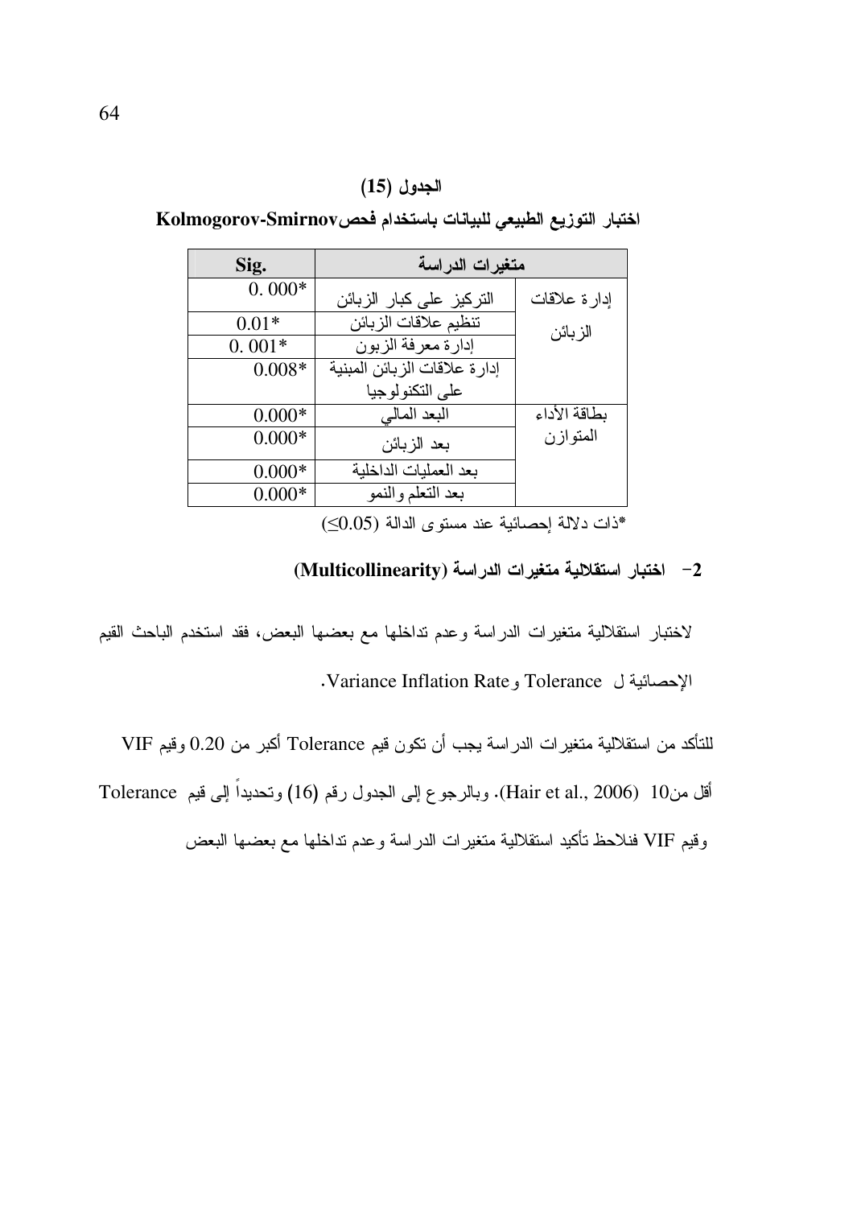**الجدول (15)**

**اختبار التوزيع الطبيعي للبيانات باستخدام فحصKolmogorov-Smirnov**

| متغيرات الدراسة | | Sig. |
|---|---|---|
| إدارة علاقات الزبائن | التركيز على كبار الزبائن | 0. 000* |
| | تنظيم علاقات الزبائن | 0.01* |
| | إدارة معرفة الزبون | 0. 001* |
| | إدارة علاقات الزبائن المبنية على التكنولوجيا | 0.008* |
| بطاقة الأداء المتوازن | البعد المالي | 0.000* |
| | بعد الزبائن | 0.000* |
| | بعد العمليات الداخلية | 0.000* |
| | بعد التعلم والنمو | 0.000* |

*ذات دلالة إحصائية عند مستوى الدالة (0.05≥)

**2- اختبار استقلالية متغيرات الدراسة (Multicollinearity)**

لاختبار استقلالية متغيرات الدراسة وعدم تداخلها مع بعضها البعض، فقد استخدم الباحث القيم الإحصائية ل Tolerance وVariance Inflation Rate.

للتأكد من استقلالية متغيرات الدراسة يجب أن تكون قيم Tolerance أكبر من 0.20 وقيم VIF أقل من10 (Hair et al., 2006). وبالرجوع إلى الجدول رقم (16) وتحديداً إلى قيم Tolerance وقيم VIF فنلاحظ تأكيد استقلالية متغيرات الدراسة وعدم تداخلها مع بعضها البعض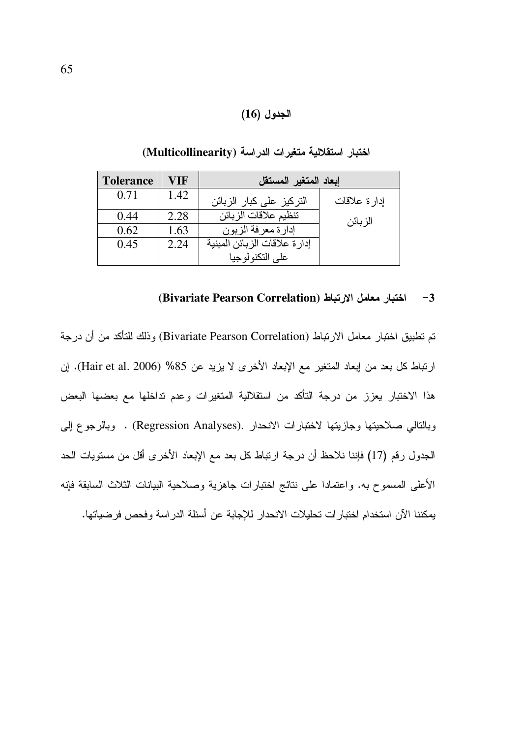**الجدول (16)**

**اختبار استقلالية متغيرات الدراسة (Multicollinearity)**

| إبعاد المتغير المستقل | | VIF | Tolerance |
|---|---|---|---|
| إدارة علاقات الزبائن | التركيز على كبار الزبائن | 1.42 | 0.71 |
| | تنظيم علاقات الزبائن | 2.28 | 0.44 |
| | إدارة معرفة الزبون | 1.63 | 0.62 |
| | إدارة علاقات الزبائن المبنية على التكنولوجيا | 2.24 | 0.45 |

**3- اختبار معامل الارتباط (Bivariate Pearson Correlation)**

تم تطبيق اختبار معامل الارتباط (Bivariate Pearson Correlation) وذلك للتأكد من أن درجة ارتباط كل بعد من إبعاد المتغير مع الإبعاد الأخرى لا يزيد عن 85% (Hair et al. 2006). إن هذا الاختبار يعزز من درجة التأكد من استقلالية المتغيرات وعدم تداخلها مع بعضها البعض وبالتالي صلاحيتها وجازيتها لاختبارات الانحدار .(Regression Analyses) . وبالرجوع إلى الجدول رقم (17) فإننا نلاحظ أن درجة ارتباط كل بعد مع الإبعاد الأخرى أقل من مستويات الحد الأعلى المسموح به. واعتمادا على نتائج اختبارات جاهزية وصلاحية البيانات الثلاث السابقة فإنه يمكننا الآن استخدام اختبارات تحليلات الانحدار للإجابة عن أسئلة الدراسة وفحص فرضياتها.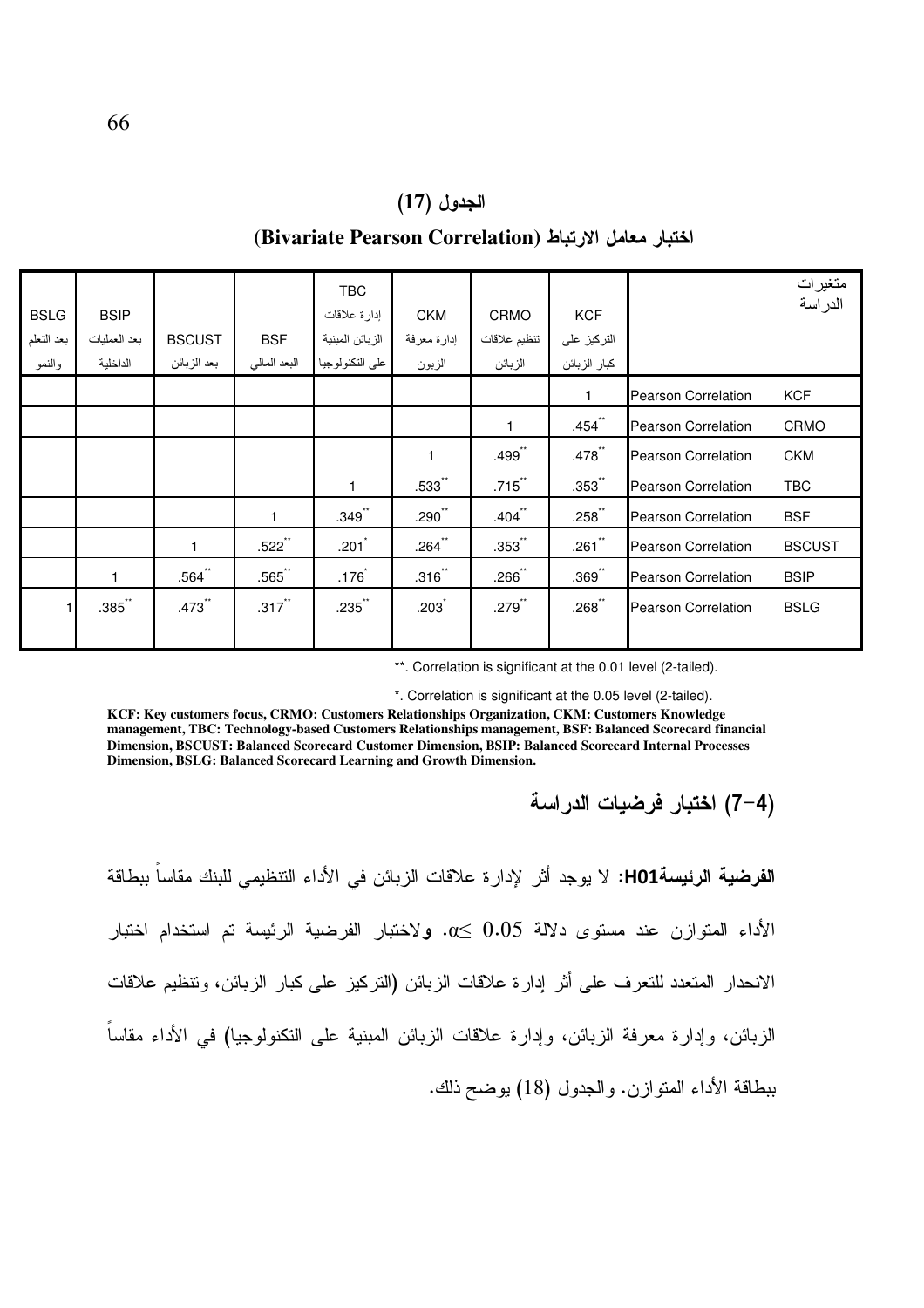## الجدول (17)

## اختبار معامل الارتباط (Bivariate Pearson Correlation)

| متغيرات الدراسة | | KCF التركيز على كبار الزبائن | CRMO تنظيم علاقات الزبائن | CKM إدارة معرفة الزبون | TBC إدارة علاقات الزبائن المبنية على التكنولوجيا | BSF البعد المالي | BSCUST بعد الزبائن | BSIP بعد العمليات الداخلية | BSLG بعد التعلم والنمو |
|---|---|---|---|---|---|---|---|---|---|
| KCF | Pearson Correlation | 1 | | | | | | | |
| CRMO | Pearson Correlation | .454** | 1 | | | | | | |
| CKM | Pearson Correlation | .478** | .499** | 1 | | | | | |
| TBC | Pearson Correlation | .353** | .715** | .533** | 1 | | | | |
| BSF | Pearson Correlation | .258** | .404** | .290** | .349** | 1 | | | |
| BSCUST | Pearson Correlation | .261** | .353** | .264** | .201* | .522** | 1 | | |
| BSIP | Pearson Correlation | .369** | .266** | .316** | .176* | .565** | .564** | 1 | |
| BSLG | Pearson Correlation | .268** | .279** | .203* | .235** | .317** | .473** | .385** | 1 |

**. Correlation is significant at the 0.01 level (2-tailed).

*. Correlation is significant at the 0.05 level (2-tailed).

**KCF: Key customers focus, CRMO: Customers Relationships Organization, CKM: Customers Knowledge management, TBC: Technology-based Customers Relationships management, BSF: Balanced Scorecard financial Dimension, BSCUST: Balanced Scorecard Customer Dimension, BSIP: Balanced Scorecard Internal Processes Dimension, BSLG: Balanced Scorecard Learning and Growth Dimension.**

## (4-7) اختبار فرضيات الدراسة

**الفرضية الرئيسةH01:** لا يوجد أثر لإدارة علاقات الزبائن في الأداء التنظيمي للبنك مقاساً ببطاقة الأداء المتوازن عند مستوى دلالة $\alpha \leq 0.05$. ولاختبار الفرضية الرئيسة تم استخدام اختبار الانحدار المتعدد للتعرف على أثر إدارة علاقات الزبائن (التركيز على كبار الزبائن، وتنظيم علاقات الزبائن، وإدارة معرفة الزبائن، وإدارة علاقات الزبائن المبنية على التكنولوجيا) في الأداء مقاساً ببطاقة الأداء المتوازن. والجدول (18) يوضح ذلك.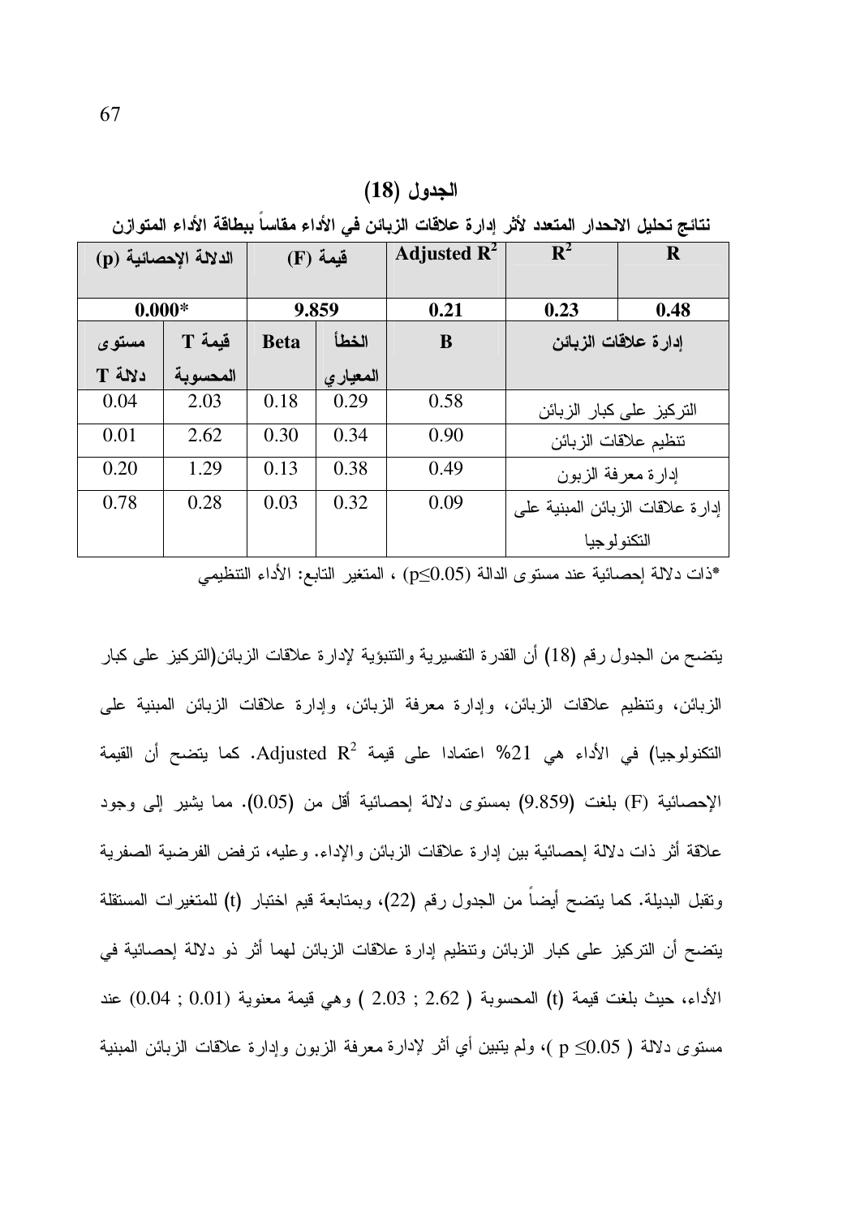## الجدول (18)

**نتائج تحليل الانحدار المتعدد لأثر إدارة علاقات الزبائن في الأداء مقاساً ببطاقة الأداء المتوازن**

| الدلالة الإحصائية (p) | | قيمة (F) | | Adjusted $R^2$ | $R^2$ | R |
|---|---|---|---|---|---|---|
| 0.000* | | 9.859 | | 0.21 | 0.23 | 0.48 |
| مستوى دلالة T | قيمة T المحسوبة | Beta | الخطأ المعياري | B | إدارة علاقات الزبائن | |
| 0.04 | 2.03 | 0.18 | 0.29 | 0.58 | التركيز على كبار الزبائن | |
| 0.01 | 2.62 | 0.30 | 0.34 | 0.90 | تنظيم علاقات الزبائن | |
| 0.20 | 1.29 | 0.13 | 0.38 | 0.49 | إدارة معرفة الزبون | |
| 0.78 | 0.28 | 0.03 | 0.32 | 0.09 | إدارة علاقات الزبائن المبنية على التكنولوجيا | |

*ذات دلالة إحصائية عند مستوى الدالة ($p \leq 0.05$) ، المتغير التابع: الأداء التنظيمي

يتضح من الجدول رقم (18) أن القدرة التفسيرية والتنبؤية لإدارة علاقات الزبائن(التركيز على كبار الزبائن، وتنظيم علاقات الزبائن، وإدارة معرفة الزبائن، وإدارة علاقات الزبائن المبنية على التكنولوجيا) في الأداء هي 21% اعتمادا على قيمة Adjusted $R^2$. كما يتضح أن القيمة الإحصائية (F) بلغت (9.859) بمستوى دلالة إحصائية أقل من (0.05). مما يشير إلى وجود علاقة أثر ذات دلالة إحصائية بين إدارة علاقات الزبائن والإداء. وعليه، ترفض الفرضية الصفرية وتقبل البديلة. كما يتضح أيضاً من الجدول رقم (22)، وبمتابعة قيم اختبار (t) للمتغيرات المستقلة يتضح أن التركيز على كبار الزبائن وتنظيم إدارة علاقات الزبائن لهما أثر ذو دلالة إحصائية في الأداء، حيث بلغت قيمة (t) المحسوبة ( 2.62 ; 2.03 ) وهي قيمة معنوية (0.01 ; 0.04) عند مستوى دلالة ( $p \leq 0.05$ )، ولم يتبين أي أثر لإدارة معرفة الزبون وإدارة علاقات الزبائن المبنية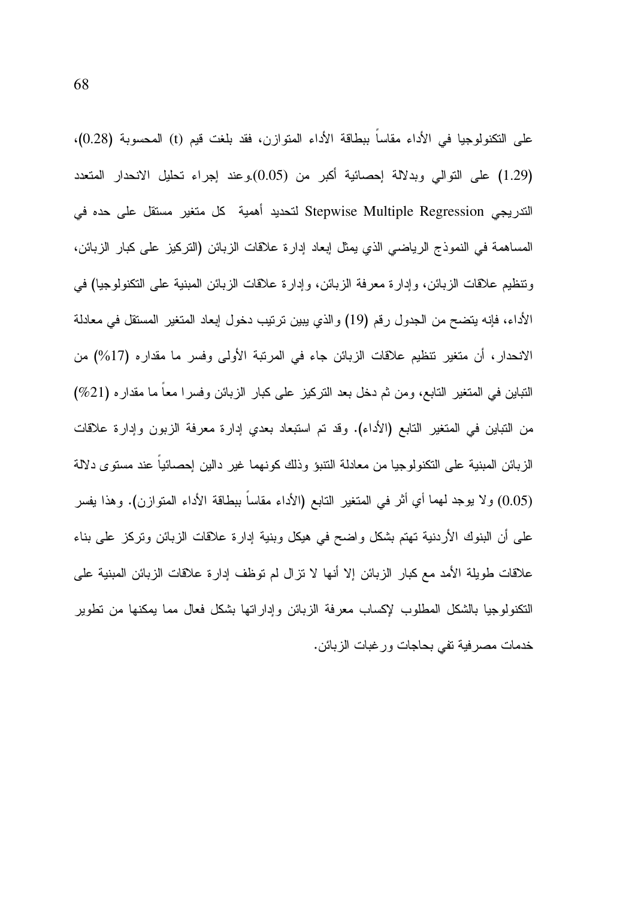على التكنولوجيا في الأداء مقاساً ببطاقة الأداء المتوازن، فقد بلغت قيم (t) المحسوبة (0.28)، (1.29) على التوالي وبدلالة إحصائية أكبر من (0.05).وعند إجراء تحليل الانحدار المتعدد التدريجي Stepwise Multiple Regression لتحديد أهمية كل متغير مستقل على حده في المساهمة في النموذج الرياضي الذي يمثل إبعاد إدارة علاقات الزبائن (التركيز على كبار الزبائن، وتنظيم علاقات الزبائن، وإدارة معرفة الزبائن، وإدارة علاقات الزبائن المبنية على التكنولوجيا) في الأداء، فإنه يتضح من الجدول رقم (19) والذي يبين ترتيب دخول إبعاد المتغير المستقل في معادلة الانحدار، أن متغير تنظيم علاقات الزبائن جاء في المرتبة الأولى وفسر ما مقداره (17%) من التباين في المتغير التابع، ومن ثم دخل بعد التركيز على كبار الزبائن وفسرا معاً ما مقداره (21%) من التباين في المتغير التابع (الأداء). وقد تم استبعاد بعدي إدارة معرفة الزبون وإدارة علاقات الزبائن المبنية على التكنولوجيا من معادلة التنبؤ وذلك كونهما غير دالين إحصائياً عند مستوى دلالة (0.05) ولا يوجد لهما أي أثر في المتغير التابع (الأداء مقاساً ببطاقة الأداء المتوازن). وهذا يفسر على أن البنوك الأردنية تهتم بشكل واضح في هيكل وبنية إدارة علاقات الزبائن وتركز على بناء علاقات طويلة الأمد مع كبار الزبائن إلا أنها لا تزال لم توظف إدارة علاقات الزبائن المبنية على التكنولوجيا بالشكل المطلوب لإكساب معرفة الزبائن وإداراتها بشكل فعال مما يمكنها من تطوير خدمات مصرفية تفي بحاجات ورغبات الزبائن.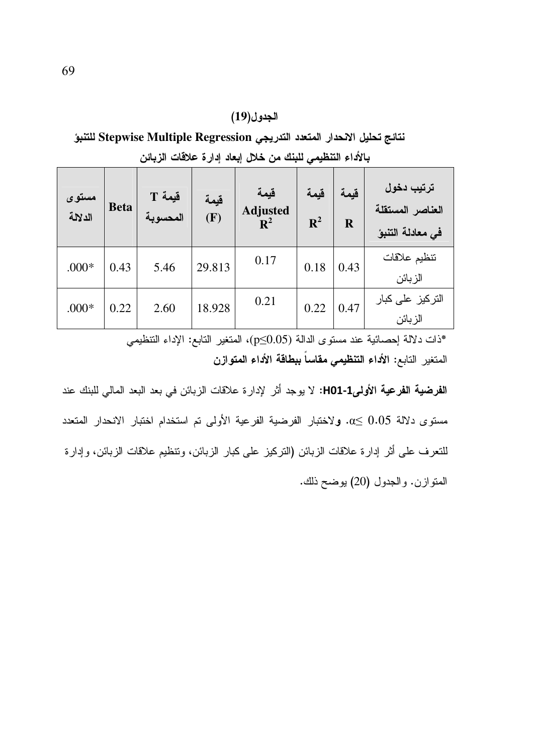**الجدول(19)**

**نتائج تحليل الانحدار المتعدد التدريجي Stepwise Multiple Regression للتنبؤ بالأداء التنظيمي للبنك من خلال إبعاد إدارة علاقات الزبائن**

| ترتيب دخول العناصر المستقلة في معادلة التنبؤ | قيمة R | قيمة $R^2$ | قيمة Adjusted $R^2$ | قيمة (F) | قيمة T المحسوبة | Beta | مستوى الدلالة |
|---|---|---|---|---|---|---|---|
| تنظيم علاقات الزبائن | 0.43 | 0.18 | 0.17 | 29.813 | 5.46 | 0.43 | .000* |
| التركيز على كبار الزبائن | 0.47 | 0.22 | 0.21 | 18.928 | 2.60 | 0.22 | .000* |

*ذات دلالة إحصائية عند مستوى الدالة ($p \leq 0.05$)، المتغير التابع: الإداء التنظيمي

المتغير التابع: **الأداء التنظيمي مقاساً ببطاقة الأداء المتوازن**

**الفرضية الفرعية الأولىH01-1:** لا يوجد أثر لإدارة علاقات الزبائن في بعد البعد المالي للبنك عند مستوى دلالة $\alpha \leq 0.05$. ولاختبار الفرضية الفرعية الأولى تم استخدام اختبار الانحدار المتعدد للتعرف على أثر إدارة علاقات الزبائن (التركيز على كبار الزبائن، وتنظيم علاقات الزبائن، وإدارة المتوازن. والجدول (20) يوضح ذلك.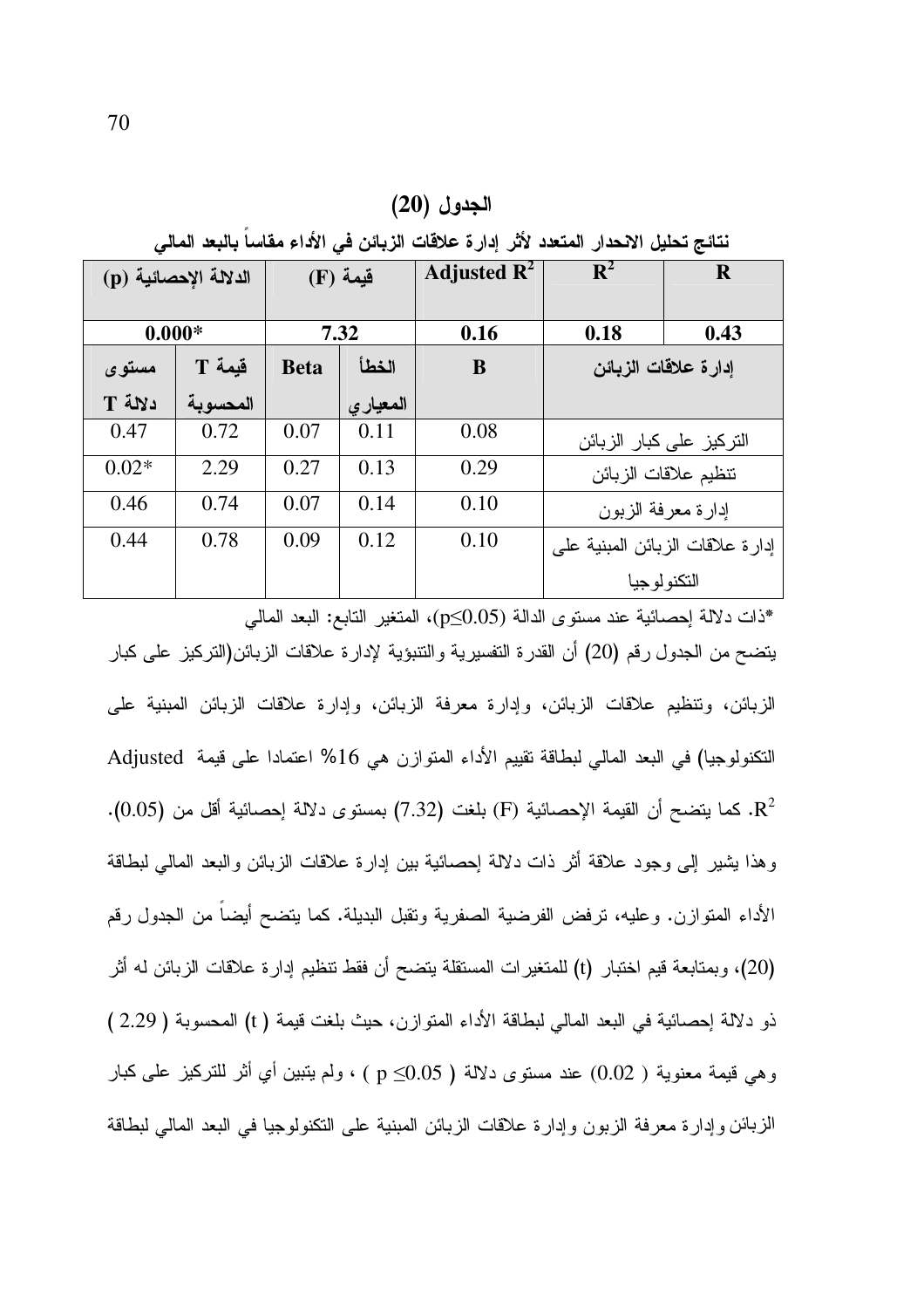**الجدول (20)**

**نتائج تحليل الانحدار المتعدد لأثر إدارة علاقات الزبائن في الأداء مقاساً بالبعد المالي**

| R | $R^2$ | Adjusted $R^2$ | قيمة (F) | | الدلالة الإحصائية (p) | |
|---|---|---|---|---|---|---|
| 0.43 | 0.18 | 0.16 | 7.32 | | 0.000* | |
| إدارة علاقات الزبائن | | B | الخطأ المعياري | Beta | قيمة T المحسوبة | مستوى دلالة T |
| التركيز على كبار الزبائن | | 0.08 | 0.11 | 0.07 | 0.72 | 0.47 |
| تنظيم علاقات الزبائن | | 0.29 | 0.13 | 0.27 | 2.29 | 0.02* |
| إدارة معرفة الزبون | | 0.10 | 0.14 | 0.07 | 0.74 | 0.46 |
| إدارة علاقات الزبائن المبنية على التكنولوجيا | | 0.10 | 0.12 | 0.09 | 0.78 | 0.44 |

*ذات دلالة إحصائية عند مستوى الدالة ($p\leq0.05$)، المتغير التابع: البعد المالي

يتضح من الجدول رقم (20) أن القدرة التفسيرية والتنبؤية لإدارة علاقات الزبائن(التركيز على كبار الزبائن، وتنظيم علاقات الزبائن، وإدارة معرفة الزبائن، وإدارة علاقات الزبائن المبنية على التكنولوجيا) في البعد المالي لبطاقة تقييم الأداء المتوازن هي 16% اعتمادا على قيمة Adjusted $R^2$. كما يتضح أن القيمة الإحصائية (F) بلغت (7.32) بمستوى دلالة إحصائية أقل من (0.05). وهذا يشير إلى وجود علاقة أثر ذات دلالة إحصائية بين إدارة علاقات الزبائن والبعد المالي لبطاقة الأداء المتوازن. وعليه، ترفض الفرضية الصفرية وتقبل البديلة. كما يتضح أيضاً من الجدول رقم (20)، وبمتابعة قيم اختبار (t) للمتغيرات المستقلة يتضح أن فقط تنظيم إدارة علاقات الزبائن له أثر ذو دلالة إحصائية في البعد المالي لبطاقة الأداء المتوازن، حيث بلغت قيمة ( t) المحسوبة ( 2.29 ) وهي قيمة معنوية ( 0.02) عند مستوى دلالة ( $p \leq 0.05$ ) ، ولم يتبين أي أثر للتركيز على كبار الزبائن وإدارة معرفة الزبون وإدارة علاقات الزبائن المبنية على التكنولوجيا في البعد المالي لبطاقة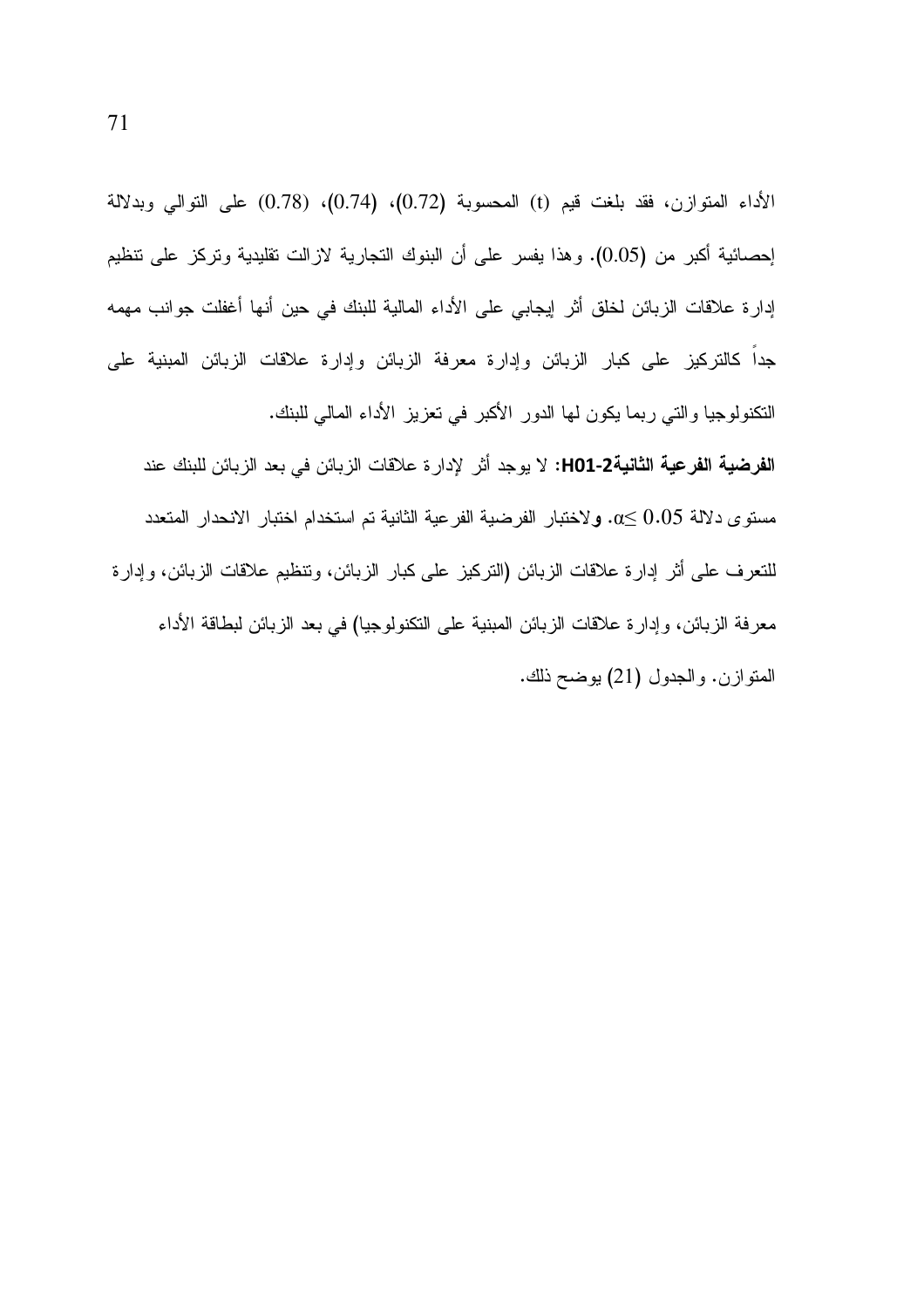الأداء المتوازن، فقد بلغت قيم (t) المحسوبة (0.72)، (0.74)، (0.78) على التوالي وبدلالة إحصائية أكبر من (0.05). وهذا يفسر على أن البنوك التجارية لازالت تقليدية وتركز على تنظيم إدارة علاقات الزبائن لخلق أثر إيجابي على الأداء المالية للبنك في حين أنها أغفلت جوانب مهمه جداً كالتركيز على كبار الزبائن وإدارة معرفة الزبائن وإدارة علاقات الزبائن المبنية على التكنولوجيا والتي ربما يكون لها الدور الأكبر في تعزيز الأداء المالي للبنك.

**الفرضية الفرعية الثانية H01-2:** لا يوجد أثر لإدارة علاقات الزبائن في بعد الزبائن للبنك عند مستوى دلالة $\alpha \leq 0.05$. ولاختبار الفرضية الفرعية الثانية تم استخدام اختبار الانحدار المتعدد للتعرف على أثر إدارة علاقات الزبائن (التركيز على كبار الزبائن، وتنظيم علاقات الزبائن، وإدارة معرفة الزبائن، وإدارة علاقات الزبائن المبنية على التكنولوجيا) في بعد الزبائن لبطاقة الأداء المتوازن. والجدول (21) يوضح ذلك.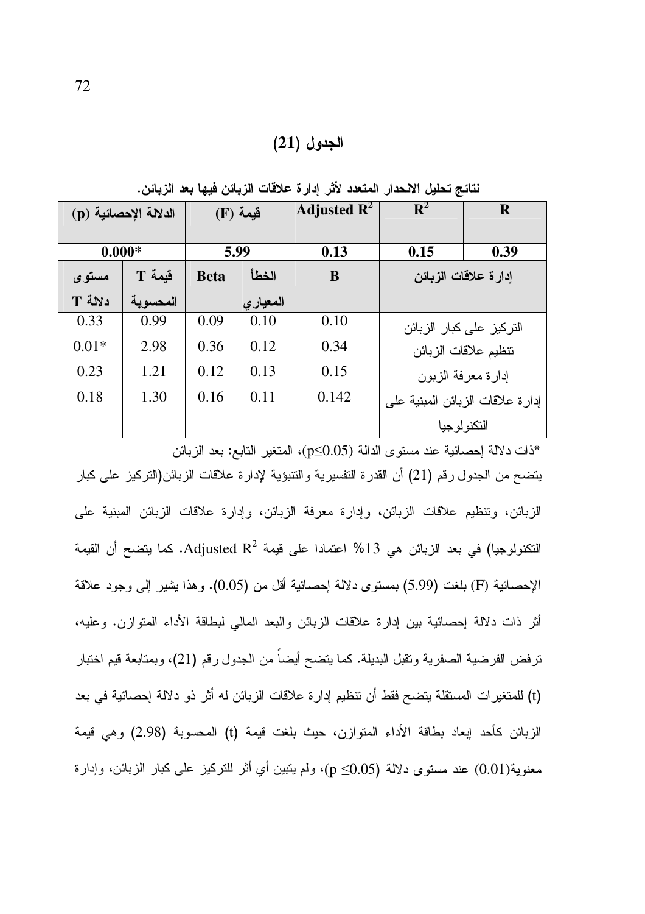## الجدول (21)

**نتائج تحليل الانحدار المتعدد لأثر إدارة علاقات الزبائن فيها بعد الزبائن.**

| R | $R^2$ | Adjusted $R^2$ | قيمة (F) | | الدلالة الإحصائية (p) | |
|---|---|---|---|---|---|---|
| 0.39 | 0.15 | 0.13 | 5.99 | | 0.000* | |
| إدارة علاقات الزبائن | | B | الخطأ المعياري | Beta | قيمة T المحسوبة | مستوى دلالة T |
| التركيز على كبار الزبائن | | 0.10 | 0.10 | 0.09 | 0.99 | 0.33 |
| تنظيم علاقات الزبائن | | 0.34 | 0.12 | 0.36 | 2.98 | 0.01* |
| إدارة معرفة الزبون | | 0.15 | 0.13 | 0.12 | 1.21 | 0.23 |
| إدارة علاقات الزبائن المبنية على التكنولوجيا | | 0.142 | 0.11 | 0.16 | 1.30 | 0.18 |

*ذات دلالة إحصائية عند مستوى الدالة ($p \leq 0.05$)، المتغير التابع: بعد الزبائن

يتضح من الجدول رقم (21) أن القدرة التفسيرية والتنبؤية لإدارة علاقات الزبائن(التركيز على كبار الزبائن، وتنظيم علاقات الزبائن، وإدارة معرفة الزبائن، وإدارة علاقات الزبائن المبنية على التكنولوجيا) في بعد الزبائن هي 13% اعتمادا على قيمة Adjusted $R^2$. كما يتضح أن القيمة الإحصائية (F) بلغت (5.99) بمستوى دلالة إحصائية أقل من (0.05). وهذا يشير إلى وجود علاقة أثر ذات دلالة إحصائية بين إدارة علاقات الزبائن والبعد المالي لبطاقة الأداء المتوازن. وعليه، ترفض الفرضية الصفرية وتقبل البديلة. كما يتضح أيضاً من الجدول رقم (21)، وبمتابعة قيم اختبار (t) للمتغيرات المستقلة يتضح فقط أن تنظيم إدارة علاقات الزبائن له أثر ذو دلالة إحصائية في بعد الزبائن كأحد إبعاد بطاقة الأداء المتوازن، حيث بلغت قيمة (t) المحسوبة (2.98) وهي قيمة معنوية(0.01) عند مستوى دلالة ($p \leq 0.05$)، ولم يتبين أي أثر للتركيز على كبار الزبائن، وإدارة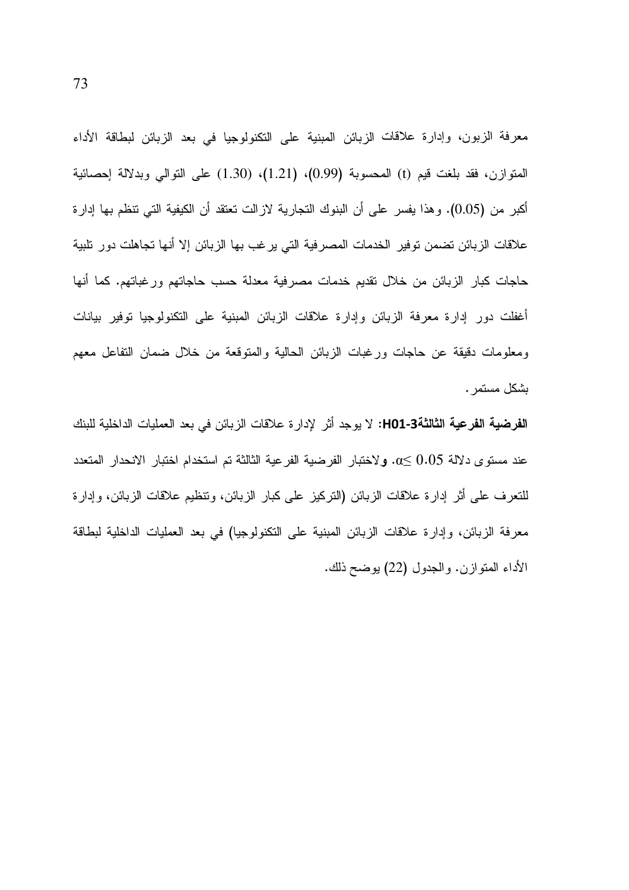معرفة الزبون، وإدارة علاقات الزبائن المبنية على التكنولوجيا في بعد الزبائن لبطاقة الأداء المتوازن، فقد بلغت قيم (t) المحسوبة (0.99)، (1.21)، (1.30) على التوالي وبدلالة إحصائية أكبر من (0.05). وهذا يفسر على أن البنوك التجارية لازالت تعتقد أن الكيفية التي تنظم بها إدارة علاقات الزبائن تضمن توفير الخدمات المصرفية التي يرغب بها الزبائن إلا أنها تجاهلت دور تلبية حاجات كبار الزبائن من خلال تقديم خدمات مصرفية معدلة حسب حاجاتهم ورغباتهم. كما أنها أغفلت دور إدارة معرفة الزبائن وإدارة علاقات الزبائن المبنية على التكنولوجيا توفير بيانات ومعلومات دقيقة عن حاجات ورغبات الزبائن الحالية والمتوقعة من خلال ضمان التفاعل معهم بشكل مستمر.

**الفرضية الفرعية الثالثةH01-3:** لا يوجد أثر لإدارة علاقات الزبائن في بعد العمليات الداخلية للبنك عند مستوى دلالة $\alpha \leq 0.05$. ولاختبار الفرضية الفرعية الثالثة تم استخدام اختبار الانحدار المتعدد للتعرف على أثر إدارة علاقات الزبائن (التركيز على كبار الزبائن، وتنظيم علاقات الزبائن، وإدارة معرفة الزبائن، وإدارة علاقات الزبائن المبنية على التكنولوجيا) في بعد العمليات الداخلية لبطاقة الأداء المتوازن. والجدول (22) يوضح ذلك.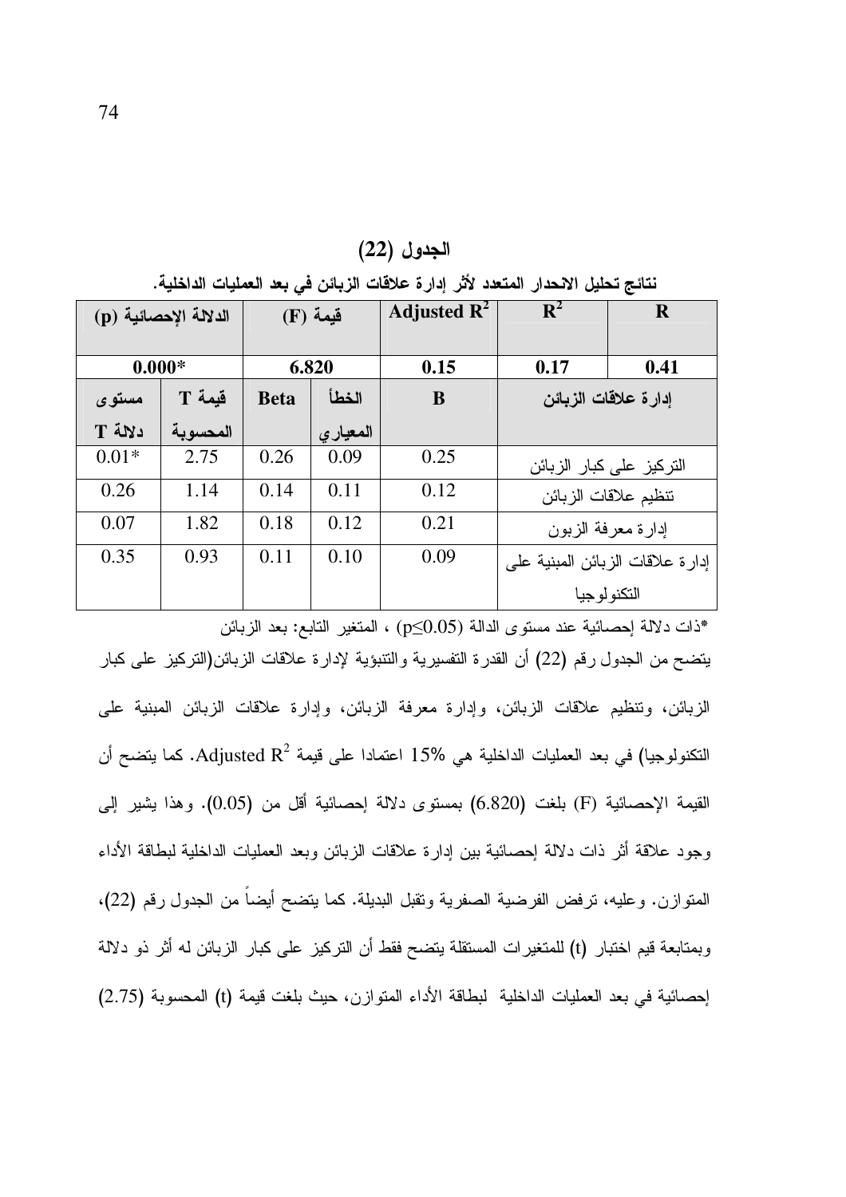**الجدول (22)**

**نتائج تحليل الانحدار المتعدد لأثر إدارة علاقات الزبائن في بعد العمليات الداخلية.**

| R | $R^2$ | Adjusted $R^2$ | قيمة (F) | | الدلالة الإحصائية (p) | |
|---|---|---|---|---|---|---|
| 0.41 | 0.17 | 0.15 | 6.820 | | 0.000* | |
| إدارة علاقات الزبائن | | B | الخطأ المعياري | Beta | قيمة T المحسوبة | مستوى دلالة T |
| التركيز على كبار الزبائن | | 0.25 | 0.09 | 0.26 | 2.75 | 0.01* |
| تنظيم علاقات الزبائن | | 0.12 | 0.11 | 0.14 | 1.14 | 0.26 |
| إدارة معرفة الزبون | | 0.21 | 0.12 | 0.18 | 1.82 | 0.07 |
| إدارة علاقات الزبائن المبنية على التكنولوجيا | | 0.09 | 0.10 | 0.11 | 0.93 | 0.35 |

*ذات دلالة إحصائية عند مستوى الدالة ($p \leq 0.05$) ، المتغير التابع: بعد الزبائن

يتضح من الجدول رقم (22) أن القدرة التفسيرية والتنبؤية لإدارة علاقات الزبائن(التركيز على كبار الزبائن، وتنظيم علاقات الزبائن، وإدارة معرفة الزبائن، وإدارة علاقات الزبائن المبنية على التكنولوجيا) في بعد العمليات الداخلية هي 15% اعتمادا على قيمة Adjusted $R^2$. كما يتضح أن القيمة الإحصائية (F) بلغت (6.820) بمستوى دلالة إحصائية أقل من (0.05). وهذا يشير إلى وجود علاقة أثر ذات دلالة إحصائية بين إدارة علاقات الزبائن وبعد العمليات الداخلية لبطاقة الأداء المتوازن. وعليه، ترفض الفرضية الصفرية وتقبل البديلة. كما يتضح أيضاً من الجدول رقم (22)، وبمتابعة قيم اختبار (t) للمتغيرات المستقلة يتضح فقط أن التركيز على كبار الزبائن له أثر ذو دلالة إحصائية في بعد العمليات الداخلية لبطاقة الأداء المتوازن، حيث بلغت قيمة (t) المحسوبة (2.75)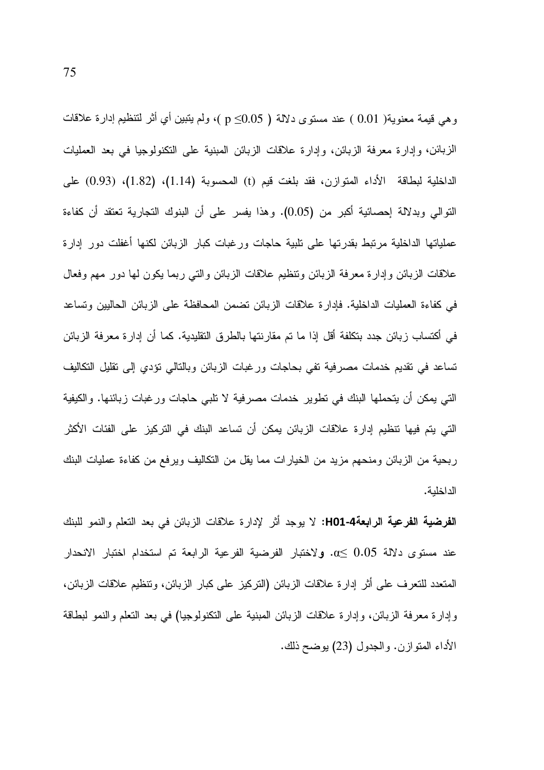وهي قيمة معنوية( 0.01 ) عند مستوى دلالة ( $p \leq 0.05$ )، ولم يتبين أي أثر لتنظيم إدارة علاقات الزبائن، وإدارة معرفة الزبائن، وإدارة علاقات الزبائن المبنية على التكنولوجيا في بعد العمليات الداخلية لبطاقة الأداء المتوازن، فقد بلغت قيم (t) المحسوبة (1.14)، (1.82)، (0.93) على التوالي وبدلالة إحصائية أكبر من (0.05). وهذا يفسر على أن البنوك التجارية تعتقد أن كفاءة عملياتها الداخلية مرتبط بقدرتها على تلبية حاجات ورغبات كبار الزبائن لكنها أغفلت دور إدارة علاقات الزبائن وإدارة معرفة الزبائن وتنظيم علاقات الزبائن والتي ربما يكون لها دور مهم وفعال في كفاءة العمليات الداخلية. فإدارة علاقات الزبائن تضمن المحافظة على الزبائن الحاليين وتساعد في أكتساب زبائن جدد بتكلفة أقل إذا ما تم مقارنتها بالطرق التقليدية. كما أن إدارة معرفة الزبائن تساعد في تقديم خدمات مصرفية تفي بحاجات ورغبات الزبائن وبالتالي تؤدي إلى تقليل التكاليف التي يمكن أن يتحملها البنك في تطوير خدمات مصرفية لا تلبي حاجات ورغبات زبائنها. والكيفية التي يتم فيها تنظيم إدارة علاقات الزبائن يمكن أن تساعد البنك في التركيز على الفئات الأكثر ربحية من الزبائن ومنحهم مزيد من الخيارات مما يقل من التكاليف ويرفع من كفاءة عمليات البنك الداخلية.

**الفرضية الفرعية الرابعةH01-4:** لا يوجد أثر لإدارة علاقات الزبائن في بعد التعلم والنمو للبنك عند مستوى دلالة $\alpha \leq 0.05$. ولاختبار الفرضية الفرعية الرابعة تم استخدام اختبار الانحدار المتعدد للتعرف على أثر إدارة علاقات الزبائن (التركيز على كبار الزبائن، وتنظيم علاقات الزبائن، وإدارة معرفة الزبائن، وإدارة علاقات الزبائن المبنية على التكنولوجيا) في بعد التعلم والنمو لبطاقة الأداء المتوازن. والجدول (23) يوضح ذلك.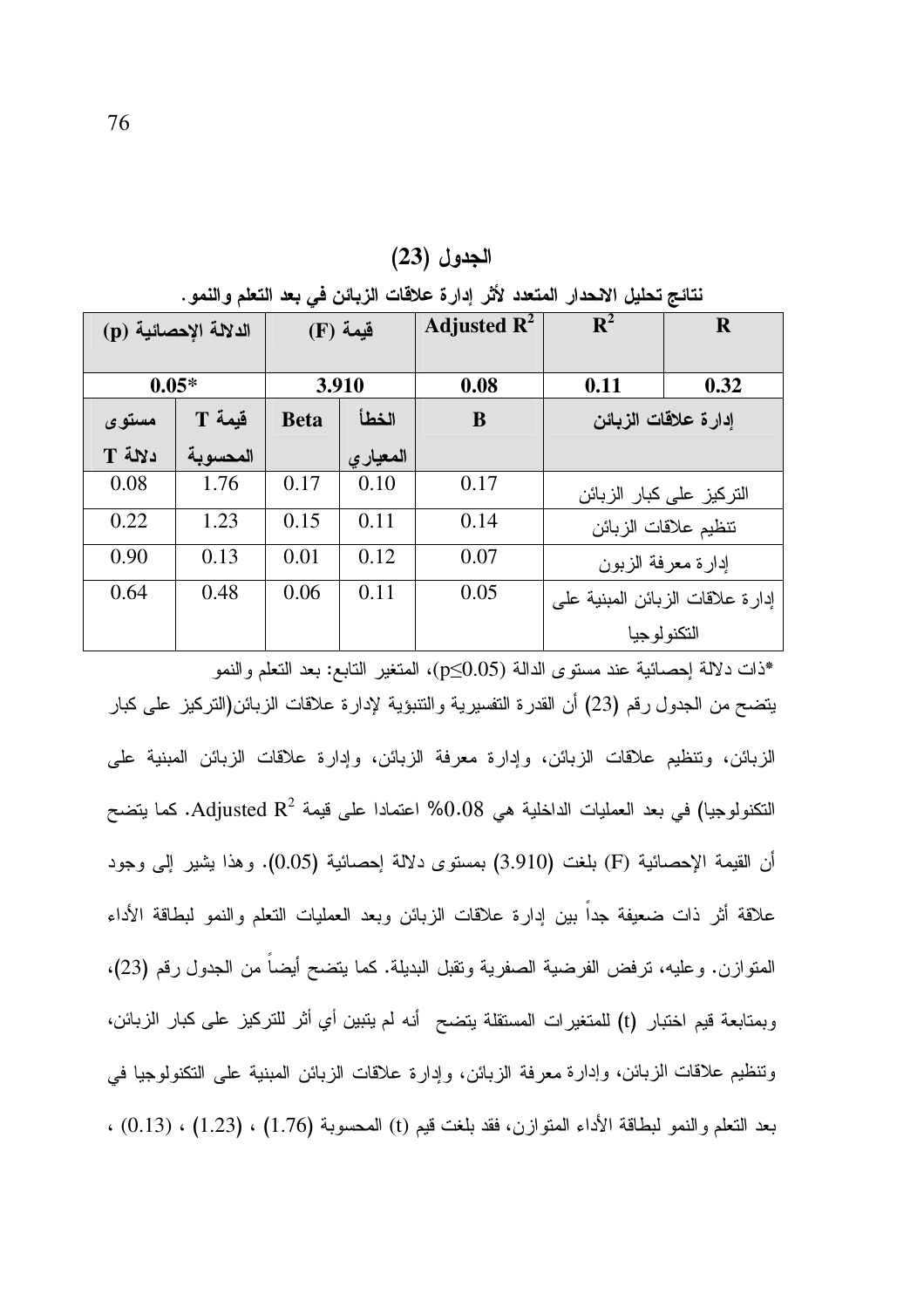**الجدول (23)**

**نتائج تحليل الانحدار المتعدد لأثر إدارة علاقات الزبائن في بعد التعلم والنمو.**

| الدلالة الإحصائية (p) | | قيمة (F) | | Adjusted $R^2$ | $R^2$ | R |
|---|---|---|---|---|---|---|
| 0.05* | | 3.910 | | 0.08 | 0.11 | 0.32 |
| مستوى دلالة T | قيمة T المحسوبة | Beta | الخطأ المعياري | B | إدارة علاقات الزبائن | |
| 0.08 | 1.76 | 0.17 | 0.10 | 0.17 | التركيز على كبار الزبائن | |
| 0.22 | 1.23 | 0.15 | 0.11 | 0.14 | تنظيم علاقات الزبائن | |
| 0.90 | 0.13 | 0.01 | 0.12 | 0.07 | إدارة معرفة الزبون | |
| 0.64 | 0.48 | 0.06 | 0.11 | 0.05 | إدارة علاقات الزبائن المبنية على التكنولوجيا | |

*ذات دلالة إحصائية عند مستوى الدالة ($p \leq 0.05$)، المتغير التابع: بعد التعلم والنمو

يتضح من الجدول رقم (23) أن القدرة التفسيرية والتنبؤية لإدارة علاقات الزبائن(التركيز على كبار الزبائن، وتنظيم علاقات الزبائن، وإدارة معرفة الزبائن، وإدارة علاقات الزبائن المبنية على التكنولوجيا) في بعد العمليات الداخلية هي 0.08% اعتمادا على قيمة Adjusted $R^2$. كما يتضح أن القيمة الإحصائية (F) بلغت (3.910) بمستوى دلالة إحصائية (0.05). وهذا يشير إلى وجود علاقة أثر ذات ضعيفة جداً بين إدارة علاقات الزبائن وبعد العمليات التعلم والنمو لبطاقة الأداء المتوازن. وعليه، ترفض الفرضية الصفرية وتقبل البديلة. كما يتضح أيضاً من الجدول رقم (23)، وبمتابعة قيم اختبار (t) للمتغيرات المستقلة يتضح أنه لم يتبين أي أثر للتركيز على كبار الزبائن، وتنظيم علاقات الزبائن، وإدارة معرفة الزبائن، وإدارة علاقات الزبائن المبنية على التكنولوجيا في بعد التعلم والنمو لبطاقة الأداء المتوازن، فقد بلغت قيم (t) المحسوبة (1.76) ، (1.23) ، (0.13) ،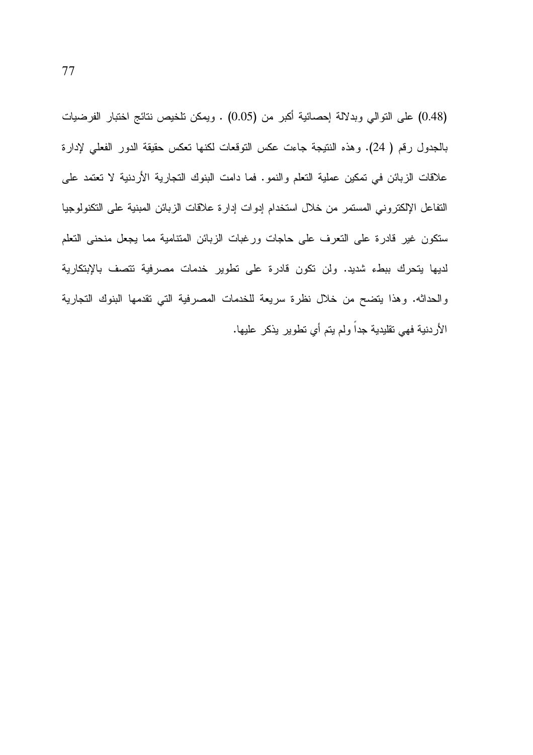(0.48) على التوالي وبدلالة إحصائية أكبر من (0.05) . ويمكن تلخيص نتائج اختبار الفرضيات بالجدول رقم ( 24). وهذه النتيجة جاءت عكس التوقعات لكنها تعكس حقيقة الدور الفعلي لإدارة علاقات الزبائن في تمكين عملية التعلم والنمو. فما دامت البنوك التجارية الأردنية لا تعتمد على التفاعل الإلكتروني المستمر من خلال استخدام إدوات إدارة علاقات الزبائن المبنية على التكنولوجيا ستكون غير قادرة على التعرف على حاجات ورغبات الزبائن المتنامية مما يجعل منحنى التعلم لديها يتحرك ببطء شديد. ولن تكون قادرة على تطوير خدمات مصرفية تتصف بالإبتكارية والحداثه. وهذا يتضح من خلال نظرة سريعة للخدمات المصرفية التي تقدمها البنوك التجارية الأردنية فهي تقليدية جداً ولم يتم أي تطوير يذكر عليها.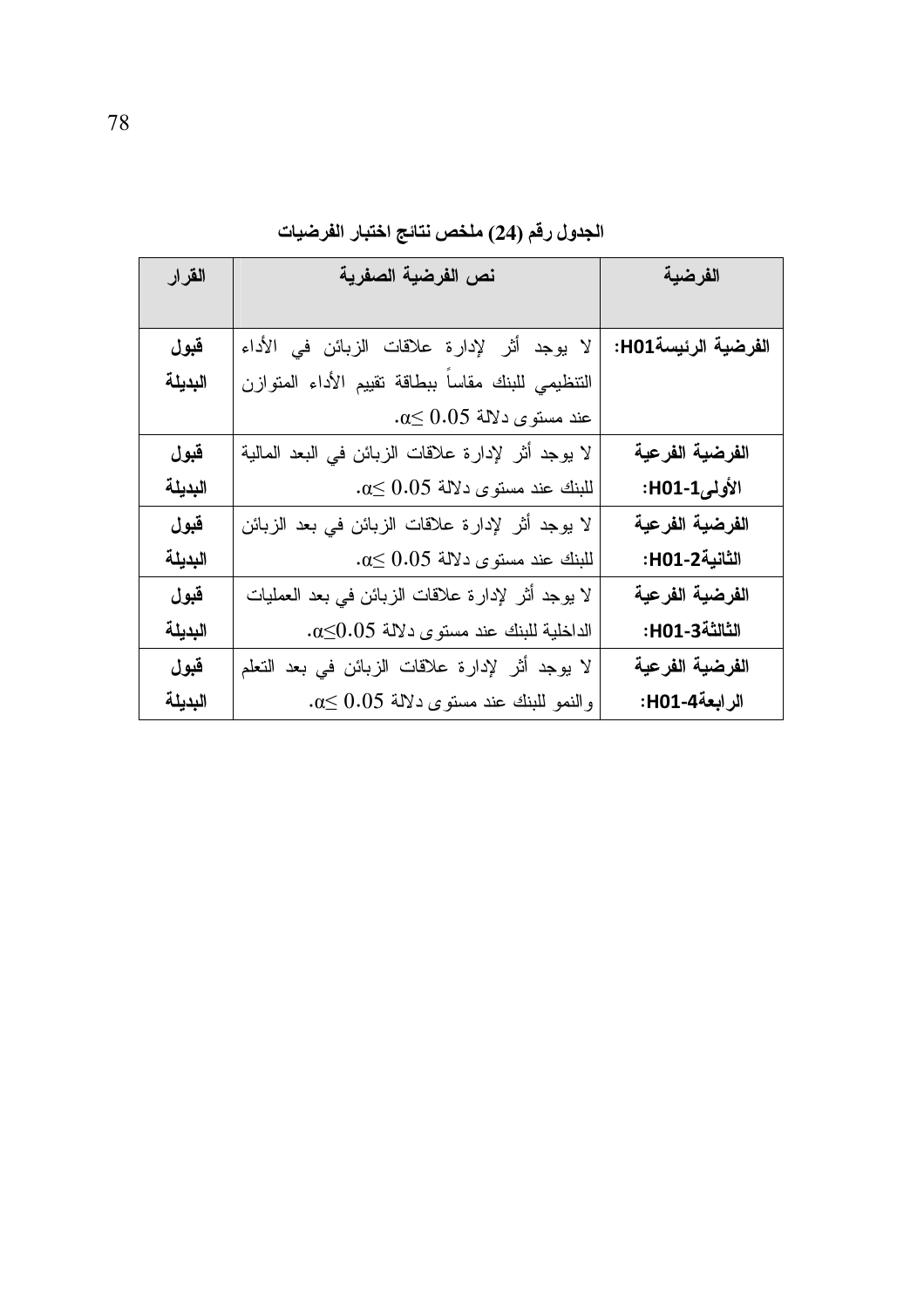الجدول رقم (24) ملخص نتائج اختبار الفرضيات

| الفرضية | نص الفرضية الصفرية | القرار |
|---|---|---|
| **الفرضية الرئيسةH01:** | لا يوجد أثر لإدارة علاقات الزبائن في الأداء التنظيمي للبنك مقاساً ببطاقة تقييم الأداء المتوازن عند مستوى دلالة $0.05 \leq \alpha$. | **قبول البديلة** |
| **الفرضية الفرعية الأولىH01-1:** | لا يوجد أثر لإدارة علاقات الزبائن في البعد المالية للبنك عند مستوى دلالة $0.05 \leq \alpha$. | **قبول البديلة** |
| **الفرضية الفرعية الثانيةH01-2:** | لا يوجد أثر لإدارة علاقات الزبائن في بعد الزبائن للبنك عند مستوى دلالة $0.05 \leq \alpha$. | **قبول البديلة** |
| **الفرضية الفرعية الثالثةH01-3:** | لا يوجد أثر لإدارة علاقات الزبائن في بعد العمليات الداخلية للبنك عند مستوى دلالة $0.05 \leq \alpha$. | **قبول البديلة** |
| **الفرضية الفرعية الرابعةH01-4:** | لا يوجد أثر لإدارة علاقات الزبائن في بعد التعلم والنمو للبنك عند مستوى دلالة $0.05 \leq \alpha$. | **قبول البديلة** |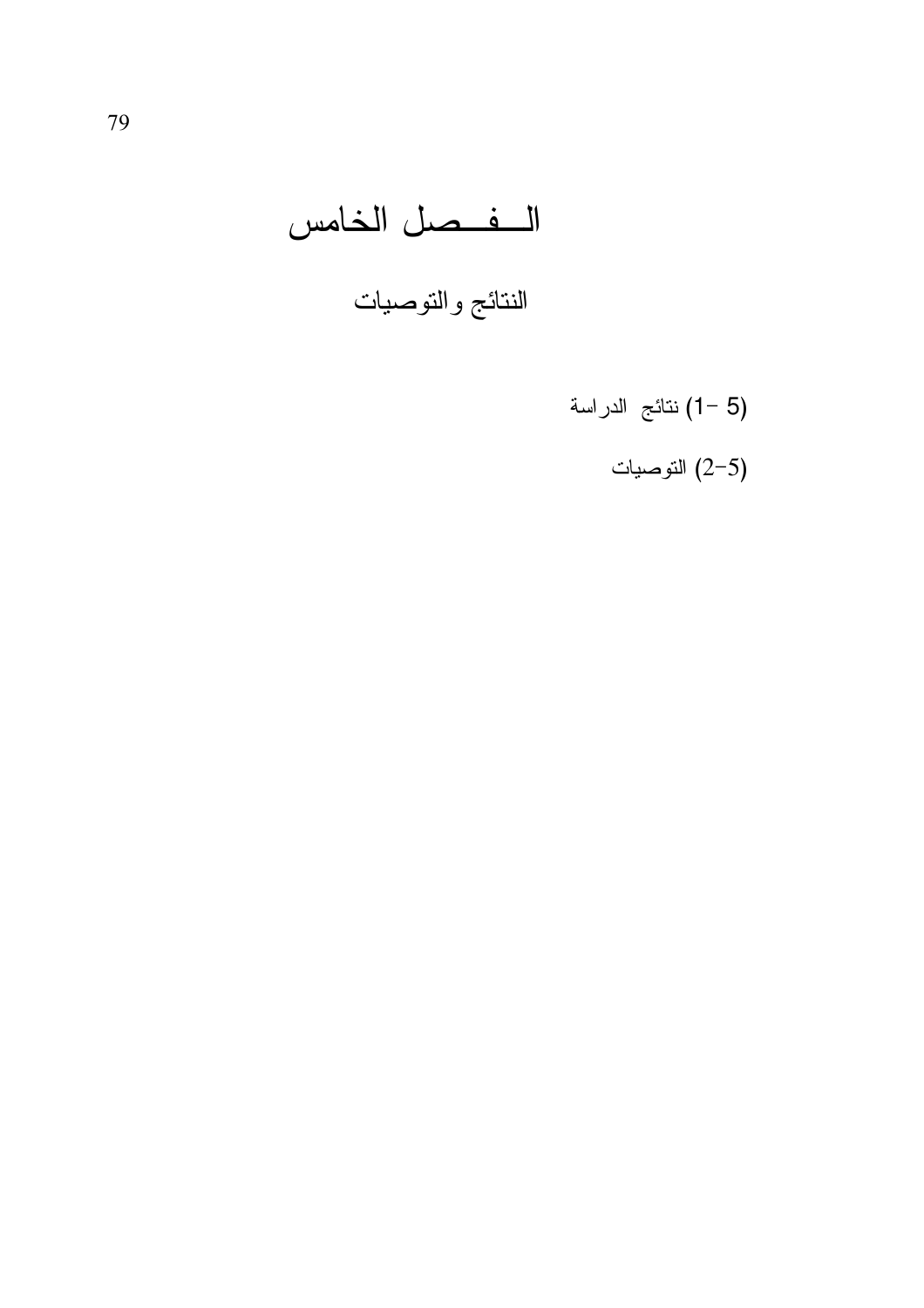# الـــفـــصل الخامس

## النتائج والتوصيات

(5 -1) نتائج الدراسة

(5-2) التوصيات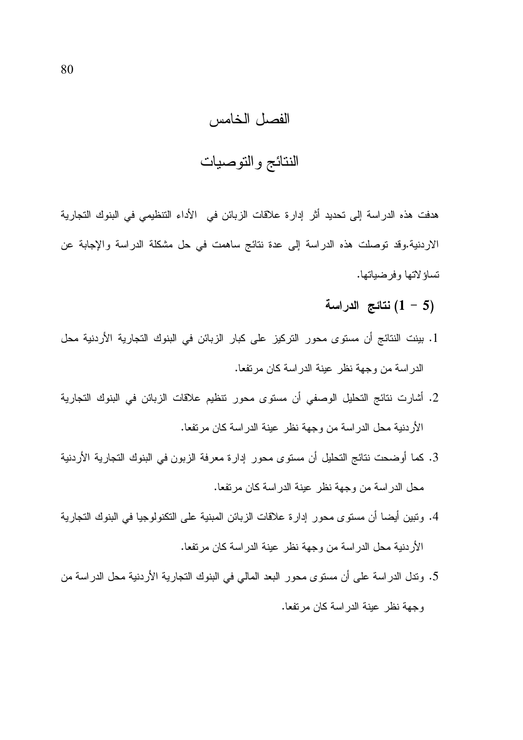# الفصل الخامس

# النتائج والتوصيات

هدفت هذه الدراسة إلى تحديد أثر إدارة علاقات الزبائن في الأداء التنظيمي في البنوك التجارية الاردنية.وقد توصلت هذه الدراسة إلى عدة نتائج ساهمت في حل مشكلة الدراسة والإجابة عن تساؤلاتها وفرضياتها.

## (5 – 1) نتائج الدراسة

1. بينت النتائج أن مستوى محور التركيز على كبار الزبائن في البنوك التجارية الأردنية محل الدراسة من وجهة نظر عينة الدراسة كان مرتفعا.
2. أشارت نتائج التحليل الوصفي أن مستوى محور تنظيم علاقات الزبائن في البنوك التجارية الأردنية محل الدراسة من وجهة نظر عينة الدراسة كان مرتفعا.
3. كما أوضحت نتائج التحليل أن مستوى محور إدارة معرفة الزبون في البنوك التجارية الأردنية محل الدراسة من وجهة نظر عينة الدراسة كان مرتفعا.
4. وتبين أيضا أن مستوى محور إدارة علاقات الزبائن المبنية على التكنولوجيا في البنوك التجارية الأردنية محل الدراسة من وجهة نظر عينة الدراسة كان مرتفعا.
5. وتدل الدراسة على أن مستوى محور البعد المالي في البنوك التجارية الأردنية محل الدراسة من وجهة نظر عينة الدراسة كان مرتفعا.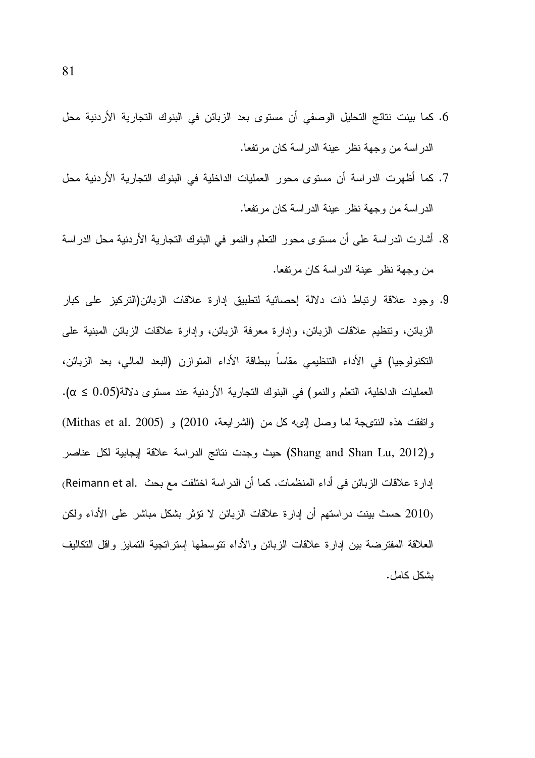6. كما بينت نتائج التحليل الوصفي أن مستوى بعد الزبائن في البنوك التجارية الأردنية محل الدراسة من وجهة نظر عينة الدراسة كان مرتفعا.

7. كما أظهرت الدراسة أن مستوى محور العمليات الداخلية في البنوك التجارية الأردنية محل الدراسة من وجهة نظر عينة الدراسة كان مرتفعا.

8. أشارت الدراسة على أن مستوى محور التعلم والنمو في البنوك التجارية الأردنية محل الدراسة من وجهة نظر عينة الدراسة كان مرتفعا.

9. وجود علاقة ارتباط ذات دلالة إحصائية لتطبيق إدارة علاقات الزبائن(التركيز على كبار الزبائن، وتنظيم علاقات الزبائن، وإدارة معرفة الزبائن، وإدارة علاقات الزبائن المبنية على التكنولوجيا) في الأداء التنظيمي مقاساً ببطاقة الأداء المتوازن (البعد المالي، بعد الزبائن، العمليات الداخلية، التعلم والنمو) في البنوك التجارية الأردنية عند مستوى دلالة($\alpha \leq 0.05$). واتفقت هذه النتيجة لما وصل إليه كل من (الشرايعة، 2010) و (Mithas et al. 2005) و(Shang and Shan Lu, 2012) حيث وجدت نتائج الدراسة علاقة إيجابية لكل عناصر إدارة علاقات الزبائن في أداء المنظمات. كما أن الدراسة اختلفت مع بحث Reimann et al. (2010 حسث بينت دراستهم أن إدارة علاقات الزبائن لا تؤثر بشكل مباشر على الأداء ولكن العلاقة المفترضة بين إدارة علاقات الزبائن والأداء تتوسطها إستراتجية التمايز واقل التكاليف بشكل كامل.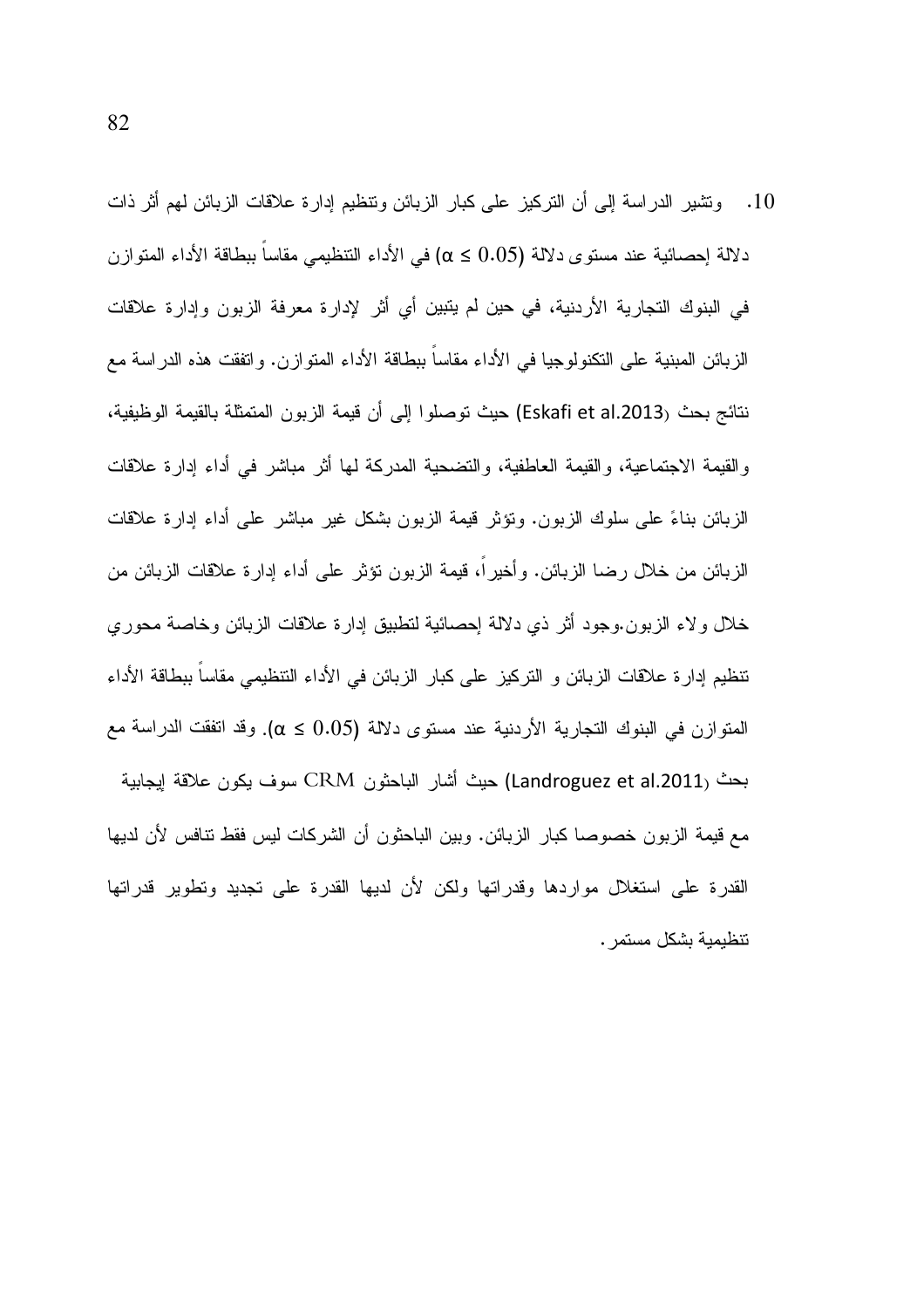10. وتشير الدراسة إلى أن التركيز على كبار الزبائن وتنظيم إدارة علاقات الزبائن لهم أثر ذات دلالة إحصائية عند مستوى دلالة ($0.05 \geq \alpha$) في الأداء التنظيمي مقاساً ببطاقة الأداء المتوازن في البنوك التجارية الأردنية، في حين لم يتبين أي أثر لإدارة معرفة الزبون وإدارة علاقات الزبائن المبنية على التكنولوجيا في الأداء مقاساً ببطاقة الأداء المتوازن. واتفقت هذه الدراسة مع نتائج بحث (Eskafi et al.2013) حيث توصلوا إلى أن قيمة الزبون المتمثلة بالقيمة الوظيفية، والقيمة الاجتماعية، والقيمة العاطفية، والتضحية المدركة لها أثر مباشر في أداء إدارة علاقات الزبائن بناءً على سلوك الزبون. وتؤثر قيمة الزبون بشكل غير مباشر على أداء إدارة علاقات الزبائن من خلال رضا الزبائن. وأخيراً، قيمة الزبون تؤثر على أداء إدارة علاقات الزبائن من خلال ولاء الزبون.وجود أثر ذي دلالة إحصائية لتطبيق إدارة علاقات الزبائن وخاصة محوري تنظيم إدارة علاقات الزبائن و التركيز على كبار الزبائن في الأداء التنظيمي مقاساً ببطاقة الأداء المتوازن في البنوك التجارية الأردنية عند مستوى دلالة ($0.05 \geq \alpha$). وقد اتفقت الدراسة مع بحث (Landroguez et al.2011) حيث أشار الباحثون CRM سوف يكون علاقة إيجابية مع قيمة الزبون خصوصا كبار الزبائن. وبين الباحثون أن الشركات ليس فقط تنافس لأن لديها القدرة على استغلال مواردها وقدراتها ولكن لأن لديها القدرة على تجديد وتطوير قدراتها تنظيمية بشكل مستمر.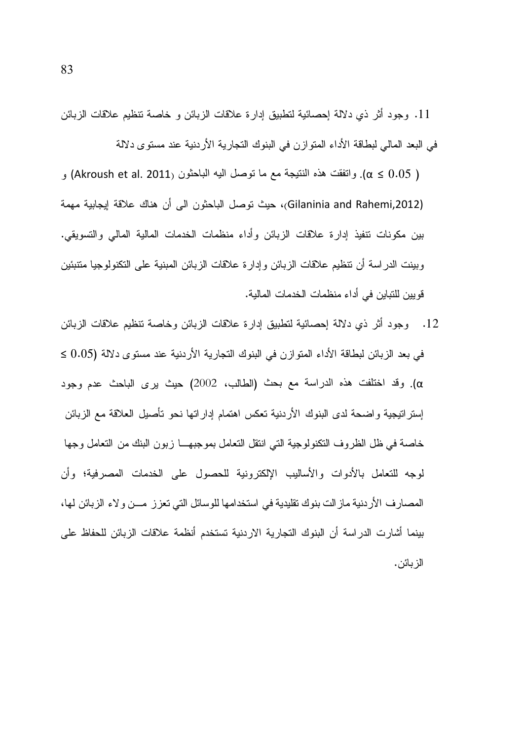11. وجود أثر ذي دلالة إحصائية لتطبيق إدارة علاقات الزبائن و خاصة تنظيم علاقات الزبائن في البعد المالي لبطاقة الأداء المتوازن في البنوك التجارية الأردنية عند مستوى دلالة ($\alpha \leq 0.05$). واتفقت هذه النتيجة مع ما توصل اليه الباحثون (Akroush et al. 2011) و (Gilaninia and Rahemi,2012)، حيث توصل الباحثون الى أن هناك علاقة إيجابية مهمة بين مكونات تنفيذ إدارة علاقات الزبائن وأداء منظمات الخدمات المالية المالي والتسويقي. وبينت الدراسة أن تنظيم علاقات الزبائن وإدارة علاقات الزبائن المبنية على التكنولوجيا متنبئين قويين للتباين في أداء منظمات الخدمات المالية.

12. وجود أثر ذي دلالة إحصائية لتطبيق إدارة علاقات الزبائن وخاصة تنظيم علاقات الزبائن في بعد الزبائن لبطاقة الأداء المتوازن في البنوك التجارية الأردنية عند مستوى دلالة ($\alpha \leq 0.05$). وقد اختلفت هذه الدراسة مع بحث (الطالب، 2002) حيث يرى الباحث عدم وجود إستراتيجية واضحة لدى البنوك الأردنية تعكس اهتمام إداراتها نحو تأصيل العلاقة مع الزبائن خاصة في ظل الظروف التكنولوجية التي انتقل التعامل بموجبها زبون البنك من التعامل وجها لوجه للتعامل بالأدوات والأساليب الإلكترونية للحصول على الخدمات المصرفية؛ وأن المصارف الأردنية مازالت بنوك تقليدية في استخدامها للوسائل التي تعزز من ولاء الزبائن لها، بينما أشارت الدراسة أن البنوك التجارية الاردنية تستخدم أنظمة علاقات الزبائن للحفاظ على الزبائن.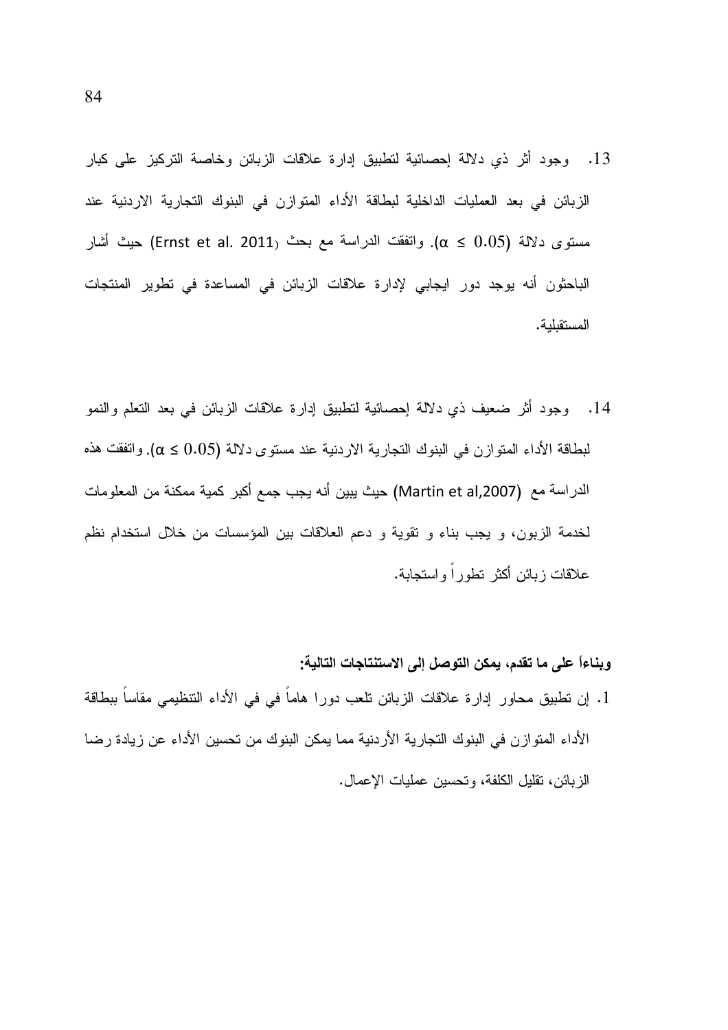13. وجود أثر ذي دلالة إحصائية لتطبيق إدارة علاقات الزبائن وخاصة التركيز على كبار الزبائن في بعد العمليات الداخلية لبطاقة الأداء المتوازن في البنوك التجارية الاردنية عند مستوى دلالة ($\alpha \leq 0.05$). واتفقت الدراسة مع بحث (Ernst et al. 2011) حيث أشار الباحثون أنه يوجد دور ايجابي لإدارة علاقات الزبائن في المساعدة في تطوير المنتجات المستقبلية.

14. وجود أثر ضعيف ذي دلالة إحصائية لتطبيق إدارة علاقات الزبائن في بعد التعلم والنمو لبطاقة الأداء المتوازن في البنوك التجارية الاردنية عند مستوى دلالة ($\alpha \leq 0.05$). واتفقت هذه الدراسة مع (Martin et al,2007) حيث يبين أنه يجب جمع أكبر كمية ممكنة من المعلومات لخدمة الزبون، و يجب بناء و تقوية و دعم العلاقات بين المؤسسات من خلال استخدام نظم علاقات زبائن أكثر تطوراً واستجابة.

**وبناءاً على ما تقدم، يمكن التوصل إلى الاستنتاجات التالية:**

1. إن تطبيق محاور إدارة علاقات الزبائن تلعب دورا هاماً في في الأداء التنظيمي مقاساً ببطاقة الأداء المتوازن في البنوك التجارية الأردنية مما يمكن البنوك من تحسين الأداء عن زيادة رضا الزبائن، تقليل الكلفة، وتحسين عمليات الإعمال.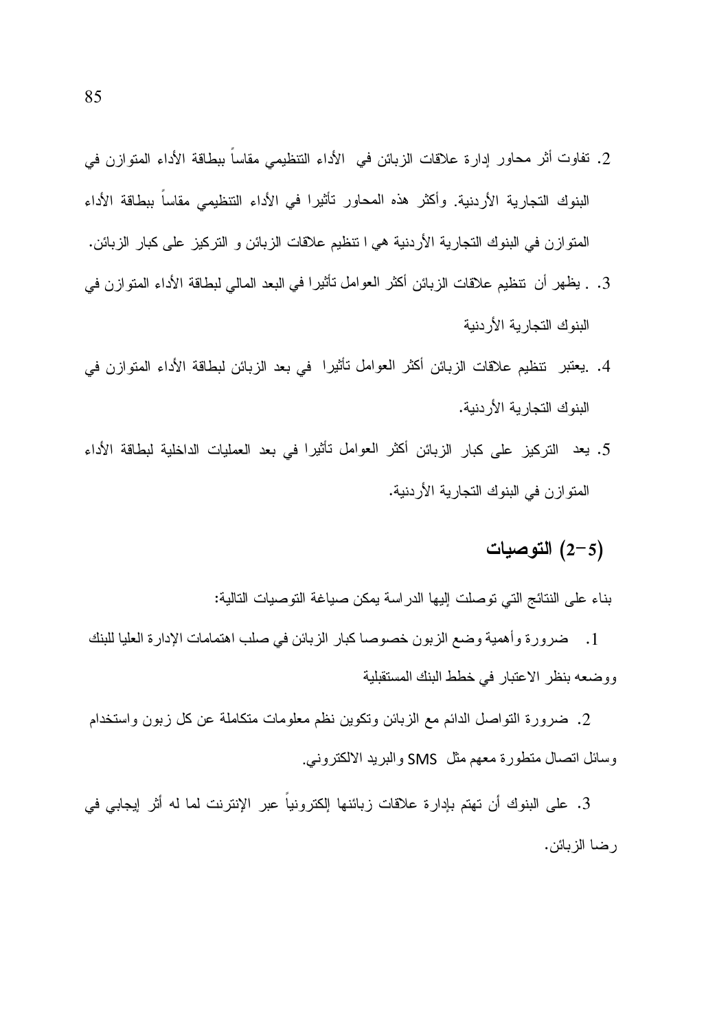2. تفاوت أثر محاور إدارة علاقات الزبائن في الأداء التنظيمي مقاساً ببطاقة الأداء المتوازن في البنوك التجارية الأردنية. وأكثر هذه المحاور تأثيرا في الأداء التنظيمي مقاساً ببطاقة الأداء المتوازن في البنوك التجارية الأردنية هي ا تنظيم علاقات الزبائن و التركيز على كبار الزبائن.
3. . يظهر أن تنظيم علاقات الزبائن أكثر العوامل تأثيرا في البعد المالي لبطاقة الأداء المتوازن في البنوك التجارية الأردنية
4. .يعتبر تنظيم علاقات الزبائن أكثر العوامل تأثيرا في بعد الزبائن لبطاقة الأداء المتوازن في البنوك التجارية الأردنية.
5. يعد التركيز على كبار الزبائن أكثر العوامل تأثيرا في بعد العمليات الداخلية لبطاقة الأداء المتوازن في البنوك التجارية الأردنية.

## (2-5) التوصيات

بناء على النتائج التي توصلت إليها الدراسة يمكن صياغة التوصيات التالية:

1. ضرورة وأهمية وضع الزبون خصوصا كبار الزبائن في صلب اهتمامات الإدارة العليا للبنك ووضعه بنظر الاعتبار في خطط البنك المستقبلية

2. ضرورة التواصل الدائم مع الزبائن وتكوين نظم معلومات متكاملة عن كل زبون واستخدام وسائل اتصال متطورة معهم مثل SMS والبريد الالكتروني.

3. على البنوك أن تهتم بإدارة علاقات زبائنها إلكترونياً عبر الإنترنت لما له أثر إيجابي في رضا الزبائن.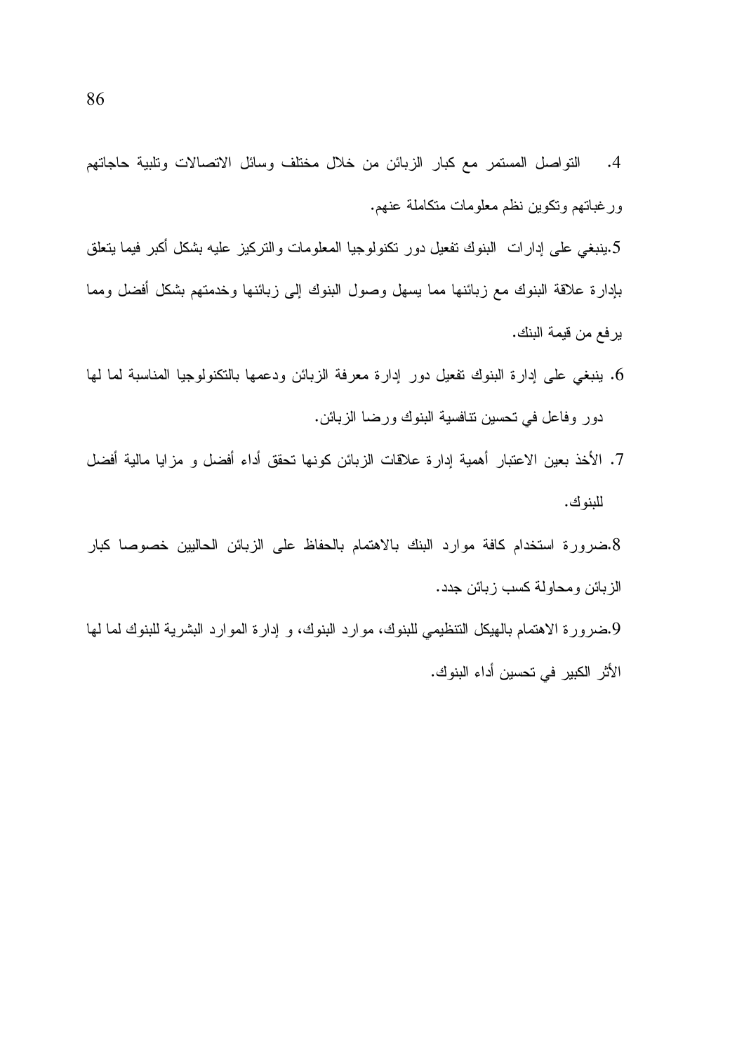4. التواصل المستمر مع كبار الزبائن من خلال مختلف وسائل الاتصالات وتلبية حاجاتهم ورغباتهم وتكوين نظم معلومات متكاملة عنهم.

5. ينبغي على إدارات البنوك تفعيل دور تكنولوجيا المعلومات والتركيز عليه بشكل أكبر فيما يتعلق بإدارة علاقة البنوك مع زبائنها مما يسهل وصول البنوك إلى زبائنها وخدمتهم بشكل أفضل ومما يرفع من قيمة البنك.

6. ينبغي على إدارة البنوك تفعيل دور إدارة معرفة الزبائن ودعمها بالتكنولوجيا المناسبة لما لها دور وفاعل في تحسين تنافسية البنوك ورضا الزبائن.

7. الأخذ بعين الاعتبار أهمية إدارة علاقات الزبائن كونها تحقق أداء أفضل و مزايا مالية أفضل للبنوك.

8. ضرورة استخدام كافة موارد البنك بالاهتمام بالحفاظ على الزبائن الحاليين خصوصا كبار الزبائن ومحاولة كسب زبائن جدد.

9. ضرورة الاهتمام بالهيكل التنظيمي للبنوك، موارد البنوك، و إدارة الموارد البشرية للبنوك لما لها الأثر الكبير في تحسين أداء البنوك.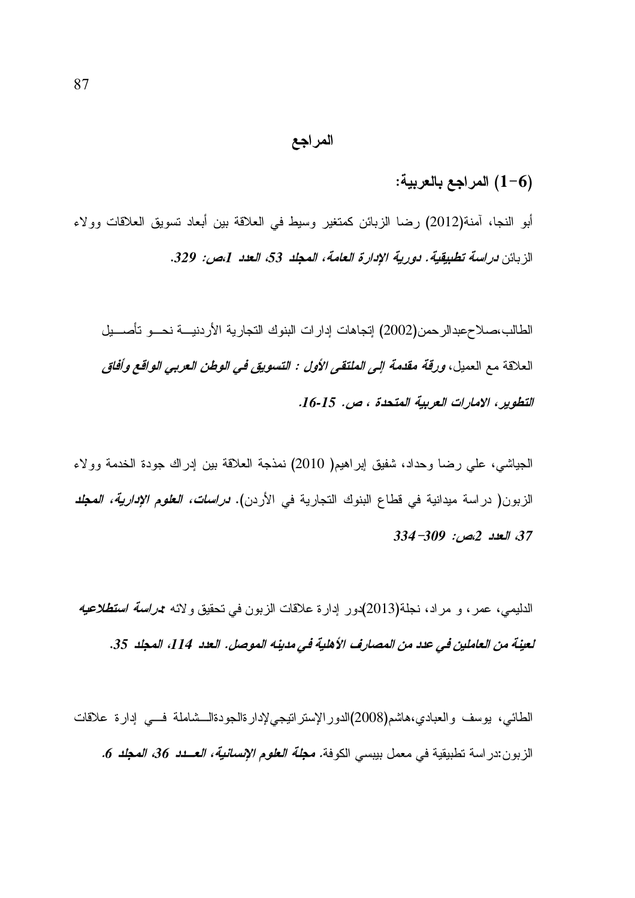# المراجع

## (6-1) المراجع بالعربية:

أبو النجا، آمنة(2012) رضا الزبائن كمتغير وسيط في العلاقة بين أبعاد تسويق العلاقات وولاء الزبائن ***دراسة تطبيقية. دورية الإدارة العامة، المجلد 53، العدد 1،ص: 329.***

الطالب،صلاحعبدالرحمن(2002) إتجاهات إدارات البنوك التجارية الأردنيـــة نحـــو تأصـــيل العلاقة مع العميل، ***ورقة مقدمة إلى الملتقى الأول : التسويق في الوطن العربي الواقع وأفاق التطوير، الامارات العربية المتحدة ، ص. 15-16.***

الجياشي، علي رضا وحداد، شفيق إبراهيم( 2010) نمذجة العلاقة بين إدراك جودة الخدمة وولاء الزبون( دراسة ميدانية في قطاع البنوك التجارية في الأردن). ***دراسات، العلوم الإدارية، المجلد 37، العدد 2،ص: 309- 334***

الدليمي، عمر، و مراد، نجلة(2013)دور إدارة علاقات الزبون في تحقيق ولائه ***:دراسة استطلاعيه لعينة من العاملين في عدد من المصارف الأهلية في مدينه الموصل. العدد 114، المجلد 35.***

الطائي، يوسف والعبادي،هاشم(2008)الدورالإستراتيجيلإدارةالجودةالـــشاملة فـــي إدارة علاقات الزبون:دراسة تطبيقية في معمل بيبسي الكوفة. ***مجلة العلوم الإنسانية، العـــدد 36، المجلد 6.***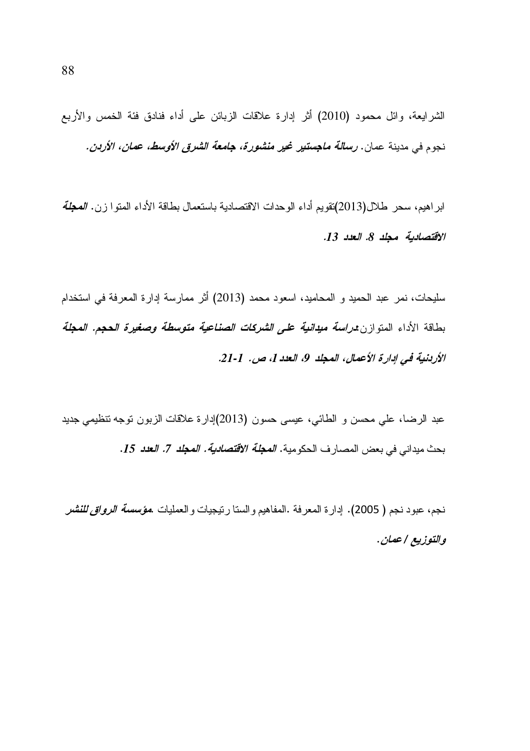الشرايعة، وائل محمود (2010) أثر إدارة علاقات الزبائن على أداء فنادق فئة الخمس والأربع نجوم في مدينة عمان. ***رسالة ماجستير غير منشورة، جامعة الشرق الأوسط، عمان، الأردن.***

ابراهيم، سحر طلال(2013)تقويم أداء الوحدات الاقتصادية باستعمال بطاقة الأداء المتوازن. ***المجلة الاقتصادية مجلد 8. العدد 13.***

سليحات، نمر عبد الحميد و المحاميد، اسعود محمد (2013) أثر ممارسة إدارة المعرفة في استخدام بطاقة الأداء المتوازن.***دراسة ميدانية على الشركات الصناعية متوسطة وصغيرة الحجم. المجلة الأردنية في إدارة الأعمال، المجلد 9، العدد 1، ص. 1-21.***

عبد الرضا، علي محسن و الطائي، عيسى حسون (2013)إدارة علاقات الزبون توجه تنظيمي جديد بحث ميداني في بعض المصارف الحكومية. ***المجلة الاقتصادية. المجلد 7. العدد 15.***

نجم، عبود نجم ( 2005). إدارة المعرفة .المفاهيم والستراتيجيات والعمليات .***مؤسسة الرواق للنشر والتوزيع / عمان.***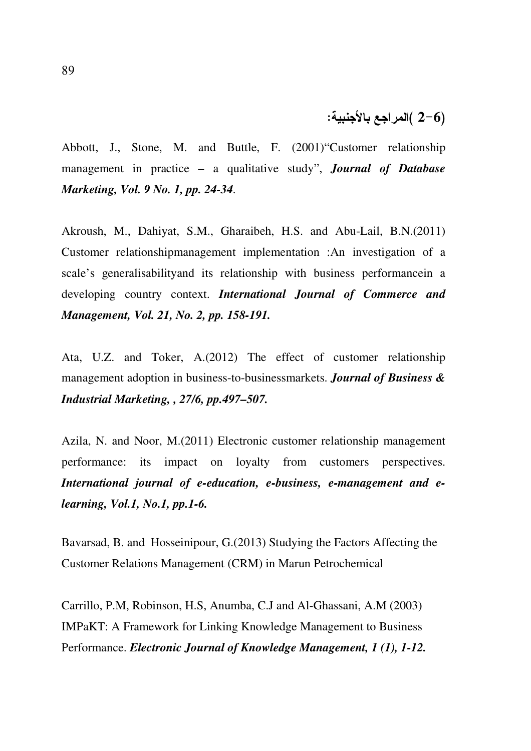## (2-6) المراجع بالأجنبية:

Abbott, J., Stone, M. and Buttle, F. (2001)"Customer relationship management in practice – a qualitative study", ***Journal of Database Marketing, Vol. 9 No. 1, pp. 24-34***.

Akroush, M., Dahiyat, S.M., Gharaibeh, H.S. and Abu-Lail, B.N.(2011) Customer relationshipmanagement implementation :An investigation of a scale's generalisabilityand its relationship with business performancein a developing country context. ***International Journal of Commerce and Management, Vol. 21, No. 2, pp. 158-191.***

Ata, U.Z. and Toker, A.(2012) The effect of customer relationship management adoption in business-to-businessmarkets. ***Journal of Business & Industrial Marketing, , 27/6, pp.497–507.***

Azila, N. and Noor, M.(2011) Electronic customer relationship management performance: its impact on loyalty from customers perspectives. ***International journal of e-education, e-business, e-management and e-learning, Vol.1, No.1, pp.1-6.***

Bavarsad, B. and Hosseinipour, G.(2013) Studying the Factors Affecting the Customer Relations Management (CRM) in Marun Petrochemical

Carrillo, P.M, Robinson, H.S, Anumba, C.J and Al-Ghassani, A.M (2003) IMPaKT: A Framework for Linking Knowledge Management to Business Performance. ***Electronic Journal of Knowledge Management, 1 (1), 1-12.***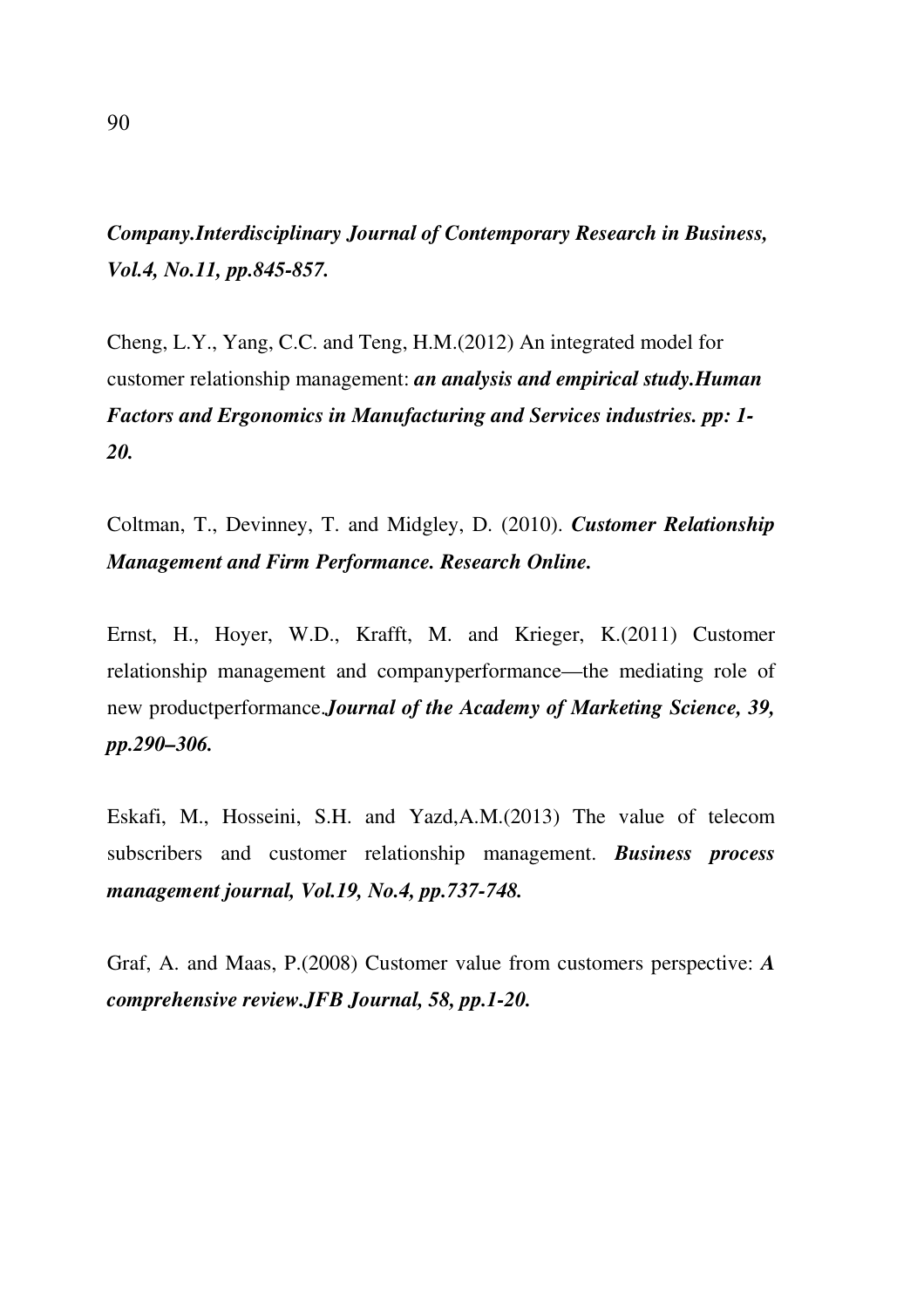***Company.Interdisciplinary Journal of Contemporary Research in Business, Vol.4, No.11, pp.845-857.***

Cheng, L.Y., Yang, C.C. and Teng, H.M.(2012) An integrated model for customer relationship management: ***an analysis and empirical study.Human Factors and Ergonomics in Manufacturing and Services industries. pp: 1-20.***

Coltman, T., Devinney, T. and Midgley, D. (2010). ***Customer Relationship Management and Firm Performance. Research Online.***

Ernst, H., Hoyer, W.D., Krafft, M. and Krieger, K.(2011) Customer relationship management and companyperformance—the mediating role of new productperformance.***Journal of the Academy of Marketing Science, 39, pp.290–306.***

Eskafi, M., Hosseini, S.H. and Yazd,A.M.(2013) The value of telecom subscribers and customer relationship management. ***Business process management journal, Vol.19, No.4, pp.737-748.***

Graf, A. and Maas, P.(2008) Customer value from customers perspective: ***A comprehensive review.JFB Journal, 58, pp.1-20.***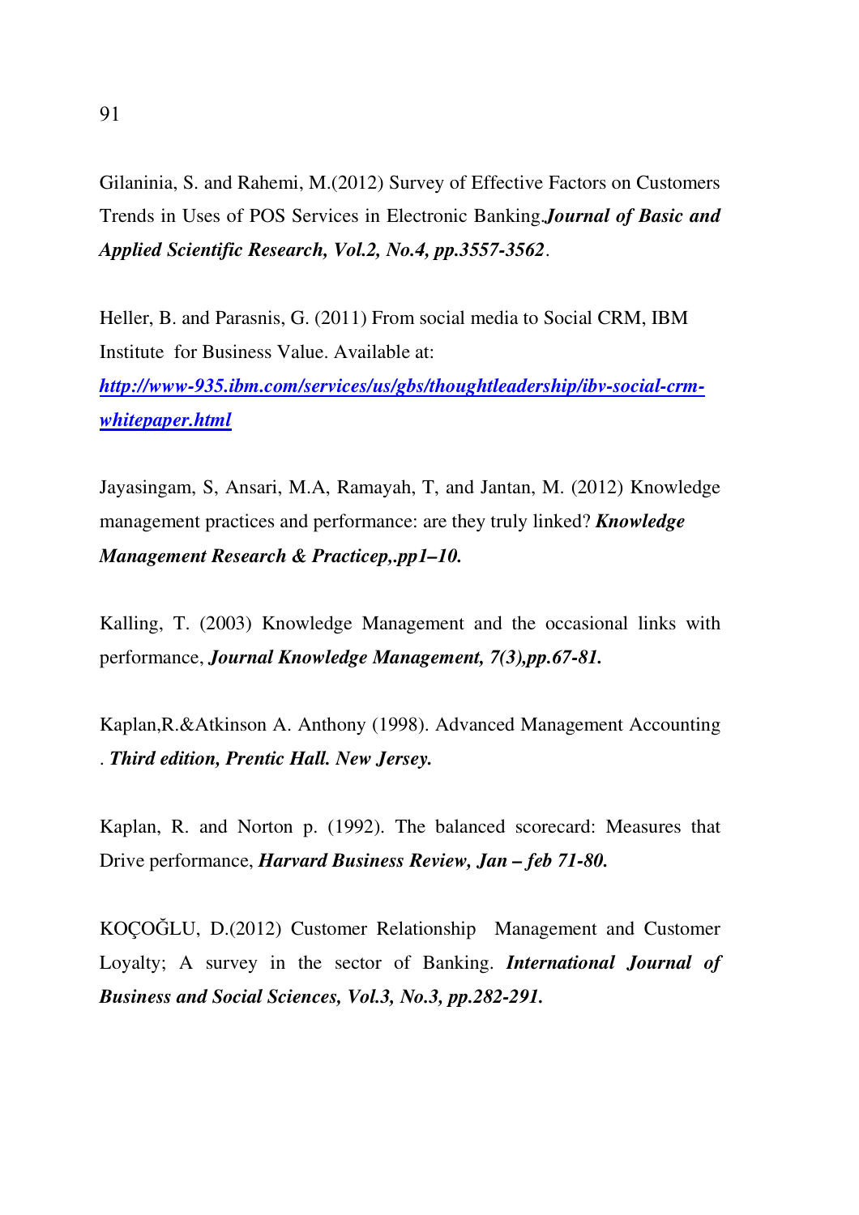Gilaninia, S. and Rahemi, M.(2012) Survey of Effective Factors on Customers Trends in Uses of POS Services in Electronic Banking.***Journal of Basic and Applied Scientific Research, Vol.2, No.4, pp.3557-3562***.

Heller, B. and Parasnis, G. (2011) From social media to Social CRM, IBM Institute for Business Value. Available at: [***http://www-935.ibm.com/services/us/gbs/thoughtleadership/ibv-social-crm-whitepaper.html***](http://www-935.ibm.com/services/us/gbs/thoughtleadership/ibv-social-crm-whitepaper.html)

Jayasingam, S, Ansari, M.A, Ramayah, T, and Jantan, M. (2012) Knowledge management practices and performance: are they truly linked? ***Knowledge Management Research & Practicep,.pp1–10.***

Kalling, T. (2003) Knowledge Management and the occasional links with performance, ***Journal Knowledge Management, 7(3),pp.67-81.***

Kaplan,R.&Atkinson A. Anthony (1998). Advanced Management Accounting . ***Third edition, Prentic Hall. New Jersey.***

Kaplan, R. and Norton p. (1992). The balanced scorecard: Measures that Drive performance, ***Harvard Business Review, Jan – feb 71-80.***

KOÇOĞLU, D.(2012) Customer Relationship Management and Customer Loyalty; A survey in the sector of Banking. ***International Journal of Business and Social Sciences, Vol.3, No.3, pp.282-291.***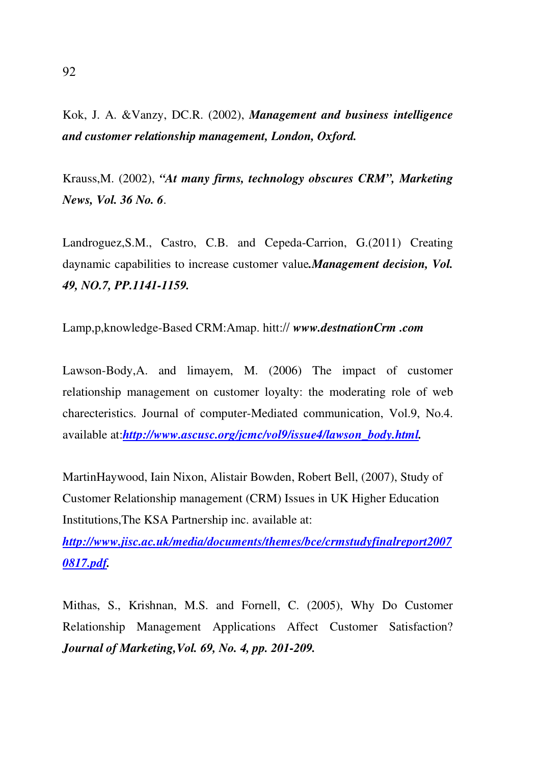Kok, J. A. &Vanzy, DC.R. (2002), ***Management and business intelligence and customer relationship management, London, Oxford.***

Krauss,M. (2002), ***"At many firms, technology obscures CRM", Marketing News, Vol. 36 No. 6***.

Landroguez,S.M., Castro, C.B. and Cepeda-Carrion, G.(2011) Creating daynamic capabilities to increase customer value***.Management decision, Vol. 49, NO.7, PP.1141-1159.***

Lamp,p,knowledge-Based CRM:Amap. hitt:// ***www.destnationCrm .com***

Lawson-Body,A. and limayem, M. (2006) The impact of customer relationship management on customer loyalty: the moderating role of web charecteristics. Journal of computer-Mediated communication, Vol.9, No.4. available at:***http://www.ascusc.org/jcmc/vol9/issue4/lawson_body.html.***

MartinHaywood, Iain Nixon, Alistair Bowden, Robert Bell, (2007), Study of Customer Relationship management (CRM) Issues in UK Higher Education Institutions,The KSA Partnership inc. available at: ***http://www.jisc.ac.uk/media/documents/themes/bce/crmstudyfinalreport20070817.pdf.***

Mithas, S., Krishnan, M.S. and Fornell, C. (2005), Why Do Customer Relationship Management Applications Affect Customer Satisfaction? ***Journal of Marketing,Vol. 69, No. 4, pp. 201-209.***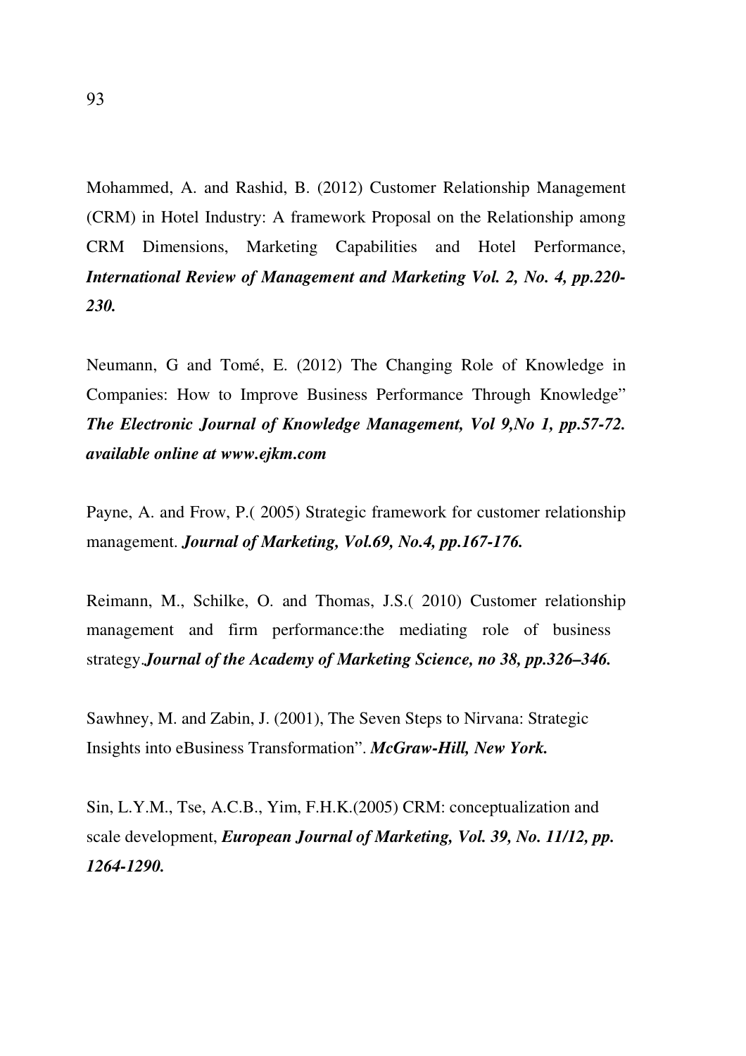Mohammed, A. and Rashid, B. (2012) Customer Relationship Management (CRM) in Hotel Industry: A framework Proposal on the Relationship among CRM Dimensions, Marketing Capabilities and Hotel Performance, ***International Review of Management and Marketing Vol. 2, No. 4, pp.220-230.***

Neumann, G and Tomé, E. (2012) The Changing Role of Knowledge in Companies: How to Improve Business Performance Through Knowledge" ***The Electronic Journal of Knowledge Management, Vol 9,No 1, pp.57-72. available online at www.ejkm.com***

Payne, A. and Frow, P.( 2005) Strategic framework for customer relationship management. ***Journal of Marketing, Vol.69, No.4, pp.167-176.***

Reimann, M., Schilke, O. and Thomas, J.S.( 2010) Customer relationship management and firm performance:the mediating role of business strategy.***Journal of the Academy of Marketing Science, no 38, pp.326–346.***

Sawhney, M. and Zabin, J. (2001), The Seven Steps to Nirvana: Strategic Insights into eBusiness Transformation". ***McGraw-Hill, New York.***

Sin, L.Y.M., Tse, A.C.B., Yim, F.H.K.(2005) CRM: conceptualization and scale development, ***European Journal of Marketing, Vol. 39, No. 11/12, pp. 1264-1290.***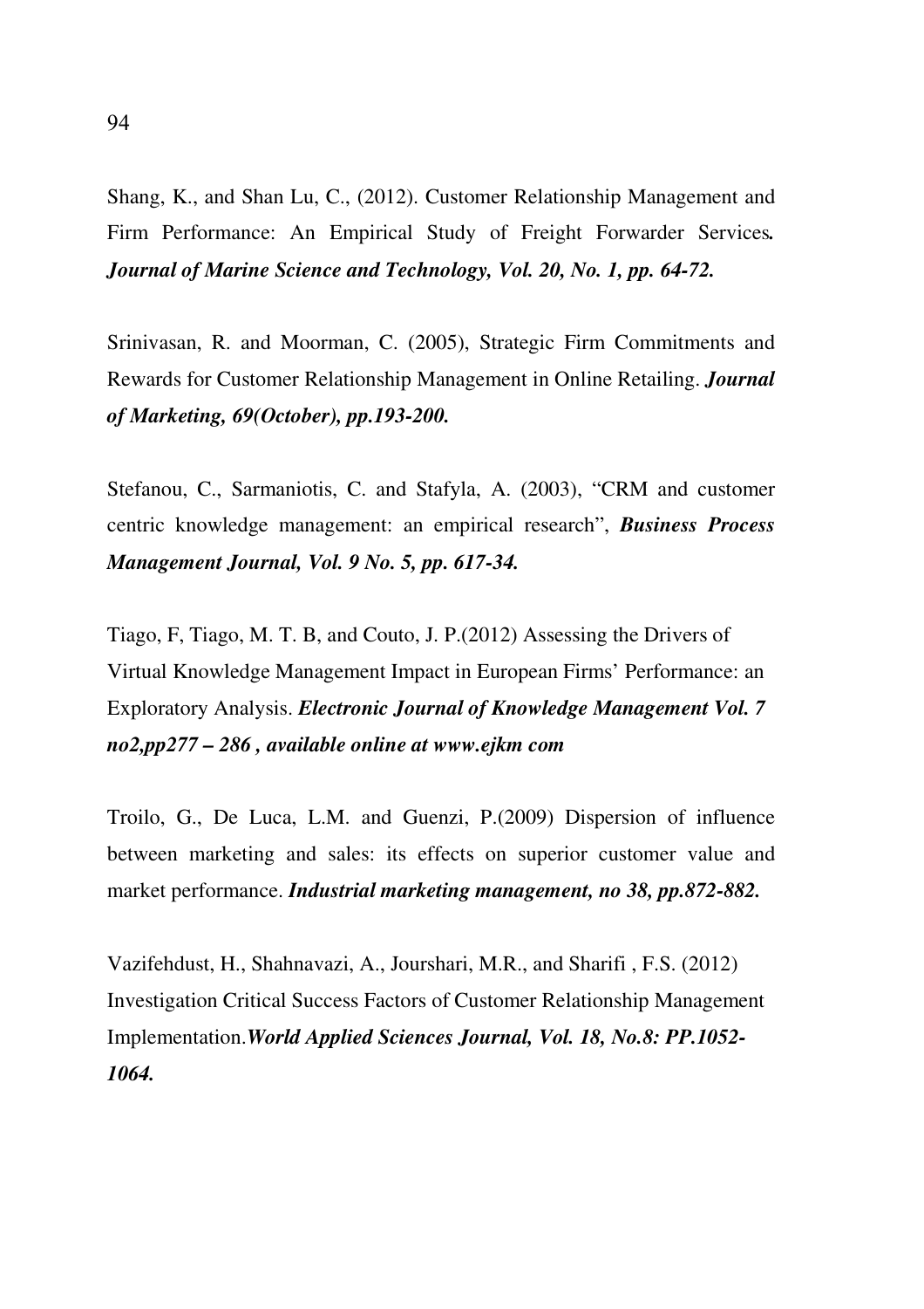Shang, K., and Shan Lu, C., (2012). Customer Relationship Management and Firm Performance: An Empirical Study of Freight Forwarder Services***.*** ***Journal of Marine Science and Technology, Vol. 20, No. 1, pp. 64-72.***

Srinivasan, R. and Moorman, C. (2005), Strategic Firm Commitments and Rewards for Customer Relationship Management in Online Retailing. ***Journal of Marketing, 69(October), pp.193-200.***

Stefanou, C., Sarmaniotis, C. and Stafyla, A. (2003), "CRM and customer centric knowledge management: an empirical research", ***Business Process Management Journal, Vol. 9 No. 5, pp. 617-34.***

Tiago, F, Tiago, M. T. B, and Couto, J. P.(2012) Assessing the Drivers of Virtual Knowledge Management Impact in European Firms' Performance: an Exploratory Analysis. ***Electronic Journal of Knowledge Management Vol. 7 no2,pp277 – 286 , available online at www.ejkm com***

Troilo, G., De Luca, L.M. and Guenzi, P.(2009) Dispersion of influence between marketing and sales: its effects on superior customer value and market performance. ***Industrial marketing management, no 38, pp.872-882.***

Vazifehdust, H., Shahnavazi, A., Jourshari, M.R., and Sharifi , F.S. (2012) Investigation Critical Success Factors of Customer Relationship Management Implementation.***World Applied Sciences Journal, Vol. 18, No.8: PP.1052-1064.***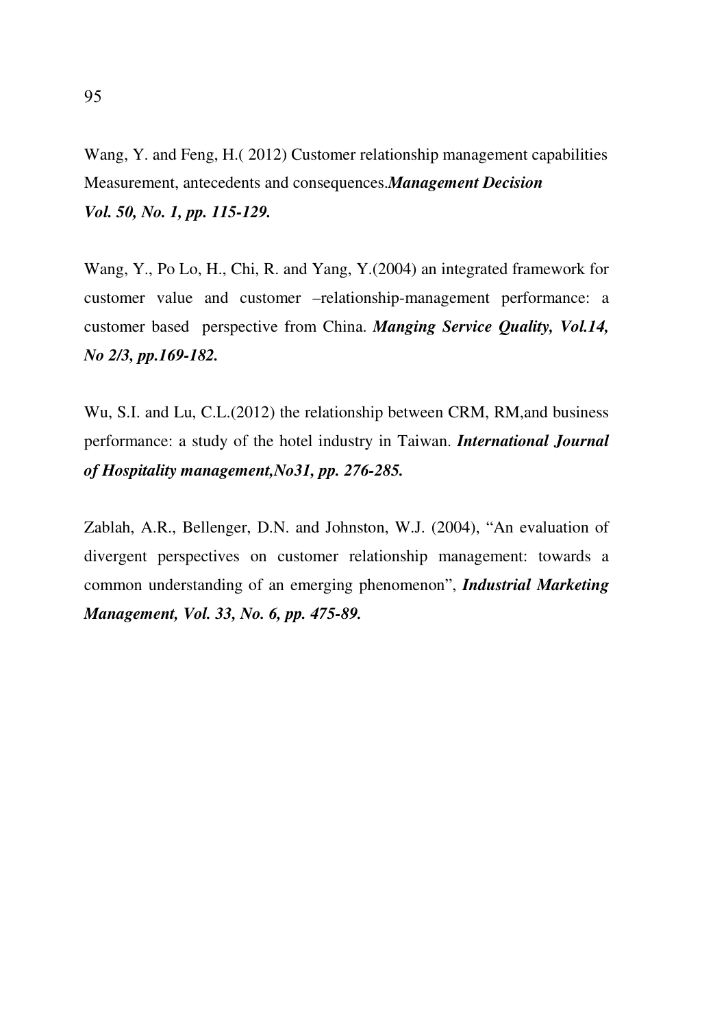Wang, Y. and Feng, H.( 2012) Customer relationship management capabilities Measurement, antecedents and consequences.***Management Decision Vol. 50, No. 1, pp. 115-129.***

Wang, Y., Po Lo, H., Chi, R. and Yang, Y.(2004) an integrated framework for customer value and customer –relationship-management performance: a customer based perspective from China. ***Manging Service Quality, Vol.14, No 2/3, pp.169-182.***

Wu, S.I. and Lu, C.L.(2012) the relationship between CRM, RM,and business performance: a study of the hotel industry in Taiwan. ***International Journal of Hospitality management,No31, pp. 276-285.***

Zablah, A.R., Bellenger, D.N. and Johnston, W.J. (2004), "An evaluation of divergent perspectives on customer relationship management: towards a common understanding of an emerging phenomenon", ***Industrial Marketing Management, Vol. 33, No. 6, pp. 475-89.***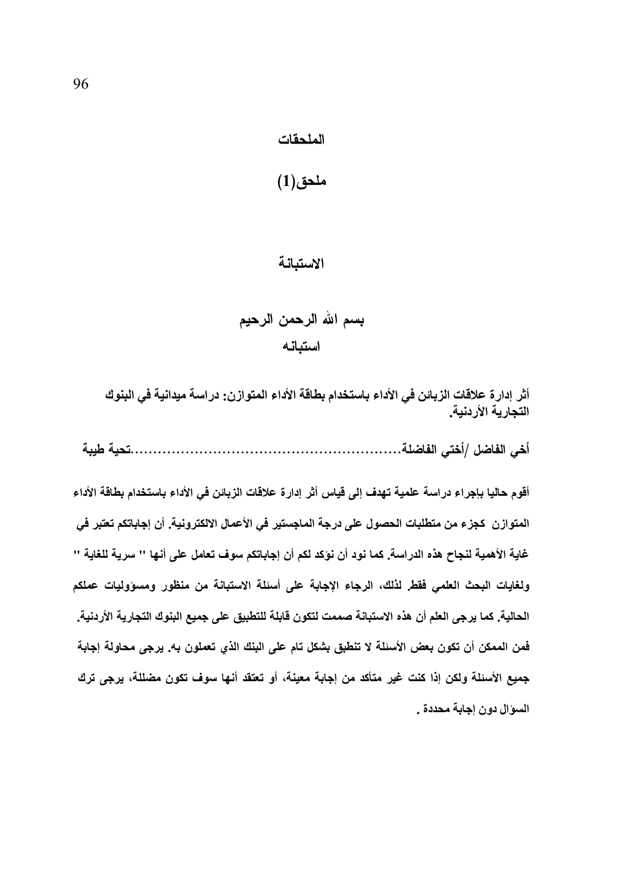# الملحقات

## ملحق(1)

## الاستبانة

**بسم الله الرحمن الرحيم**

**استبانه**

**أثر إدارة علاقات الزبائن في الأداء باستخدام بطاقة الأداء المتوازن: دراسة ميدانية في البنوك التجارية الأردنية.**

**أخي الفاضل /أختي الفاضلة.........................................................تحية طيبة**

**أقوم حاليا بإجراء دراسة علمية تهدف إلى قياس أثر إدارة علاقات الزبائن في الأداء باستخدام بطاقة الأداء المتوازن كجزء من متطلبات الحصول على درجة الماجستير في الأعمال الالكترونية. أن إجاباتكم تعتبر في غاية الأهمية لنجاح هذه الدراسة. كما نود أن نؤكد لكم أن إجاباتكم سوف تعامل على أنها " سرية للغاية " ولغايات البحث العلمي فقط. لذلك، الرجاء الإجابة على أسئلة الاستبانة من منظور ومسؤوليات عملكم الحالية. كما يرجى العلم أن هذه الاستبانة صممت لتكون قابلة للتطبيق على جميع البنوك التجارية الأردنية. فمن الممكن أن تكون بعض الأسئلة لا تنطبق بشكل تام على البنك الذي تعملون به. يرجى محاولة إجابة جميع الأسئلة ولكن إذا كنت غير متأكد من إجابة معينة، أو تعتقد أنها سوف تكون مضللة، يرجى ترك السؤال دون إجابة محددة .**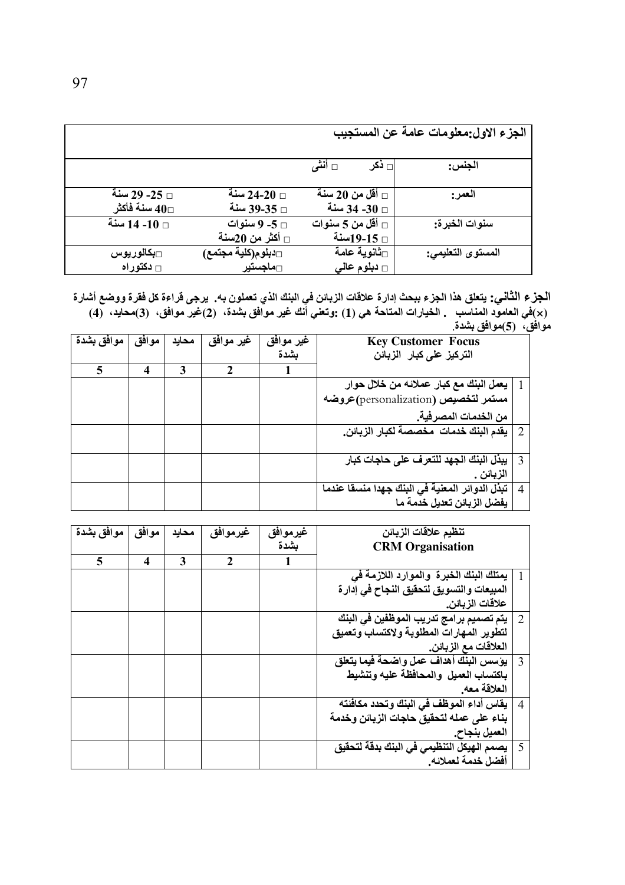| الجزء الاول:معلومات عامة عن المستجيب | | | |
|---|---|---|---|
| الجنس: | □ ذكر □ أنثى | | |
| العمر: | □ أقل من 20 سنة<br>□ 30- 34 سنة | □ 20-24 سنة<br>□ 35-39 سنة | □ 25- 29 سنة<br>□40 سنة فأكثر |
| سنوات الخبرة: | □ أقل من 5 سنوات<br>□ 15-19سنة | □ 5- 9 سنوات<br>□ أكثر من 20سنة | □ 10- 14 سنة |
| المستوى التعليمي: | □ثانوية عامة<br>□ دبلوم عالي | □دبلوم(كلية مجتمع)<br>□ماجستير | □بكالوريوس<br>□ دكتوراه |

**الجزء الثاني:** يتعلق هذا الجزء ببحث إدارة علاقات الزبائن في البنك الذي تعملون به. يرجى قراءة كل فقرة ووضع أشارة (×)في العامود المناسب . الخيارات المتاحة هي (1) :وتعني أنك غير موافق بشدة، (2)غير موافق، (3)محايد، (4) موافق، (5)موافق بشدة.

| | Key Customer Focus<br>التركيز على كبار الزبائن | غير موافق بشدة | غير موافق | محايد | موافق | موافق بشدة |
|---|---|---|---|---|---|---|
| | | 1 | 2 | 3 | 4 | 5 |
| 1 | يعمل البنك مع كبار عملائه من خلال حوار مستمر لتخصيص (personalization)عروضه من الخدمات المصرفية. | | | | | |
| 2 | يقدم البنك خدمات مخصصة لكبار الزبائن. | | | | | |
| 3 | يبذل البنك الجهد للتعرف على حاجات كبار الزبائن . | | | | | |
| 4 | تبذل الدوائر المعنية في البنك جهدا منسقا عندما يفضل الزبائن تعديل خدمة ما | | | | | |

| | تنظيم علاقات الزبائن<br>CRM Organisation | غيرموافق بشدة | غيرموافق | محايد | موافق | موافق بشدة |
|---|---|---|---|---|---|---|
| | | 1 | 2 | 3 | 4 | 5 |
| 1 | يمتلك البنك الخبرة والموارد اللازمة في المبيعات والتسويق لتحقيق النجاح في إدارة علاقات الزبائن. | | | | | |
| 2 | يتم تصميم برامج تدريب الموظفين في البنك لتطوير المهارات المطلوبة ولاكتساب وتعميق العلاقات مع الزبائن. | | | | | |
| 3 | يؤسس البنك أهداف عمل واضحة فيما يتعلق باكتساب العميل والمحافظة عليه وتنشيط العلاقة معه. | | | | | |
| 4 | يقاس أداء الموظف في البنك وتحدد مكافئته بناء على عمله لتحقيق حاجات الزبائن وخدمة العميل بنجاح. | | | | | |
| 5 | يصمم الهيكل التنظيمي في البنك بدقة لتحقيق أفضل خدمة لعملائه. | | | | | |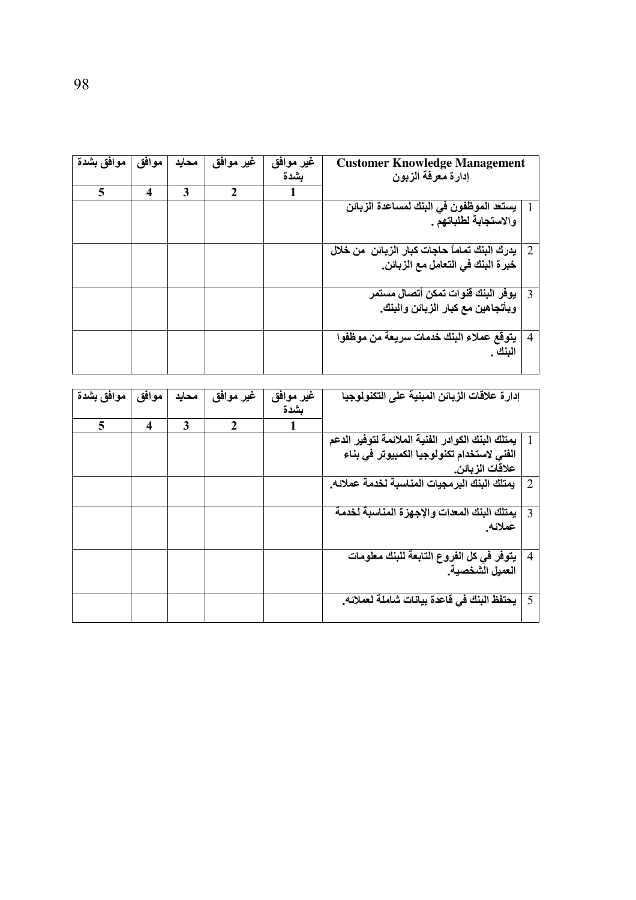| | Customer Knowledge Management إدارة معرفة الزبون | غير موافق بشدة | غير موافق | محايد | موافق | موافق بشدة |
|---|---|---|---|---|---|---|
| | | 1 | 2 | 3 | 4 | 5 |
| 1 | يستعد الموظفون في البنك لمساعدة الزبائن والاستجابة لطلباتهم . | | | | | |
| 2 | يدرك البنك تماماً حاجات كبار الزبائن من خلال خبرة البنك في التعامل مع الزبائن. | | | | | |
| 3 | يوفر البنك قنوات تمكن أتصال مستمر وبأتجاهين مع كبار الزبائن والبنك. | | | | | |
| 4 | يتوقع عملاء البنك خدمات سريعة من موظفوا البنك . | | | | | |

| | إدارة علاقات الزبائن المبنية على التكنولوجيا | غير موافق بشدة | غير موافق | محايد | موافق | موافق بشدة |
|---|---|---|---|---|---|---|
| | | 1 | 2 | 3 | 4 | 5 |
| 1 | يمتلك البنك الكوادر الفنية الملائمة لتوفير الدعم الفني لاستخدام تكنولوجيا الكمبيوتر في بناء علاقات الزبائن. | | | | | |
| 2 | يمتلك البنك البرمجيات المناسبة لخدمة عملائه. | | | | | |
| 3 | يمتلك البنك المعدات والإجهزة المناسبة لخدمة عملائه. | | | | | |
| 4 | يتوفر في كل الفروع التابعة للبنك معلومات العميل الشخصية. | | | | | |
| 5 | يحتفظ البنك في قاعدة بيانات شاملة لعملائه. | | | | | |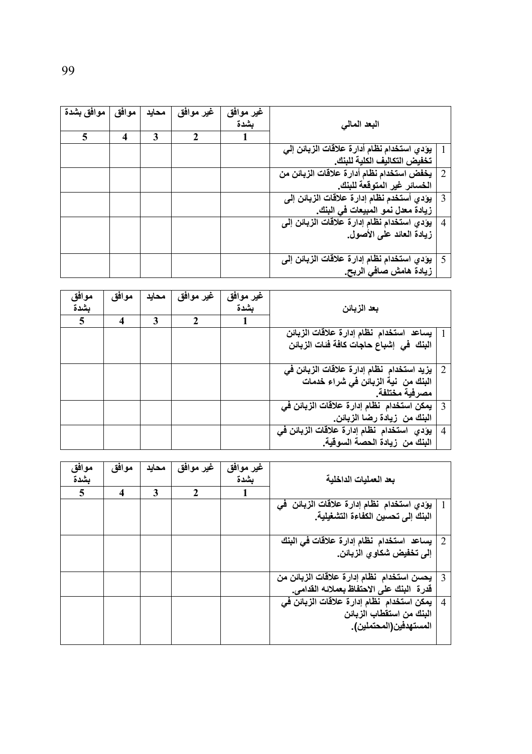| | البعد المالي | غير موافق بشدة | غير موافق | محايد | موافق | موافق بشدة |
|---|---|---|---|---|---|---|
| | | 1 | 2 | 3 | 4 | 5 |
| 1 | يؤدي استخدام نظام أدارة علاقات الزبائن إلي تخفيض التكاليف الكلية للبنك. | | | | | |
| 2 | يخفض استخدام نظام أدارة علاقات الزبائن من الخسائر غير المتوقعة للبنك. | | | | | |
| 3 | يؤدي أستخدم نظام إدارة علاقات الزبائن إلى زيادة معدل نمو المبيعات في البنك. | | | | | |
| 4 | يؤدي استخدام نظام إدارة علاقات الزبائن إلى زيادة العائد على الأصول. | | | | | |
| 5 | يؤدي استخدام نظام إدارة علاقات الزبائن إلى زيادة هامش صافي الربح. | | | | | |

| | بعد الزبائن | غير موافق بشدة | غير موافق | محايد | موافق | موافق بشدة |
|---|---|---|---|---|---|---|
| | | 1 | 2 | 3 | 4 | 5 |
| 1 | يساعد استخدام نظام إدارة علاقات الزبائن البنك في إشباع حاجات كافة فئات الزبائن | | | | | |
| 2 | يزيد استخدام نظام إدارة علاقات الزبائن في البنك من نية الزبائن في شراء خدمات مصرفية مختلفة. | | | | | |
| 3 | يمكن استخدام نظام إدارة علاقات الزبائن في البنك من زيادة رضا الزبائن. | | | | | |
| 4 | يؤدي استخدام نظام إدارة علاقات الزبائن في البنك من زيادة الحصة السوقية. | | | | | |

| | بعد العمليات الداخلية | غير موافق بشدة | غير موافق | محايد | موافق | موافق بشدة |
|---|---|---|---|---|---|---|
| | | 1 | 2 | 3 | 4 | 5 |
| 1 | يؤدي استخدام نظام إدارة علاقات الزبائن في البنك إلى تحسين الكفاءة التشغيلية. | | | | | |
| 2 | يساعد استخدام نظام إدارة علاقات في البنك إلى تخفيض شكاوي الزبائن. | | | | | |
| 3 | يحسن استخدام نظام إدارة علاقات الزبائن من قدرة البنك على الاحتفاظ بعملائه القدامى. | | | | | |
| 4 | يمكن استخدام نظام إدارة علاقات الزبائن في البنك من استقطاب الزبائن المستهدفين(المحتملين). | | | | | |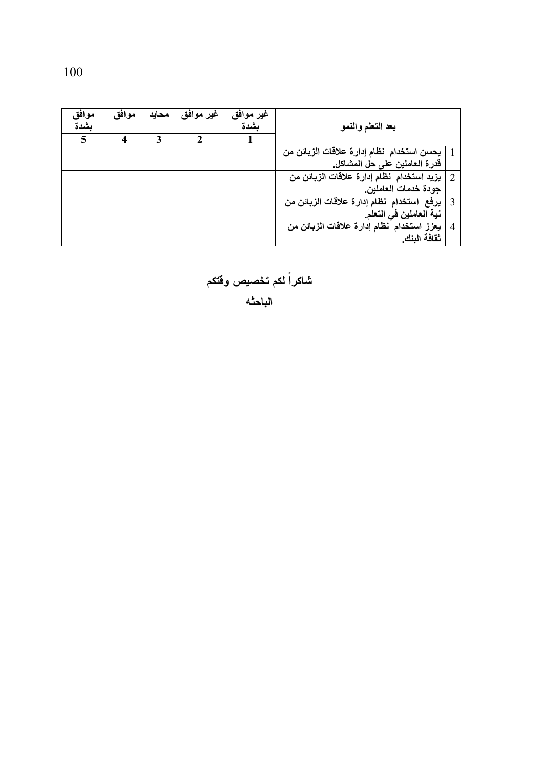| | بعد التعلم والنمو | غير موافق بشدة | غير موافق | محايد | موافق | موافق بشدة |
|---|---|---|---|---|---|---|
| | | 1 | 2 | 3 | 4 | 5 |
| 1 | يحسن استخدام نظام إدارة علاقات الزبائن من قدرة العاملين على حل المشاكل. | | | | | |
| 2 | يزيد استخدام نظام إدارة علاقات الزبائن من جودة خدمات العاملين. | | | | | |
| 3 | يرفع استخدام نظام إدارة علاقات الزبائن من نية العاملين في التعلم. | | | | | |
| 4 | يعزز استخدام نظام إدارة علاقات الزبائن من ثقافة البنك. | | | | | |

**شاكراً لكم تخصيص وقتكم**

**الباحثه**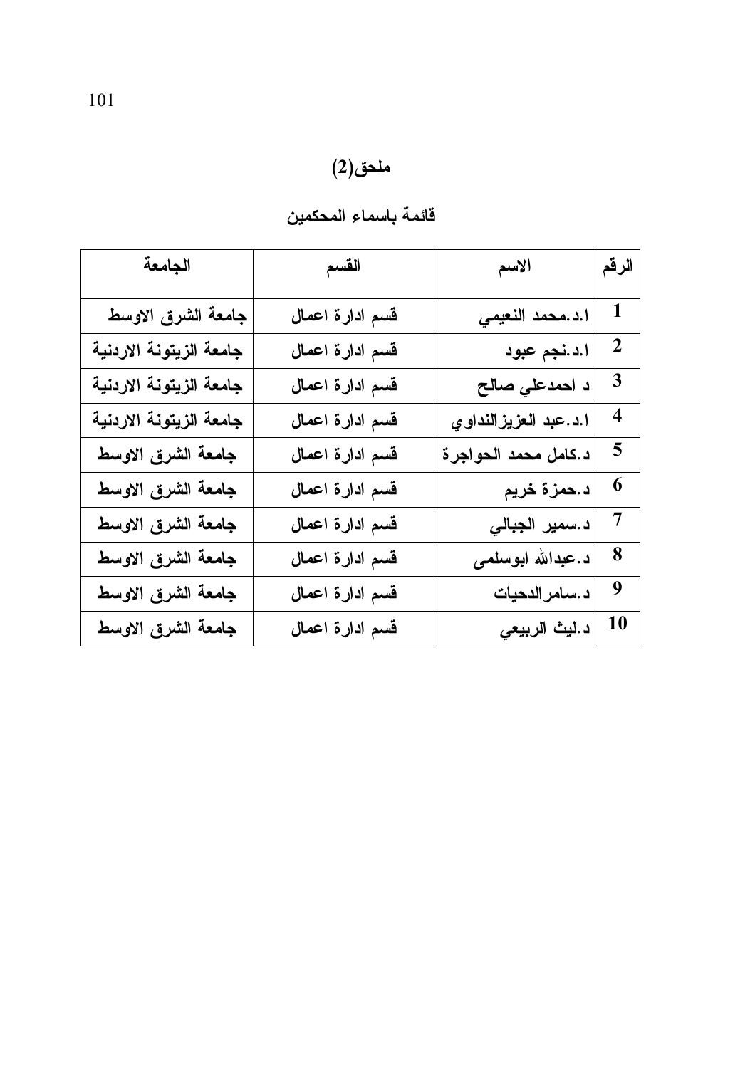## ملحق(2)

### قائمة باسماء المحكمين

| الرقم | الاسم | القسم | الجامعة |
|---|---|---|---|
| 1 | ا.د.محمد النعيمي | قسم ادارة اعمال | جامعة الشرق الاوسط |
| 2 | ا.د.نجم عبود | قسم ادارة اعمال | جامعة الزيتونة الاردنية |
| 3 | د احمدعلي صالح | قسم ادارة اعمال | جامعة الزيتونة الاردنية |
| 4 | ا.د.عبد العزيزالنداوي | قسم ادارة اعمال | جامعة الزيتونة الاردنية |
| 5 | د.كامل محمد الحواجرة | قسم ادارة اعمال | جامعة الشرق الاوسط |
| 6 | د.حمزة خريم | قسم ادارة اعمال | جامعة الشرق الاوسط |
| 7 | د.سمير الجبالي | قسم ادارة اعمال | جامعة الشرق الاوسط |
| 8 | د.عبدالله ابوسلمى | قسم ادارة اعمال | جامعة الشرق الاوسط |
| 9 | د.سامرالدحيات | قسم ادارة اعمال | جامعة الشرق الاوسط |
| 10 | د.ليث الربيعي | قسم ادارة اعمال | جامعة الشرق الاوسط |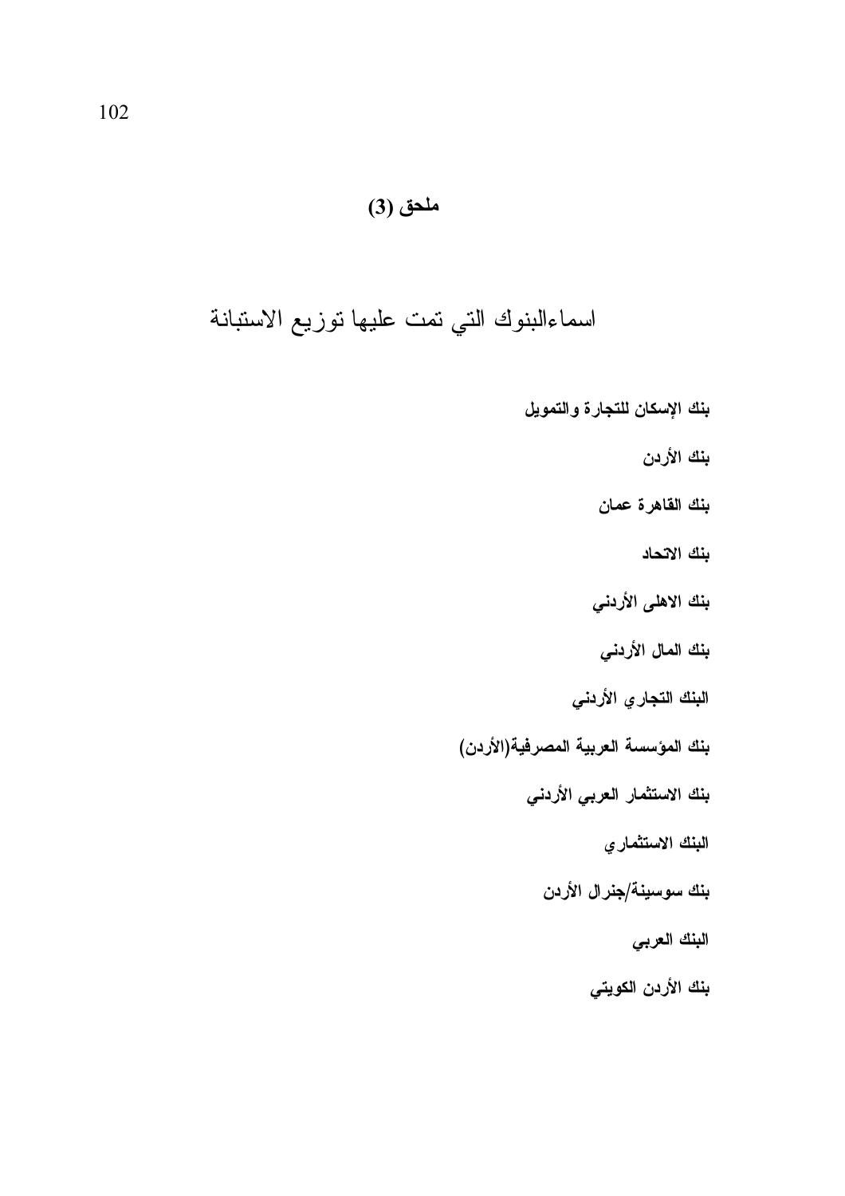# ملحق (3)

## اسماءالبنوك التي تمت عليها توزيع الاستبانة

**بنك الإسكان للتجارة والتمويل**

**بنك الأردن**

**بنك القاهرة عمان**

**بنك الاتحاد**

**بنك الاهلى الأردني**

**بنك المال الأردني**

**البنك التجاري الأردني**

**بنك المؤسسة العربية المصرفية(الأردن)**

**بنك الاستثمار العربي الأردني**

**البنك الاستثماري**

**بنك سوسينة/جنرال الأردن**

**البنك العربي**

**بنك الأردن الكويتي**